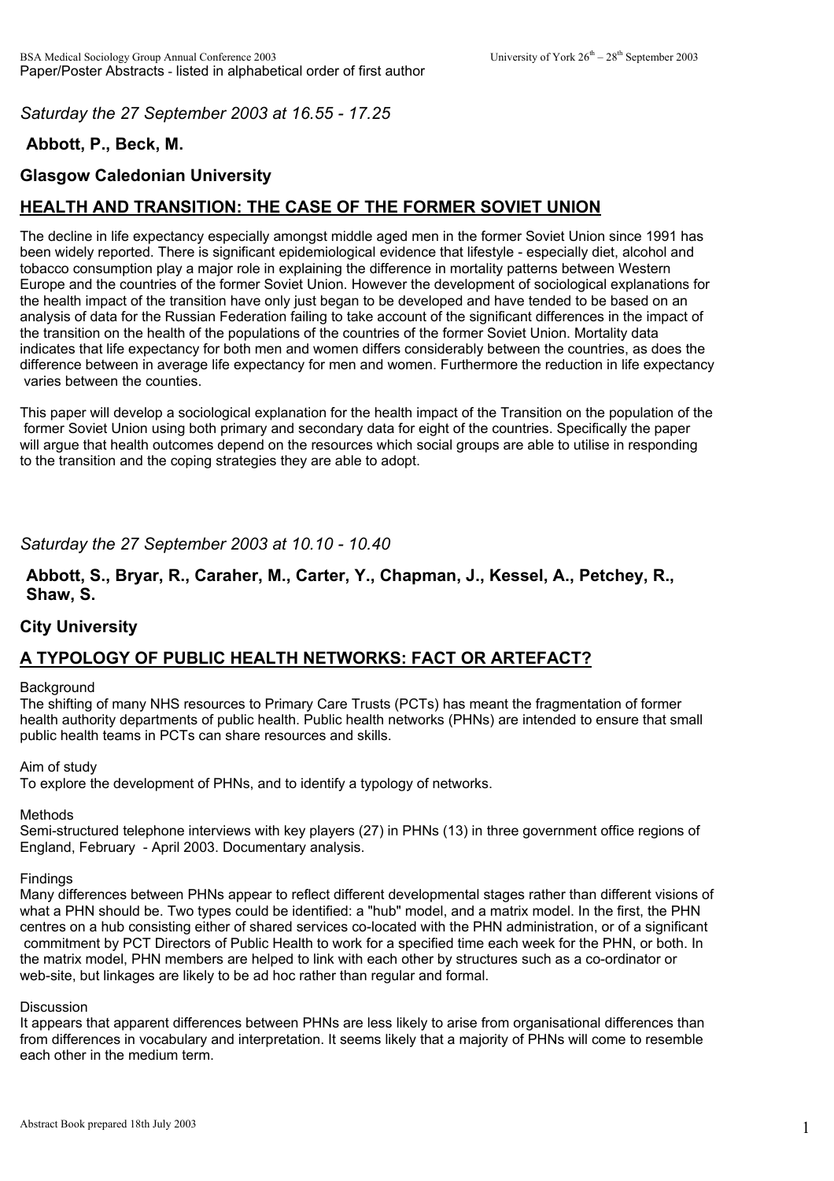*Saturday the 27 September 2003 at 16.55 - 17.25*

**Abbott, P., Beck, M.**

**Glasgow Caledonian University**

## HEALTH AND TRANSITION: THE CASE OF THE FORMER SOVIET UNION

The decline in life expectancy especially amongst middle aged men in the former Soviet Union since 1991 has been widely reported. There is significant epidemiological evidence that lifestyle - especially diet, alcohol and tobacco consumption play a major role in explaining the difference in mortality patterns between Western Europe and the countries of the former Soviet Union. However the development of sociological explanations for the health impact of the transition have only just began to be developed and have tended to be based on an analysis of data for the Russian Federation failing to take account of the significant differences in the impact of the transition on the health of the populations of the countries of the former Soviet Union. Mortality data indicates that life expectancy for both men and women differs considerably between the countries, as does the difference between in average life expectancy for men and women. Furthermore the reduction in life expectancy varies between the counties.

This paper will develop a sociological explanation for the health impact of the Transition on the population of the former Soviet Union using both primary and secondary data for eight of the countries. Specifically the paper will argue that health outcomes depend on the resources which social groups are able to utilise in responding to the transition and the coping strategies they are able to adopt.

*Saturday the 27 September 2003 at 10.10 - 10.40*

**Abbott, S., Bryar, R., Caraher, M., Carter, Y., Chapman, J., Kessel, A., Petchey, R., Shaw, S.**

**City University**

## A TYPOLOGY OF PUBLIC HEALTH NETWORKS: FACT OR ARTEFACT?

Background
The shifting of many NHS resources to Primary Care Trusts (PCTs) has meant the fragmentation of former health authority departments of public health. Public health networks (PHNs) are intended to ensure that small public health teams in PCTs can share resources and skills.

Aim of study
To explore the development of PHNs, and to identify a typology of networks.

Methods
Semi-structured telephone interviews with key players (27) in PHNs (13) in three government office regions of England, February - April 2003. Documentary analysis.

Findings
Many differences between PHNs appear to reflect different developmental stages rather than different visions of what a PHN should be. Two types could be identified: a "hub" model, and a matrix model. In the first, the PHN centres on a hub consisting either of shared services co-located with the PHN administration, or of a significant commitment by PCT Directors of Public Health to work for a specified time each week for the PHN, or both. In the matrix model, PHN members are helped to link with each other by structures such as a co-ordinator or web-site, but linkages are likely to be ad hoc rather than regular and formal.

Discussion
It appears that apparent differences between PHNs are less likely to arise from organisational differences than from differences in vocabulary and interpretation. It seems likely that a majority of PHNs will come to resemble each other in the medium term.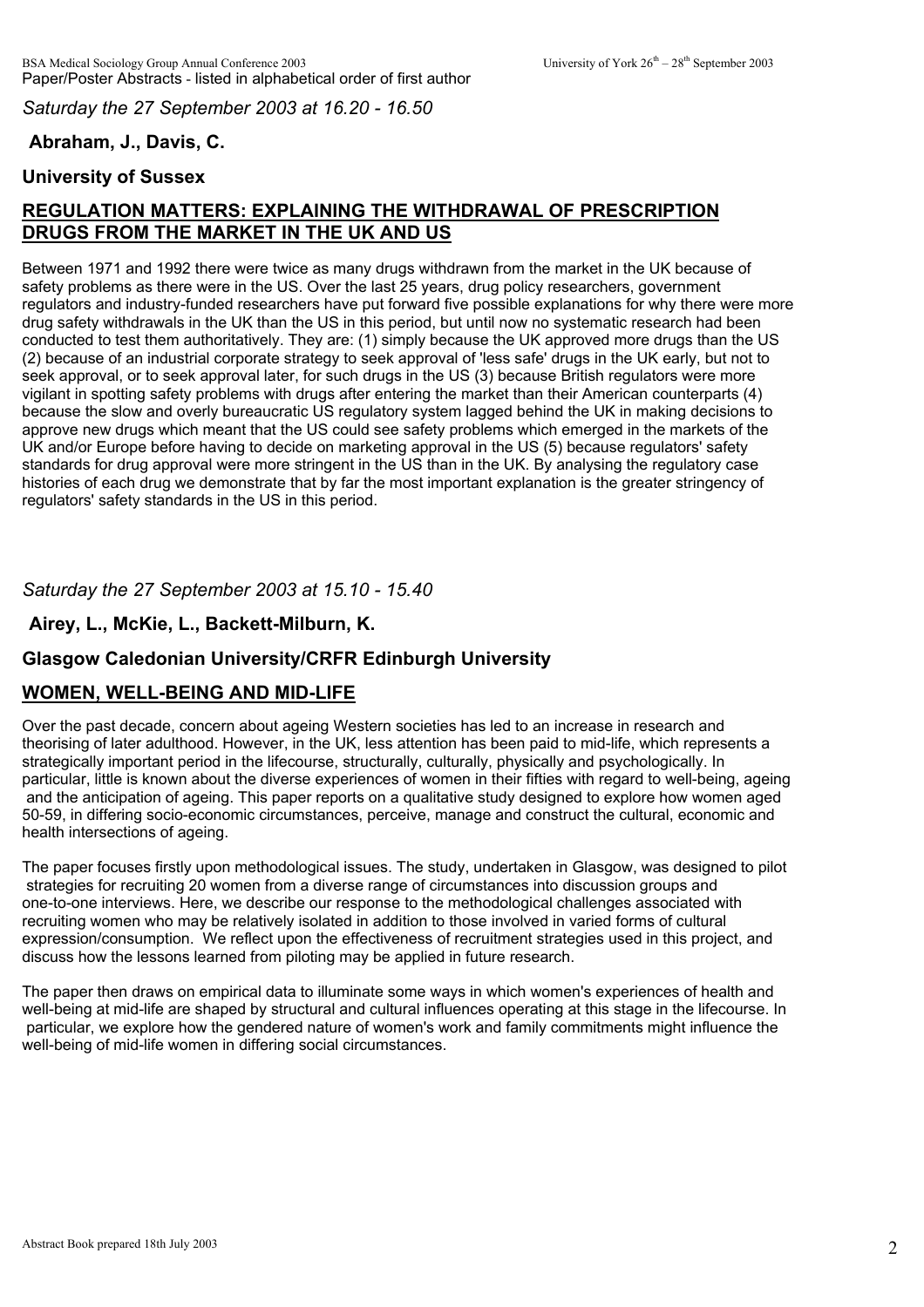*Saturday the 27 September 2003 at 16.20 - 16.50*

**Abraham, J., Davis, C.**

**University of Sussex**

## REGULATION MATTERS: EXPLAINING THE WITHDRAWAL OF PRESCRIPTION DRUGS FROM THE MARKET IN THE UK AND US

Between 1971 and 1992 there were twice as many drugs withdrawn from the market in the UK because of safety problems as there were in the US. Over the last 25 years, drug policy researchers, government regulators and industry-funded researchers have put forward five possible explanations for why there were more drug safety withdrawals in the UK than the US in this period, but until now no systematic research had been conducted to test them authoritatively. They are: (1) simply because the UK approved more drugs than the US (2) because of an industrial corporate strategy to seek approval of 'less safe' drugs in the UK early, but not to seek approval, or to seek approval later, for such drugs in the US (3) because British regulators were more vigilant in spotting safety problems with drugs after entering the market than their American counterparts (4) because the slow and overly bureaucratic US regulatory system lagged behind the UK in making decisions to approve new drugs which meant that the US could see safety problems which emerged in the markets of the UK and/or Europe before having to decide on marketing approval in the US (5) because regulators' safety standards for drug approval were more stringent in the US than in the UK. By analysing the regulatory case histories of each drug we demonstrate that by far the most important explanation is the greater stringency of regulators' safety standards in the US in this period.

*Saturday the 27 September 2003 at 15.10 - 15.40*

**Airey, L., McKie, L., Backett-Milburn, K.**

**Glasgow Caledonian University/CRFR Edinburgh University**

## WOMEN, WELL-BEING AND MID-LIFE

Over the past decade, concern about ageing Western societies has led to an increase in research and theorising of later adulthood. However, in the UK, less attention has been paid to mid-life, which represents a strategically important period in the lifecourse, structurally, culturally, physically and psychologically. In particular, little is known about the diverse experiences of women in their fifties with regard to well-being, ageing and the anticipation of ageing. This paper reports on a qualitative study designed to explore how women aged 50-59, in differing socio-economic circumstances, perceive, manage and construct the cultural, economic and health intersections of ageing.

The paper focuses firstly upon methodological issues. The study, undertaken in Glasgow, was designed to pilot strategies for recruiting 20 women from a diverse range of circumstances into discussion groups and one-to-one interviews. Here, we describe our response to the methodological challenges associated with recruiting women who may be relatively isolated in addition to those involved in varied forms of cultural expression/consumption. We reflect upon the effectiveness of recruitment strategies used in this project, and discuss how the lessons learned from piloting may be applied in future research.

The paper then draws on empirical data to illuminate some ways in which women's experiences of health and well-being at mid-life are shaped by structural and cultural influences operating at this stage in the lifecourse. In particular, we explore how the gendered nature of women's work and family commitments might influence the well-being of mid-life women in differing social circumstances.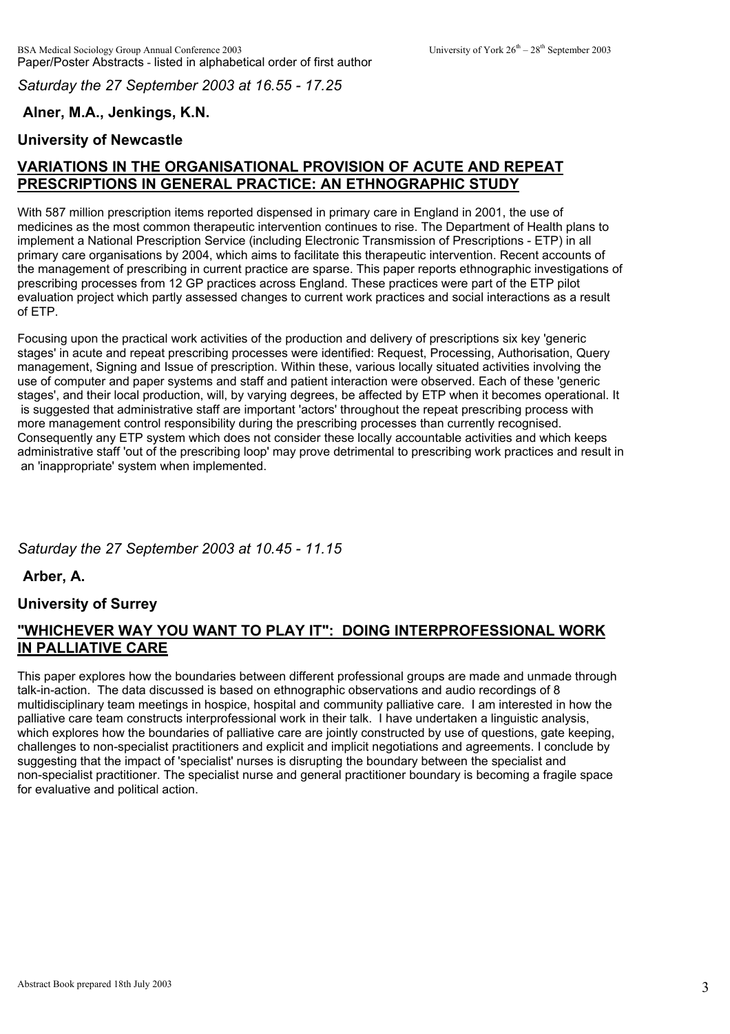*Saturday the 27 September 2003 at 16.55 - 17.25*

**Alner, M.A., Jenkings, K.N.**

**University of Newcastle**

## VARIATIONS IN THE ORGANISATIONAL PROVISION OF ACUTE AND REPEAT PRESCRIPTIONS IN GENERAL PRACTICE: AN ETHNOGRAPHIC STUDY

With 587 million prescription items reported dispensed in primary care in England in 2001, the use of medicines as the most common therapeutic intervention continues to rise. The Department of Health plans to implement a National Prescription Service (including Electronic Transmission of Prescriptions - ETP) in all primary care organisations by 2004, which aims to facilitate this therapeutic intervention. Recent accounts of the management of prescribing in current practice are sparse. This paper reports ethnographic investigations of prescribing processes from 12 GP practices across England. These practices were part of the ETP pilot evaluation project which partly assessed changes to current work practices and social interactions as a result of ETP.

Focusing upon the practical work activities of the production and delivery of prescriptions six key 'generic stages' in acute and repeat prescribing processes were identified: Request, Processing, Authorisation, Query management, Signing and Issue of prescription. Within these, various locally situated activities involving the use of computer and paper systems and staff and patient interaction were observed. Each of these 'generic stages', and their local production, will, by varying degrees, be affected by ETP when it becomes operational. It is suggested that administrative staff are important 'actors' throughout the repeat prescribing process with more management control responsibility during the prescribing processes than currently recognised. Consequently any ETP system which does not consider these locally accountable activities and which keeps administrative staff 'out of the prescribing loop' may prove detrimental to prescribing work practices and result in an 'inappropriate' system when implemented.

*Saturday the 27 September 2003 at 10.45 - 11.15*

**Arber, A.**

**University of Surrey**

## "WHICHEVER WAY YOU WANT TO PLAY IT": DOING INTERPROFESSIONAL WORK IN PALLIATIVE CARE

This paper explores how the boundaries between different professional groups are made and unmade through talk-in-action. The data discussed is based on ethnographic observations and audio recordings of 8 multidisciplinary team meetings in hospice, hospital and community palliative care. I am interested in how the palliative care team constructs interprofessional work in their talk. I have undertaken a linguistic analysis, which explores how the boundaries of palliative care are jointly constructed by use of questions, gate keeping, challenges to non-specialist practitioners and explicit and implicit negotiations and agreements. I conclude by suggesting that the impact of 'specialist' nurses is disrupting the boundary between the specialist and non-specialist practitioner. The specialist nurse and general practitioner boundary is becoming a fragile space for evaluative and political action.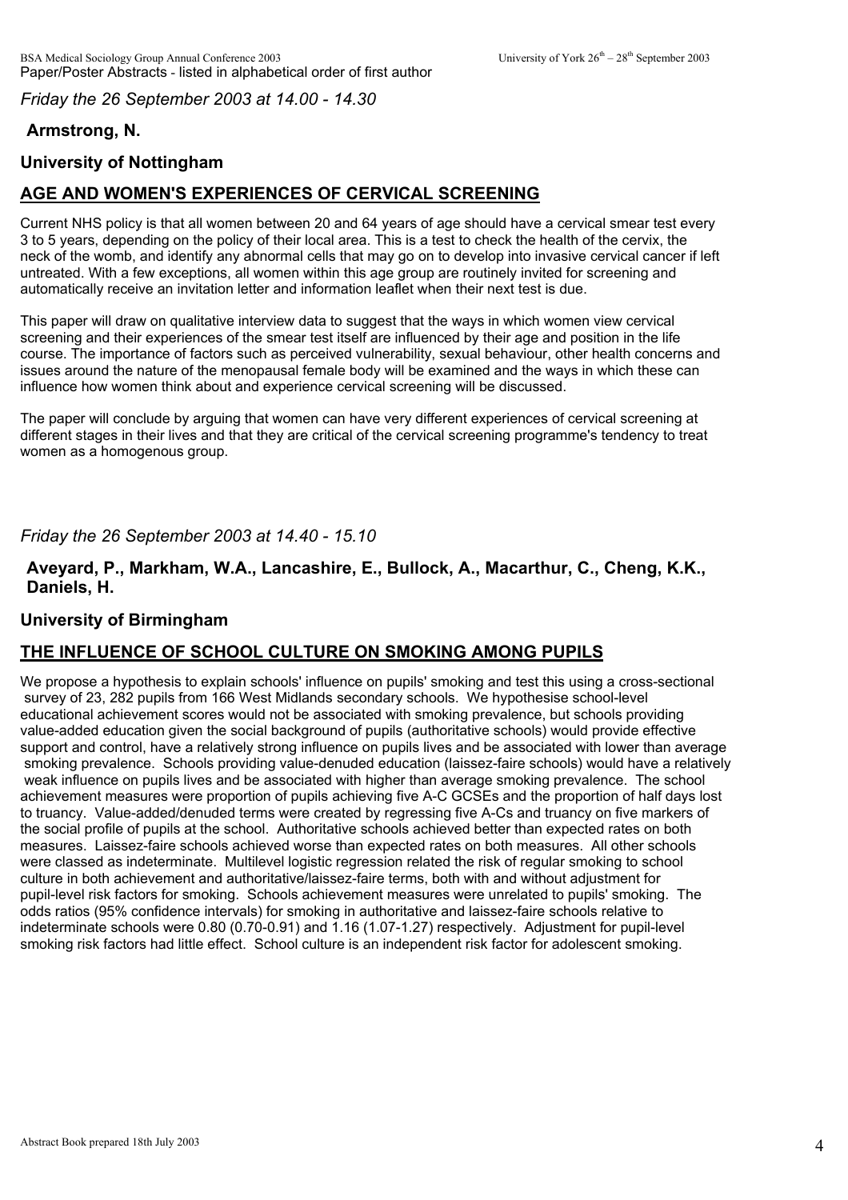*Friday the 26 September 2003 at 14.00 - 14.30*

**Armstrong, N.**

**University of Nottingham**

## AGE AND WOMEN'S EXPERIENCES OF CERVICAL SCREENING

Current NHS policy is that all women between 20 and 64 years of age should have a cervical smear test every 3 to 5 years, depending on the policy of their local area. This is a test to check the health of the cervix, the neck of the womb, and identify any abnormal cells that may go on to develop into invasive cervical cancer if left untreated. With a few exceptions, all women within this age group are routinely invited for screening and automatically receive an invitation letter and information leaflet when their next test is due.

This paper will draw on qualitative interview data to suggest that the ways in which women view cervical screening and their experiences of the smear test itself are influenced by their age and position in the life course. The importance of factors such as perceived vulnerability, sexual behaviour, other health concerns and issues around the nature of the menopausal female body will be examined and the ways in which these can influence how women think about and experience cervical screening will be discussed.

The paper will conclude by arguing that women can have very different experiences of cervical screening at different stages in their lives and that they are critical of the cervical screening programme's tendency to treat women as a homogenous group.

*Friday the 26 September 2003 at 14.40 - 15.10*

**Aveyard, P., Markham, W.A., Lancashire, E., Bullock, A., Macarthur, C., Cheng, K.K., Daniels, H.**

**University of Birmingham**

## THE INFLUENCE OF SCHOOL CULTURE ON SMOKING AMONG PUPILS

We propose a hypothesis to explain schools' influence on pupils' smoking and test this using a cross-sectional survey of 23, 282 pupils from 166 West Midlands secondary schools. We hypothesise school-level educational achievement scores would not be associated with smoking prevalence, but schools providing value-added education given the social background of pupils (authoritative schools) would provide effective support and control, have a relatively strong influence on pupils lives and be associated with lower than average smoking prevalence. Schools providing value-denuded education (laissez-faire schools) would have a relatively weak influence on pupils lives and be associated with higher than average smoking prevalence. The school achievement measures were proportion of pupils achieving five A-C GCSEs and the proportion of half days lost to truancy. Value-added/denuded terms were created by regressing five A-Cs and truancy on five markers of the social profile of pupils at the school. Authoritative schools achieved better than expected rates on both measures. Laissez-faire schools achieved worse than expected rates on both measures. All other schools were classed as indeterminate. Multilevel logistic regression related the risk of regular smoking to school culture in both achievement and authoritative/laissez-faire terms, both with and without adjustment for pupil-level risk factors for smoking. Schools achievement measures were unrelated to pupils' smoking. The odds ratios (95% confidence intervals) for smoking in authoritative and laissez-faire schools relative to indeterminate schools were 0.80 (0.70-0.91) and 1.16 (1.07-1.27) respectively. Adjustment for pupil-level smoking risk factors had little effect. School culture is an independent risk factor for adolescent smoking.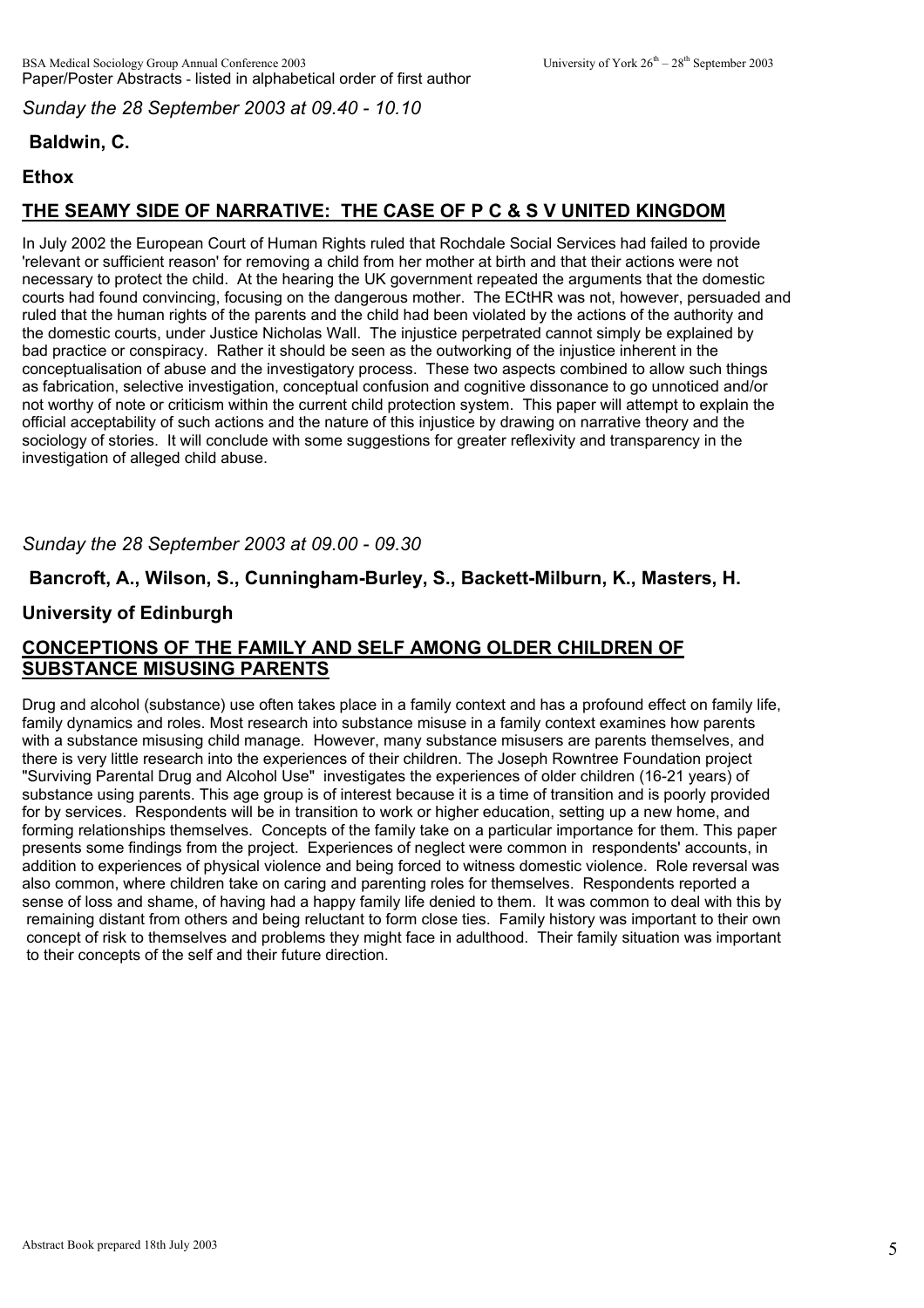*Sunday the 28 September 2003 at 09.40 - 10.10*

**Baldwin, C.**

**Ethox**

## THE SEAMY SIDE OF NARRATIVE: THE CASE OF P C & S V UNITED KINGDOM

In July 2002 the European Court of Human Rights ruled that Rochdale Social Services had failed to provide 'relevant or sufficient reason' for removing a child from her mother at birth and that their actions were not necessary to protect the child. At the hearing the UK government repeated the arguments that the domestic courts had found convincing, focusing on the dangerous mother. The ECtHR was not, however, persuaded and ruled that the human rights of the parents and the child had been violated by the actions of the authority and the domestic courts, under Justice Nicholas Wall. The injustice perpetrated cannot simply be explained by bad practice or conspiracy. Rather it should be seen as the outworking of the injustice inherent in the conceptualisation of abuse and the investigatory process. These two aspects combined to allow such things as fabrication, selective investigation, conceptual confusion and cognitive dissonance to go unnoticed and/or not worthy of note or criticism within the current child protection system. This paper will attempt to explain the official acceptability of such actions and the nature of this injustice by drawing on narrative theory and the sociology of stories. It will conclude with some suggestions for greater reflexivity and transparency in the investigation of alleged child abuse.

*Sunday the 28 September 2003 at 09.00 - 09.30*

**Bancroft, A., Wilson, S., Cunningham-Burley, S., Backett-Milburn, K., Masters, H.**

**University of Edinburgh**

## CONCEPTIONS OF THE FAMILY AND SELF AMONG OLDER CHILDREN OF SUBSTANCE MISUSING PARENTS

Drug and alcohol (substance) use often takes place in a family context and has a profound effect on family life, family dynamics and roles. Most research into substance misuse in a family context examines how parents with a substance misusing child manage. However, many substance misusers are parents themselves, and there is very little research into the experiences of their children. The Joseph Rowntree Foundation project "Surviving Parental Drug and Alcohol Use" investigates the experiences of older children (16-21 years) of substance using parents. This age group is of interest because it is a time of transition and is poorly provided for by services. Respondents will be in transition to work or higher education, setting up a new home, and forming relationships themselves. Concepts of the family take on a particular importance for them. This paper presents some findings from the project. Experiences of neglect were common in respondents' accounts, in addition to experiences of physical violence and being forced to witness domestic violence. Role reversal was also common, where children take on caring and parenting roles for themselves. Respondents reported a sense of loss and shame, of having had a happy family life denied to them. It was common to deal with this by remaining distant from others and being reluctant to form close ties. Family history was important to their own concept of risk to themselves and problems they might face in adulthood. Their family situation was important to their concepts of the self and their future direction.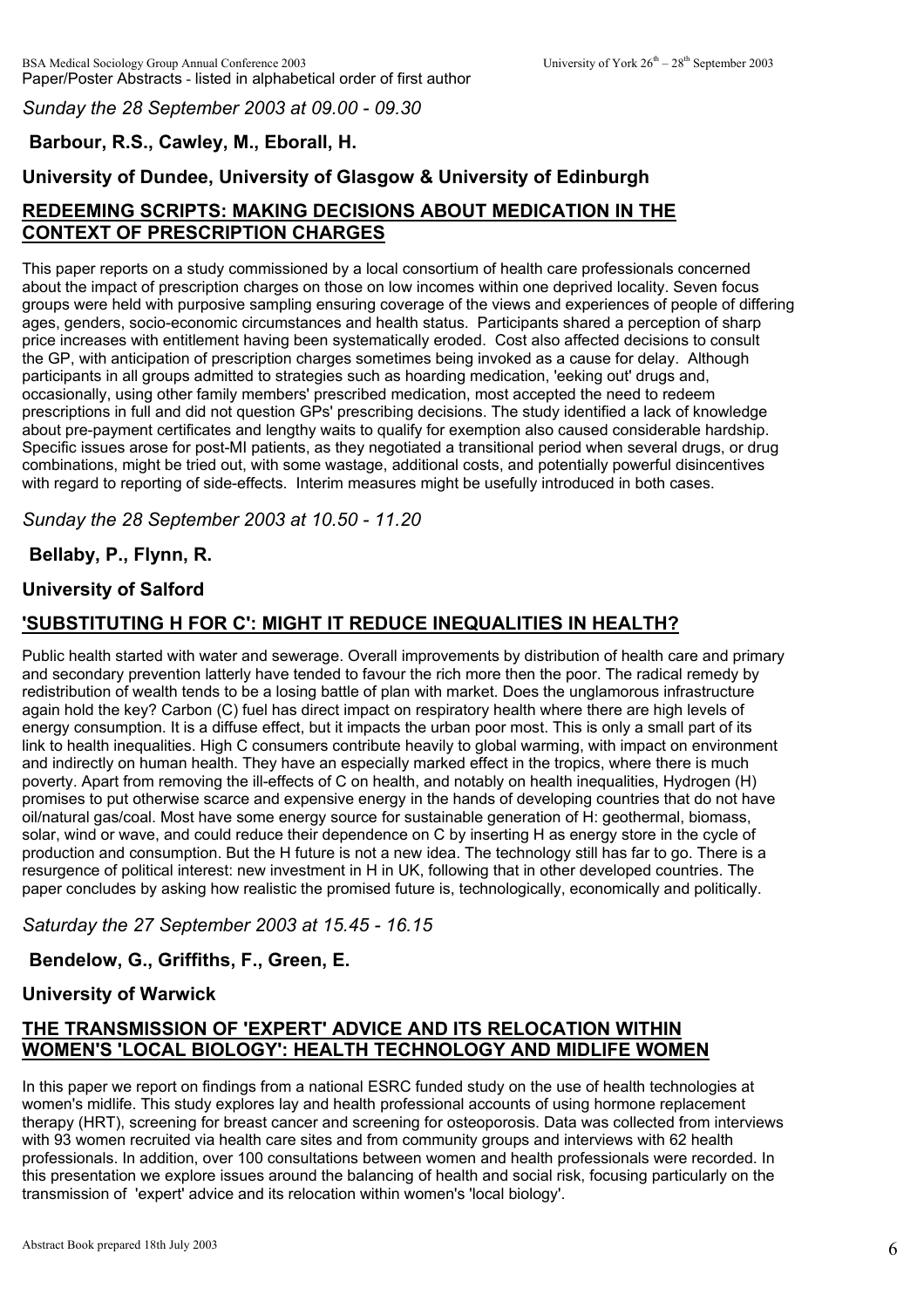*Sunday the 28 September 2003 at 09.00 - 09.30*

**Barbour, R.S., Cawley, M., Eborall, H.**

**University of Dundee, University of Glasgow & University of Edinburgh**

## REDEEMING SCRIPTS: MAKING DECISIONS ABOUT MEDICATION IN THE CONTEXT OF PRESCRIPTION CHARGES

This paper reports on a study commissioned by a local consortium of health care professionals concerned about the impact of prescription charges on those on low incomes within one deprived locality. Seven focus groups were held with purposive sampling ensuring coverage of the views and experiences of people of differing ages, genders, socio-economic circumstances and health status. Participants shared a perception of sharp price increases with entitlement having been systematically eroded. Cost also affected decisions to consult the GP, with anticipation of prescription charges sometimes being invoked as a cause for delay. Although participants in all groups admitted to strategies such as hoarding medication, 'eeking out' drugs and, occasionally, using other family members' prescribed medication, most accepted the need to redeem prescriptions in full and did not question GPs' prescribing decisions. The study identified a lack of knowledge about pre-payment certificates and lengthy waits to qualify for exemption also caused considerable hardship. Specific issues arose for post-MI patients, as they negotiated a transitional period when several drugs, or drug combinations, might be tried out, with some wastage, additional costs, and potentially powerful disincentives with regard to reporting of side-effects. Interim measures might be usefully introduced in both cases.

*Sunday the 28 September 2003 at 10.50 - 11.20*

**Bellaby, P., Flynn, R.**

**University of Salford**

## 'SUBSTITUTING H FOR C': MIGHT IT REDUCE INEQUALITIES IN HEALTH?

Public health started with water and sewerage. Overall improvements by distribution of health care and primary and secondary prevention latterly have tended to favour the rich more then the poor. The radical remedy by redistribution of wealth tends to be a losing battle of plan with market. Does the unglamorous infrastructure again hold the key? Carbon (C) fuel has direct impact on respiratory health where there are high levels of energy consumption. It is a diffuse effect, but it impacts the urban poor most. This is only a small part of its link to health inequalities. High C consumers contribute heavily to global warming, with impact on environment and indirectly on human health. They have an especially marked effect in the tropics, where there is much poverty. Apart from removing the ill-effects of C on health, and notably on health inequalities, Hydrogen (H) promises to put otherwise scarce and expensive energy in the hands of developing countries that do not have oil/natural gas/coal. Most have some energy source for sustainable generation of H: geothermal, biomass, solar, wind or wave, and could reduce their dependence on C by inserting H as energy store in the cycle of production and consumption. But the H future is not a new idea. The technology still has far to go. There is a resurgence of political interest: new investment in H in UK, following that in other developed countries. The paper concludes by asking how realistic the promised future is, technologically, economically and politically.

*Saturday the 27 September 2003 at 15.45 - 16.15*

**Bendelow, G., Griffiths, F., Green, E.**

**University of Warwick**

## THE TRANSMISSION OF 'EXPERT' ADVICE AND ITS RELOCATION WITHIN WOMEN'S 'LOCAL BIOLOGY': HEALTH TECHNOLOGY AND MIDLIFE WOMEN

In this paper we report on findings from a national ESRC funded study on the use of health technologies at women's midlife. This study explores lay and health professional accounts of using hormone replacement therapy (HRT), screening for breast cancer and screening for osteoporosis. Data was collected from interviews with 93 women recruited via health care sites and from community groups and interviews with 62 health professionals. In addition, over 100 consultations between women and health professionals were recorded. In this presentation we explore issues around the balancing of health and social risk, focusing particularly on the transmission of 'expert' advice and its relocation within women's 'local biology'.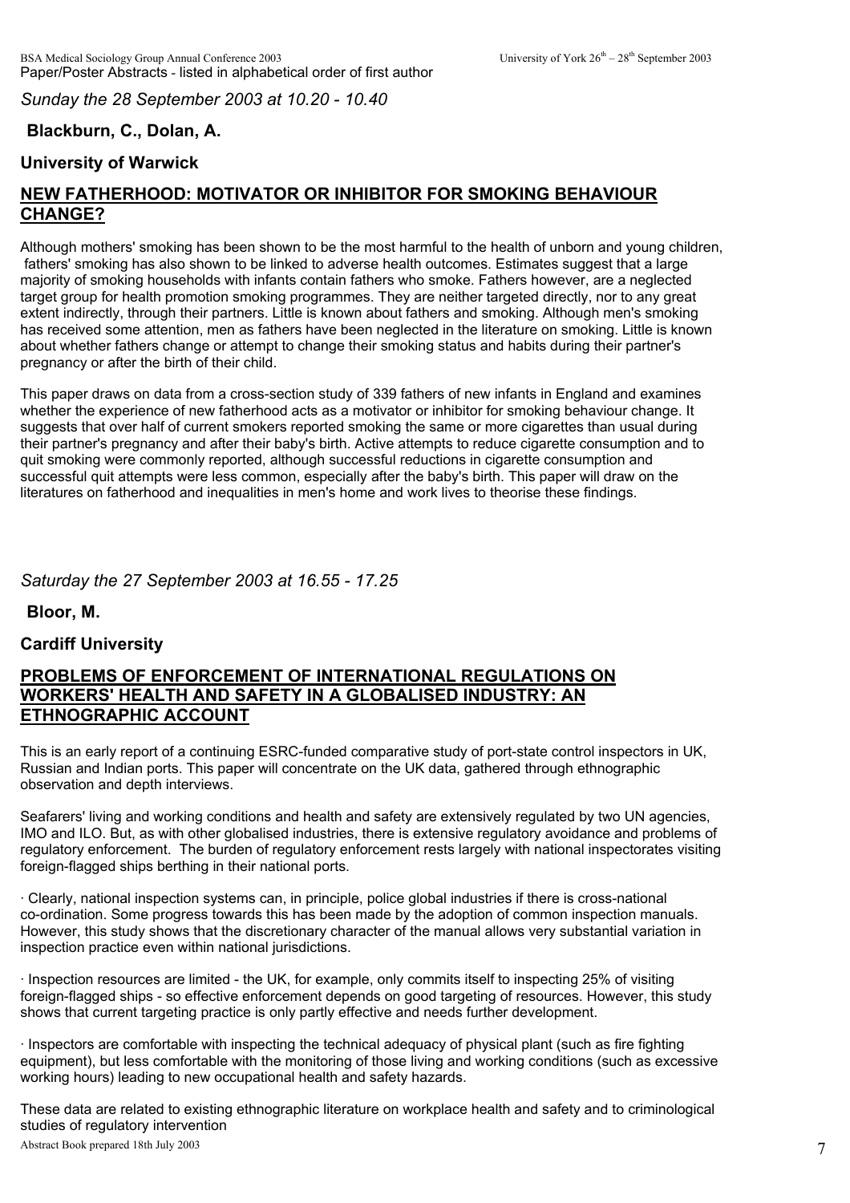*Sunday the 28 September 2003 at 10.20 - 10.40*

**Blackburn, C., Dolan, A.**

**University of Warwick**

## NEW FATHERHOOD: MOTIVATOR OR INHIBITOR FOR SMOKING BEHAVIOUR CHANGE?

Although mothers' smoking has been shown to be the most harmful to the health of unborn and young children, fathers' smoking has also shown to be linked to adverse health outcomes. Estimates suggest that a large majority of smoking households with infants contain fathers who smoke. Fathers however, are a neglected target group for health promotion smoking programmes. They are neither targeted directly, nor to any great extent indirectly, through their partners. Little is known about fathers and smoking. Although men's smoking has received some attention, men as fathers have been neglected in the literature on smoking. Little is known about whether fathers change or attempt to change their smoking status and habits during their partner's pregnancy or after the birth of their child.

This paper draws on data from a cross-section study of 339 fathers of new infants in England and examines whether the experience of new fatherhood acts as a motivator or inhibitor for smoking behaviour change. It suggests that over half of current smokers reported smoking the same or more cigarettes than usual during their partner's pregnancy and after their baby's birth. Active attempts to reduce cigarette consumption and to quit smoking were commonly reported, although successful reductions in cigarette consumption and successful quit attempts were less common, especially after the baby's birth. This paper will draw on the literatures on fatherhood and inequalities in men's home and work lives to theorise these findings.

*Saturday the 27 September 2003 at 16.55 - 17.25*

**Bloor, M.**

**Cardiff University**

## PROBLEMS OF ENFORCEMENT OF INTERNATIONAL REGULATIONS ON WORKERS' HEALTH AND SAFETY IN A GLOBALISED INDUSTRY: AN ETHNOGRAPHIC ACCOUNT

This is an early report of a continuing ESRC-funded comparative study of port-state control inspectors in UK, Russian and Indian ports. This paper will concentrate on the UK data, gathered through ethnographic observation and depth interviews.

Seafarers' living and working conditions and health and safety are extensively regulated by two UN agencies, IMO and ILO. But, as with other globalised industries, there is extensive regulatory avoidance and problems of regulatory enforcement. The burden of regulatory enforcement rests largely with national inspectorates visiting foreign-flagged ships berthing in their national ports.

- Clearly, national inspection systems can, in principle, police global industries if there is cross-national co-ordination. Some progress towards this has been made by the adoption of common inspection manuals. However, this study shows that the discretionary character of the manual allows very substantial variation in inspection practice even within national jurisdictions.

- Inspection resources are limited - the UK, for example, only commits itself to inspecting 25% of visiting foreign-flagged ships - so effective enforcement depends on good targeting of resources. However, this study shows that current targeting practice is only partly effective and needs further development.

- Inspectors are comfortable with inspecting the technical adequacy of physical plant (such as fire fighting equipment), but less comfortable with the monitoring of those living and working conditions (such as excessive working hours) leading to new occupational health and safety hazards.

These data are related to existing ethnographic literature on workplace health and safety and to criminological studies of regulatory intervention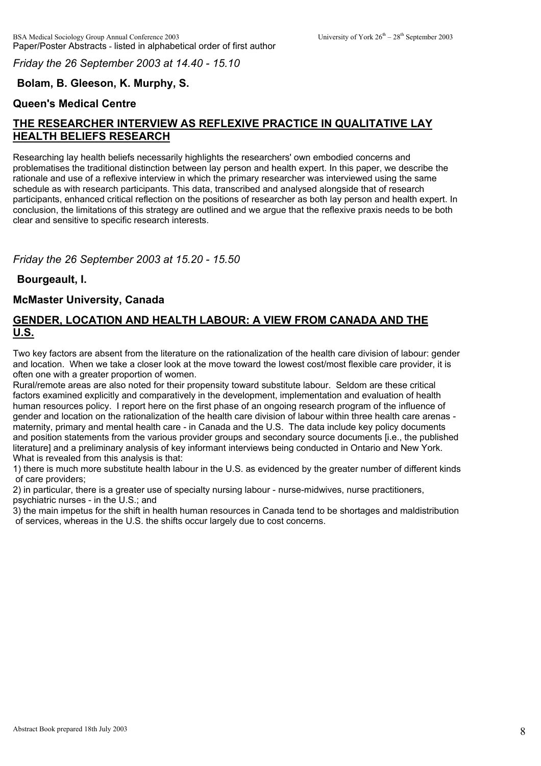*Friday the 26 September 2003 at 14.40 - 15.10*

**Bolam, B. Gleeson, K. Murphy, S.**

**Queen's Medical Centre**

## THE RESEARCHER INTERVIEW AS REFLEXIVE PRACTICE IN QUALITATIVE LAY HEALTH BELIEFS RESEARCH

Researching lay health beliefs necessarily highlights the researchers' own embodied concerns and problematises the traditional distinction between lay person and health expert. In this paper, we describe the rationale and use of a reflexive interview in which the primary researcher was interviewed using the same schedule as with research participants. This data, transcribed and analysed alongside that of research participants, enhanced critical reflection on the positions of researcher as both lay person and health expert. In conclusion, the limitations of this strategy are outlined and we argue that the reflexive praxis needs to be both clear and sensitive to specific research interests.

*Friday the 26 September 2003 at 15.20 - 15.50*

**Bourgeault, I.**

**McMaster University, Canada**

## GENDER, LOCATION AND HEALTH LABOUR: A VIEW FROM CANADA AND THE U.S.

Two key factors are absent from the literature on the rationalization of the health care division of labour: gender and location. When we take a closer look at the move toward the lowest cost/most flexible care provider, it is often one with a greater proportion of women.
Rural/remote areas are also noted for their propensity toward substitute labour. Seldom are these critical factors examined explicitly and comparatively in the development, implementation and evaluation of health human resources policy. I report here on the first phase of an ongoing research program of the influence of gender and location on the rationalization of the health care division of labour within three health care arenas - maternity, primary and mental health care - in Canada and the U.S. The data include key policy documents and position statements from the various provider groups and secondary source documents [i.e., the published literature] and a preliminary analysis of key informant interviews being conducted in Ontario and New York. What is revealed from this analysis is that:

1) there is much more substitute health labour in the U.S. as evidenced by the greater number of different kinds of care providers;
2) in particular, there is a greater use of specialty nursing labour - nurse-midwives, nurse practitioners, psychiatric nurses - in the U.S.; and
3) the main impetus for the shift in health human resources in Canada tend to be shortages and maldistribution of services, whereas in the U.S. the shifts occur largely due to cost concerns.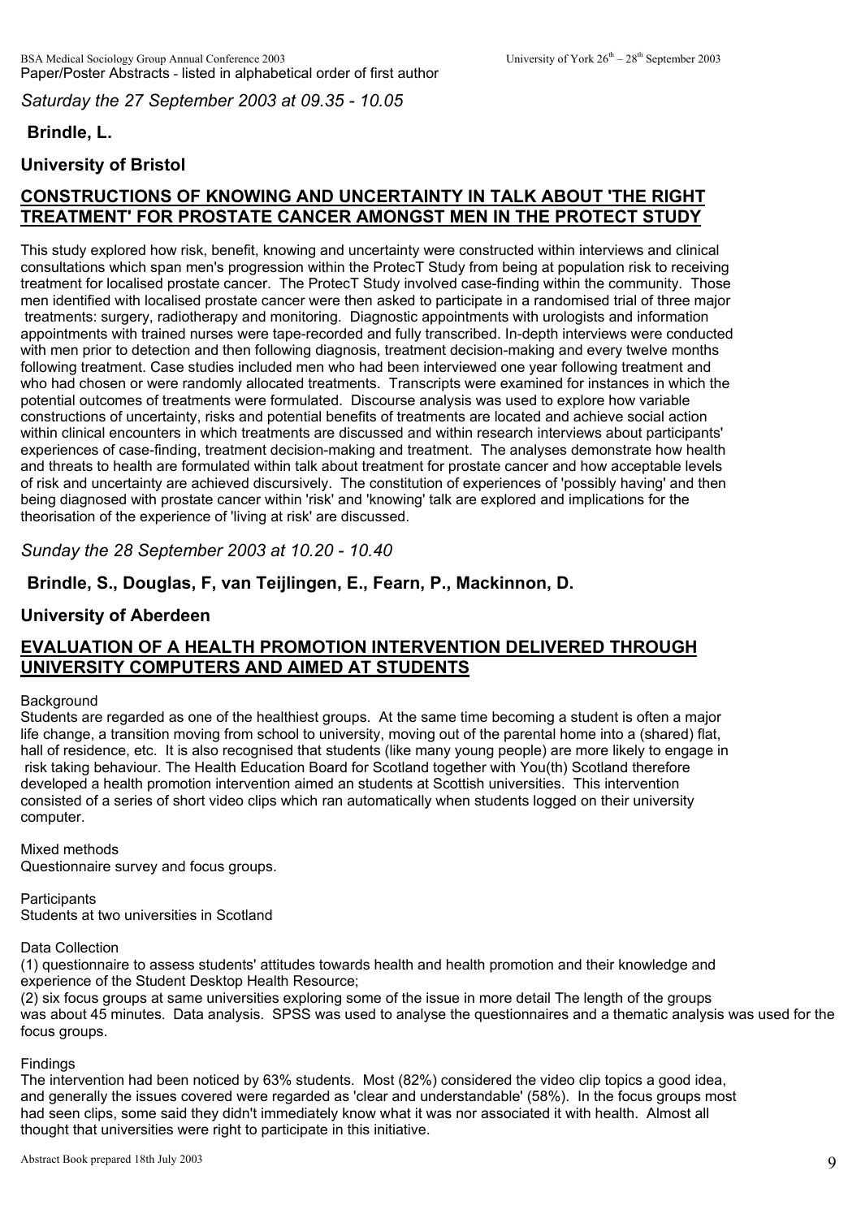*Saturday the 27 September 2003 at 09.35 - 10.05*

**Brindle, L.**

**University of Bristol**

## CONSTRUCTIONS OF KNOWING AND UNCERTAINTY IN TALK ABOUT 'THE RIGHT TREATMENT' FOR PROSTATE CANCER AMONGST MEN IN THE PROTECT STUDY

This study explored how risk, benefit, knowing and uncertainty were constructed within interviews and clinical consultations which span men's progression within the ProtecT Study from being at population risk to receiving treatment for localised prostate cancer. The ProtecT Study involved case-finding within the community. Those men identified with localised prostate cancer were then asked to participate in a randomised trial of three major treatments: surgery, radiotherapy and monitoring. Diagnostic appointments with urologists and information appointments with trained nurses were tape-recorded and fully transcribed. In-depth interviews were conducted with men prior to detection and then following diagnosis, treatment decision-making and every twelve months following treatment. Case studies included men who had been interviewed one year following treatment and who had chosen or were randomly allocated treatments. Transcripts were examined for instances in which the potential outcomes of treatments were formulated. Discourse analysis was used to explore how variable constructions of uncertainty, risks and potential benefits of treatments are located and achieve social action within clinical encounters in which treatments are discussed and within research interviews about participants' experiences of case-finding, treatment decision-making and treatment. The analyses demonstrate how health and threats to health are formulated within talk about treatment for prostate cancer and how acceptable levels of risk and uncertainty are achieved discursively. The constitution of experiences of 'possibly having' and then being diagnosed with prostate cancer within 'risk' and 'knowing' talk are explored and implications for the theorisation of the experience of 'living at risk' are discussed.

*Sunday the 28 September 2003 at 10.20 - 10.40*

**Brindle, S., Douglas, F, van Teijlingen, E., Fearn, P., Mackinnon, D.**

**University of Aberdeen**

## EVALUATION OF A HEALTH PROMOTION INTERVENTION DELIVERED THROUGH UNIVERSITY COMPUTERS AND AIMED AT STUDENTS

Background
Students are regarded as one of the healthiest groups. At the same time becoming a student is often a major life change, a transition moving from school to university, moving out of the parental home into a (shared) flat, hall of residence, etc. It is also recognised that students (like many young people) are more likely to engage in risk taking behaviour. The Health Education Board for Scotland together with You(th) Scotland therefore developed a health promotion intervention aimed an students at Scottish universities. This intervention consisted of a series of short video clips which ran automatically when students logged on their university computer.

Mixed methods
Questionnaire survey and focus groups.

Participants
Students at two universities in Scotland

Data Collection
(1) questionnaire to assess students' attitudes towards health and health promotion and their knowledge and experience of the Student Desktop Health Resource;
(2) six focus groups at same universities exploring some of the issue in more detail The length of the groups was about 45 minutes. Data analysis. SPSS was used to analyse the questionnaires and a thematic analysis was used for the focus groups.

Findings
The intervention had been noticed by 63% students. Most (82%) considered the video clip topics a good idea, and generally the issues covered were regarded as 'clear and understandable' (58%). In the focus groups most had seen clips, some said they didn't immediately know what it was nor associated it with health. Almost all thought that universities were right to participate in this initiative.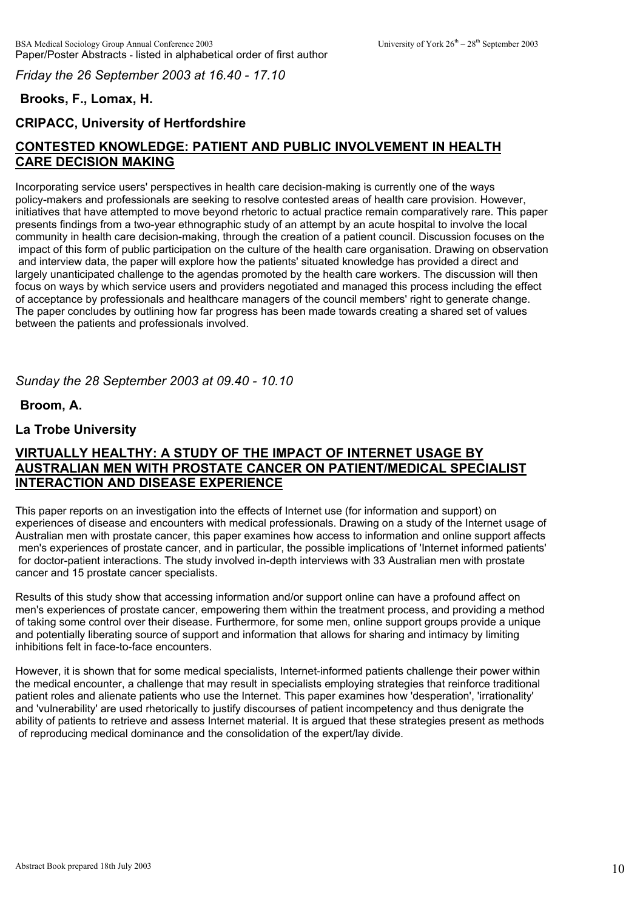*Friday the 26 September 2003 at 16.40 - 17.10*

**Brooks, F., Lomax, H.**

**CRIPACC, University of Hertfordshire**

## CONTESTED KNOWLEDGE: PATIENT AND PUBLIC INVOLVEMENT IN HEALTH CARE DECISION MAKING

Incorporating service users' perspectives in health care decision-making is currently one of the ways policy-makers and professionals are seeking to resolve contested areas of health care provision. However, initiatives that have attempted to move beyond rhetoric to actual practice remain comparatively rare. This paper presents findings from a two-year ethnographic study of an attempt by an acute hospital to involve the local community in health care decision-making, through the creation of a patient council. Discussion focuses on the impact of this form of public participation on the culture of the health care organisation. Drawing on observation and interview data, the paper will explore how the patients' situated knowledge has provided a direct and largely unanticipated challenge to the agendas promoted by the health care workers. The discussion will then focus on ways by which service users and providers negotiated and managed this process including the effect of acceptance by professionals and healthcare managers of the council members' right to generate change. The paper concludes by outlining how far progress has been made towards creating a shared set of values between the patients and professionals involved.

*Sunday the 28 September 2003 at 09.40 - 10.10*

**Broom, A.**

**La Trobe University**

## VIRTUALLY HEALTHY: A STUDY OF THE IMPACT OF INTERNET USAGE BY AUSTRALIAN MEN WITH PROSTATE CANCER ON PATIENT/MEDICAL SPECIALIST INTERACTION AND DISEASE EXPERIENCE

This paper reports on an investigation into the effects of Internet use (for information and support) on experiences of disease and encounters with medical professionals. Drawing on a study of the Internet usage of Australian men with prostate cancer, this paper examines how access to information and online support affects men's experiences of prostate cancer, and in particular, the possible implications of 'Internet informed patients' for doctor-patient interactions. The study involved in-depth interviews with 33 Australian men with prostate cancer and 15 prostate cancer specialists.

Results of this study show that accessing information and/or support online can have a profound affect on men's experiences of prostate cancer, empowering them within the treatment process, and providing a method of taking some control over their disease. Furthermore, for some men, online support groups provide a unique and potentially liberating source of support and information that allows for sharing and intimacy by limiting inhibitions felt in face-to-face encounters.

However, it is shown that for some medical specialists, Internet-informed patients challenge their power within the medical encounter, a challenge that may result in specialists employing strategies that reinforce traditional patient roles and alienate patients who use the Internet. This paper examines how 'desperation', 'irrationality' and 'vulnerability' are used rhetorically to justify discourses of patient incompetency and thus denigrate the ability of patients to retrieve and assess Internet material. It is argued that these strategies present as methods of reproducing medical dominance and the consolidation of the expert/lay divide.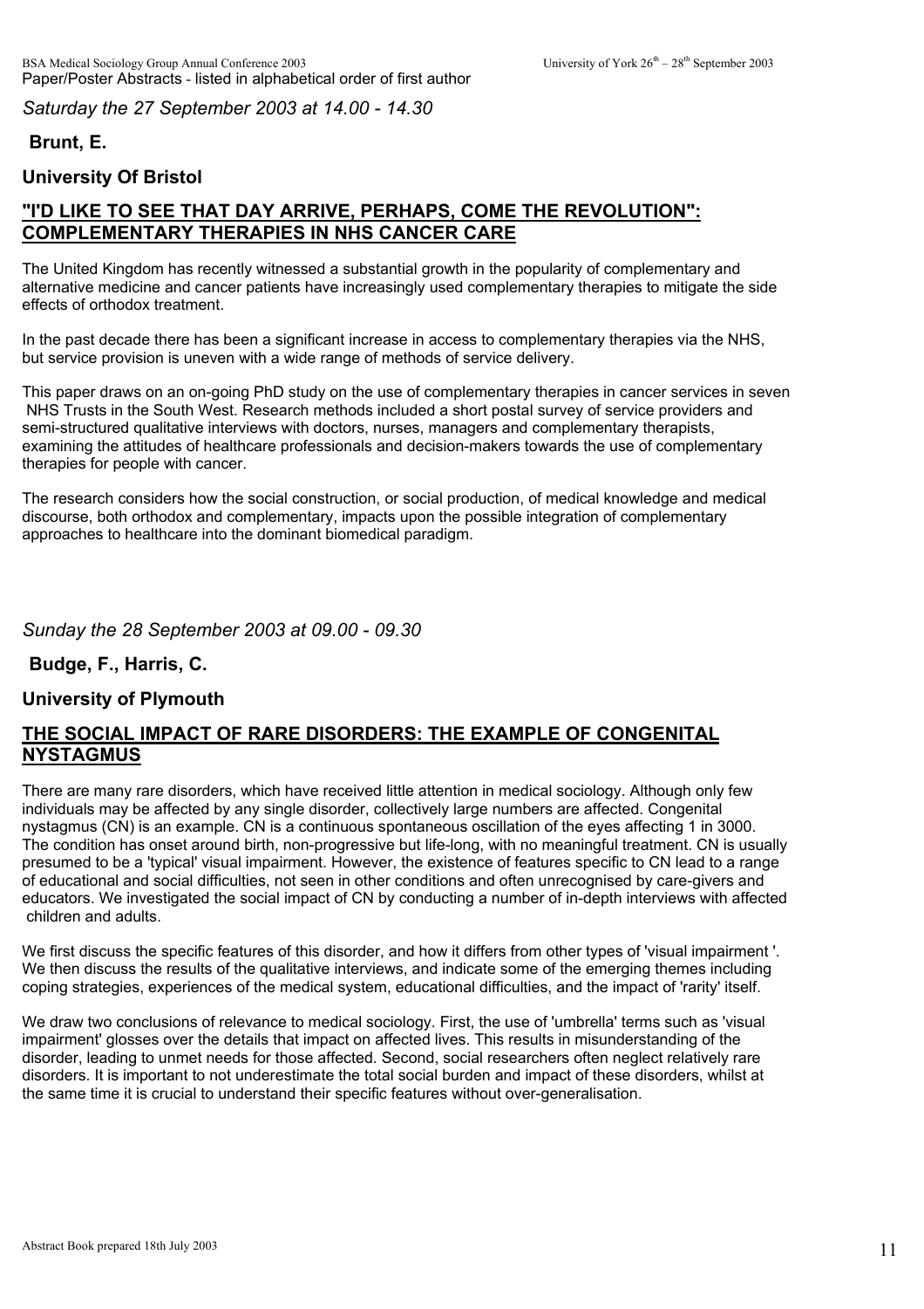*Saturday the 27 September 2003 at 14.00 - 14.30*

**Brunt, E.**

**University Of Bristol**

## "I'D LIKE TO SEE THAT DAY ARRIVE, PERHAPS, COME THE REVOLUTION": COMPLEMENTARY THERAPIES IN NHS CANCER CARE

The United Kingdom has recently witnessed a substantial growth in the popularity of complementary and alternative medicine and cancer patients have increasingly used complementary therapies to mitigate the side effects of orthodox treatment.

In the past decade there has been a significant increase in access to complementary therapies via the NHS, but service provision is uneven with a wide range of methods of service delivery.

This paper draws on an on-going PhD study on the use of complementary therapies in cancer services in seven NHS Trusts in the South West. Research methods included a short postal survey of service providers and semi-structured qualitative interviews with doctors, nurses, managers and complementary therapists, examining the attitudes of healthcare professionals and decision-makers towards the use of complementary therapies for people with cancer.

The research considers how the social construction, or social production, of medical knowledge and medical discourse, both orthodox and complementary, impacts upon the possible integration of complementary approaches to healthcare into the dominant biomedical paradigm.

*Sunday the 28 September 2003 at 09.00 - 09.30*

**Budge, F., Harris, C.**

**University of Plymouth**

## THE SOCIAL IMPACT OF RARE DISORDERS: THE EXAMPLE OF CONGENITAL NYSTAGMUS

There are many rare disorders, which have received little attention in medical sociology. Although only few individuals may be affected by any single disorder, collectively large numbers are affected. Congenital nystagmus (CN) is an example. CN is a continuous spontaneous oscillation of the eyes affecting 1 in 3000. The condition has onset around birth, non-progressive but life-long, with no meaningful treatment. CN is usually presumed to be a 'typical' visual impairment. However, the existence of features specific to CN lead to a range of educational and social difficulties, not seen in other conditions and often unrecognised by care-givers and educators. We investigated the social impact of CN by conducting a number of in-depth interviews with affected children and adults.

We first discuss the specific features of this disorder, and how it differs from other types of 'visual impairment '. We then discuss the results of the qualitative interviews, and indicate some of the emerging themes including coping strategies, experiences of the medical system, educational difficulties, and the impact of 'rarity' itself.

We draw two conclusions of relevance to medical sociology. First, the use of 'umbrella' terms such as 'visual impairment' glosses over the details that impact on affected lives. This results in misunderstanding of the disorder, leading to unmet needs for those affected. Second, social researchers often neglect relatively rare disorders. It is important to not underestimate the total social burden and impact of these disorders, whilst at the same time it is crucial to understand their specific features without over-generalisation.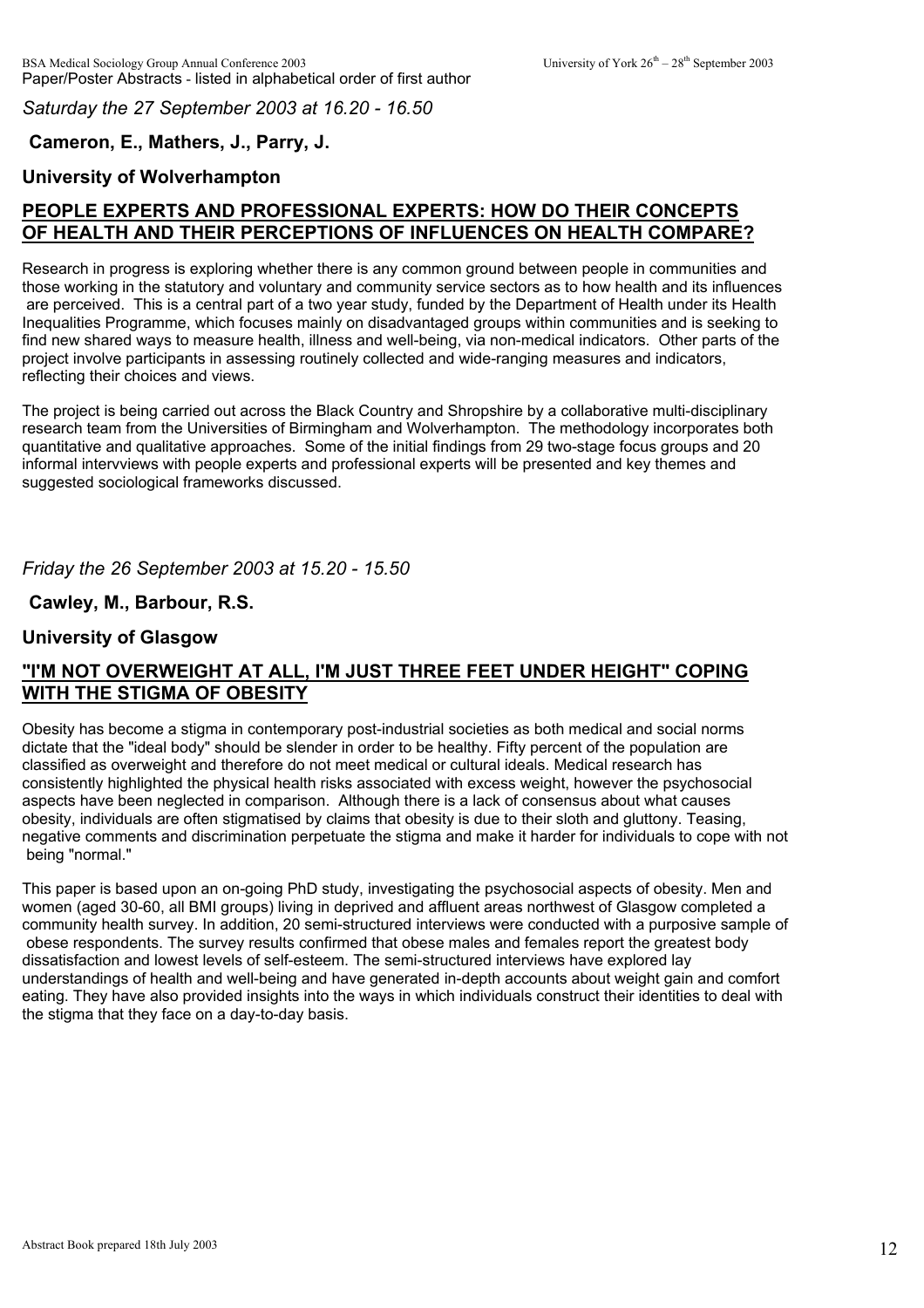*Saturday the 27 September 2003 at 16.20 - 16.50*

**Cameron, E., Mathers, J., Parry, J.**

**University of Wolverhampton**

## PEOPLE EXPERTS AND PROFESSIONAL EXPERTS: HOW DO THEIR CONCEPTS OF HEALTH AND THEIR PERCEPTIONS OF INFLUENCES ON HEALTH COMPARE?

Research in progress is exploring whether there is any common ground between people in communities and those working in the statutory and voluntary and community service sectors as to how health and its influences are perceived. This is a central part of a two year study, funded by the Department of Health under its Health Inequalities Programme, which focuses mainly on disadvantaged groups within communities and is seeking to find new shared ways to measure health, illness and well-being, via non-medical indicators. Other parts of the project involve participants in assessing routinely collected and wide-ranging measures and indicators, reflecting their choices and views.

The project is being carried out across the Black Country and Shropshire by a collaborative multi-disciplinary research team from the Universities of Birmingham and Wolverhampton. The methodology incorporates both quantitative and qualitative approaches. Some of the initial findings from 29 two-stage focus groups and 20 informal intervviews with people experts and professional experts will be presented and key themes and suggested sociological frameworks discussed.

*Friday the 26 September 2003 at 15.20 - 15.50*

**Cawley, M., Barbour, R.S.**

**University of Glasgow**

## "I'M NOT OVERWEIGHT AT ALL, I'M JUST THREE FEET UNDER HEIGHT" COPING WITH THE STIGMA OF OBESITY

Obesity has become a stigma in contemporary post-industrial societies as both medical and social norms dictate that the "ideal body" should be slender in order to be healthy. Fifty percent of the population are classified as overweight and therefore do not meet medical or cultural ideals. Medical research has consistently highlighted the physical health risks associated with excess weight, however the psychosocial aspects have been neglected in comparison. Although there is a lack of consensus about what causes obesity, individuals are often stigmatised by claims that obesity is due to their sloth and gluttony. Teasing, negative comments and discrimination perpetuate the stigma and make it harder for individuals to cope with not being "normal."

This paper is based upon an on-going PhD study, investigating the psychosocial aspects of obesity. Men and women (aged 30-60, all BMI groups) living in deprived and affluent areas northwest of Glasgow completed a community health survey. In addition, 20 semi-structured interviews were conducted with a purposive sample of obese respondents. The survey results confirmed that obese males and females report the greatest body dissatisfaction and lowest levels of self-esteem. The semi-structured interviews have explored lay understandings of health and well-being and have generated in-depth accounts about weight gain and comfort eating. They have also provided insights into the ways in which individuals construct their identities to deal with the stigma that they face on a day-to-day basis.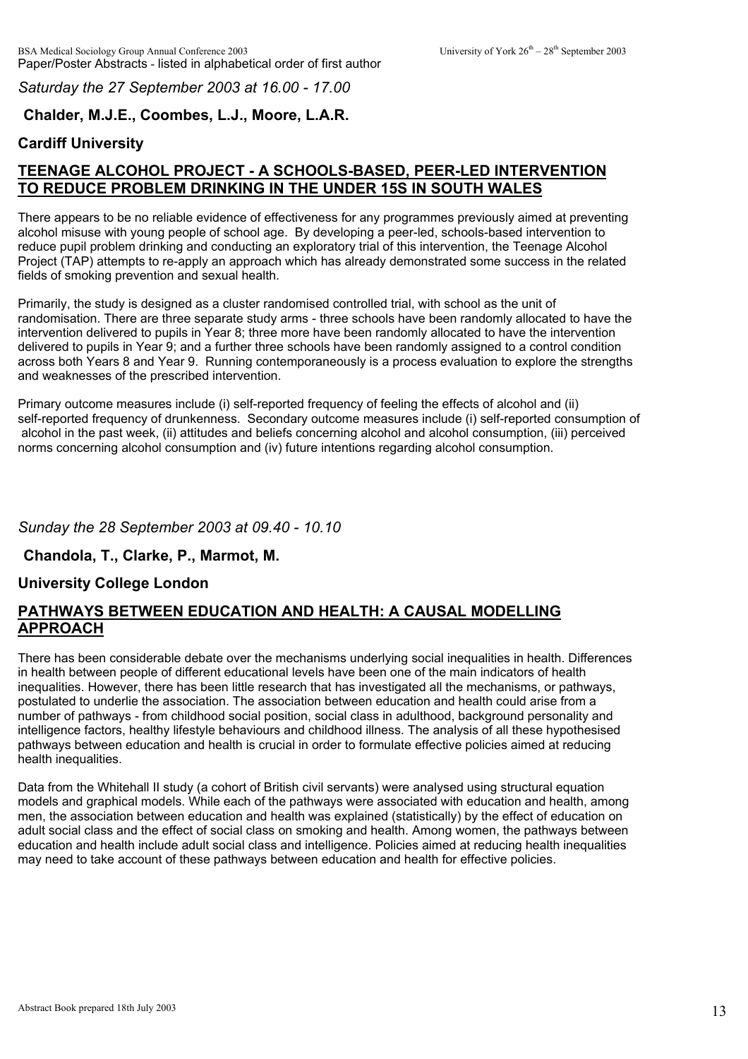*Saturday the 27 September 2003 at 16.00 - 17.00*

**Chalder, M.J.E., Coombes, L.J., Moore, L.A.R.**

**Cardiff University**

## TEENAGE ALCOHOL PROJECT - A SCHOOLS-BASED, PEER-LED INTERVENTION TO REDUCE PROBLEM DRINKING IN THE UNDER 15S IN SOUTH WALES

There appears to be no reliable evidence of effectiveness for any programmes previously aimed at preventing alcohol misuse with young people of school age. By developing a peer-led, schools-based intervention to reduce pupil problem drinking and conducting an exploratory trial of this intervention, the Teenage Alcohol Project (TAP) attempts to re-apply an approach which has already demonstrated some success in the related fields of smoking prevention and sexual health.

Primarily, the study is designed as a cluster randomised controlled trial, with school as the unit of randomisation. There are three separate study arms - three schools have been randomly allocated to have the intervention delivered to pupils in Year 8; three more have been randomly allocated to have the intervention delivered to pupils in Year 9; and a further three schools have been randomly assigned to a control condition across both Years 8 and Year 9. Running contemporaneously is a process evaluation to explore the strengths and weaknesses of the prescribed intervention.

Primary outcome measures include (i) self-reported frequency of feeling the effects of alcohol and (ii) self-reported frequency of drunkenness. Secondary outcome measures include (i) self-reported consumption of alcohol in the past week, (ii) attitudes and beliefs concerning alcohol and alcohol consumption, (iii) perceived norms concerning alcohol consumption and (iv) future intentions regarding alcohol consumption.

*Sunday the 28 September 2003 at 09.40 - 10.10*

**Chandola, T., Clarke, P., Marmot, M.**

**University College London**

## PATHWAYS BETWEEN EDUCATION AND HEALTH: A CAUSAL MODELLING APPROACH

There has been considerable debate over the mechanisms underlying social inequalities in health. Differences in health between people of different educational levels have been one of the main indicators of health inequalities. However, there has been little research that has investigated all the mechanisms, or pathways, postulated to underlie the association. The association between education and health could arise from a number of pathways - from childhood social position, social class in adulthood, background personality and intelligence factors, healthy lifestyle behaviours and childhood illness. The analysis of all these hypothesised pathways between education and health is crucial in order to formulate effective policies aimed at reducing health inequalities.

Data from the Whitehall II study (a cohort of British civil servants) were analysed using structural equation models and graphical models. While each of the pathways were associated with education and health, among men, the association between education and health was explained (statistically) by the effect of education on adult social class and the effect of social class on smoking and health. Among women, the pathways between education and health include adult social class and intelligence. Policies aimed at reducing health inequalities may need to take account of these pathways between education and health for effective policies.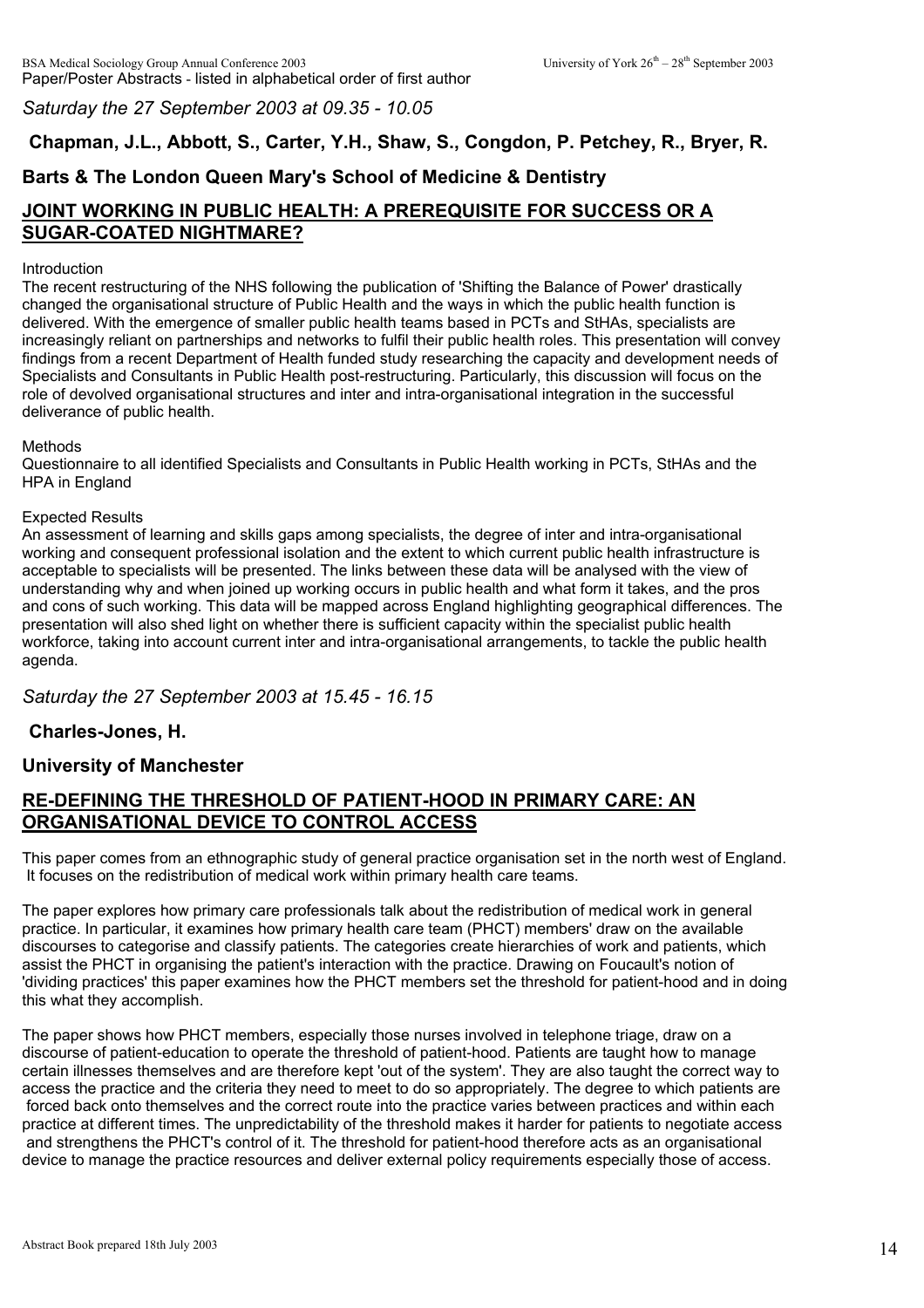*Saturday the 27 September 2003 at 09.35 - 10.05*

**Chapman, J.L., Abbott, S., Carter, Y.H., Shaw, S., Congdon, P. Petchey, R., Bryer, R.**

**Barts & The London Queen Mary's School of Medicine & Dentistry**

## JOINT WORKING IN PUBLIC HEALTH: A PREREQUISITE FOR SUCCESS OR A SUGAR-COATED NIGHTMARE?

Introduction

The recent restructuring of the NHS following the publication of 'Shifting the Balance of Power' drastically changed the organisational structure of Public Health and the ways in which the public health function is delivered. With the emergence of smaller public health teams based in PCTs and StHAs, specialists are increasingly reliant on partnerships and networks to fulfil their public health roles. This presentation will convey findings from a recent Department of Health funded study researching the capacity and development needs of Specialists and Consultants in Public Health post-restructuring. Particularly, this discussion will focus on the role of devolved organisational structures and inter and intra-organisational integration in the successful deliverance of public health.

Methods

Questionnaire to all identified Specialists and Consultants in Public Health working in PCTs, StHAs and the HPA in England

Expected Results

An assessment of learning and skills gaps among specialists, the degree of inter and intra-organisational working and consequent professional isolation and the extent to which current public health infrastructure is acceptable to specialists will be presented. The links between these data will be analysed with the view of understanding why and when joined up working occurs in public health and what form it takes, and the pros and cons of such working. This data will be mapped across England highlighting geographical differences. The presentation will also shed light on whether there is sufficient capacity within the specialist public health workforce, taking into account current inter and intra-organisational arrangements, to tackle the public health agenda.

*Saturday the 27 September 2003 at 15.45 - 16.15*

**Charles-Jones, H.**

**University of Manchester**

## RE-DEFINING THE THRESHOLD OF PATIENT-HOOD IN PRIMARY CARE: AN ORGANISATIONAL DEVICE TO CONTROL ACCESS

This paper comes from an ethnographic study of general practice organisation set in the north west of England. It focuses on the redistribution of medical work within primary health care teams.

The paper explores how primary care professionals talk about the redistribution of medical work in general practice. In particular, it examines how primary health care team (PHCT) members' draw on the available discourses to categorise and classify patients. The categories create hierarchies of work and patients, which assist the PHCT in organising the patient's interaction with the practice. Drawing on Foucault's notion of 'dividing practices' this paper examines how the PHCT members set the threshold for patient-hood and in doing this what they accomplish.

The paper shows how PHCT members, especially those nurses involved in telephone triage, draw on a discourse of patient-education to operate the threshold of patient-hood. Patients are taught how to manage certain illnesses themselves and are therefore kept 'out of the system'. They are also taught the correct way to access the practice and the criteria they need to meet to do so appropriately. The degree to which patients are forced back onto themselves and the correct route into the practice varies between practices and within each practice at different times. The unpredictability of the threshold makes it harder for patients to negotiate access and strengthens the PHCT's control of it. The threshold for patient-hood therefore acts as an organisational device to manage the practice resources and deliver external policy requirements especially those of access.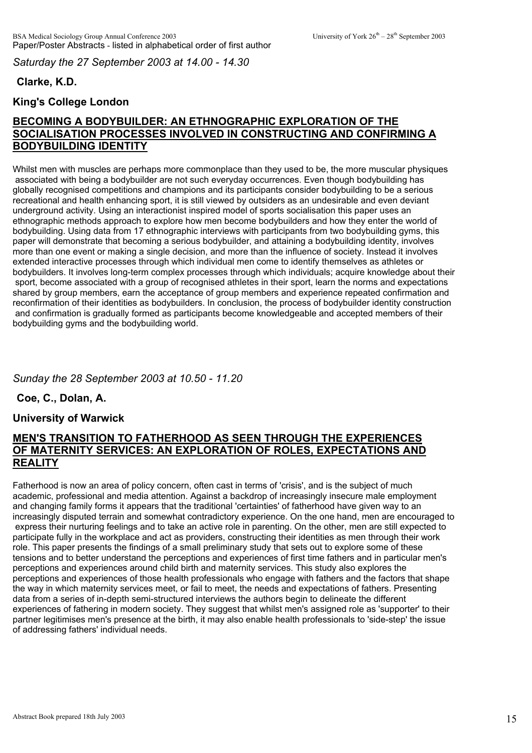*Saturday the 27 September 2003 at 14.00 - 14.30*

**Clarke, K.D.**

**King's College London**

## BECOMING A BODYBUILDER: AN ETHNOGRAPHIC EXPLORATION OF THE SOCIALISATION PROCESSES INVOLVED IN CONSTRUCTING AND CONFIRMING A BODYBUILDING IDENTITY

Whilst men with muscles are perhaps more commonplace than they used to be, the more muscular physiques associated with being a bodybuilder are not such everyday occurrences. Even though bodybuilding has globally recognised competitions and champions and its participants consider bodybuilding to be a serious recreational and health enhancing sport, it is still viewed by outsiders as an undesirable and even deviant underground activity. Using an interactionist inspired model of sports socialisation this paper uses an ethnographic methods approach to explore how men become bodybuilders and how they enter the world of bodybuilding. Using data from 17 ethnographic interviews with participants from two bodybuilding gyms, this paper will demonstrate that becoming a serious bodybuilder, and attaining a bodybuilding identity, involves more than one event or making a single decision, and more than the influence of society. Instead it involves extended interactive processes through which individual men come to identify themselves as athletes or bodybuilders. It involves long-term complex processes through which individuals; acquire knowledge about their sport, become associated with a group of recognised athletes in their sport, learn the norms and expectations shared by group members, earn the acceptance of group members and experience repeated confirmation and reconfirmation of their identities as bodybuilders. In conclusion, the process of bodybuilder identity construction and confirmation is gradually formed as participants become knowledgeable and accepted members of their bodybuilding gyms and the bodybuilding world.

*Sunday the 28 September 2003 at 10.50 - 11.20*

**Coe, C., Dolan, A.**

**University of Warwick**

## MEN'S TRANSITION TO FATHERHOOD AS SEEN THROUGH THE EXPERIENCES OF MATERNITY SERVICES: AN EXPLORATION OF ROLES, EXPECTATIONS AND REALITY

Fatherhood is now an area of policy concern, often cast in terms of 'crisis', and is the subject of much academic, professional and media attention. Against a backdrop of increasingly insecure male employment and changing family forms it appears that the traditional 'certainties' of fatherhood have given way to an increasingly disputed terrain and somewhat contradictory experience. On the one hand, men are encouraged to express their nurturing feelings and to take an active role in parenting. On the other, men are still expected to participate fully in the workplace and act as providers, constructing their identities as men through their work role. This paper presents the findings of a small preliminary study that sets out to explore some of these tensions and to better understand the perceptions and experiences of first time fathers and in particular men's perceptions and experiences around child birth and maternity services. This study also explores the perceptions and experiences of those health professionals who engage with fathers and the factors that shape the way in which maternity services meet, or fail to meet, the needs and expectations of fathers. Presenting data from a series of in-depth semi-structured interviews the authors begin to delineate the different experiences of fathering in modern society. They suggest that whilst men's assigned role as 'supporter' to their partner legitimises men's presence at the birth, it may also enable health professionals to 'side-step' the issue of addressing fathers' individual needs.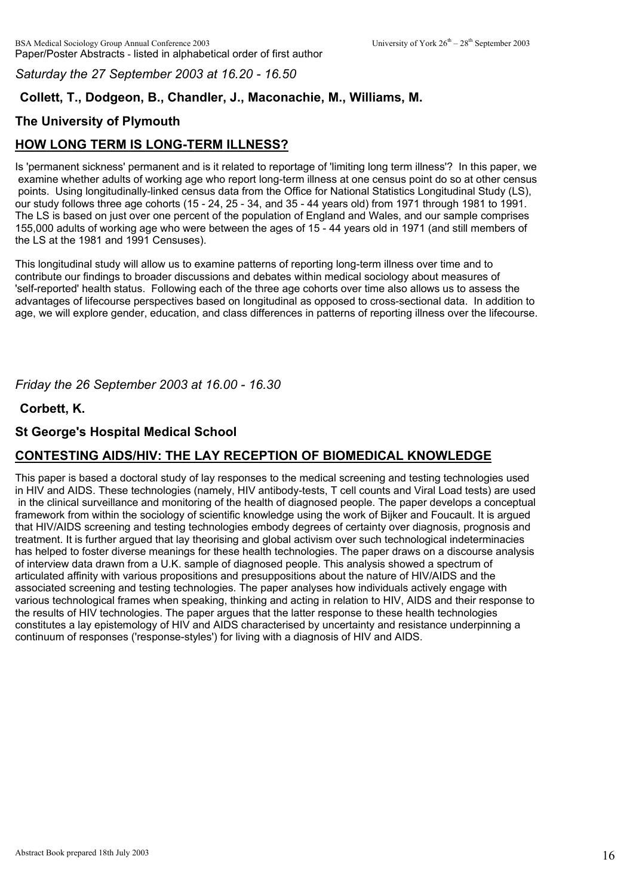*Saturday the 27 September 2003 at 16.20 - 16.50*

**Collett, T., Dodgeon, B., Chandler, J., Maconachie, M., Williams, M.**

**The University of Plymouth**

## HOW LONG TERM IS LONG-TERM ILLNESS?

Is 'permanent sickness' permanent and is it related to reportage of 'limiting long term illness'? In this paper, we examine whether adults of working age who report long-term illness at one census point do so at other census points. Using longitudinally-linked census data from the Office for National Statistics Longitudinal Study (LS), our study follows three age cohorts (15 - 24, 25 - 34, and 35 - 44 years old) from 1971 through 1981 to 1991. The LS is based on just over one percent of the population of England and Wales, and our sample comprises 155,000 adults of working age who were between the ages of 15 - 44 years old in 1971 (and still members of the LS at the 1981 and 1991 Censuses).

This longitudinal study will allow us to examine patterns of reporting long-term illness over time and to contribute our findings to broader discussions and debates within medical sociology about measures of 'self-reported' health status. Following each of the three age cohorts over time also allows us to assess the advantages of lifecourse perspectives based on longitudinal as opposed to cross-sectional data. In addition to age, we will explore gender, education, and class differences in patterns of reporting illness over the lifecourse.

*Friday the 26 September 2003 at 16.00 - 16.30*

**Corbett, K.**

**St George's Hospital Medical School**

## CONTESTING AIDS/HIV: THE LAY RECEPTION OF BIOMEDICAL KNOWLEDGE

This paper is based a doctoral study of lay responses to the medical screening and testing technologies used in HIV and AIDS. These technologies (namely, HIV antibody-tests, T cell counts and Viral Load tests) are used in the clinical surveillance and monitoring of the health of diagnosed people. The paper develops a conceptual framework from within the sociology of scientific knowledge using the work of Bijker and Foucault. It is argued that HIV/AIDS screening and testing technologies embody degrees of certainty over diagnosis, prognosis and treatment. It is further argued that lay theorising and global activism over such technological indeterminacies has helped to foster diverse meanings for these health technologies. The paper draws on a discourse analysis of interview data drawn from a U.K. sample of diagnosed people. This analysis showed a spectrum of articulated affinity with various propositions and presuppositions about the nature of HIV/AIDS and the associated screening and testing technologies. The paper analyses how individuals actively engage with various technological frames when speaking, thinking and acting in relation to HIV, AIDS and their response to the results of HIV technologies. The paper argues that the latter response to these health technologies constitutes a lay epistemology of HIV and AIDS characterised by uncertainty and resistance underpinning a continuum of responses ('response-styles') for living with a diagnosis of HIV and AIDS.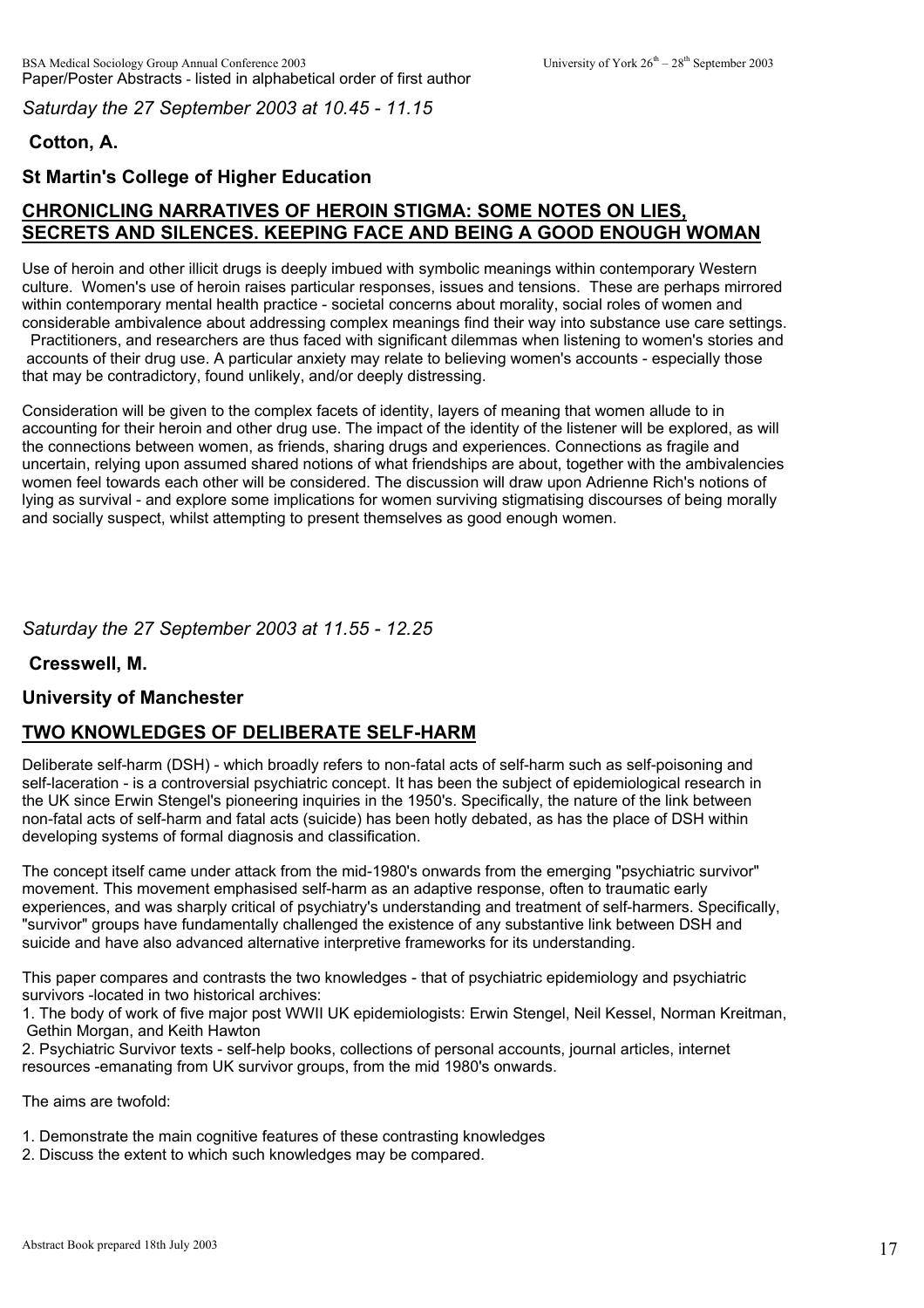*Saturday the 27 September 2003 at 10.45 - 11.15*

**Cotton, A.**

**St Martin's College of Higher Education**

## CHRONICLING NARRATIVES OF HEROIN STIGMA: SOME NOTES ON LIES, SECRETS AND SILENCES. KEEPING FACE AND BEING A GOOD ENOUGH WOMAN

Use of heroin and other illicit drugs is deeply imbued with symbolic meanings within contemporary Western culture. Women's use of heroin raises particular responses, issues and tensions. These are perhaps mirrored within contemporary mental health practice - societal concerns about morality, social roles of women and considerable ambivalence about addressing complex meanings find their way into substance use care settings. Practitioners, and researchers are thus faced with significant dilemmas when listening to women's stories and accounts of their drug use. A particular anxiety may relate to believing women's accounts - especially those that may be contradictory, found unlikely, and/or deeply distressing.

Consideration will be given to the complex facets of identity, layers of meaning that women allude to in accounting for their heroin and other drug use. The impact of the identity of the listener will be explored, as will the connections between women, as friends, sharing drugs and experiences. Connections as fragile and uncertain, relying upon assumed shared notions of what friendships are about, together with the ambivalencies women feel towards each other will be considered. The discussion will draw upon Adrienne Rich's notions of lying as survival - and explore some implications for women surviving stigmatising discourses of being morally and socially suspect, whilst attempting to present themselves as good enough women.

*Saturday the 27 September 2003 at 11.55 - 12.25*

**Cresswell, M.**

**University of Manchester**

## TWO KNOWLEDGES OF DELIBERATE SELF-HARM

Deliberate self-harm (DSH) - which broadly refers to non-fatal acts of self-harm such as self-poisoning and self-laceration - is a controversial psychiatric concept. It has been the subject of epidemiological research in the UK since Erwin Stengel's pioneering inquiries in the 1950's. Specifically, the nature of the link between non-fatal acts of self-harm and fatal acts (suicide) has been hotly debated, as has the place of DSH within developing systems of formal diagnosis and classification.

The concept itself came under attack from the mid-1980's onwards from the emerging "psychiatric survivor" movement. This movement emphasised self-harm as an adaptive response, often to traumatic early experiences, and was sharply critical of psychiatry's understanding and treatment of self-harmers. Specifically, "survivor" groups have fundamentally challenged the existence of any substantive link between DSH and suicide and have also advanced alternative interpretive frameworks for its understanding.

This paper compares and contrasts the two knowledges - that of psychiatric epidemiology and psychiatric survivors -located in two historical archives:

1. The body of work of five major post WWII UK epidemiologists: Erwin Stengel, Neil Kessel, Norman Kreitman, Gethin Morgan, and Keith Hawton
2. Psychiatric Survivor texts - self-help books, collections of personal accounts, journal articles, internet resources -emanating from UK survivor groups, from the mid 1980's onwards.

The aims are twofold:

1. Demonstrate the main cognitive features of these contrasting knowledges
2. Discuss the extent to which such knowledges may be compared.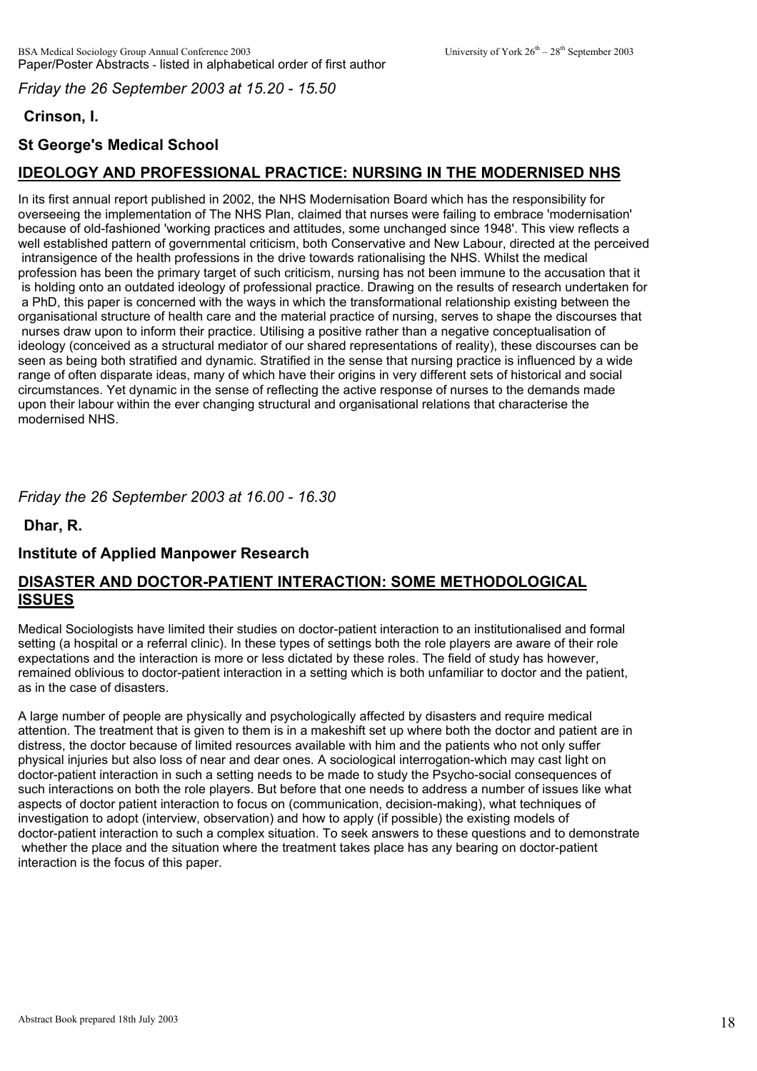*Friday the 26 September 2003 at 15.20 - 15.50*

**Crinson, I.**

**St George's Medical School**

## IDEOLOGY AND PROFESSIONAL PRACTICE: NURSING IN THE MODERNISED NHS

In its first annual report published in 2002, the NHS Modernisation Board which has the responsibility for overseeing the implementation of The NHS Plan, claimed that nurses were failing to embrace 'modernisation' because of old-fashioned 'working practices and attitudes, some unchanged since 1948'. This view reflects a well established pattern of governmental criticism, both Conservative and New Labour, directed at the perceived intransigence of the health professions in the drive towards rationalising the NHS. Whilst the medical profession has been the primary target of such criticism, nursing has not been immune to the accusation that it is holding onto an outdated ideology of professional practice. Drawing on the results of research undertaken for a PhD, this paper is concerned with the ways in which the transformational relationship existing between the organisational structure of health care and the material practice of nursing, serves to shape the discourses that nurses draw upon to inform their practice. Utilising a positive rather than a negative conceptualisation of ideology (conceived as a structural mediator of our shared representations of reality), these discourses can be seen as being both stratified and dynamic. Stratified in the sense that nursing practice is influenced by a wide range of often disparate ideas, many of which have their origins in very different sets of historical and social circumstances. Yet dynamic in the sense of reflecting the active response of nurses to the demands made upon their labour within the ever changing structural and organisational relations that characterise the modernised NHS.

*Friday the 26 September 2003 at 16.00 - 16.30*

**Dhar, R.**

**Institute of Applied Manpower Research**

## DISASTER AND DOCTOR-PATIENT INTERACTION: SOME METHODOLOGICAL ISSUES

Medical Sociologists have limited their studies on doctor-patient interaction to an institutionalised and formal setting (a hospital or a referral clinic). In these types of settings both the role players are aware of their role expectations and the interaction is more or less dictated by these roles. The field of study has however, remained oblivious to doctor-patient interaction in a setting which is both unfamiliar to doctor and the patient, as in the case of disasters.

A large number of people are physically and psychologically affected by disasters and require medical attention. The treatment that is given to them is in a makeshift set up where both the doctor and patient are in distress, the doctor because of limited resources available with him and the patients who not only suffer physical injuries but also loss of near and dear ones. A sociological interrogation-which may cast light on doctor-patient interaction in such a setting needs to be made to study the Psycho-social consequences of such interactions on both the role players. But before that one needs to address a number of issues like what aspects of doctor patient interaction to focus on (communication, decision-making), what techniques of investigation to adopt (interview, observation) and how to apply (if possible) the existing models of doctor-patient interaction to such a complex situation. To seek answers to these questions and to demonstrate whether the place and the situation where the treatment takes place has any bearing on doctor-patient interaction is the focus of this paper.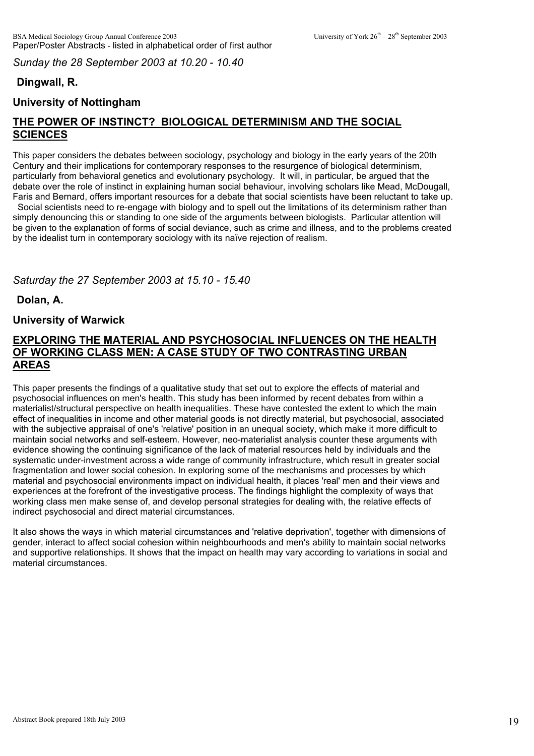*Sunday the 28 September 2003 at 10.20 - 10.40*

**Dingwall, R.**

**University of Nottingham**

## THE POWER OF INSTINCT? BIOLOGICAL DETERMINISM AND THE SOCIAL SCIENCES

This paper considers the debates between sociology, psychology and biology in the early years of the 20th Century and their implications for contemporary responses to the resurgence of biological determinism, particularly from behavioral genetics and evolutionary psychology. It will, in particular, be argued that the debate over the role of instinct in explaining human social behaviour, involving scholars like Mead, McDougall, Faris and Bernard, offers important resources for a debate that social scientists have been reluctant to take up. Social scientists need to re-engage with biology and to spell out the limitations of its determinism rather than simply denouncing this or standing to one side of the arguments between biologists. Particular attention will be given to the explanation of forms of social deviance, such as crime and illness, and to the problems created by the idealist turn in contemporary sociology with its naïve rejection of realism.

*Saturday the 27 September 2003 at 15.10 - 15.40*

**Dolan, A.**

**University of Warwick**

## EXPLORING THE MATERIAL AND PSYCHOSOCIAL INFLUENCES ON THE HEALTH OF WORKING CLASS MEN: A CASE STUDY OF TWO CONTRASTING URBAN AREAS

This paper presents the findings of a qualitative study that set out to explore the effects of material and psychosocial influences on men's health. This study has been informed by recent debates from within a materialist/structural perspective on health inequalities. These have contested the extent to which the main effect of inequalities in income and other material goods is not directly material, but psychosocial, associated with the subjective appraisal of one's 'relative' position in an unequal society, which make it more difficult to maintain social networks and self-esteem. However, neo-materialist analysis counter these arguments with evidence showing the continuing significance of the lack of material resources held by individuals and the systematic under-investment across a wide range of community infrastructure, which result in greater social fragmentation and lower social cohesion. In exploring some of the mechanisms and processes by which material and psychosocial environments impact on individual health, it places 'real' men and their views and experiences at the forefront of the investigative process. The findings highlight the complexity of ways that working class men make sense of, and develop personal strategies for dealing with, the relative effects of indirect psychosocial and direct material circumstances.

It also shows the ways in which material circumstances and 'relative deprivation', together with dimensions of gender, interact to affect social cohesion within neighbourhoods and men's ability to maintain social networks and supportive relationships. It shows that the impact on health may vary according to variations in social and material circumstances.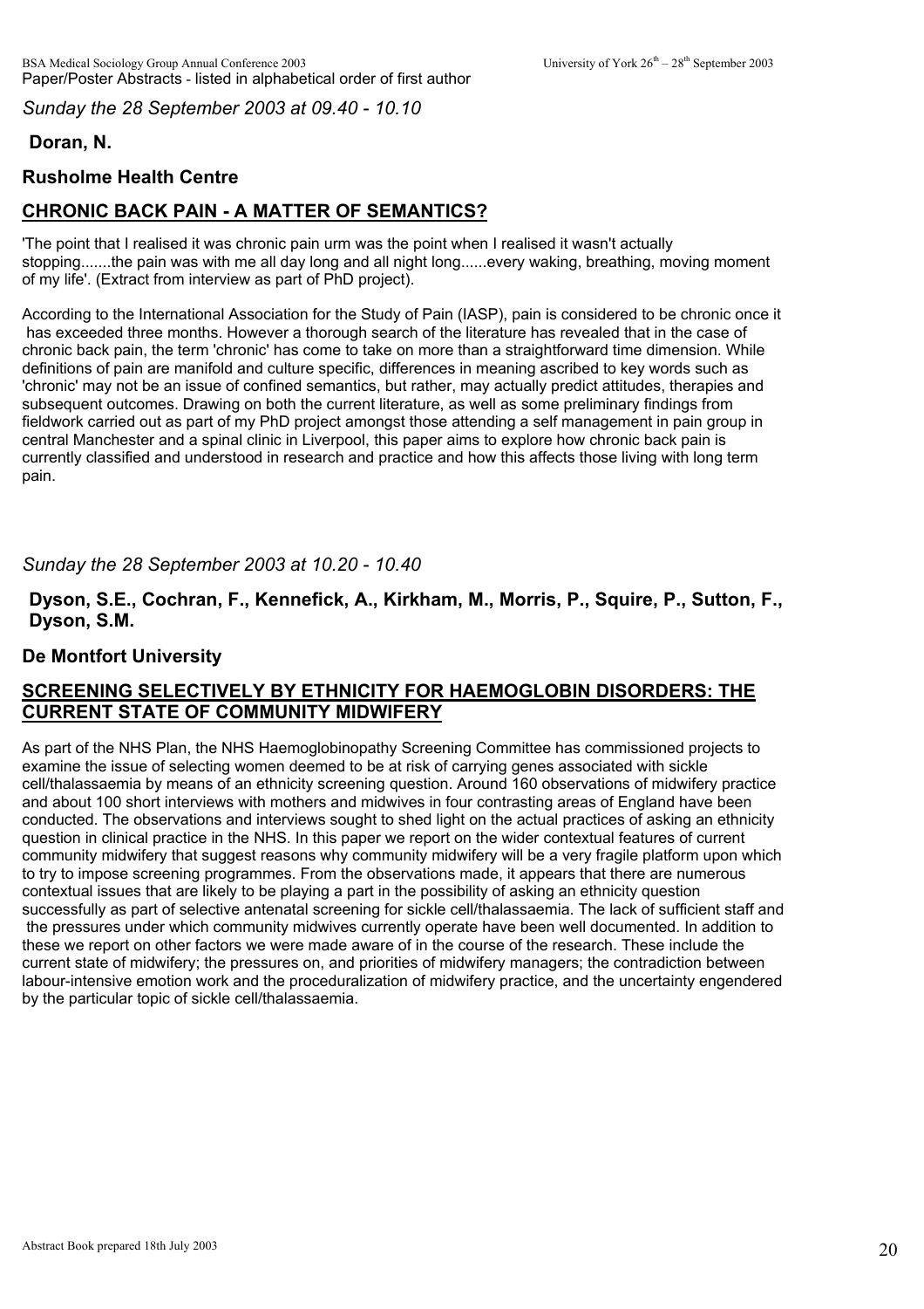*Sunday the 28 September 2003 at 09.40 - 10.10*

**Doran, N.**

**Rusholme Health Centre**

## CHRONIC BACK PAIN - A MATTER OF SEMANTICS?

'The point that I realised it was chronic pain urm was the point when I realised it wasn't actually stopping.......the pain was with me all day long and all night long......every waking, breathing, moving moment of my life'. (Extract from interview as part of PhD project).

According to the International Association for the Study of Pain (IASP), pain is considered to be chronic once it has exceeded three months. However a thorough search of the literature has revealed that in the case of chronic back pain, the term 'chronic' has come to take on more than a straightforward time dimension. While definitions of pain are manifold and culture specific, differences in meaning ascribed to key words such as 'chronic' may not be an issue of confined semantics, but rather, may actually predict attitudes, therapies and subsequent outcomes. Drawing on both the current literature, as well as some preliminary findings from fieldwork carried out as part of my PhD project amongst those attending a self management in pain group in central Manchester and a spinal clinic in Liverpool, this paper aims to explore how chronic back pain is currently classified and understood in research and practice and how this affects those living with long term pain.

*Sunday the 28 September 2003 at 10.20 - 10.40*

**Dyson, S.E., Cochran, F., Kennefick, A., Kirkham, M., Morris, P., Squire, P., Sutton, F., Dyson, S.M.**

**De Montfort University**

## SCREENING SELECTIVELY BY ETHNICITY FOR HAEMOGLOBIN DISORDERS: THE CURRENT STATE OF COMMUNITY MIDWIFERY

As part of the NHS Plan, the NHS Haemoglobinopathy Screening Committee has commissioned projects to examine the issue of selecting women deemed to be at risk of carrying genes associated with sickle cell/thalassaemia by means of an ethnicity screening question. Around 160 observations of midwifery practice and about 100 short interviews with mothers and midwives in four contrasting areas of England have been conducted. The observations and interviews sought to shed light on the actual practices of asking an ethnicity question in clinical practice in the NHS. In this paper we report on the wider contextual features of current community midwifery that suggest reasons why community midwifery will be a very fragile platform upon which to try to impose screening programmes. From the observations made, it appears that there are numerous contextual issues that are likely to be playing a part in the possibility of asking an ethnicity question successfully as part of selective antenatal screening for sickle cell/thalassaemia. The lack of sufficient staff and the pressures under which community midwives currently operate have been well documented. In addition to these we report on other factors we were made aware of in the course of the research. These include the current state of midwifery; the pressures on, and priorities of midwifery managers; the contradiction between labour-intensive emotion work and the proceduralization of midwifery practice, and the uncertainty engendered by the particular topic of sickle cell/thalassaemia.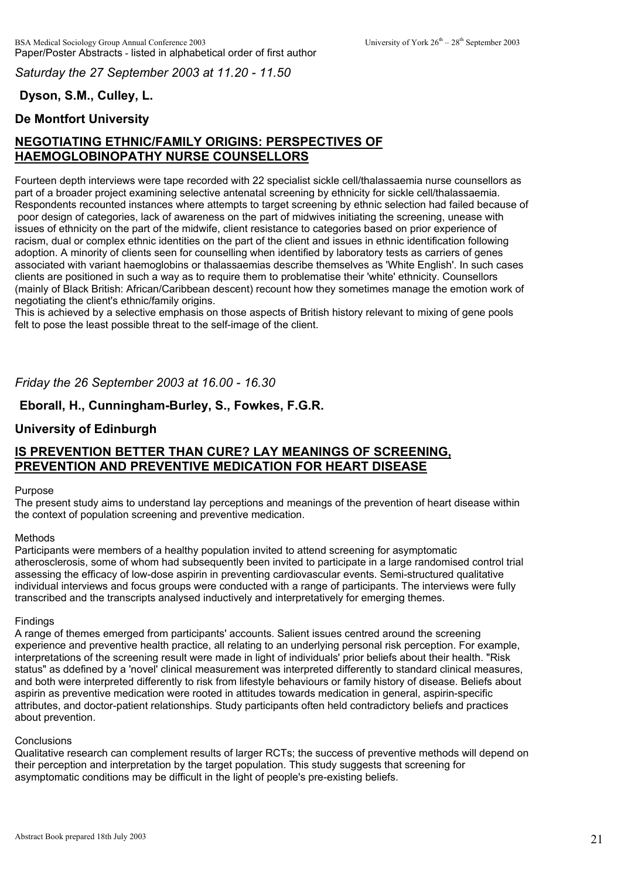*Saturday the 27 September 2003 at 11.20 - 11.50*

**Dyson, S.M., Culley, L.**

**De Montfort University**

## NEGOTIATING ETHNIC/FAMILY ORIGINS: PERSPECTIVES OF HAEMOGLOBINOPATHY NURSE COUNSELLORS

Fourteen depth interviews were tape recorded with 22 specialist sickle cell/thalassaemia nurse counsellors as part of a broader project examining selective antenatal screening by ethnicity for sickle cell/thalassaemia. Respondents recounted instances where attempts to target screening by ethnic selection had failed because of poor design of categories, lack of awareness on the part of midwives initiating the screening, unease with issues of ethnicity on the part of the midwife, client resistance to categories based on prior experience of racism, dual or complex ethnic identities on the part of the client and issues in ethnic identification following adoption. A minority of clients seen for counselling when identified by laboratory tests as carriers of genes associated with variant haemoglobins or thalassaemias describe themselves as 'White English'. In such cases clients are positioned in such a way as to require them to problematise their 'white' ethnicity. Counsellors (mainly of Black British: African/Caribbean descent) recount how they sometimes manage the emotion work of negotiating the client's ethnic/family origins.
This is achieved by a selective emphasis on those aspects of British history relevant to mixing of gene pools felt to pose the least possible threat to the self-image of the client.

*Friday the 26 September 2003 at 16.00 - 16.30*

**Eborall, H., Cunningham-Burley, S., Fowkes, F.G.R.**

**University of Edinburgh**

## IS PREVENTION BETTER THAN CURE? LAY MEANINGS OF SCREENING, PREVENTION AND PREVENTIVE MEDICATION FOR HEART DISEASE

Purpose
The present study aims to understand lay perceptions and meanings of the prevention of heart disease within the context of population screening and preventive medication.

Methods
Participants were members of a healthy population invited to attend screening for asymptomatic atherosclerosis, some of whom had subsequently been invited to participate in a large randomised control trial assessing the efficacy of low-dose aspirin in preventing cardiovascular events. Semi-structured qualitative individual interviews and focus groups were conducted with a range of participants. The interviews were fully transcribed and the transcripts analysed inductively and interpretatively for emerging themes.

Findings
A range of themes emerged from participants' accounts. Salient issues centred around the screening experience and preventive health practice, all relating to an underlying personal risk perception. For example, interpretations of the screening result were made in light of individuals' prior beliefs about their health. "Risk status" as ddefined by a 'novel' clinical measurement was interpreted differently to standard clinical measures, and both were interpreted differently to risk from lifestyle behaviours or family history of disease. Beliefs about aspirin as preventive medication were rooted in attitudes towards medication in general, aspirin-specific attributes, and doctor-patient relationships. Study participants often held contradictory beliefs and practices about prevention.

Conclusions
Qualitative research can complement results of larger RCTs; the success of preventive methods will depend on their perception and interpretation by the target population. This study suggests that screening for asymptomatic conditions may be difficult in the light of people's pre-existing beliefs.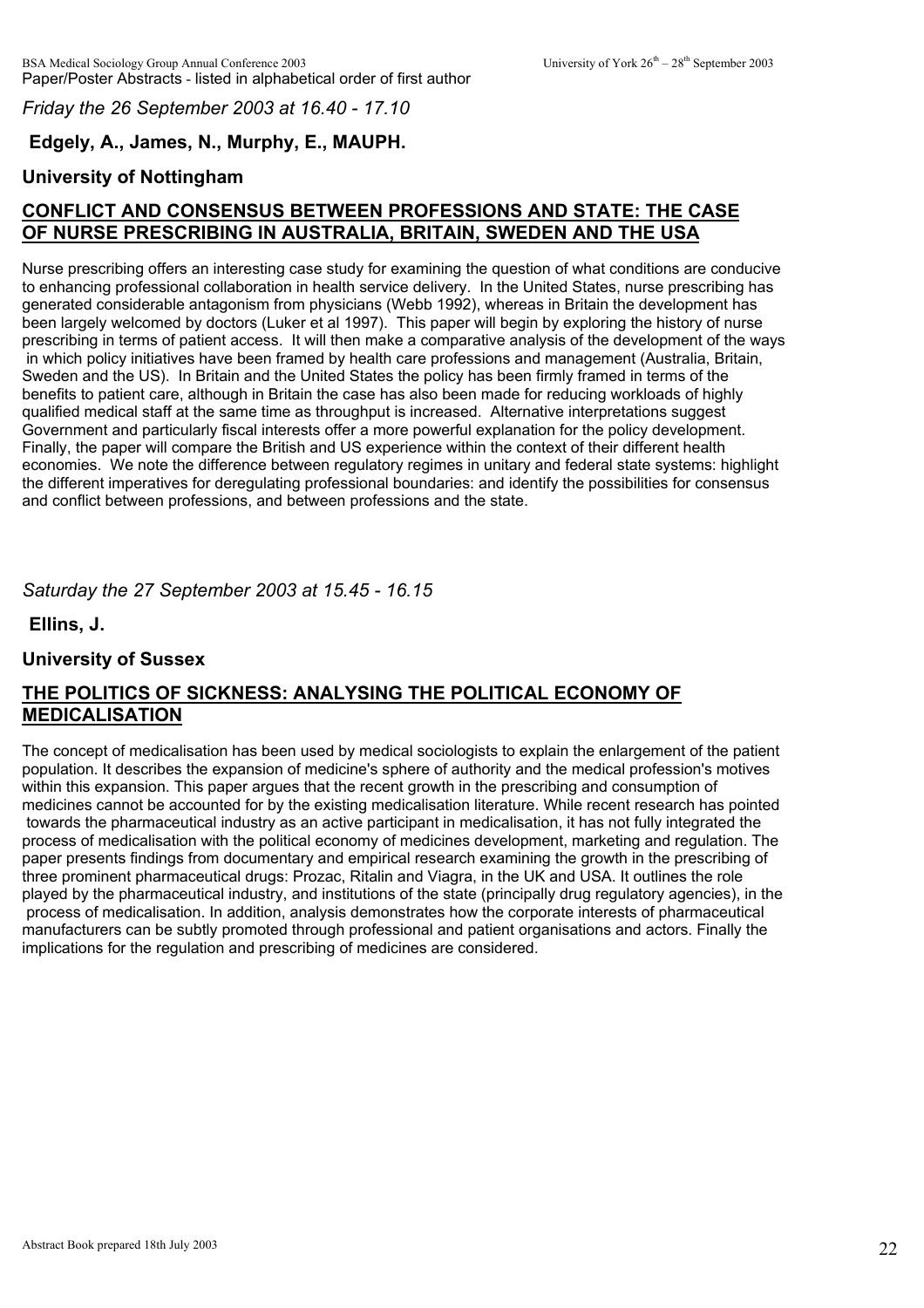*Friday the 26 September 2003 at 16.40 - 17.10*

**Edgely, A., James, N., Murphy, E., MAUPH.**

**University of Nottingham**

## CONFLICT AND CONSENSUS BETWEEN PROFESSIONS AND STATE: THE CASE OF NURSE PRESCRIBING IN AUSTRALIA, BRITAIN, SWEDEN AND THE USA

Nurse prescribing offers an interesting case study for examining the question of what conditions are conducive to enhancing professional collaboration in health service delivery. In the United States, nurse prescribing has generated considerable antagonism from physicians (Webb 1992), whereas in Britain the development has been largely welcomed by doctors (Luker et al 1997). This paper will begin by exploring the history of nurse prescribing in terms of patient access. It will then make a comparative analysis of the development of the ways in which policy initiatives have been framed by health care professions and management (Australia, Britain, Sweden and the US). In Britain and the United States the policy has been firmly framed in terms of the benefits to patient care, although in Britain the case has also been made for reducing workloads of highly qualified medical staff at the same time as throughput is increased. Alternative interpretations suggest Government and particularly fiscal interests offer a more powerful explanation for the policy development. Finally, the paper will compare the British and US experience within the context of their different health economies. We note the difference between regulatory regimes in unitary and federal state systems: highlight the different imperatives for deregulating professional boundaries: and identify the possibilities for consensus and conflict between professions, and between professions and the state.

*Saturday the 27 September 2003 at 15.45 - 16.15*

**Ellins, J.**

**University of Sussex**

## THE POLITICS OF SICKNESS: ANALYSING THE POLITICAL ECONOMY OF MEDICALISATION

The concept of medicalisation has been used by medical sociologists to explain the enlargement of the patient population. It describes the expansion of medicine's sphere of authority and the medical profession's motives within this expansion. This paper argues that the recent growth in the prescribing and consumption of medicines cannot be accounted for by the existing medicalisation literature. While recent research has pointed towards the pharmaceutical industry as an active participant in medicalisation, it has not fully integrated the process of medicalisation with the political economy of medicines development, marketing and regulation. The paper presents findings from documentary and empirical research examining the growth in the prescribing of three prominent pharmaceutical drugs: Prozac, Ritalin and Viagra, in the UK and USA. It outlines the role played by the pharmaceutical industry, and institutions of the state (principally drug regulatory agencies), in the process of medicalisation. In addition, analysis demonstrates how the corporate interests of pharmaceutical manufacturers can be subtly promoted through professional and patient organisations and actors. Finally the implications for the regulation and prescribing of medicines are considered.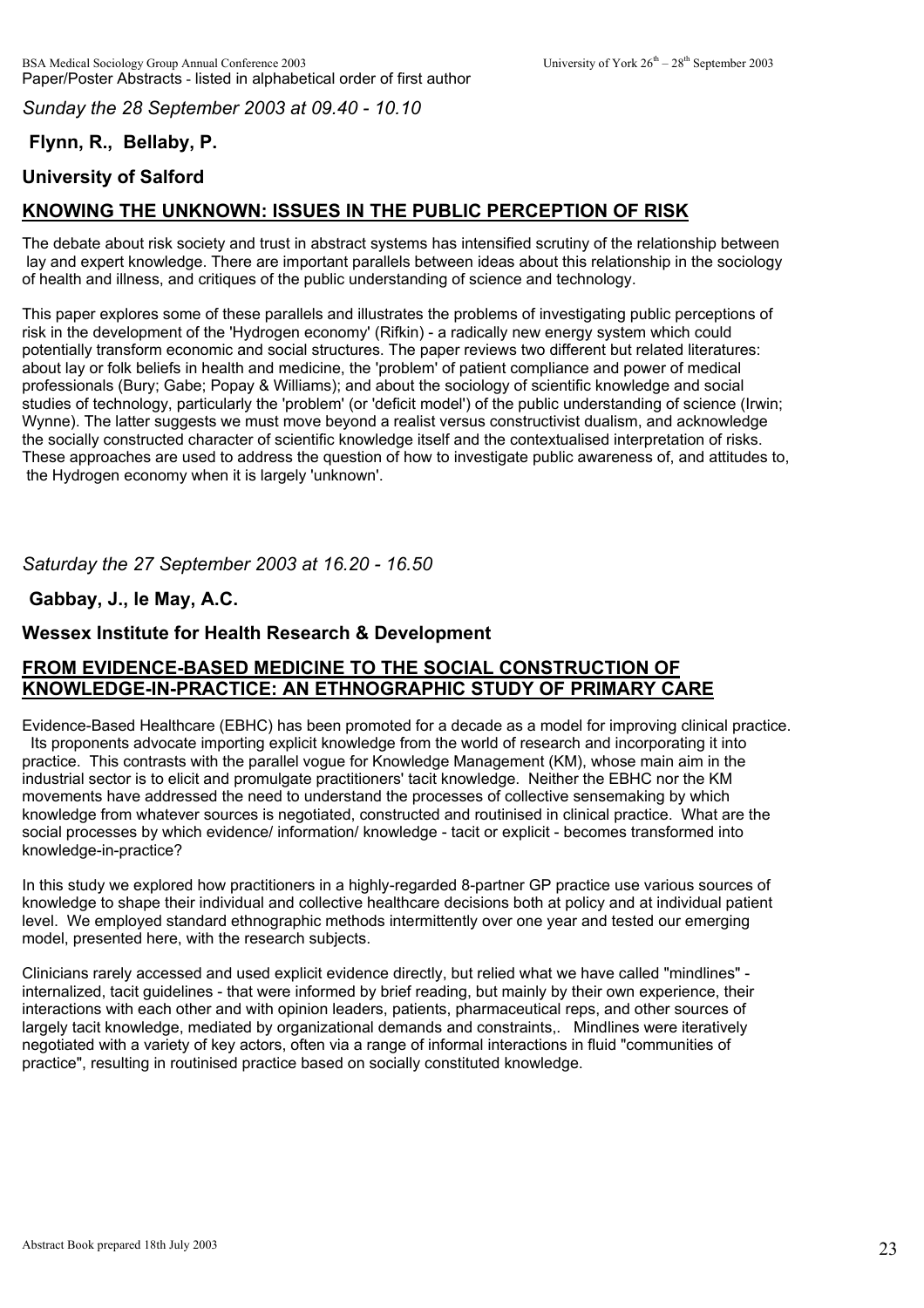*Sunday the 28 September 2003 at 09.40 - 10.10*

**Flynn, R., Bellaby, P.**

**University of Salford**

## KNOWING THE UNKNOWN: ISSUES IN THE PUBLIC PERCEPTION OF RISK

The debate about risk society and trust in abstract systems has intensified scrutiny of the relationship between lay and expert knowledge. There are important parallels between ideas about this relationship in the sociology of health and illness, and critiques of the public understanding of science and technology.

This paper explores some of these parallels and illustrates the problems of investigating public perceptions of risk in the development of the 'Hydrogen economy' (Rifkin) - a radically new energy system which could potentially transform economic and social structures. The paper reviews two different but related literatures: about lay or folk beliefs in health and medicine, the 'problem' of patient compliance and power of medical professionals (Bury; Gabe; Popay & Williams); and about the sociology of scientific knowledge and social studies of technology, particularly the 'problem' (or 'deficit model') of the public understanding of science (Irwin; Wynne). The latter suggests we must move beyond a realist versus constructivist dualism, and acknowledge the socially constructed character of scientific knowledge itself and the contextualised interpretation of risks. These approaches are used to address the question of how to investigate public awareness of, and attitudes to, the Hydrogen economy when it is largely 'unknown'.

*Saturday the 27 September 2003 at 16.20 - 16.50*

**Gabbay, J., le May, A.C.**

**Wessex Institute for Health Research & Development**

## FROM EVIDENCE-BASED MEDICINE TO THE SOCIAL CONSTRUCTION OF KNOWLEDGE-IN-PRACTICE: AN ETHNOGRAPHIC STUDY OF PRIMARY CARE

Evidence-Based Healthcare (EBHC) has been promoted for a decade as a model for improving clinical practice. Its proponents advocate importing explicit knowledge from the world of research and incorporating it into practice. This contrasts with the parallel vogue for Knowledge Management (KM), whose main aim in the industrial sector is to elicit and promulgate practitioners' tacit knowledge. Neither the EBHC nor the KM movements have addressed the need to understand the processes of collective sensemaking by which knowledge from whatever sources is negotiated, constructed and routinised in clinical practice. What are the social processes by which evidence/ information/ knowledge - tacit or explicit - becomes transformed into knowledge-in-practice?

In this study we explored how practitioners in a highly-regarded 8-partner GP practice use various sources of knowledge to shape their individual and collective healthcare decisions both at policy and at individual patient level. We employed standard ethnographic methods intermittently over one year and tested our emerging model, presented here, with the research subjects.

Clinicians rarely accessed and used explicit evidence directly, but relied what we have called "mindlines" - internalized, tacit guidelines - that were informed by brief reading, but mainly by their own experience, their interactions with each other and with opinion leaders, patients, pharmaceutical reps, and other sources of largely tacit knowledge, mediated by organizational demands and constraints,. Mindlines were iteratively negotiated with a variety of key actors, often via a range of informal interactions in fluid "communities of practice", resulting in routinised practice based on socially constituted knowledge.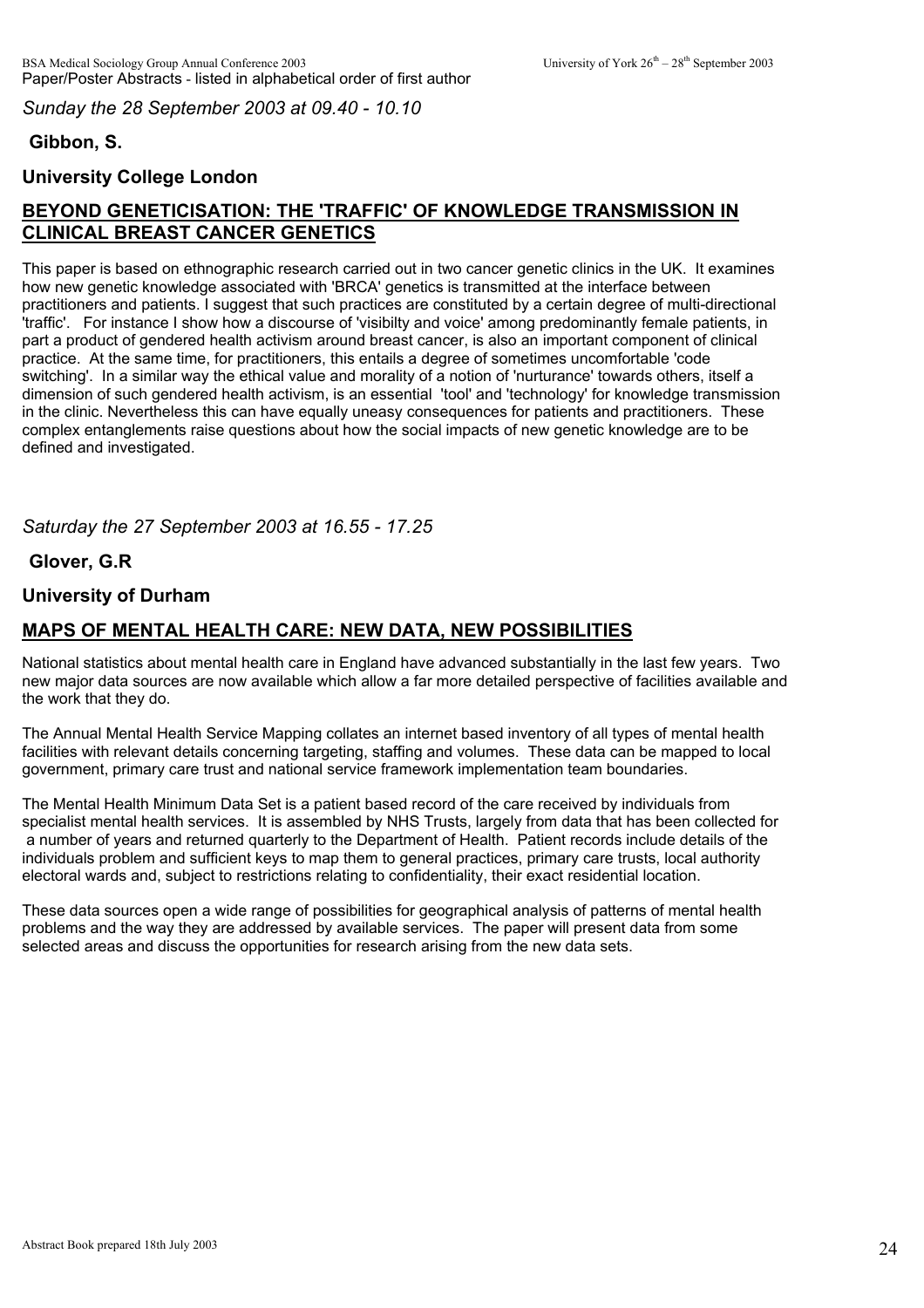*Sunday the 28 September 2003 at 09.40 - 10.10*

**Gibbon, S.**

**University College London**

## BEYOND GENETICISATION: THE 'TRAFFIC' OF KNOWLEDGE TRANSMISSION IN CLINICAL BREAST CANCER GENETICS

This paper is based on ethnographic research carried out in two cancer genetic clinics in the UK. It examines how new genetic knowledge associated with 'BRCA' genetics is transmitted at the interface between practitioners and patients. I suggest that such practices are constituted by a certain degree of multi-directional 'traffic'. For instance I show how a discourse of 'visibilty and voice' among predominantly female patients, in part a product of gendered health activism around breast cancer, is also an important component of clinical practice. At the same time, for practitioners, this entails a degree of sometimes uncomfortable 'code switching'. In a similar way the ethical value and morality of a notion of 'nurturance' towards others, itself a dimension of such gendered health activism, is an essential 'tool' and 'technology' for knowledge transmission in the clinic. Nevertheless this can have equally uneasy consequences for patients and practitioners. These complex entanglements raise questions about how the social impacts of new genetic knowledge are to be defined and investigated.

*Saturday the 27 September 2003 at 16.55 - 17.25*

**Glover, G.R**

**University of Durham**

## MAPS OF MENTAL HEALTH CARE: NEW DATA, NEW POSSIBILITIES

National statistics about mental health care in England have advanced substantially in the last few years. Two new major data sources are now available which allow a far more detailed perspective of facilities available and the work that they do.

The Annual Mental Health Service Mapping collates an internet based inventory of all types of mental health facilities with relevant details concerning targeting, staffing and volumes. These data can be mapped to local government, primary care trust and national service framework implementation team boundaries.

The Mental Health Minimum Data Set is a patient based record of the care received by individuals from specialist mental health services. It is assembled by NHS Trusts, largely from data that has been collected for a number of years and returned quarterly to the Department of Health. Patient records include details of the individuals problem and sufficient keys to map them to general practices, primary care trusts, local authority electoral wards and, subject to restrictions relating to confidentiality, their exact residential location.

These data sources open a wide range of possibilities for geographical analysis of patterns of mental health problems and the way they are addressed by available services. The paper will present data from some selected areas and discuss the opportunities for research arising from the new data sets.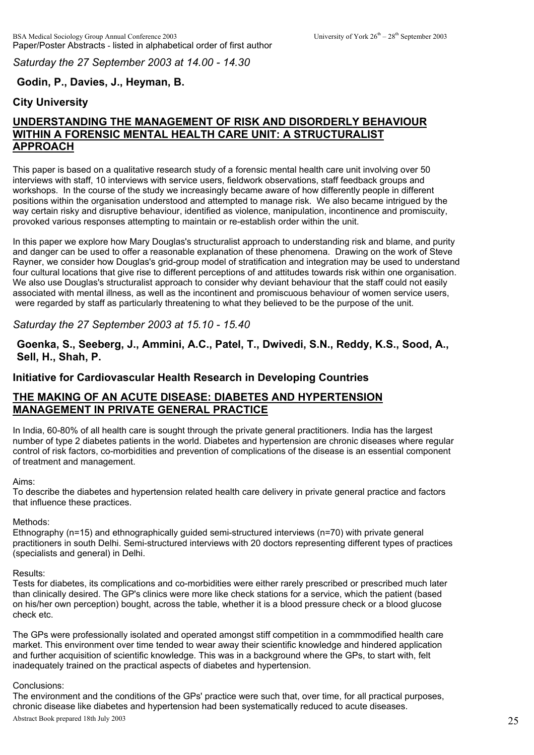*Saturday the 27 September 2003 at 14.00 - 14.30*

**Godin, P., Davies, J., Heyman, B.**

**City University**

## UNDERSTANDING THE MANAGEMENT OF RISK AND DISORDERLY BEHAVIOUR WITHIN A FORENSIC MENTAL HEALTH CARE UNIT: A STRUCTURALIST APPROACH

This paper is based on a qualitative research study of a forensic mental health care unit involving over 50 interviews with staff, 10 interviews with service users, fieldwork observations, staff feedback groups and workshops. In the course of the study we increasingly became aware of how differently people in different positions within the organisation understood and attempted to manage risk. We also became intrigued by the way certain risky and disruptive behaviour, identified as violence, manipulation, incontinence and promiscuity, provoked various responses attempting to maintain or re-establish order within the unit.

In this paper we explore how Mary Douglas's structuralist approach to understanding risk and blame, and purity and danger can be used to offer a reasonable explanation of these phenomena. Drawing on the work of Steve Rayner, we consider how Douglas's grid-group model of stratification and integration may be used to understand four cultural locations that give rise to different perceptions of and attitudes towards risk within one organisation. We also use Douglas's structuralist approach to consider why deviant behaviour that the staff could not easily associated with mental illness, as well as the incontinent and promiscuous behaviour of women service users, were regarded by staff as particularly threatening to what they believed to be the purpose of the unit.

*Saturday the 27 September 2003 at 15.10 - 15.40*

**Goenka, S., Seeberg, J., Ammini, A.C., Patel, T., Dwivedi, S.N., Reddy, K.S., Sood, A., Sell, H., Shah, P.**

**Initiative for Cardiovascular Health Research in Developing Countries**

## THE MAKING OF AN ACUTE DISEASE: DIABETES AND HYPERTENSION MANAGEMENT IN PRIVATE GENERAL PRACTICE

In India, 60-80% of all health care is sought through the private general practitioners. India has the largest number of type 2 diabetes patients in the world. Diabetes and hypertension are chronic diseases where regular control of risk factors, co-morbidities and prevention of complications of the disease is an essential component of treatment and management.

Aims:
To describe the diabetes and hypertension related health care delivery in private general practice and factors that influence these practices.

Methods:
Ethnography (n=15) and ethnographically guided semi-structured interviews (n=70) with private general practitioners in south Delhi. Semi-structured interviews with 20 doctors representing different types of practices (specialists and general) in Delhi.

Results:
Tests for diabetes, its complications and co-morbidities were either rarely prescribed or prescribed much later than clinically desired. The GP's clinics were more like check stations for a service, which the patient (based on his/her own perception) bought, across the table, whether it is a blood pressure check or a blood glucose check etc.

The GPs were professionally isolated and operated amongst stiff competition in a commmodified health care market. This environment over time tended to wear away their scientific knowledge and hindered application and further acquisition of scientific knowledge. This was in a background where the GPs, to start with, felt inadequately trained on the practical aspects of diabetes and hypertension.

Conclusions:
The environment and the conditions of the GPs' practice were such that, over time, for all practical purposes, chronic disease like diabetes and hypertension had been systematically reduced to acute diseases.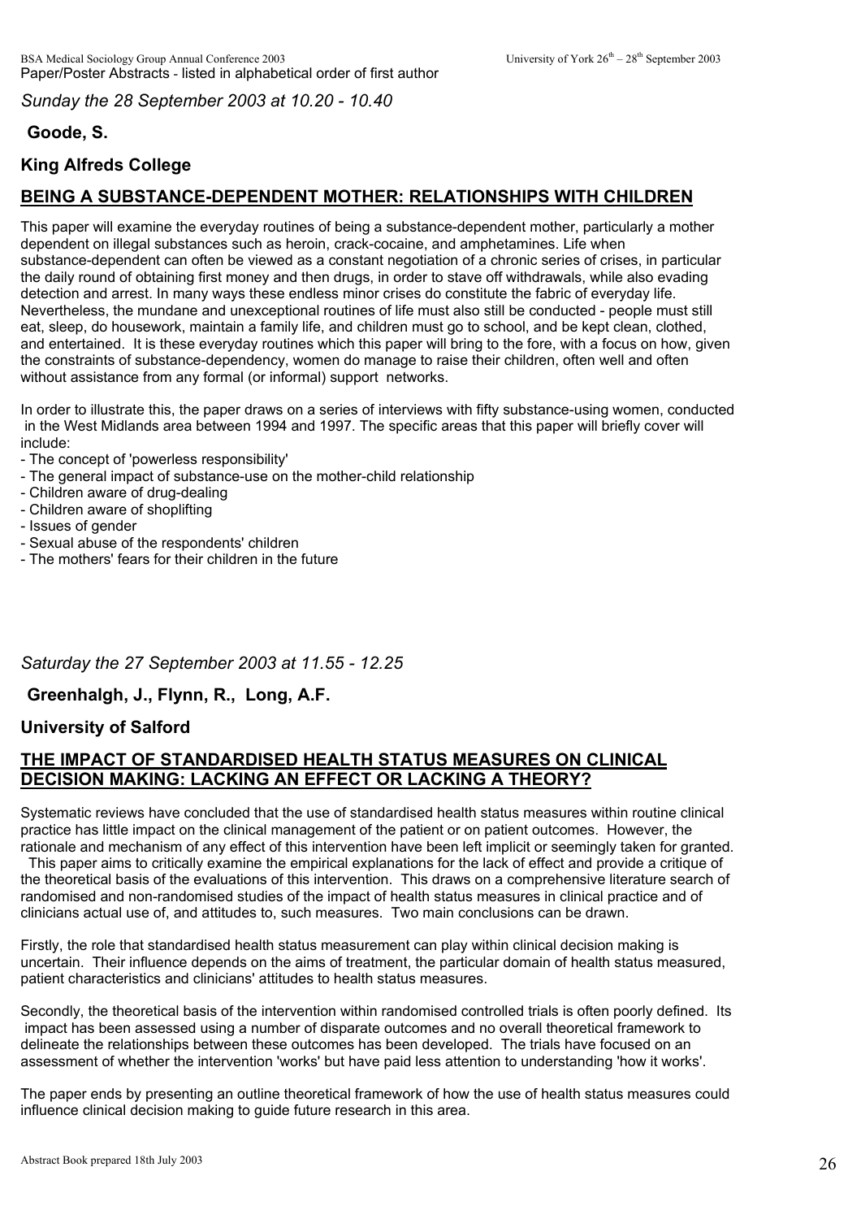*Sunday the 28 September 2003 at 10.20 - 10.40*

**Goode, S.**

**King Alfreds College**

## BEING A SUBSTANCE-DEPENDENT MOTHER: RELATIONSHIPS WITH CHILDREN

This paper will examine the everyday routines of being a substance-dependent mother, particularly a mother dependent on illegal substances such as heroin, crack-cocaine, and amphetamines. Life when substance-dependent can often be viewed as a constant negotiation of a chronic series of crises, in particular the daily round of obtaining first money and then drugs, in order to stave off withdrawals, while also evading detection and arrest. In many ways these endless minor crises do constitute the fabric of everyday life. Nevertheless, the mundane and unexceptional routines of life must also still be conducted - people must still eat, sleep, do housework, maintain a family life, and children must go to school, and be kept clean, clothed, and entertained. It is these everyday routines which this paper will bring to the fore, with a focus on how, given the constraints of substance-dependency, women do manage to raise their children, often well and often without assistance from any formal (or informal) support networks.

In order to illustrate this, the paper draws on a series of interviews with fifty substance-using women, conducted in the West Midlands area between 1994 and 1997. The specific areas that this paper will briefly cover will include:

- The concept of 'powerless responsibility'
- The general impact of substance-use on the mother-child relationship
- Children aware of drug-dealing
- Children aware of shoplifting
- Issues of gender
- Sexual abuse of the respondents' children
- The mothers' fears for their children in the future

*Saturday the 27 September 2003 at 11.55 - 12.25*

**Greenhalgh, J., Flynn, R., Long, A.F.**

**University of Salford**

## THE IMPACT OF STANDARDISED HEALTH STATUS MEASURES ON CLINICAL DECISION MAKING: LACKING AN EFFECT OR LACKING A THEORY?

Systematic reviews have concluded that the use of standardised health status measures within routine clinical practice has little impact on the clinical management of the patient or on patient outcomes. However, the rationale and mechanism of any effect of this intervention have been left implicit or seemingly taken for granted. This paper aims to critically examine the empirical explanations for the lack of effect and provide a critique of the theoretical basis of the evaluations of this intervention. This draws on a comprehensive literature search of randomised and non-randomised studies of the impact of health status measures in clinical practice and of clinicians actual use of, and attitudes to, such measures. Two main conclusions can be drawn.

Firstly, the role that standardised health status measurement can play within clinical decision making is uncertain. Their influence depends on the aims of treatment, the particular domain of health status measured, patient characteristics and clinicians' attitudes to health status measures.

Secondly, the theoretical basis of the intervention within randomised controlled trials is often poorly defined. Its impact has been assessed using a number of disparate outcomes and no overall theoretical framework to delineate the relationships between these outcomes has been developed. The trials have focused on an assessment of whether the intervention 'works' but have paid less attention to understanding 'how it works'.

The paper ends by presenting an outline theoretical framework of how the use of health status measures could influence clinical decision making to guide future research in this area.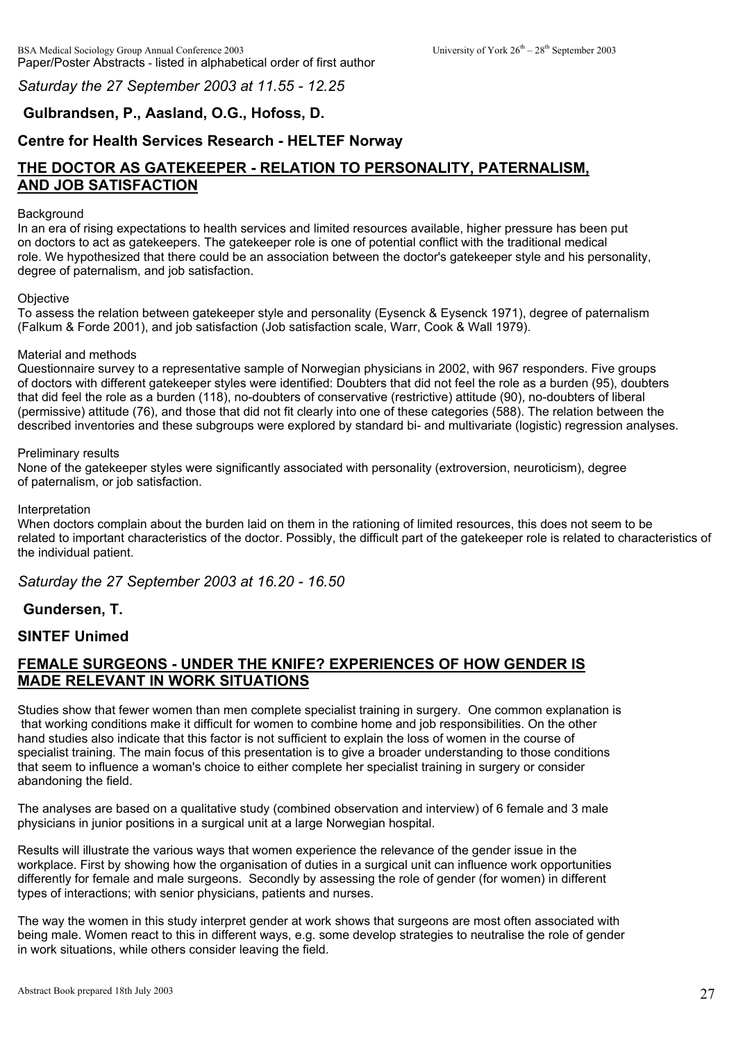*Saturday the 27 September 2003 at 11.55 - 12.25*

**Gulbrandsen, P., Aasland, O.G., Hofoss, D.**

**Centre for Health Services Research - HELTEF Norway**

## THE DOCTOR AS GATEKEEPER - RELATION TO PERSONALITY, PATERNALISM, AND JOB SATISFACTION

Background

In an era of rising expectations to health services and limited resources available, higher pressure has been put on doctors to act as gatekeepers. The gatekeeper role is one of potential conflict with the traditional medical role. We hypothesized that there could be an association between the doctor's gatekeeper style and his personality, degree of paternalism, and job satisfaction.

Objective

To assess the relation between gatekeeper style and personality (Eysenck & Eysenck 1971), degree of paternalism (Falkum & Forde 2001), and job satisfaction (Job satisfaction scale, Warr, Cook & Wall 1979).

Material and methods

Questionnaire survey to a representative sample of Norwegian physicians in 2002, with 967 responders. Five groups of doctors with different gatekeeper styles were identified: Doubters that did not feel the role as a burden (95), doubters that did feel the role as a burden (118), no-doubters of conservative (restrictive) attitude (90), no-doubters of liberal (permissive) attitude (76), and those that did not fit clearly into one of these categories (588). The relation between the described inventories and these subgroups were explored by standard bi- and multivariate (logistic) regression analyses.

Preliminary results

None of the gatekeeper styles were significantly associated with personality (extroversion, neuroticism), degree of paternalism, or job satisfaction.

Interpretation

When doctors complain about the burden laid on them in the rationing of limited resources, this does not seem to be related to important characteristics of the doctor. Possibly, the difficult part of the gatekeeper role is related to characteristics of the individual patient.

*Saturday the 27 September 2003 at 16.20 - 16.50*

**Gundersen, T.**

**SINTEF Unimed**

## FEMALE SURGEONS - UNDER THE KNIFE? EXPERIENCES OF HOW GENDER IS MADE RELEVANT IN WORK SITUATIONS

Studies show that fewer women than men complete specialist training in surgery. One common explanation is that working conditions make it difficult for women to combine home and job responsibilities. On the other hand studies also indicate that this factor is not sufficient to explain the loss of women in the course of specialist training. The main focus of this presentation is to give a broader understanding to those conditions that seem to influence a woman's choice to either complete her specialist training in surgery or consider abandoning the field.

The analyses are based on a qualitative study (combined observation and interview) of 6 female and 3 male physicians in junior positions in a surgical unit at a large Norwegian hospital.

Results will illustrate the various ways that women experience the relevance of the gender issue in the workplace. First by showing how the organisation of duties in a surgical unit can influence work opportunities differently for female and male surgeons. Secondly by assessing the role of gender (for women) in different types of interactions; with senior physicians, patients and nurses.

The way the women in this study interpret gender at work shows that surgeons are most often associated with being male. Women react to this in different ways, e.g. some develop strategies to neutralise the role of gender in work situations, while others consider leaving the field.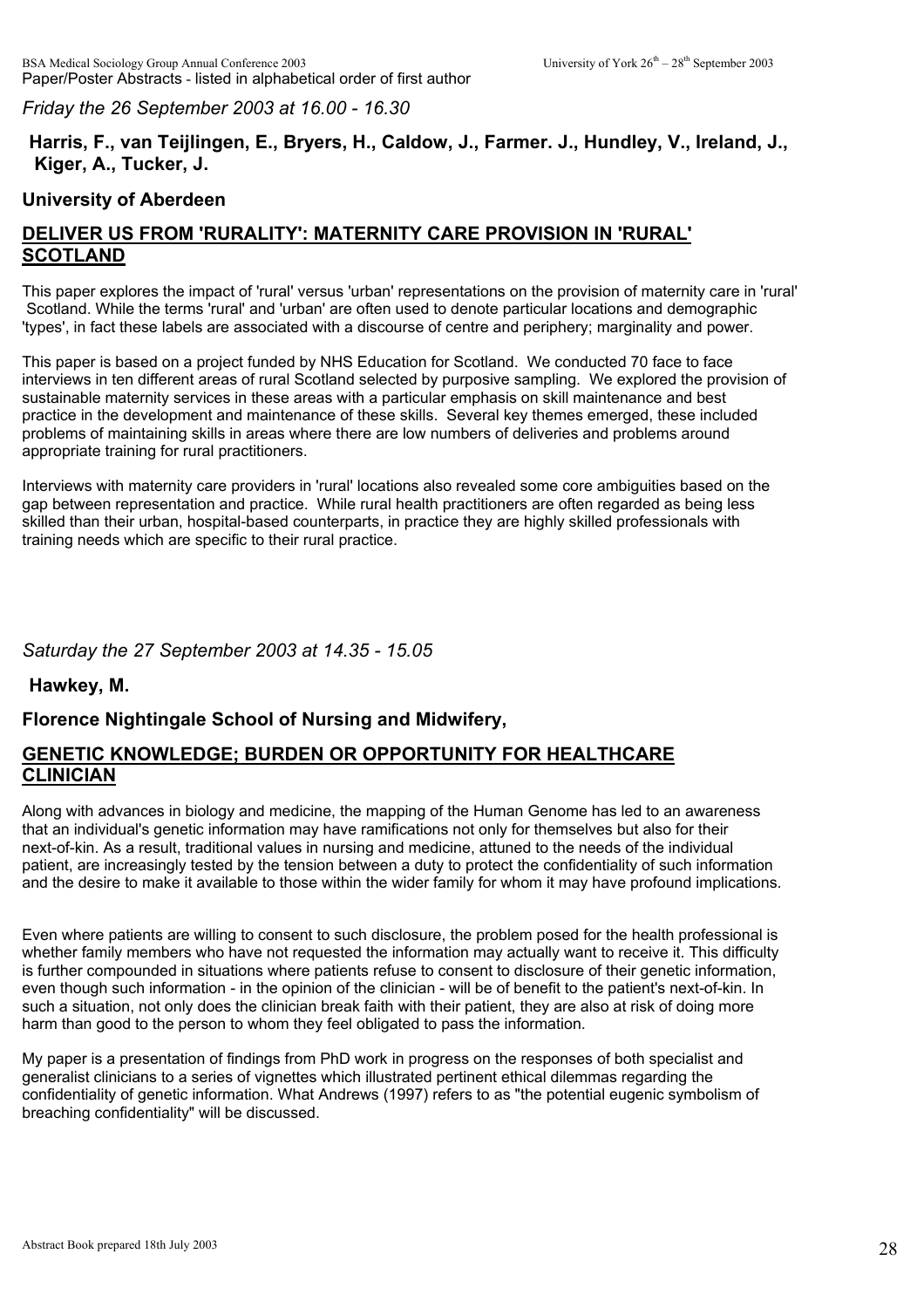*Friday the 26 September 2003 at 16.00 - 16.30*

**Harris, F., van Teijlingen, E., Bryers, H., Caldow, J., Farmer. J., Hundley, V., Ireland, J., Kiger, A., Tucker, J.**

**University of Aberdeen**

## DELIVER US FROM 'RURALITY': MATERNITY CARE PROVISION IN 'RURAL' SCOTLAND

This paper explores the impact of 'rural' versus 'urban' representations on the provision of maternity care in 'rural' Scotland. While the terms 'rural' and 'urban' are often used to denote particular locations and demographic 'types', in fact these labels are associated with a discourse of centre and periphery; marginality and power.

This paper is based on a project funded by NHS Education for Scotland. We conducted 70 face to face interviews in ten different areas of rural Scotland selected by purposive sampling. We explored the provision of sustainable maternity services in these areas with a particular emphasis on skill maintenance and best practice in the development and maintenance of these skills. Several key themes emerged, these included problems of maintaining skills in areas where there are low numbers of deliveries and problems around appropriate training for rural practitioners.

Interviews with maternity care providers in 'rural' locations also revealed some core ambiguities based on the gap between representation and practice. While rural health practitioners are often regarded as being less skilled than their urban, hospital-based counterparts, in practice they are highly skilled professionals with training needs which are specific to their rural practice.

*Saturday the 27 September 2003 at 14.35 - 15.05*

**Hawkey, M.**

**Florence Nightingale School of Nursing and Midwifery,**

## GENETIC KNOWLEDGE; BURDEN OR OPPORTUNITY FOR HEALTHCARE CLINICIAN

Along with advances in biology and medicine, the mapping of the Human Genome has led to an awareness that an individual's genetic information may have ramifications not only for themselves but also for their next-of-kin. As a result, traditional values in nursing and medicine, attuned to the needs of the individual patient, are increasingly tested by the tension between a duty to protect the confidentiality of such information and the desire to make it available to those within the wider family for whom it may have profound implications.

Even where patients are willing to consent to such disclosure, the problem posed for the health professional is whether family members who have not requested the information may actually want to receive it. This difficulty is further compounded in situations where patients refuse to consent to disclosure of their genetic information, even though such information - in the opinion of the clinician - will be of benefit to the patient's next-of-kin. In such a situation, not only does the clinician break faith with their patient, they are also at risk of doing more harm than good to the person to whom they feel obligated to pass the information.

My paper is a presentation of findings from PhD work in progress on the responses of both specialist and generalist clinicians to a series of vignettes which illustrated pertinent ethical dilemmas regarding the confidentiality of genetic information. What Andrews (1997) refers to as "the potential eugenic symbolism of breaching confidentiality" will be discussed.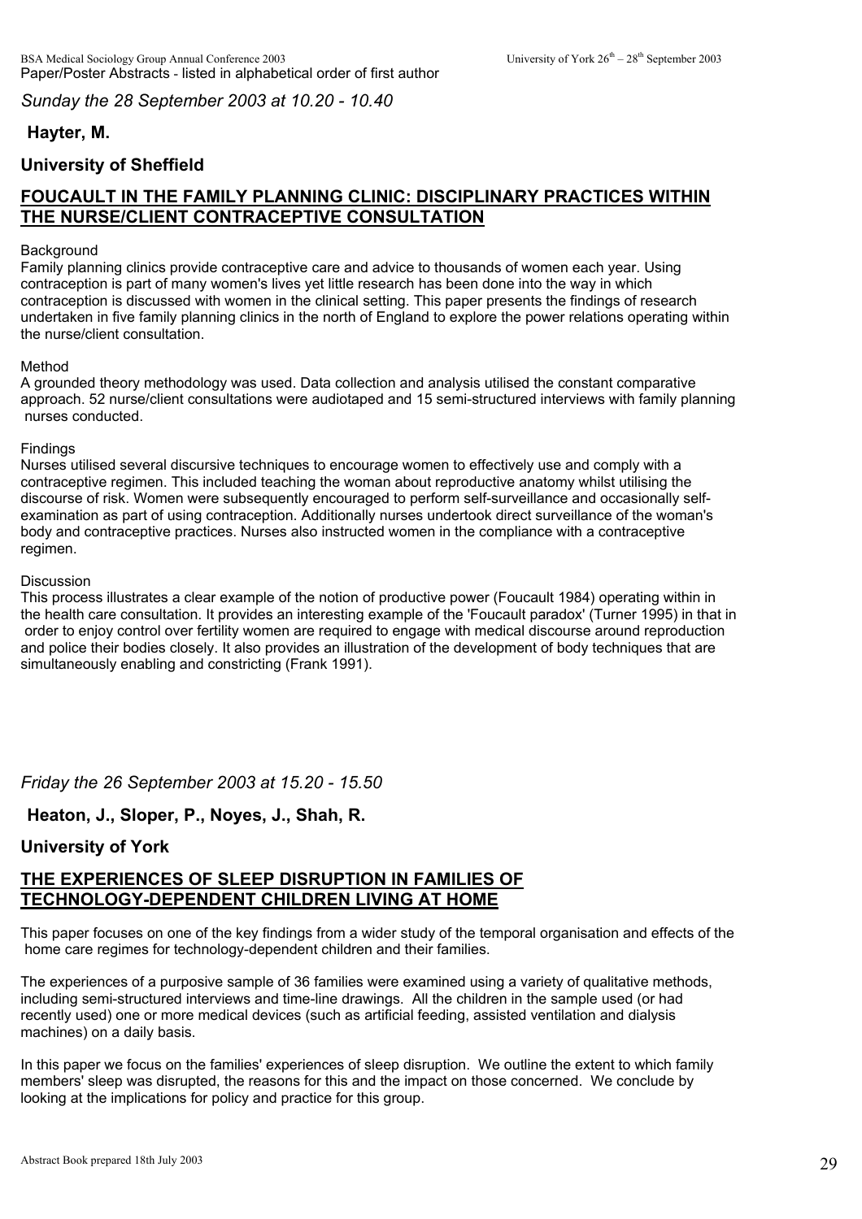*Sunday the 28 September 2003 at 10.20 - 10.40*

**Hayter, M.**

**University of Sheffield**

## FOUCAULT IN THE FAMILY PLANNING CLINIC: DISCIPLINARY PRACTICES WITHIN THE NURSE/CLIENT CONTRACEPTIVE CONSULTATION

Background

Family planning clinics provide contraceptive care and advice to thousands of women each year. Using contraception is part of many women's lives yet little research has been done into the way in which contraception is discussed with women in the clinical setting. This paper presents the findings of research undertaken in five family planning clinics in the north of England to explore the power relations operating within the nurse/client consultation.

Method

A grounded theory methodology was used. Data collection and analysis utilised the constant comparative approach. 52 nurse/client consultations were audiotaped and 15 semi-structured interviews with family planning nurses conducted.

Findings

Nurses utilised several discursive techniques to encourage women to effectively use and comply with a contraceptive regimen. This included teaching the woman about reproductive anatomy whilst utilising the discourse of risk. Women were subsequently encouraged to perform self-surveillance and occasionally self-examination as part of using contraception. Additionally nurses undertook direct surveillance of the woman's body and contraceptive practices. Nurses also instructed women in the compliance with a contraceptive regimen.

Discussion

This process illustrates a clear example of the notion of productive power (Foucault 1984) operating within in the health care consultation. It provides an interesting example of the 'Foucault paradox' (Turner 1995) in that in order to enjoy control over fertility women are required to engage with medical discourse around reproduction and police their bodies closely. It also provides an illustration of the development of body techniques that are simultaneously enabling and constricting (Frank 1991).

*Friday the 26 September 2003 at 15.20 - 15.50*

**Heaton, J., Sloper, P., Noyes, J., Shah, R.**

**University of York**

## THE EXPERIENCES OF SLEEP DISRUPTION IN FAMILIES OF TECHNOLOGY-DEPENDENT CHILDREN LIVING AT HOME

This paper focuses on one of the key findings from a wider study of the temporal organisation and effects of the home care regimes for technology-dependent children and their families.

The experiences of a purposive sample of 36 families were examined using a variety of qualitative methods, including semi-structured interviews and time-line drawings. All the children in the sample used (or had recently used) one or more medical devices (such as artificial feeding, assisted ventilation and dialysis machines) on a daily basis.

In this paper we focus on the families' experiences of sleep disruption. We outline the extent to which family members' sleep was disrupted, the reasons for this and the impact on those concerned. We conclude by looking at the implications for policy and practice for this group.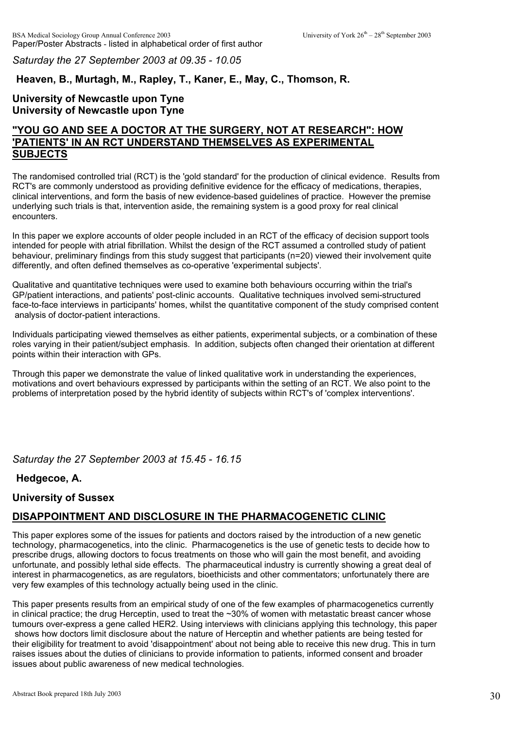*Saturday the 27 September 2003 at 09.35 - 10.05*

**Heaven, B., Murtagh, M., Rapley, T., Kaner, E., May, C., Thomson, R.**

**University of Newcastle upon Tyne**
**University of Newcastle upon Tyne**

## "YOU GO AND SEE A DOCTOR AT THE SURGERY, NOT AT RESEARCH": HOW 'PATIENTS' IN AN RCT UNDERSTAND THEMSELVES AS EXPERIMENTAL SUBJECTS

The randomised controlled trial (RCT) is the 'gold standard' for the production of clinical evidence. Results from RCT's are commonly understood as providing definitive evidence for the efficacy of medications, therapies, clinical interventions, and form the basis of new evidence-based guidelines of practice. However the premise underlying such trials is that, intervention aside, the remaining system is a good proxy for real clinical encounters.

In this paper we explore accounts of older people included in an RCT of the efficacy of decision support tools intended for people with atrial fibrillation. Whilst the design of the RCT assumed a controlled study of patient behaviour, preliminary findings from this study suggest that participants (n=20) viewed their involvement quite differently, and often defined themselves as co-operative 'experimental subjects'.

Qualitative and quantitative techniques were used to examine both behaviours occurring within the trial's GP/patient interactions, and patients' post-clinic accounts. Qualitative techniques involved semi-structured face-to-face interviews in participants' homes, whilst the quantitative component of the study comprised content analysis of doctor-patient interactions.

Individuals participating viewed themselves as either patients, experimental subjects, or a combination of these roles varying in their patient/subject emphasis. In addition, subjects often changed their orientation at different points within their interaction with GPs.

Through this paper we demonstrate the value of linked qualitative work in understanding the experiences, motivations and overt behaviours expressed by participants within the setting of an RCT. We also point to the problems of interpretation posed by the hybrid identity of subjects within RCT's of 'complex interventions'.

*Saturday the 27 September 2003 at 15.45 - 16.15*

**Hedgecoe, A.**

**University of Sussex**

## DISAPPOINTMENT AND DISCLOSURE IN THE PHARMACOGENETIC CLINIC

This paper explores some of the issues for patients and doctors raised by the introduction of a new genetic technology, pharmacogenetics, into the clinic. Pharmacogenetics is the use of genetic tests to decide how to prescribe drugs, allowing doctors to focus treatments on those who will gain the most benefit, and avoiding unfortunate, and possibly lethal side effects. The pharmaceutical industry is currently showing a great deal of interest in pharmacogenetics, as are regulators, bioethicists and other commentators; unfortunately there are very few examples of this technology actually being used in the clinic.

This paper presents results from an empirical study of one of the few examples of pharmacogenetics currently in clinical practice; the drug Herceptin, used to treat the ~30% of women with metastatic breast cancer whose tumours over-express a gene called HER2. Using interviews with clinicians applying this technology, this paper shows how doctors limit disclosure about the nature of Herceptin and whether patients are being tested for their eligibility for treatment to avoid 'disappointment' about not being able to receive this new drug. This in turn raises issues about the duties of clinicians to provide information to patients, informed consent and broader issues about public awareness of new medical technologies.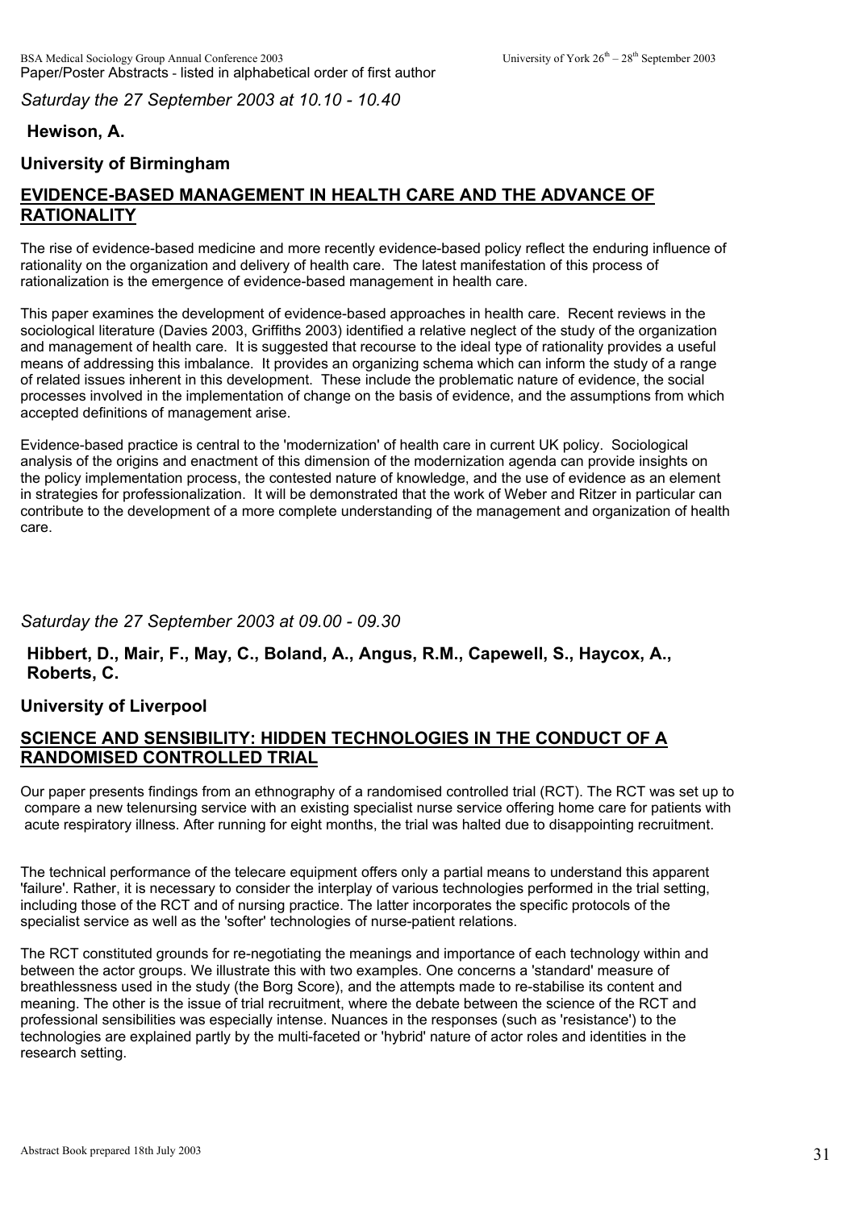*Saturday the 27 September 2003 at 10.10 - 10.40*

**Hewison, A.**

**University of Birmingham**

## EVIDENCE-BASED MANAGEMENT IN HEALTH CARE AND THE ADVANCE OF RATIONALITY

The rise of evidence-based medicine and more recently evidence-based policy reflect the enduring influence of rationality on the organization and delivery of health care. The latest manifestation of this process of rationalization is the emergence of evidence-based management in health care.

This paper examines the development of evidence-based approaches in health care. Recent reviews in the sociological literature (Davies 2003, Griffiths 2003) identified a relative neglect of the study of the organization and management of health care. It is suggested that recourse to the ideal type of rationality provides a useful means of addressing this imbalance. It provides an organizing schema which can inform the study of a range of related issues inherent in this development. These include the problematic nature of evidence, the social processes involved in the implementation of change on the basis of evidence, and the assumptions from which accepted definitions of management arise.

Evidence-based practice is central to the 'modernization' of health care in current UK policy. Sociological analysis of the origins and enactment of this dimension of the modernization agenda can provide insights on the policy implementation process, the contested nature of knowledge, and the use of evidence as an element in strategies for professionalization. It will be demonstrated that the work of Weber and Ritzer in particular can contribute to the development of a more complete understanding of the management and organization of health care.

*Saturday the 27 September 2003 at 09.00 - 09.30*

**Hibbert, D., Mair, F., May, C., Boland, A., Angus, R.M., Capewell, S., Haycox, A., Roberts, C.**

**University of Liverpool**

## SCIENCE AND SENSIBILITY: HIDDEN TECHNOLOGIES IN THE CONDUCT OF A RANDOMISED CONTROLLED TRIAL

Our paper presents findings from an ethnography of a randomised controlled trial (RCT). The RCT was set up to compare a new telenursing service with an existing specialist nurse service offering home care for patients with acute respiratory illness. After running for eight months, the trial was halted due to disappointing recruitment.

The technical performance of the telecare equipment offers only a partial means to understand this apparent 'failure'. Rather, it is necessary to consider the interplay of various technologies performed in the trial setting, including those of the RCT and of nursing practice. The latter incorporates the specific protocols of the specialist service as well as the 'softer' technologies of nurse-patient relations.

The RCT constituted grounds for re-negotiating the meanings and importance of each technology within and between the actor groups. We illustrate this with two examples. One concerns a 'standard' measure of breathlessness used in the study (the Borg Score), and the attempts made to re-stabilise its content and meaning. The other is the issue of trial recruitment, where the debate between the science of the RCT and professional sensibilities was especially intense. Nuances in the responses (such as 'resistance') to the technologies are explained partly by the multi-faceted or 'hybrid' nature of actor roles and identities in the research setting.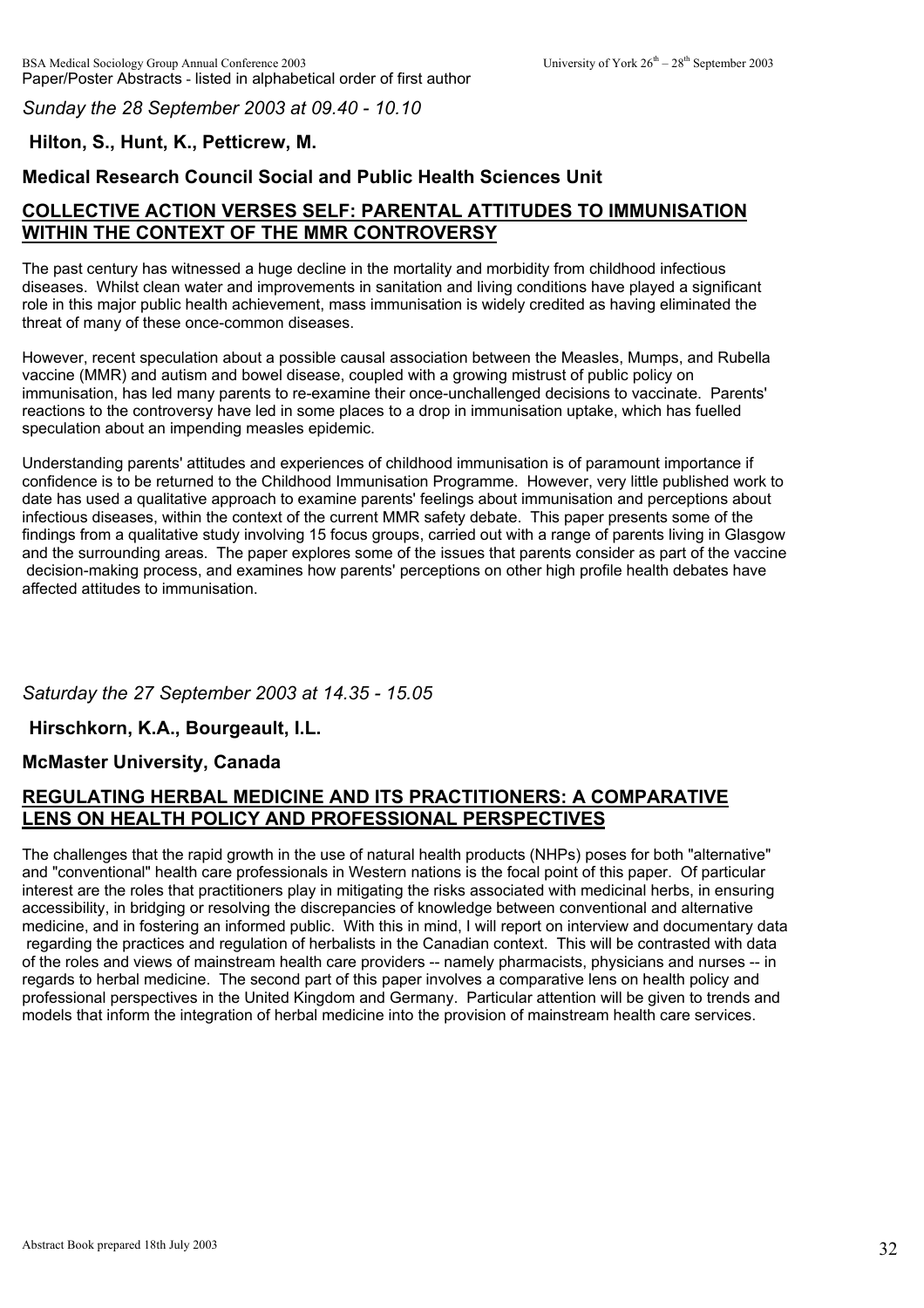*Sunday the 28 September 2003 at 09.40 - 10.10*

**Hilton, S., Hunt, K., Petticrew, M.**

**Medical Research Council Social and Public Health Sciences Unit**

## COLLECTIVE ACTION VERSES SELF: PARENTAL ATTITUDES TO IMMUNISATION WITHIN THE CONTEXT OF THE MMR CONTROVERSY

The past century has witnessed a huge decline in the mortality and morbidity from childhood infectious diseases. Whilst clean water and improvements in sanitation and living conditions have played a significant role in this major public health achievement, mass immunisation is widely credited as having eliminated the threat of many of these once-common diseases.

However, recent speculation about a possible causal association between the Measles, Mumps, and Rubella vaccine (MMR) and autism and bowel disease, coupled with a growing mistrust of public policy on immunisation, has led many parents to re-examine their once-unchallenged decisions to vaccinate. Parents' reactions to the controversy have led in some places to a drop in immunisation uptake, which has fuelled speculation about an impending measles epidemic.

Understanding parents' attitudes and experiences of childhood immunisation is of paramount importance if confidence is to be returned to the Childhood Immunisation Programme. However, very little published work to date has used a qualitative approach to examine parents' feelings about immunisation and perceptions about infectious diseases, within the context of the current MMR safety debate. This paper presents some of the findings from a qualitative study involving 15 focus groups, carried out with a range of parents living in Glasgow and the surrounding areas. The paper explores some of the issues that parents consider as part of the vaccine decision-making process, and examines how parents' perceptions on other high profile health debates have affected attitudes to immunisation.

*Saturday the 27 September 2003 at 14.35 - 15.05*

**Hirschkorn, K.A., Bourgeault, I.L.**

**McMaster University, Canada**

## REGULATING HERBAL MEDICINE AND ITS PRACTITIONERS: A COMPARATIVE LENS ON HEALTH POLICY AND PROFESSIONAL PERSPECTIVES

The challenges that the rapid growth in the use of natural health products (NHPs) poses for both "alternative" and "conventional" health care professionals in Western nations is the focal point of this paper. Of particular interest are the roles that practitioners play in mitigating the risks associated with medicinal herbs, in ensuring accessibility, in bridging or resolving the discrepancies of knowledge between conventional and alternative medicine, and in fostering an informed public. With this in mind, I will report on interview and documentary data regarding the practices and regulation of herbalists in the Canadian context. This will be contrasted with data of the roles and views of mainstream health care providers -- namely pharmacists, physicians and nurses -- in regards to herbal medicine. The second part of this paper involves a comparative lens on health policy and professional perspectives in the United Kingdom and Germany. Particular attention will be given to trends and models that inform the integration of herbal medicine into the provision of mainstream health care services.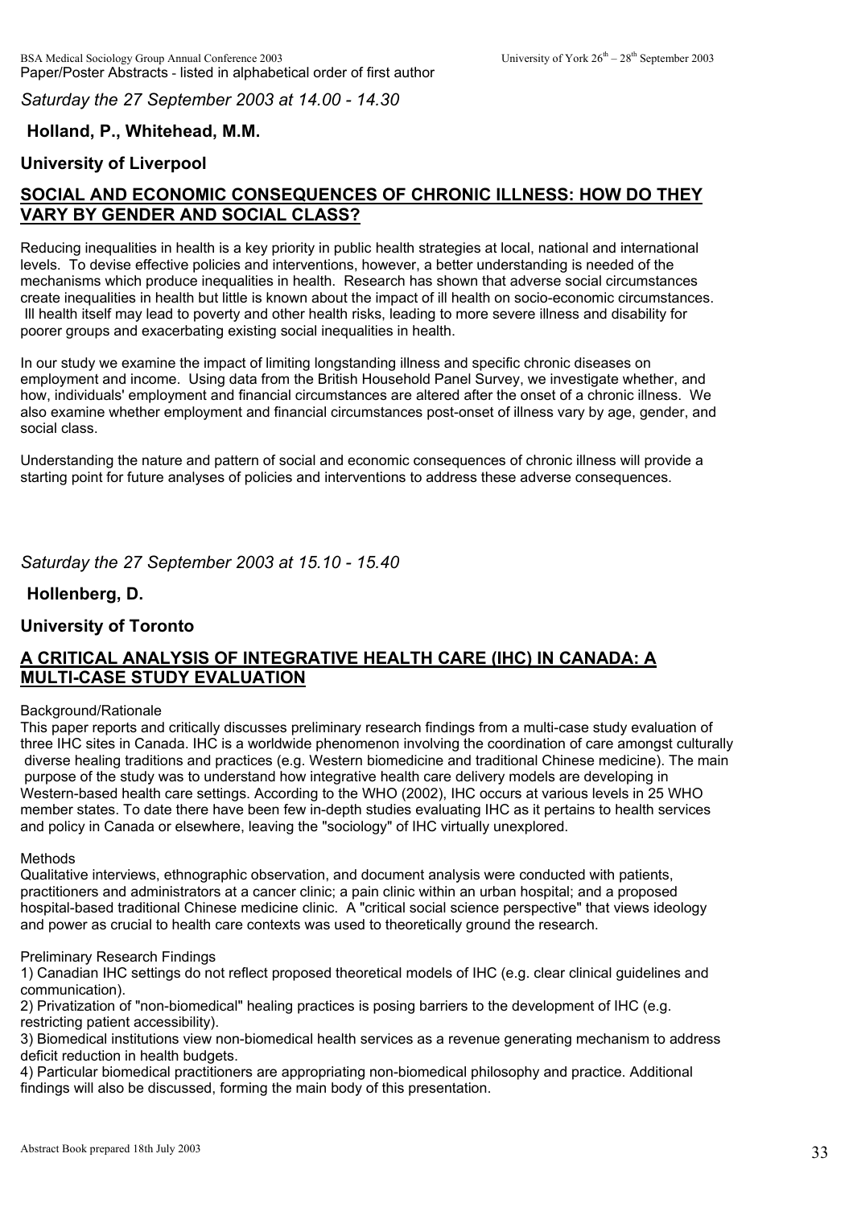*Saturday the 27 September 2003 at 14.00 - 14.30*

**Holland, P., Whitehead, M.M.**

**University of Liverpool**

## SOCIAL AND ECONOMIC CONSEQUENCES OF CHRONIC ILLNESS: HOW DO THEY VARY BY GENDER AND SOCIAL CLASS?

Reducing inequalities in health is a key priority in public health strategies at local, national and international levels. To devise effective policies and interventions, however, a better understanding is needed of the mechanisms which produce inequalities in health. Research has shown that adverse social circumstances create inequalities in health but little is known about the impact of ill health on socio-economic circumstances. Ill health itself may lead to poverty and other health risks, leading to more severe illness and disability for poorer groups and exacerbating existing social inequalities in health.

In our study we examine the impact of limiting longstanding illness and specific chronic diseases on employment and income. Using data from the British Household Panel Survey, we investigate whether, and how, individuals' employment and financial circumstances are altered after the onset of a chronic illness. We also examine whether employment and financial circumstances post-onset of illness vary by age, gender, and social class.

Understanding the nature and pattern of social and economic consequences of chronic illness will provide a starting point for future analyses of policies and interventions to address these adverse consequences.

*Saturday the 27 September 2003 at 15.10 - 15.40*

**Hollenberg, D.**

**University of Toronto**

## A CRITICAL ANALYSIS OF INTEGRATIVE HEALTH CARE (IHC) IN CANADA: A MULTI-CASE STUDY EVALUATION

Background/Rationale

This paper reports and critically discusses preliminary research findings from a multi-case study evaluation of three IHC sites in Canada. IHC is a worldwide phenomenon involving the coordination of care amongst culturally diverse healing traditions and practices (e.g. Western biomedicine and traditional Chinese medicine). The main purpose of the study was to understand how integrative health care delivery models are developing in Western-based health care settings. According to the WHO (2002), IHC occurs at various levels in 25 WHO member states. To date there have been few in-depth studies evaluating IHC as it pertains to health services and policy in Canada or elsewhere, leaving the "sociology" of IHC virtually unexplored.

Methods

Qualitative interviews, ethnographic observation, and document analysis were conducted with patients, practitioners and administrators at a cancer clinic; a pain clinic within an urban hospital; and a proposed hospital-based traditional Chinese medicine clinic. A "critical social science perspective" that views ideology and power as crucial to health care contexts was used to theoretically ground the research.

Preliminary Research Findings

1) Canadian IHC settings do not reflect proposed theoretical models of IHC (e.g. clear clinical guidelines and communication).
2) Privatization of "non-biomedical" healing practices is posing barriers to the development of IHC (e.g. restricting patient accessibility).
3) Biomedical institutions view non-biomedical health services as a revenue generating mechanism to address deficit reduction in health budgets.
4) Particular biomedical practitioners are appropriating non-biomedical philosophy and practice. Additional findings will also be discussed, forming the main body of this presentation.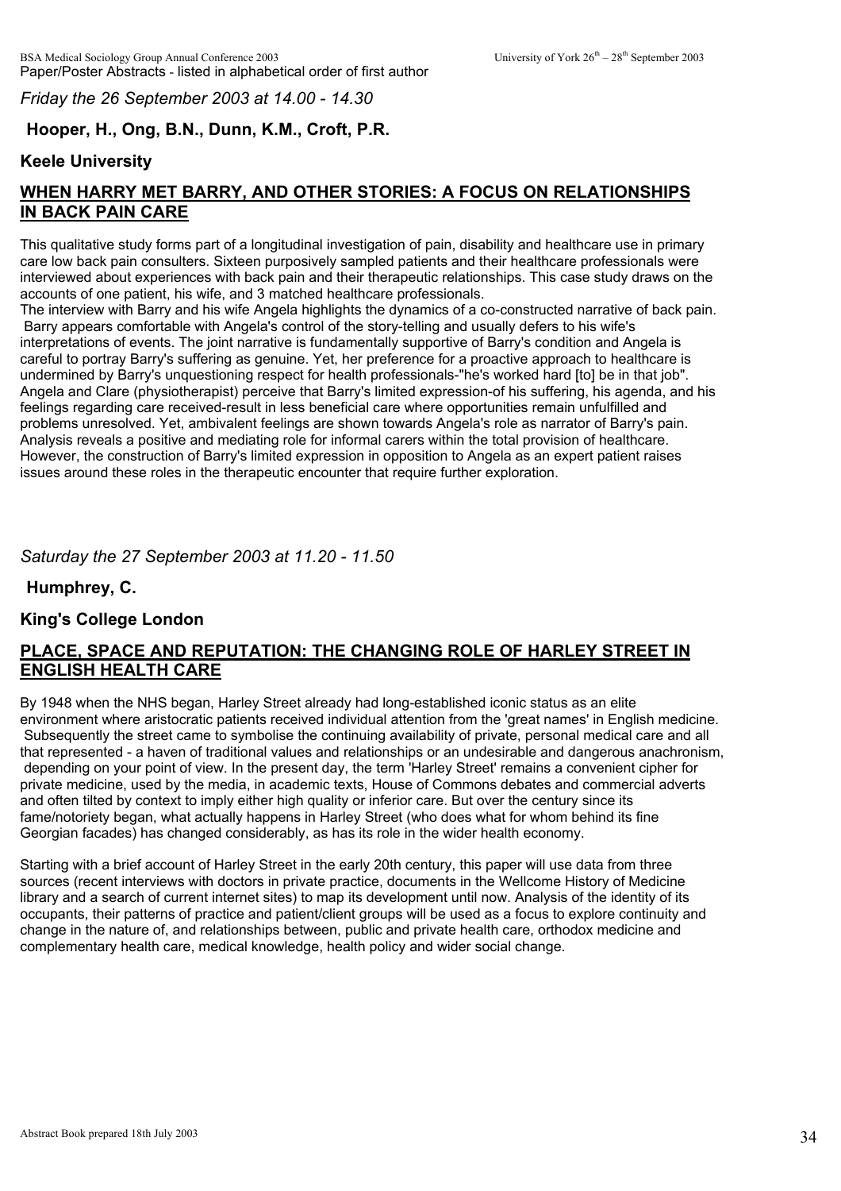*Friday the 26 September 2003 at 14.00 - 14.30*

**Hooper, H., Ong, B.N., Dunn, K.M., Croft, P.R.**

**Keele University**

## WHEN HARRY MET BARRY, AND OTHER STORIES: A FOCUS ON RELATIONSHIPS IN BACK PAIN CARE

This qualitative study forms part of a longitudinal investigation of pain, disability and healthcare use in primary care low back pain consulters. Sixteen purposively sampled patients and their healthcare professionals were interviewed about experiences with back pain and their therapeutic relationships. This case study draws on the accounts of one patient, his wife, and 3 matched healthcare professionals.
The interview with Barry and his wife Angela highlights the dynamics of a co-constructed narrative of back pain. Barry appears comfortable with Angela's control of the story-telling and usually defers to his wife's interpretations of events. The joint narrative is fundamentally supportive of Barry's condition and Angela is careful to portray Barry's suffering as genuine. Yet, her preference for a proactive approach to healthcare is undermined by Barry's unquestioning respect for health professionals-"he's worked hard [to] be in that job". Angela and Clare (physiotherapist) perceive that Barry's limited expression-of his suffering, his agenda, and his feelings regarding care received-result in less beneficial care where opportunities remain unfulfilled and problems unresolved. Yet, ambivalent feelings are shown towards Angela's role as narrator of Barry's pain. Analysis reveals a positive and mediating role for informal carers within the total provision of healthcare. However, the construction of Barry's limited expression in opposition to Angela as an expert patient raises issues around these roles in the therapeutic encounter that require further exploration.

*Saturday the 27 September 2003 at 11.20 - 11.50*

**Humphrey, C.**

**King's College London**

## PLACE, SPACE AND REPUTATION: THE CHANGING ROLE OF HARLEY STREET IN ENGLISH HEALTH CARE

By 1948 when the NHS began, Harley Street already had long-established iconic status as an elite environment where aristocratic patients received individual attention from the 'great names' in English medicine. Subsequently the street came to symbolise the continuing availability of private, personal medical care and all that represented - a haven of traditional values and relationships or an undesirable and dangerous anachronism, depending on your point of view. In the present day, the term 'Harley Street' remains a convenient cipher for private medicine, used by the media, in academic texts, House of Commons debates and commercial adverts and often tilted by context to imply either high quality or inferior care. But over the century since its fame/notoriety began, what actually happens in Harley Street (who does what for whom behind its fine Georgian facades) has changed considerably, as has its role in the wider health economy.

Starting with a brief account of Harley Street in the early 20th century, this paper will use data from three sources (recent interviews with doctors in private practice, documents in the Wellcome History of Medicine library and a search of current internet sites) to map its development until now. Analysis of the identity of its occupants, their patterns of practice and patient/client groups will be used as a focus to explore continuity and change in the nature of, and relationships between, public and private health care, orthodox medicine and complementary health care, medical knowledge, health policy and wider social change.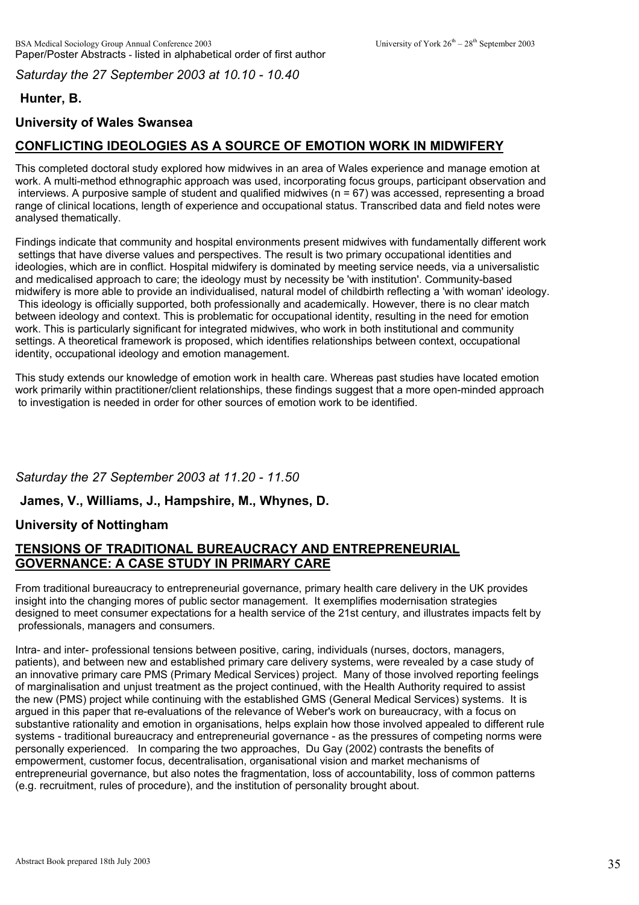*Saturday the 27 September 2003 at 10.10 - 10.40*

**Hunter, B.**

**University of Wales Swansea**

## CONFLICTING IDEOLOGIES AS A SOURCE OF EMOTION WORK IN MIDWIFERY

This completed doctoral study explored how midwives in an area of Wales experience and manage emotion at work. A multi-method ethnographic approach was used, incorporating focus groups, participant observation and interviews. A purposive sample of student and qualified midwives (n = 67) was accessed, representing a broad range of clinical locations, length of experience and occupational status. Transcribed data and field notes were analysed thematically.

Findings indicate that community and hospital environments present midwives with fundamentally different work settings that have diverse values and perspectives. The result is two primary occupational identities and ideologies, which are in conflict. Hospital midwifery is dominated by meeting service needs, via a universalistic and medicalised approach to care; the ideology must by necessity be 'with institution'. Community-based midwifery is more able to provide an individualised, natural model of childbirth reflecting a 'with woman' ideology. This ideology is officially supported, both professionally and academically. However, there is no clear match between ideology and context. This is problematic for occupational identity, resulting in the need for emotion work. This is particularly significant for integrated midwives, who work in both institutional and community settings. A theoretical framework is proposed, which identifies relationships between context, occupational identity, occupational ideology and emotion management.

This study extends our knowledge of emotion work in health care. Whereas past studies have located emotion work primarily within practitioner/client relationships, these findings suggest that a more open-minded approach to investigation is needed in order for other sources of emotion work to be identified.

*Saturday the 27 September 2003 at 11.20 - 11.50*

**James, V., Williams, J., Hampshire, M., Whynes, D.**

**University of Nottingham**

## TENSIONS OF TRADITIONAL BUREAUCRACY AND ENTREPRENEURIAL GOVERNANCE: A CASE STUDY IN PRIMARY CARE

From traditional bureaucracy to entrepreneurial governance, primary health care delivery in the UK provides insight into the changing mores of public sector management. It exemplifies modernisation strategies designed to meet consumer expectations for a health service of the 21st century, and illustrates impacts felt by professionals, managers and consumers.

Intra- and inter- professional tensions between positive, caring, individuals (nurses, doctors, managers, patients), and between new and established primary care delivery systems, were revealed by a case study of an innovative primary care PMS (Primary Medical Services) project. Many of those involved reporting feelings of marginalisation and unjust treatment as the project continued, with the Health Authority required to assist the new (PMS) project while continuing with the established GMS (General Medical Services) systems. It is argued in this paper that re-evaluations of the relevance of Weber's work on bureaucracy, with a focus on substantive rationality and emotion in organisations, helps explain how those involved appealed to different rule systems - traditional bureaucracy and entrepreneurial governance - as the pressures of competing norms were personally experienced. In comparing the two approaches, Du Gay (2002) contrasts the benefits of empowerment, customer focus, decentralisation, organisational vision and market mechanisms of entrepreneurial governance, but also notes the fragmentation, loss of accountability, loss of common patterns (e.g. recruitment, rules of procedure), and the institution of personality brought about.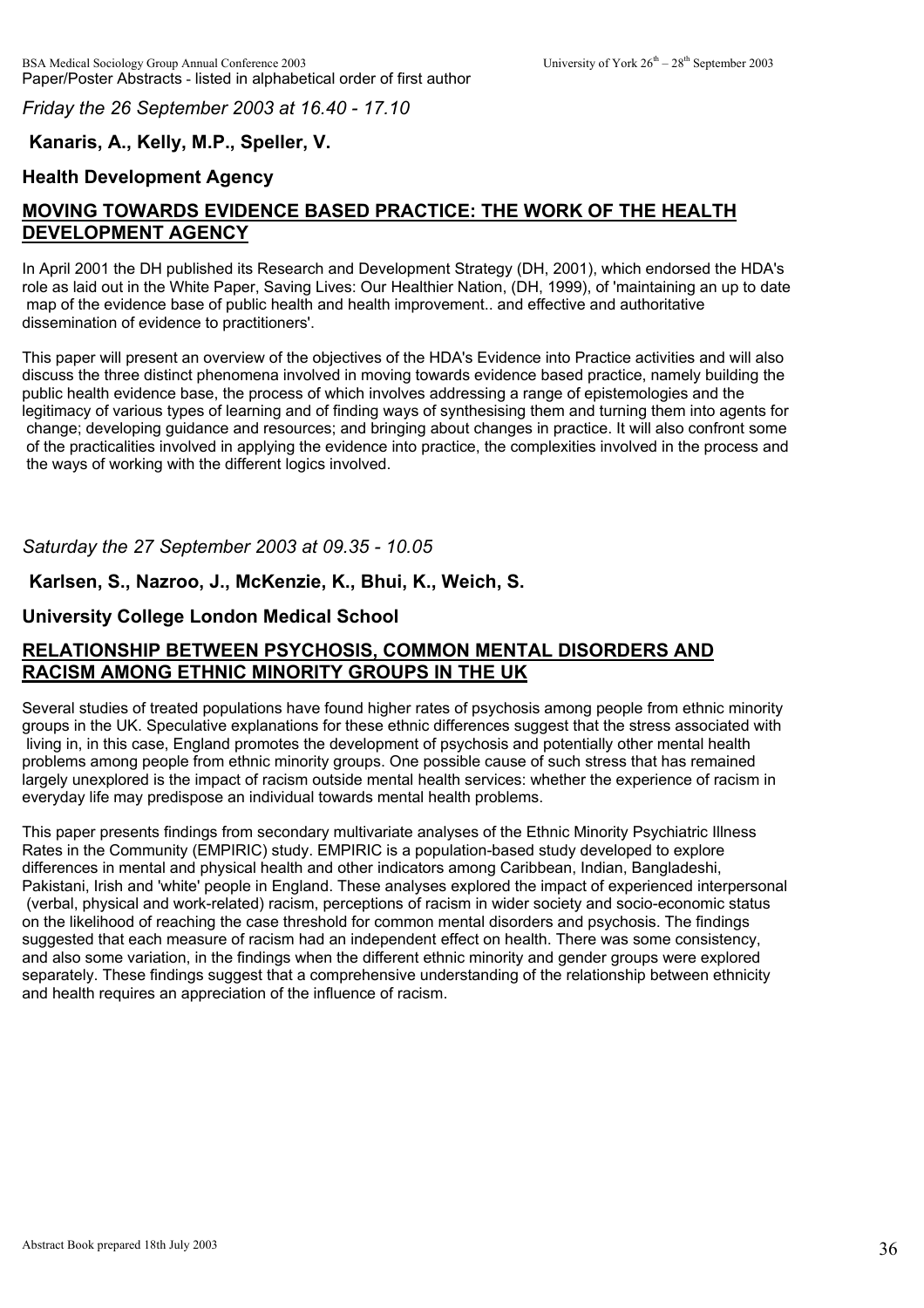*Friday the 26 September 2003 at 16.40 - 17.10*

**Kanaris, A., Kelly, M.P., Speller, V.**

**Health Development Agency**

## MOVING TOWARDS EVIDENCE BASED PRACTICE: THE WORK OF THE HEALTH DEVELOPMENT AGENCY

In April 2001 the DH published its Research and Development Strategy (DH, 2001), which endorsed the HDA's role as laid out in the White Paper, Saving Lives: Our Healthier Nation, (DH, 1999), of 'maintaining an up to date map of the evidence base of public health and health improvement.. and effective and authoritative dissemination of evidence to practitioners'.

This paper will present an overview of the objectives of the HDA's Evidence into Practice activities and will also discuss the three distinct phenomena involved in moving towards evidence based practice, namely building the public health evidence base, the process of which involves addressing a range of epistemologies and the legitimacy of various types of learning and of finding ways of synthesising them and turning them into agents for change; developing guidance and resources; and bringing about changes in practice. It will also confront some of the practicalities involved in applying the evidence into practice, the complexities involved in the process and the ways of working with the different logics involved.

*Saturday the 27 September 2003 at 09.35 - 10.05*

**Karlsen, S., Nazroo, J., McKenzie, K., Bhui, K., Weich, S.**

**University College London Medical School**

## RELATIONSHIP BETWEEN PSYCHOSIS, COMMON MENTAL DISORDERS AND RACISM AMONG ETHNIC MINORITY GROUPS IN THE UK

Several studies of treated populations have found higher rates of psychosis among people from ethnic minority groups in the UK. Speculative explanations for these ethnic differences suggest that the stress associated with living in, in this case, England promotes the development of psychosis and potentially other mental health problems among people from ethnic minority groups. One possible cause of such stress that has remained largely unexplored is the impact of racism outside mental health services: whether the experience of racism in everyday life may predispose an individual towards mental health problems.

This paper presents findings from secondary multivariate analyses of the Ethnic Minority Psychiatric Illness Rates in the Community (EMPIRIC) study. EMPIRIC is a population-based study developed to explore differences in mental and physical health and other indicators among Caribbean, Indian, Bangladeshi, Pakistani, Irish and 'white' people in England. These analyses explored the impact of experienced interpersonal (verbal, physical and work-related) racism, perceptions of racism in wider society and socio-economic status on the likelihood of reaching the case threshold for common mental disorders and psychosis. The findings suggested that each measure of racism had an independent effect on health. There was some consistency, and also some variation, in the findings when the different ethnic minority and gender groups were explored separately. These findings suggest that a comprehensive understanding of the relationship between ethnicity and health requires an appreciation of the influence of racism.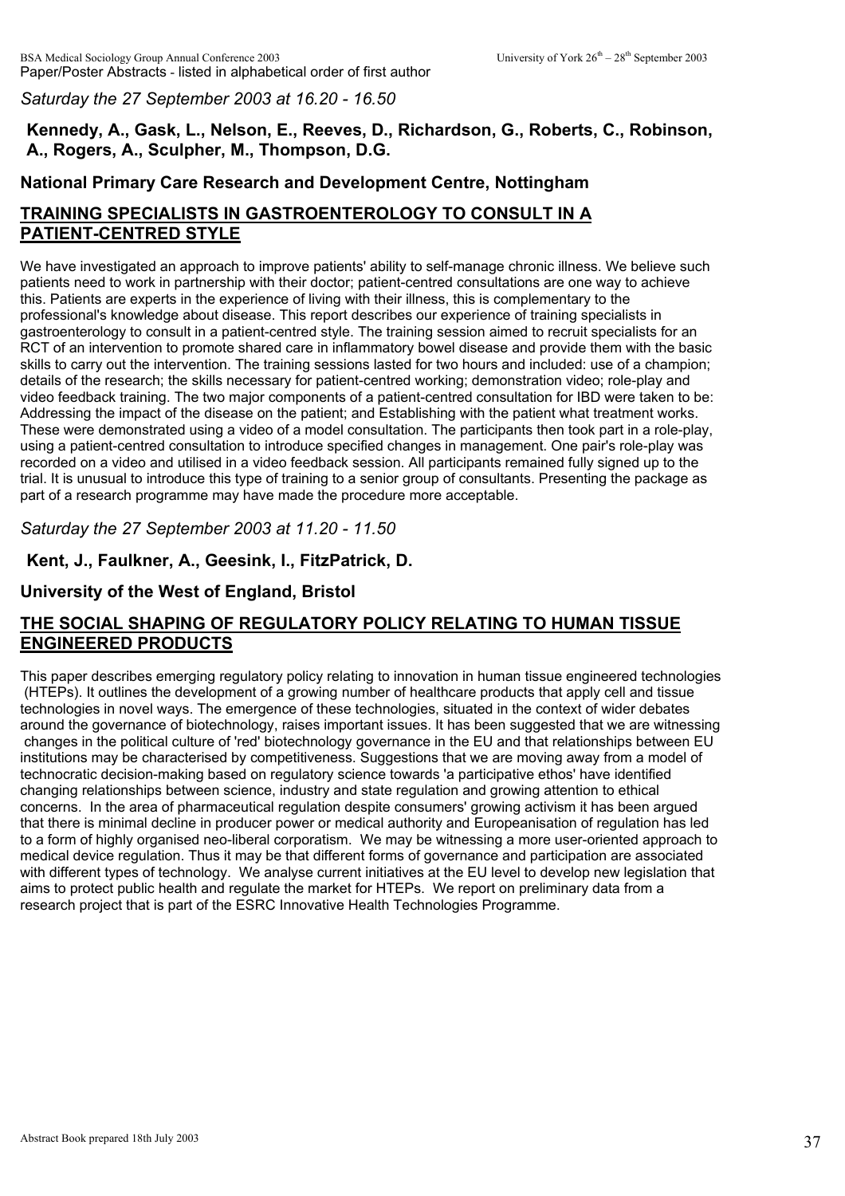*Saturday the 27 September 2003 at 16.20 - 16.50*

**Kennedy, A., Gask, L., Nelson, E., Reeves, D., Richardson, G., Roberts, C., Robinson, A., Rogers, A., Sculpher, M., Thompson, D.G.**

**National Primary Care Research and Development Centre, Nottingham**

## TRAINING SPECIALISTS IN GASTROENTEROLOGY TO CONSULT IN A PATIENT-CENTRED STYLE

We have investigated an approach to improve patients' ability to self-manage chronic illness. We believe such patients need to work in partnership with their doctor; patient-centred consultations are one way to achieve this. Patients are experts in the experience of living with their illness, this is complementary to the professional's knowledge about disease. This report describes our experience of training specialists in gastroenterology to consult in a patient-centred style. The training session aimed to recruit specialists for an RCT of an intervention to promote shared care in inflammatory bowel disease and provide them with the basic skills to carry out the intervention. The training sessions lasted for two hours and included: use of a champion; details of the research; the skills necessary for patient-centred working; demonstration video; role-play and video feedback training. The two major components of a patient-centred consultation for IBD were taken to be: Addressing the impact of the disease on the patient; and Establishing with the patient what treatment works. These were demonstrated using a video of a model consultation. The participants then took part in a role-play, using a patient-centred consultation to introduce specified changes in management. One pair's role-play was recorded on a video and utilised in a video feedback session. All participants remained fully signed up to the trial. It is unusual to introduce this type of training to a senior group of consultants. Presenting the package as part of a research programme may have made the procedure more acceptable.

*Saturday the 27 September 2003 at 11.20 - 11.50*

**Kent, J., Faulkner, A., Geesink, I., FitzPatrick, D.**

**University of the West of England, Bristol**

## THE SOCIAL SHAPING OF REGULATORY POLICY RELATING TO HUMAN TISSUE ENGINEERED PRODUCTS

This paper describes emerging regulatory policy relating to innovation in human tissue engineered technologies (HTEPs). It outlines the development of a growing number of healthcare products that apply cell and tissue technologies in novel ways. The emergence of these technologies, situated in the context of wider debates around the governance of biotechnology, raises important issues. It has been suggested that we are witnessing changes in the political culture of 'red' biotechnology governance in the EU and that relationships between EU institutions may be characterised by competitiveness. Suggestions that we are moving away from a model of technocratic decision-making based on regulatory science towards 'a participative ethos' have identified changing relationships between science, industry and state regulation and growing attention to ethical concerns. In the area of pharmaceutical regulation despite consumers' growing activism it has been argued that there is minimal decline in producer power or medical authority and Europeanisation of regulation has led to a form of highly organised neo-liberal corporatism. We may be witnessing a more user-oriented approach to medical device regulation. Thus it may be that different forms of governance and participation are associated with different types of technology. We analyse current initiatives at the EU level to develop new legislation that aims to protect public health and regulate the market for HTEPs. We report on preliminary data from a research project that is part of the ESRC Innovative Health Technologies Programme.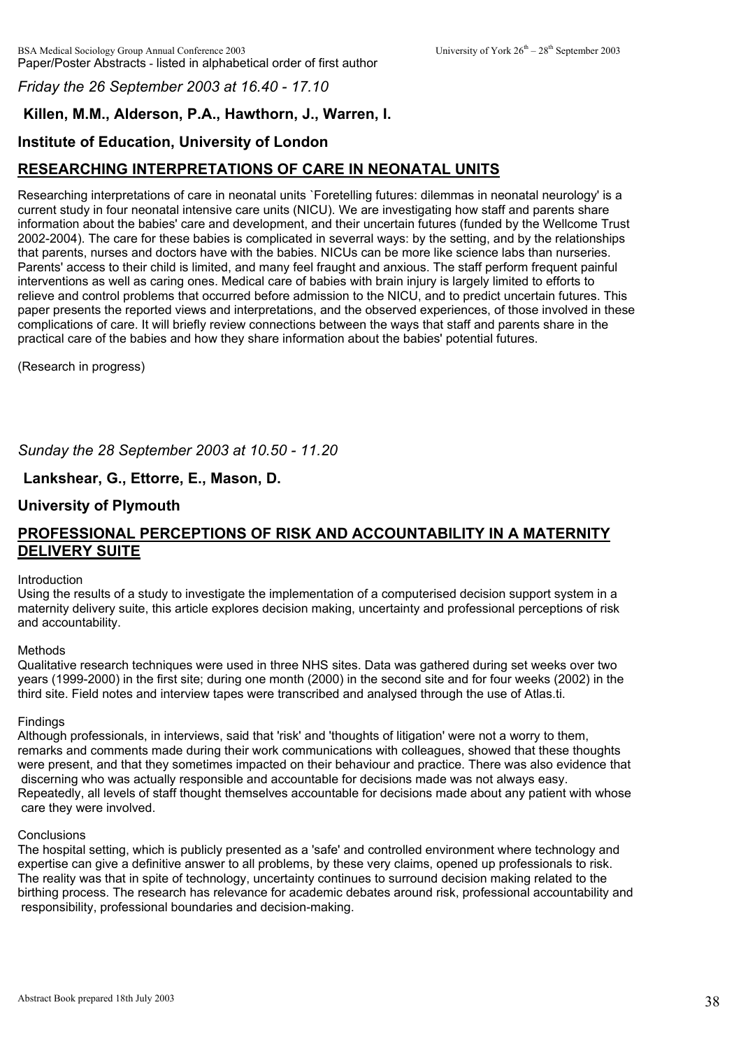*Friday the 26 September 2003 at 16.40 - 17.10*

**Killen, M.M., Alderson, P.A., Hawthorn, J., Warren, I.**

**Institute of Education, University of London**

## RESEARCHING INTERPRETATIONS OF CARE IN NEONATAL UNITS

Researching interpretations of care in neonatal units `Foretelling futures: dilemmas in neonatal neurology' is a current study in four neonatal intensive care units (NICU). We are investigating how staff and parents share information about the babies' care and development, and their uncertain futures (funded by the Wellcome Trust 2002-2004). The care for these babies is complicated in severral ways: by the setting, and by the relationships that parents, nurses and doctors have with the babies. NICUs can be more like science labs than nurseries. Parents' access to their child is limited, and many feel fraught and anxious. The staff perform frequent painful interventions as well as caring ones. Medical care of babies with brain injury is largely limited to efforts to relieve and control problems that occurred before admission to the NICU, and to predict uncertain futures. This paper presents the reported views and interpretations, and the observed experiences, of those involved in these complications of care. It will briefly review connections between the ways that staff and parents share in the practical care of the babies and how they share information about the babies' potential futures.

(Research in progress)

*Sunday the 28 September 2003 at 10.50 - 11.20*

**Lankshear, G., Ettorre, E., Mason, D.**

**University of Plymouth**

## PROFESSIONAL PERCEPTIONS OF RISK AND ACCOUNTABILITY IN A MATERNITY DELIVERY SUITE

Introduction
Using the results of a study to investigate the implementation of a computerised decision support system in a maternity delivery suite, this article explores decision making, uncertainty and professional perceptions of risk and accountability.

Methods
Qualitative research techniques were used in three NHS sites. Data was gathered during set weeks over two years (1999-2000) in the first site; during one month (2000) in the second site and for four weeks (2002) in the third site. Field notes and interview tapes were transcribed and analysed through the use of Atlas.ti.

Findings
Although professionals, in interviews, said that 'risk' and 'thoughts of litigation' were not a worry to them, remarks and comments made during their work communications with colleagues, showed that these thoughts were present, and that they sometimes impacted on their behaviour and practice. There was also evidence that discerning who was actually responsible and accountable for decisions made was not always easy. Repeatedly, all levels of staff thought themselves accountable for decisions made about any patient with whose care they were involved.

Conclusions
The hospital setting, which is publicly presented as a 'safe' and controlled environment where technology and expertise can give a definitive answer to all problems, by these very claims, opened up professionals to risk. The reality was that in spite of technology, uncertainty continues to surround decision making related to the birthing process. The research has relevance for academic debates around risk, professional accountability and responsibility, professional boundaries and decision-making.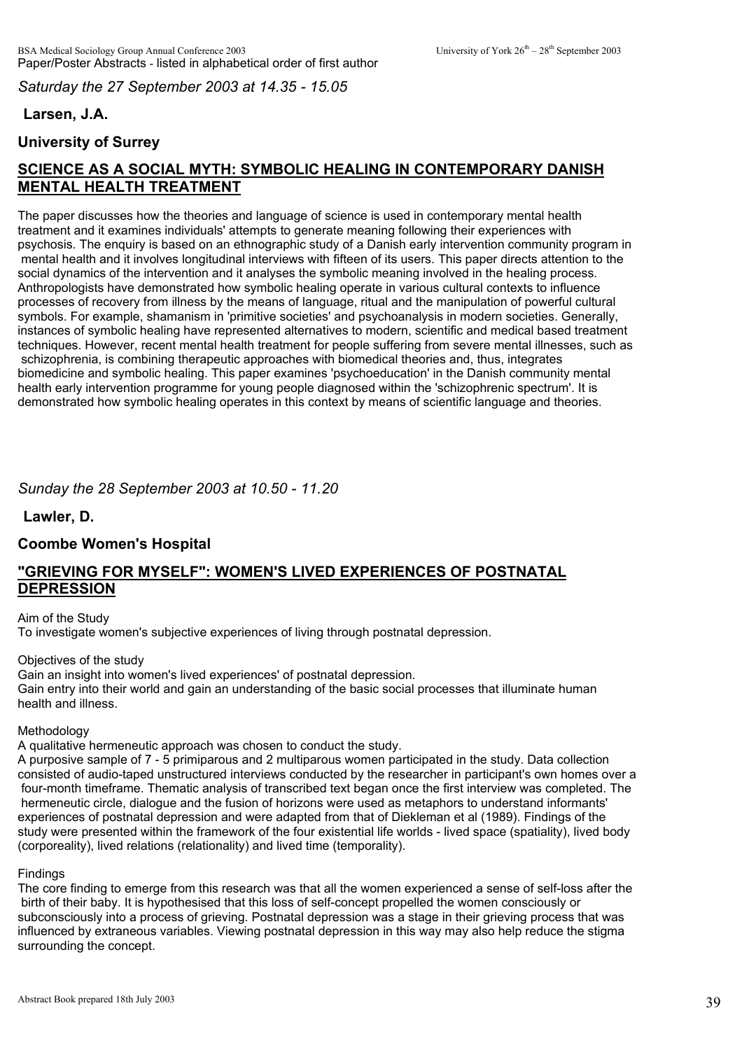*Saturday the 27 September 2003 at 14.35 - 15.05*

**Larsen, J.A.**

**University of Surrey**

## SCIENCE AS A SOCIAL MYTH: SYMBOLIC HEALING IN CONTEMPORARY DANISH MENTAL HEALTH TREATMENT

The paper discusses how the theories and language of science is used in contemporary mental health treatment and it examines individuals' attempts to generate meaning following their experiences with psychosis. The enquiry is based on an ethnographic study of a Danish early intervention community program in mental health and it involves longitudinal interviews with fifteen of its users. This paper directs attention to the social dynamics of the intervention and it analyses the symbolic meaning involved in the healing process. Anthropologists have demonstrated how symbolic healing operate in various cultural contexts to influence processes of recovery from illness by the means of language, ritual and the manipulation of powerful cultural symbols. For example, shamanism in 'primitive societies' and psychoanalysis in modern societies. Generally, instances of symbolic healing have represented alternatives to modern, scientific and medical based treatment techniques. However, recent mental health treatment for people suffering from severe mental illnesses, such as schizophrenia, is combining therapeutic approaches with biomedical theories and, thus, integrates biomedicine and symbolic healing. This paper examines 'psychoeducation' in the Danish community mental health early intervention programme for young people diagnosed within the 'schizophrenic spectrum'. It is demonstrated how symbolic healing operates in this context by means of scientific language and theories.

*Sunday the 28 September 2003 at 10.50 - 11.20*

**Lawler, D.**

**Coombe Women's Hospital**

## "GRIEVING FOR MYSELF": WOMEN'S LIVED EXPERIENCES OF POSTNATAL DEPRESSION

Aim of the Study
To investigate women's subjective experiences of living through postnatal depression.

Objectives of the study
Gain an insight into women's lived experiences' of postnatal depression.
Gain entry into their world and gain an understanding of the basic social processes that illuminate human health and illness.

Methodology
A qualitative hermeneutic approach was chosen to conduct the study.
A purposive sample of 7 - 5 primiparous and 2 multiparous women participated in the study. Data collection consisted of audio-taped unstructured interviews conducted by the researcher in participant's own homes over a four-month timeframe. Thematic analysis of transcribed text began once the first interview was completed. The hermeneutic circle, dialogue and the fusion of horizons were used as metaphors to understand informants' experiences of postnatal depression and were adapted from that of Diekleman et al (1989). Findings of the study were presented within the framework of the four existential life worlds - lived space (spatiality), lived body (corporeality), lived relations (relationality) and lived time (temporality).

Findings
The core finding to emerge from this research was that all the women experienced a sense of self-loss after the birth of their baby. It is hypothesised that this loss of self-concept propelled the women consciously or subconsciously into a process of grieving. Postnatal depression was a stage in their grieving process that was influenced by extraneous variables. Viewing postnatal depression in this way may also help reduce the stigma surrounding the concept.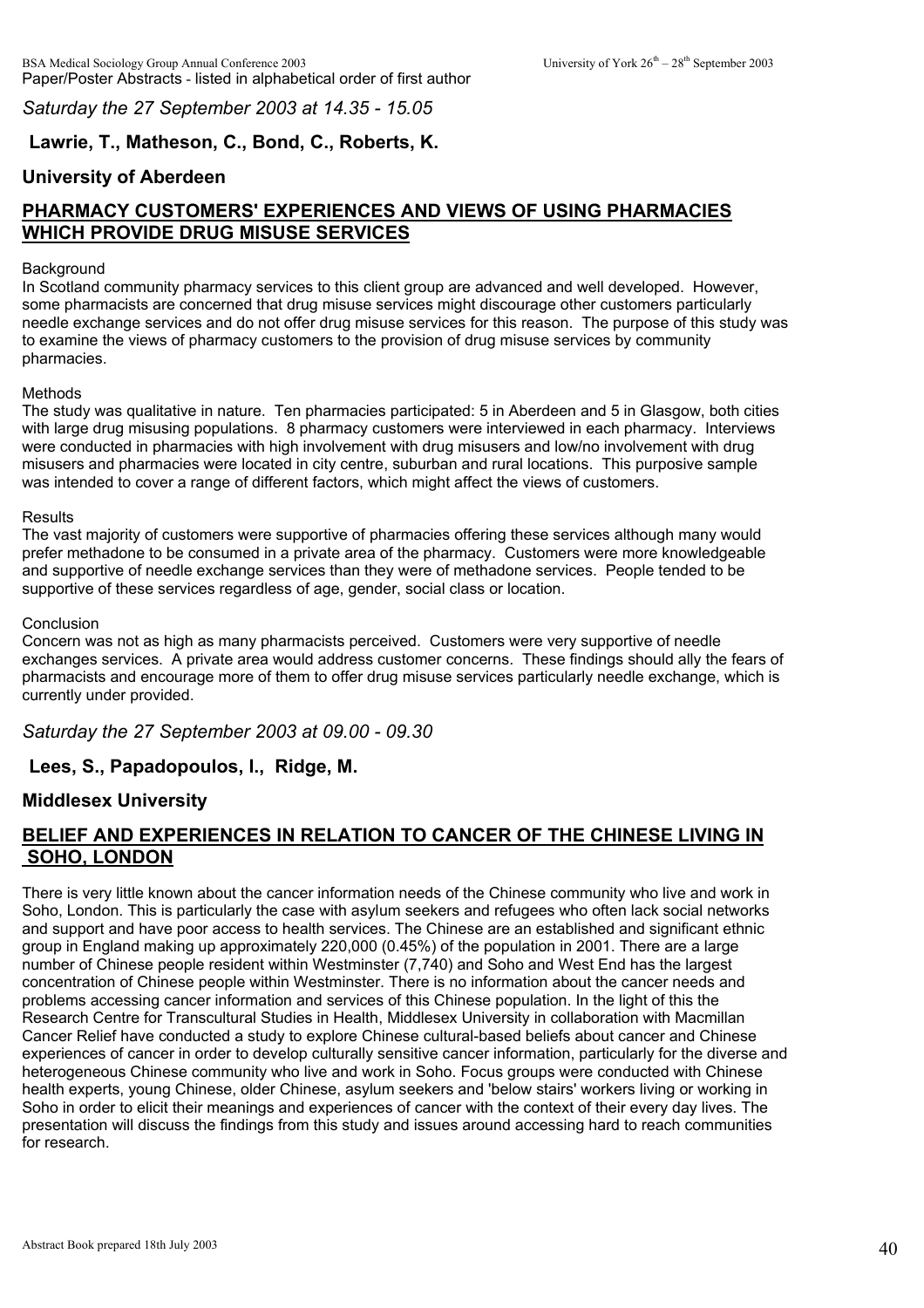*Saturday the 27 September 2003 at 14.35 - 15.05*

**Lawrie, T., Matheson, C., Bond, C., Roberts, K.**

**University of Aberdeen**

## PHARMACY CUSTOMERS' EXPERIENCES AND VIEWS OF USING PHARMACIES WHICH PROVIDE DRUG MISUSE SERVICES

Background
In Scotland community pharmacy services to this client group are advanced and well developed. However, some pharmacists are concerned that drug misuse services might discourage other customers particularly needle exchange services and do not offer drug misuse services for this reason. The purpose of this study was to examine the views of pharmacy customers to the provision of drug misuse services by community pharmacies.

Methods
The study was qualitative in nature. Ten pharmacies participated: 5 in Aberdeen and 5 in Glasgow, both cities with large drug misusing populations. 8 pharmacy customers were interviewed in each pharmacy. Interviews were conducted in pharmacies with high involvement with drug misusers and low/no involvement with drug misusers and pharmacies were located in city centre, suburban and rural locations. This purposive sample was intended to cover a range of different factors, which might affect the views of customers.

Results
The vast majority of customers were supportive of pharmacies offering these services although many would prefer methadone to be consumed in a private area of the pharmacy. Customers were more knowledgeable and supportive of needle exchange services than they were of methadone services. People tended to be supportive of these services regardless of age, gender, social class or location.

Conclusion
Concern was not as high as many pharmacists perceived. Customers were very supportive of needle exchanges services. A private area would address customer concerns. These findings should ally the fears of pharmacists and encourage more of them to offer drug misuse services particularly needle exchange, which is currently under provided.

*Saturday the 27 September 2003 at 09.00 - 09.30*

**Lees, S., Papadopoulos, I., Ridge, M.**

**Middlesex University**

## BELIEF AND EXPERIENCES IN RELATION TO CANCER OF THE CHINESE LIVING IN SOHO, LONDON

There is very little known about the cancer information needs of the Chinese community who live and work in Soho, London. This is particularly the case with asylum seekers and refugees who often lack social networks and support and have poor access to health services. The Chinese are an established and significant ethnic group in England making up approximately 220,000 (0.45%) of the population in 2001. There are a large number of Chinese people resident within Westminster (7,740) and Soho and West End has the largest concentration of Chinese people within Westminster. There is no information about the cancer needs and problems accessing cancer information and services of this Chinese population. In the light of this the Research Centre for Transcultural Studies in Health, Middlesex University in collaboration with Macmillan Cancer Relief have conducted a study to explore Chinese cultural-based beliefs about cancer and Chinese experiences of cancer in order to develop culturally sensitive cancer information, particularly for the diverse and heterogeneous Chinese community who live and work in Soho. Focus groups were conducted with Chinese health experts, young Chinese, older Chinese, asylum seekers and 'below stairs' workers living or working in Soho in order to elicit their meanings and experiences of cancer with the context of their every day lives. The presentation will discuss the findings from this study and issues around accessing hard to reach communities for research.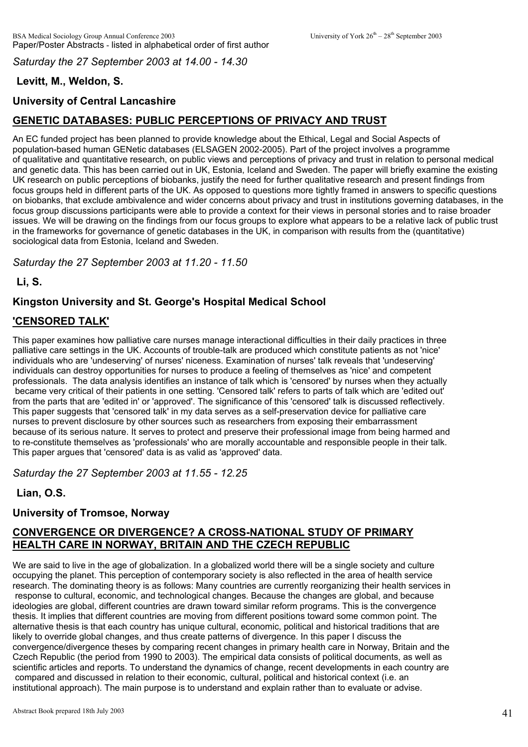*Saturday the 27 September 2003 at 14.00 - 14.30*

**Levitt, M., Weldon, S.**

**University of Central Lancashire**

## GENETIC DATABASES: PUBLIC PERCEPTIONS OF PRIVACY AND TRUST

An EC funded project has been planned to provide knowledge about the Ethical, Legal and Social Aspects of population-based human GENetic databases (ELSAGEN 2002-2005). Part of the project involves a programme of qualitative and quantitative research, on public views and perceptions of privacy and trust in relation to personal medical and genetic data. This has been carried out in UK, Estonia, Iceland and Sweden. The paper will briefly examine the existing UK research on public perceptions of biobanks, justify the need for further qualitative research and present findings from focus groups held in different parts of the UK. As opposed to questions more tightly framed in answers to specific questions on biobanks, that exclude ambivalence and wider concerns about privacy and trust in institutions governing databases, in the focus group discussions participants were able to provide a context for their views in personal stories and to raise broader issues. We will be drawing on the findings from our focus groups to explore what appears to be a relative lack of public trust in the frameworks for governance of genetic databases in the UK, in comparison with results from the (quantitative) sociological data from Estonia, Iceland and Sweden.

*Saturday the 27 September 2003 at 11.20 - 11.50*

**Li, S.**

**Kingston University and St. George's Hospital Medical School**

## 'CENSORED TALK'

This paper examines how palliative care nurses manage interactional difficulties in their daily practices in three palliative care settings in the UK. Accounts of trouble-talk are produced which constitute patients as not 'nice' individuals who are 'undeserving' of nurses' niceness. Examination of nurses' talk reveals that 'undeserving' individuals can destroy opportunities for nurses to produce a feeling of themselves as 'nice' and competent professionals. The data analysis identifies an instance of talk which is 'censored' by nurses when they actually became very critical of their patients in one setting. 'Censored talk' refers to parts of talk which are 'edited out' from the parts that are 'edited in' or 'approved'. The significance of this 'censored' talk is discussed reflectively. This paper suggests that 'censored talk' in my data serves as a self-preservation device for palliative care nurses to prevent disclosure by other sources such as researchers from exposing their embarrassment because of its serious nature. It serves to protect and preserve their professional image from being harmed and to re-constitute themselves as 'professionals' who are morally accountable and responsible people in their talk. This paper argues that 'censored' data is as valid as 'approved' data.

*Saturday the 27 September 2003 at 11.55 - 12.25*

**Lian, O.S.**

**University of Tromsoe, Norway**

## CONVERGENCE OR DIVERGENCE? A CROSS-NATIONAL STUDY OF PRIMARY HEALTH CARE IN NORWAY, BRITAIN AND THE CZECH REPUBLIC

We are said to live in the age of globalization. In a globalized world there will be a single society and culture occupying the planet. This perception of contemporary society is also reflected in the area of health service research. The dominating theory is as follows: Many countries are currently reorganizing their health services in response to cultural, economic, and technological changes. Because the changes are global, and because ideologies are global, different countries are drawn toward similar reform programs. This is the convergence thesis. It implies that different countries are moving from different positions toward some common point. The alternative thesis is that each country has unique cultural, economic, political and historical traditions that are likely to override global changes, and thus create patterns of divergence. In this paper I discuss the convergence/divergence theses by comparing recent changes in primary health care in Norway, Britain and the Czech Republic (the period from 1990 to 2003). The empirical data consists of political documents, as well as scientific articles and reports. To understand the dynamics of change, recent developments in each country are compared and discussed in relation to their economic, cultural, political and historical context (i.e. an institutional approach). The main purpose is to understand and explain rather than to evaluate or advise.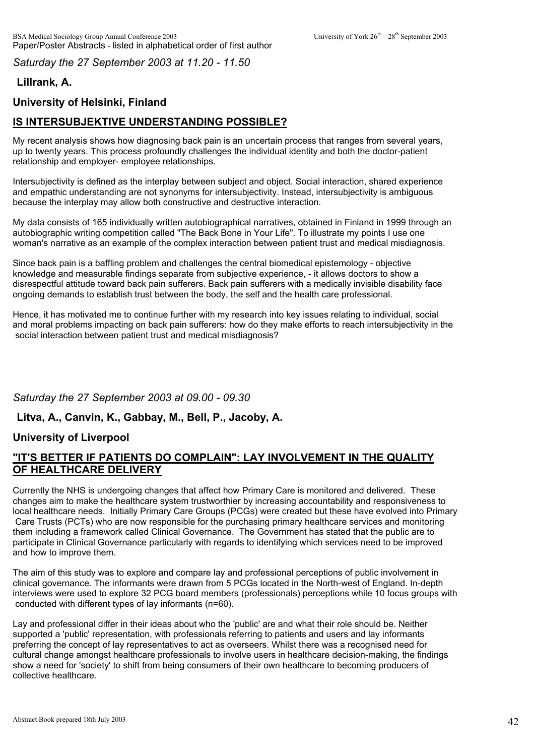*Saturday the 27 September 2003 at 11.20 - 11.50*

**Lillrank, A.**

**University of Helsinki, Finland**

## IS INTERSUBJEKTIVE UNDERSTANDING POSSIBLE?

My recent analysis shows how diagnosing back pain is an uncertain process that ranges from several years, up to twenty years. This process profoundly challenges the individual identity and both the doctor-patient relationship and employer- employee relationships.

Intersubjectivity is defined as the interplay between subject and object. Social interaction, shared experience and empathic understanding are not synonyms for intersubjectivity. Instead, intersubjectivity is ambiguous because the interplay may allow both constructive and destructive interaction.

My data consists of 165 individually written autobiographical narratives, obtained in Finland in 1999 through an autobiographic writing competition called "The Back Bone in Your Life". To illustrate my points I use one woman's narrative as an example of the complex interaction between patient trust and medical misdiagnosis.

Since back pain is a baffling problem and challenges the central biomedical epistemology - objective knowledge and measurable findings separate from subjective experience, - it allows doctors to show a disrespectful attitude toward back pain sufferers. Back pain sufferers with a medically invisible disability face ongoing demands to establish trust between the body, the self and the health care professional.

Hence, it has motivated me to continue further with my research into key issues relating to individual, social and moral problems impacting on back pain sufferers: how do they make efforts to reach intersubjectivity in the social interaction between patient trust and medical misdiagnosis?

*Saturday the 27 September 2003 at 09.00 - 09.30*

**Litva, A., Canvin, K., Gabbay, M., Bell, P., Jacoby, A.**

**University of Liverpool**

## "IT'S BETTER IF PATIENTS DO COMPLAIN": LAY INVOLVEMENT IN THE QUALITY OF HEALTHCARE DELIVERY

Currently the NHS is undergoing changes that affect how Primary Care is monitored and delivered. These changes aim to make the healthcare system trustworthier by increasing accountability and responsiveness to local healthcare needs. Initially Primary Care Groups (PCGs) were created but these have evolved into Primary Care Trusts (PCTs) who are now responsible for the purchasing primary healthcare services and monitoring them including a framework called Clinical Governance. The Government has stated that the public are to participate in Clinical Governance particularly with regards to identifying which services need to be improved and how to improve them.

The aim of this study was to explore and compare lay and professional perceptions of public involvement in clinical governance. The informants were drawn from 5 PCGs located in the North-west of England. In-depth interviews were used to explore 32 PCG board members (professionals) perceptions while 10 focus groups with conducted with different types of lay informants (n=60).

Lay and professional differ in their ideas about who the 'public' are and what their role should be. Neither supported a 'public' representation, with professionals referring to patients and users and lay informants preferring the concept of lay representatives to act as overseers. Whilst there was a recognised need for cultural change amongst healthcare professionals to involve users in healthcare decision-making, the findings show a need for 'society' to shift from being consumers of their own healthcare to becoming producers of collective healthcare.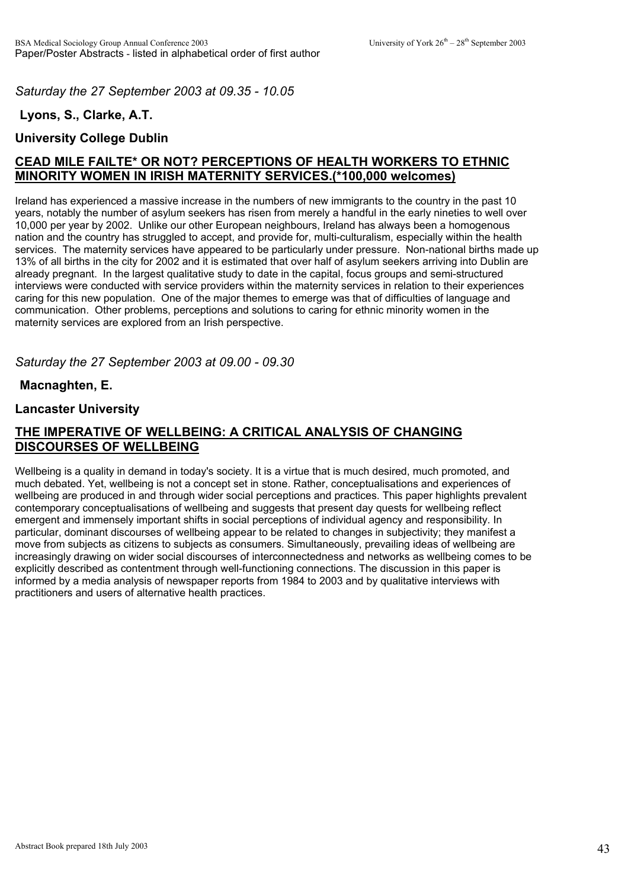*Saturday the 27 September 2003 at 09.35 - 10.05*

**Lyons, S., Clarke, A.T.**

**University College Dublin**

## CEAD MILE FAILTE* OR NOT? PERCEPTIONS OF HEALTH WORKERS TO ETHNIC MINORITY WOMEN IN IRISH MATERNITY SERVICES.(*100,000 welcomes)

Ireland has experienced a massive increase in the numbers of new immigrants to the country in the past 10 years, notably the number of asylum seekers has risen from merely a handful in the early nineties to well over 10,000 per year by 2002. Unlike our other European neighbours, Ireland has always been a homogenous nation and the country has struggled to accept, and provide for, multi-culturalism, especially within the health services. The maternity services have appeared to be particularly under pressure. Non-national births made up 13% of all births in the city for 2002 and it is estimated that over half of asylum seekers arriving into Dublin are already pregnant. In the largest qualitative study to date in the capital, focus groups and semi-structured interviews were conducted with service providers within the maternity services in relation to their experiences caring for this new population. One of the major themes to emerge was that of difficulties of language and communication. Other problems, perceptions and solutions to caring for ethnic minority women in the maternity services are explored from an Irish perspective.

*Saturday the 27 September 2003 at 09.00 - 09.30*

**Macnaghten, E.**

**Lancaster University**

## THE IMPERATIVE OF WELLBEING: A CRITICAL ANALYSIS OF CHANGING DISCOURSES OF WELLBEING

Wellbeing is a quality in demand in today's society. It is a virtue that is much desired, much promoted, and much debated. Yet, wellbeing is not a concept set in stone. Rather, conceptualisations and experiences of wellbeing are produced in and through wider social perceptions and practices. This paper highlights prevalent contemporary conceptualisations of wellbeing and suggests that present day quests for wellbeing reflect emergent and immensely important shifts in social perceptions of individual agency and responsibility. In particular, dominant discourses of wellbeing appear to be related to changes in subjectivity; they manifest a move from subjects as citizens to subjects as consumers. Simultaneously, prevailing ideas of wellbeing are increasingly drawing on wider social discourses of interconnectedness and networks as wellbeing comes to be explicitly described as contentment through well-functioning connections. The discussion in this paper is informed by a media analysis of newspaper reports from 1984 to 2003 and by qualitative interviews with practitioners and users of alternative health practices.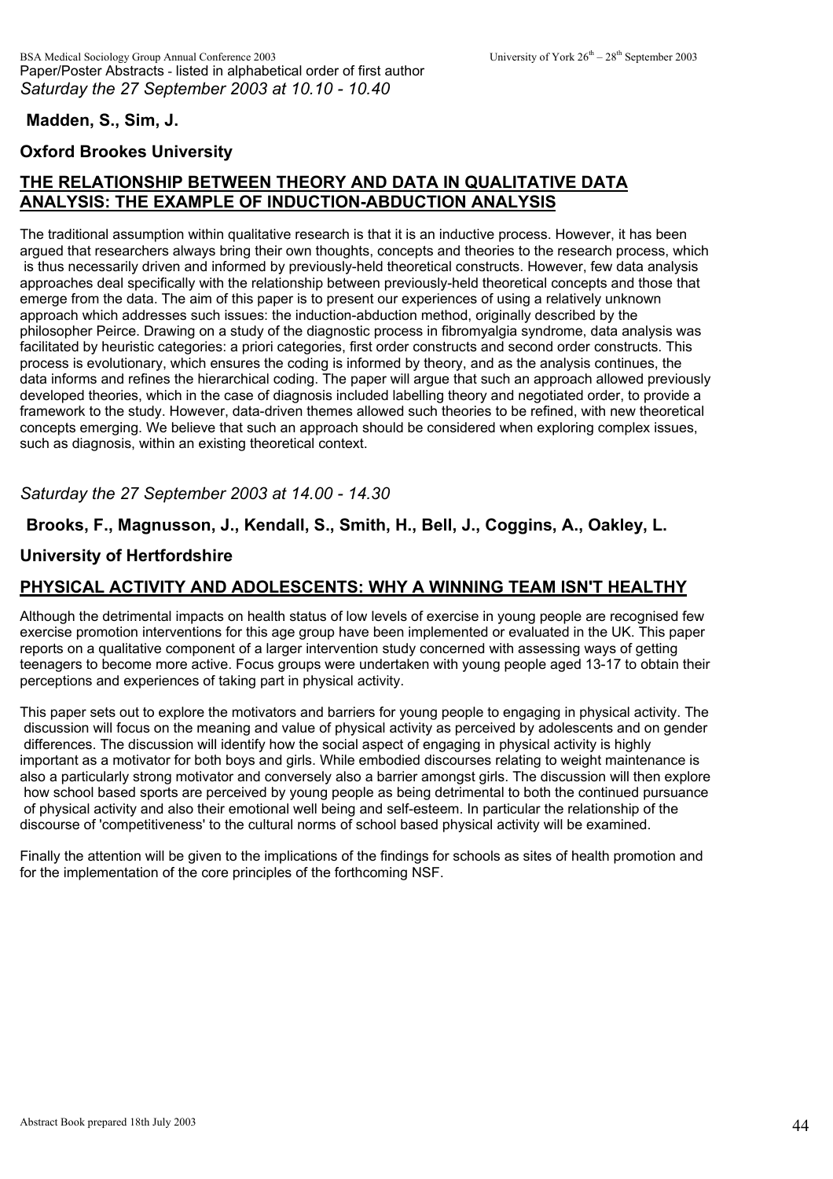*Saturday the 27 September 2003 at 10.10 - 10.40*

**Madden, S., Sim, J.**

**Oxford Brookes University**

## THE RELATIONSHIP BETWEEN THEORY AND DATA IN QUALITATIVE DATA ANALYSIS: THE EXAMPLE OF INDUCTION-ABDUCTION ANALYSIS

The traditional assumption within qualitative research is that it is an inductive process. However, it has been argued that researchers always bring their own thoughts, concepts and theories to the research process, which is thus necessarily driven and informed by previously-held theoretical constructs. However, few data analysis approaches deal specifically with the relationship between previously-held theoretical concepts and those that emerge from the data. The aim of this paper is to present our experiences of using a relatively unknown approach which addresses such issues: the induction-abduction method, originally described by the philosopher Peirce. Drawing on a study of the diagnostic process in fibromyalgia syndrome, data analysis was facilitated by heuristic categories: a priori categories, first order constructs and second order constructs. This process is evolutionary, which ensures the coding is informed by theory, and as the analysis continues, the data informs and refines the hierarchical coding. The paper will argue that such an approach allowed previously developed theories, which in the case of diagnosis included labelling theory and negotiated order, to provide a framework to the study. However, data-driven themes allowed such theories to be refined, with new theoretical concepts emerging. We believe that such an approach should be considered when exploring complex issues, such as diagnosis, within an existing theoretical context.

*Saturday the 27 September 2003 at 14.00 - 14.30*

**Brooks, F., Magnusson, J., Kendall, S., Smith, H., Bell, J., Coggins, A., Oakley, L.**

**University of Hertfordshire**

## PHYSICAL ACTIVITY AND ADOLESCENTS: WHY A WINNING TEAM ISN'T HEALTHY

Although the detrimental impacts on health status of low levels of exercise in young people are recognised few exercise promotion interventions for this age group have been implemented or evaluated in the UK. This paper reports on a qualitative component of a larger intervention study concerned with assessing ways of getting teenagers to become more active. Focus groups were undertaken with young people aged 13-17 to obtain their perceptions and experiences of taking part in physical activity.

This paper sets out to explore the motivators and barriers for young people to engaging in physical activity. The discussion will focus on the meaning and value of physical activity as perceived by adolescents and on gender differences. The discussion will identify how the social aspect of engaging in physical activity is highly important as a motivator for both boys and girls. While embodied discourses relating to weight maintenance is also a particularly strong motivator and conversely also a barrier amongst girls. The discussion will then explore how school based sports are perceived by young people as being detrimental to both the continued pursuance of physical activity and also their emotional well being and self-esteem. In particular the relationship of the discourse of 'competitiveness' to the cultural norms of school based physical activity will be examined.

Finally the attention will be given to the implications of the findings for schools as sites of health promotion and for the implementation of the core principles of the forthcoming NSF.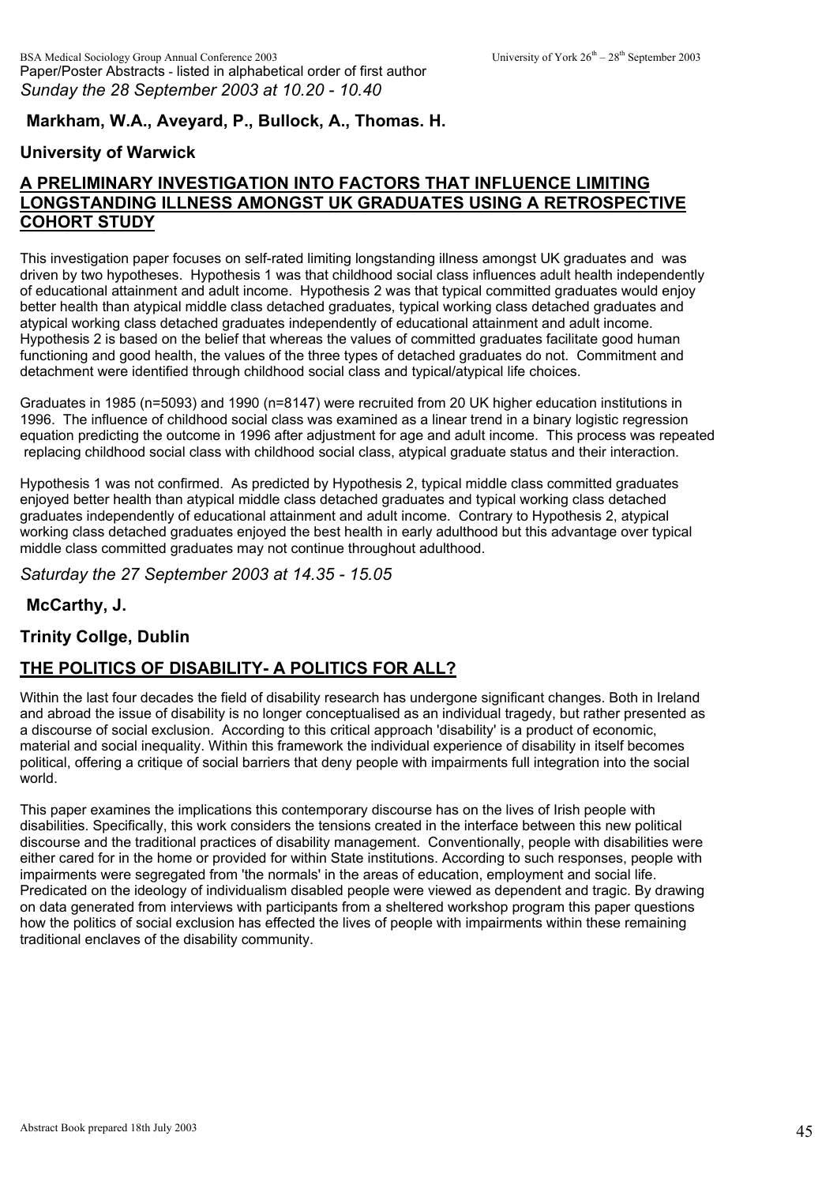*Sunday the 28 September 2003 at 10.20 - 10.40*

**Markham, W.A., Aveyard, P., Bullock, A., Thomas. H.**

**University of Warwick**

## A PRELIMINARY INVESTIGATION INTO FACTORS THAT INFLUENCE LIMITING LONGSTANDING ILLNESS AMONGST UK GRADUATES USING A RETROSPECTIVE COHORT STUDY

This investigation paper focuses on self-rated limiting longstanding illness amongst UK graduates and was driven by two hypotheses. Hypothesis 1 was that childhood social class influences adult health independently of educational attainment and adult income. Hypothesis 2 was that typical committed graduates would enjoy better health than atypical middle class detached graduates, typical working class detached graduates and atypical working class detached graduates independently of educational attainment and adult income. Hypothesis 2 is based on the belief that whereas the values of committed graduates facilitate good human functioning and good health, the values of the three types of detached graduates do not. Commitment and detachment were identified through childhood social class and typical/atypical life choices.

Graduates in 1985 (n=5093) and 1990 (n=8147) were recruited from 20 UK higher education institutions in 1996. The influence of childhood social class was examined as a linear trend in a binary logistic regression equation predicting the outcome in 1996 after adjustment for age and adult income. This process was repeated replacing childhood social class with childhood social class, atypical graduate status and their interaction.

Hypothesis 1 was not confirmed. As predicted by Hypothesis 2, typical middle class committed graduates enjoyed better health than atypical middle class detached graduates and typical working class detached graduates independently of educational attainment and adult income. Contrary to Hypothesis 2, atypical working class detached graduates enjoyed the best health in early adulthood but this advantage over typical middle class committed graduates may not continue throughout adulthood.

*Saturday the 27 September 2003 at 14.35 - 15.05*

**McCarthy, J.**

**Trinity Collge, Dublin**

## THE POLITICS OF DISABILITY- A POLITICS FOR ALL?

Within the last four decades the field of disability research has undergone significant changes. Both in Ireland and abroad the issue of disability is no longer conceptualised as an individual tragedy, but rather presented as a discourse of social exclusion. According to this critical approach 'disability' is a product of economic, material and social inequality. Within this framework the individual experience of disability in itself becomes political, offering a critique of social barriers that deny people with impairments full integration into the social world.

This paper examines the implications this contemporary discourse has on the lives of Irish people with disabilities. Specifically, this work considers the tensions created in the interface between this new political discourse and the traditional practices of disability management. Conventionally, people with disabilities were either cared for in the home or provided for within State institutions. According to such responses, people with impairments were segregated from 'the normals' in the areas of education, employment and social life. Predicated on the ideology of individualism disabled people were viewed as dependent and tragic. By drawing on data generated from interviews with participants from a sheltered workshop program this paper questions how the politics of social exclusion has effected the lives of people with impairments within these remaining traditional enclaves of the disability community.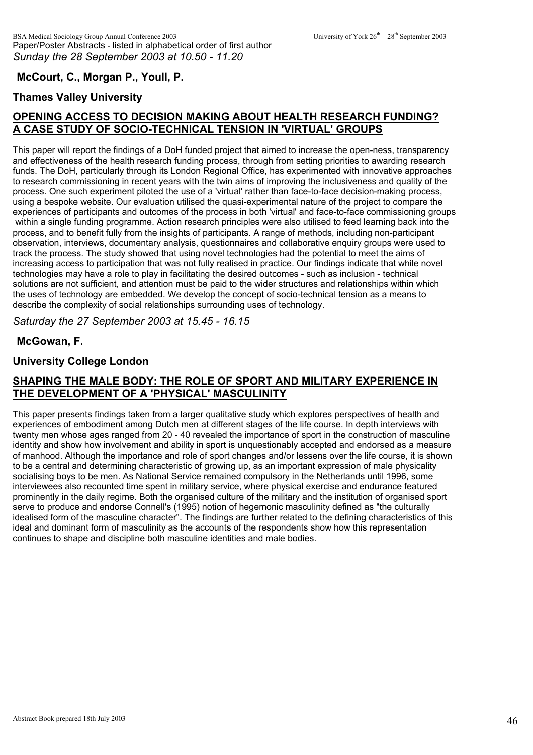Paper/Poster Abstracts - listed in alphabetical order of first author

*Sunday the 28 September 2003 at 10.50 - 11.20*

**McCourt, C., Morgan P., Youll, P.**

**Thames Valley University**

## OPENING ACCESS TO DECISION MAKING ABOUT HEALTH RESEARCH FUNDING? A CASE STUDY OF SOCIO-TECHNICAL TENSION IN 'VIRTUAL' GROUPS

This paper will report the findings of a DoH funded project that aimed to increase the open-ness, transparency and effectiveness of the health research funding process, through from setting priorities to awarding research funds. The DoH, particularly through its London Regional Office, has experimented with innovative approaches to research commissioning in recent years with the twin aims of improving the inclusiveness and quality of the process. One such experiment piloted the use of a 'virtual' rather than face-to-face decision-making process, using a bespoke website. Our evaluation utilised the quasi-experimental nature of the project to compare the experiences of participants and outcomes of the process in both 'virtual' and face-to-face commissioning groups within a single funding programme. Action research principles were also utilised to feed learning back into the process, and to benefit fully from the insights of participants. A range of methods, including non-participant observation, interviews, documentary analysis, questionnaires and collaborative enquiry groups were used to track the process. The study showed that using novel technologies had the potential to meet the aims of increasing access to participation that was not fully realised in practice. Our findings indicate that while novel technologies may have a role to play in facilitating the desired outcomes - such as inclusion - technical solutions are not sufficient, and attention must be paid to the wider structures and relationships within which the uses of technology are embedded. We develop the concept of socio-technical tension as a means to describe the complexity of social relationships surrounding uses of technology.

*Saturday the 27 September 2003 at 15.45 - 16.15*

**McGowan, F.**

**University College London**

## SHAPING THE MALE BODY: THE ROLE OF SPORT AND MILITARY EXPERIENCE IN THE DEVELOPMENT OF A 'PHYSICAL' MASCULINITY

This paper presents findings taken from a larger qualitative study which explores perspectives of health and experiences of embodiment among Dutch men at different stages of the life course. In depth interviews with twenty men whose ages ranged from 20 - 40 revealed the importance of sport in the construction of masculine identity and show how involvement and ability in sport is unquestionably accepted and endorsed as a measure of manhood. Although the importance and role of sport changes and/or lessens over the life course, it is shown to be a central and determining characteristic of growing up, as an important expression of male physicality socialising boys to be men. As National Service remained compulsory in the Netherlands until 1996, some interviewees also recounted time spent in military service, where physical exercise and endurance featured prominently in the daily regime. Both the organised culture of the military and the institution of organised sport serve to produce and endorse Connell's (1995) notion of hegemonic masculinity defined as "the culturally idealised form of the masculine character". The findings are further related to the defining characteristics of this ideal and dominant form of masculinity as the accounts of the respondents show how this representation continues to shape and discipline both masculine identities and male bodies.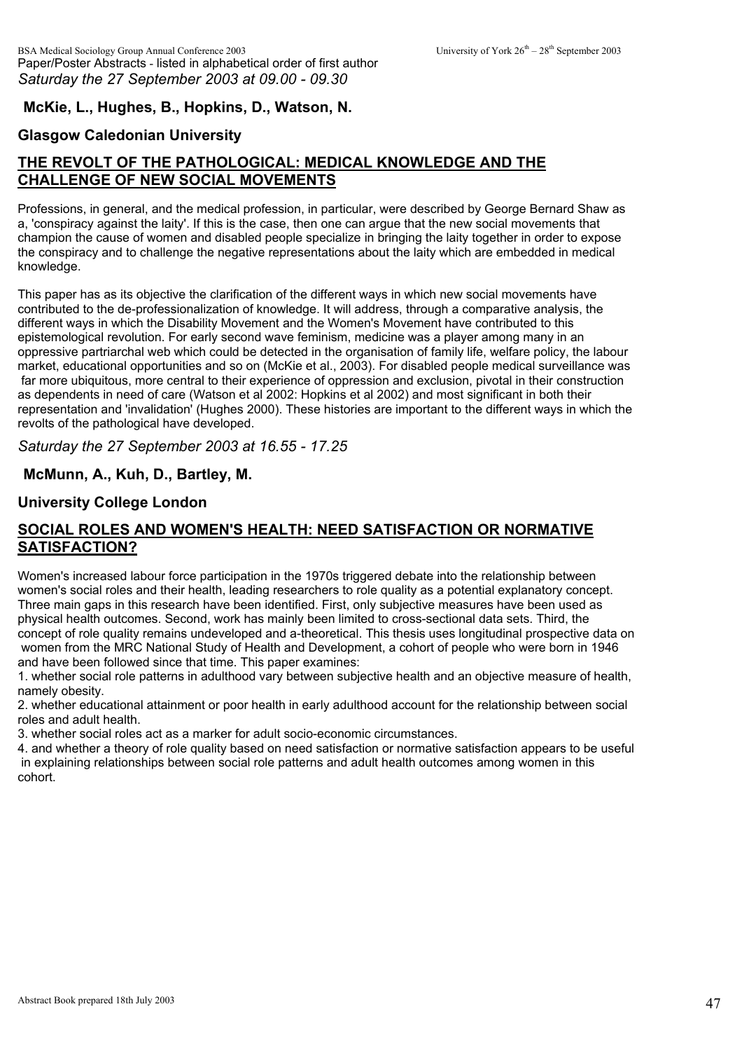Paper/Poster Abstracts - listed in alphabetical order of first author

*Saturday the 27 September 2003 at 09.00 - 09.30*

**McKie, L., Hughes, B., Hopkins, D., Watson, N.**

**Glasgow Caledonian University**

## THE REVOLT OF THE PATHOLOGICAL: MEDICAL KNOWLEDGE AND THE CHALLENGE OF NEW SOCIAL MOVEMENTS

Professions, in general, and the medical profession, in particular, were described by George Bernard Shaw as a, 'conspiracy against the laity'. If this is the case, then one can argue that the new social movements that champion the cause of women and disabled people specialize in bringing the laity together in order to expose the conspiracy and to challenge the negative representations about the laity which are embedded in medical knowledge.

This paper has as its objective the clarification of the different ways in which new social movements have contributed to the de-professionalization of knowledge. It will address, through a comparative analysis, the different ways in which the Disability Movement and the Women's Movement have contributed to this epistemological revolution. For early second wave feminism, medicine was a player among many in an oppressive partriarchal web which could be detected in the organisation of family life, welfare policy, the labour market, educational opportunities and so on (McKie et al., 2003). For disabled people medical surveillance was far more ubiquitous, more central to their experience of oppression and exclusion, pivotal in their construction as dependents in need of care (Watson et al 2002: Hopkins et al 2002) and most significant in both their representation and 'invalidation' (Hughes 2000). These histories are important to the different ways in which the revolts of the pathological have developed.

*Saturday the 27 September 2003 at 16.55 - 17.25*

**McMunn, A., Kuh, D., Bartley, M.**

**University College London**

## SOCIAL ROLES AND WOMEN'S HEALTH: NEED SATISFACTION OR NORMATIVE SATISFACTION?

Women's increased labour force participation in the 1970s triggered debate into the relationship between women's social roles and their health, leading researchers to role quality as a potential explanatory concept. Three main gaps in this research have been identified. First, only subjective measures have been used as physical health outcomes. Second, work has mainly been limited to cross-sectional data sets. Third, the concept of role quality remains undeveloped and a-theoretical. This thesis uses longitudinal prospective data on women from the MRC National Study of Health and Development, a cohort of people who were born in 1946 and have been followed since that time. This paper examines:

1. whether social role patterns in adulthood vary between subjective health and an objective measure of health, namely obesity.
2. whether educational attainment or poor health in early adulthood account for the relationship between social roles and adult health.
3. whether social roles act as a marker for adult socio-economic circumstances.
4. and whether a theory of role quality based on need satisfaction or normative satisfaction appears to be useful in explaining relationships between social role patterns and adult health outcomes among women in this cohort.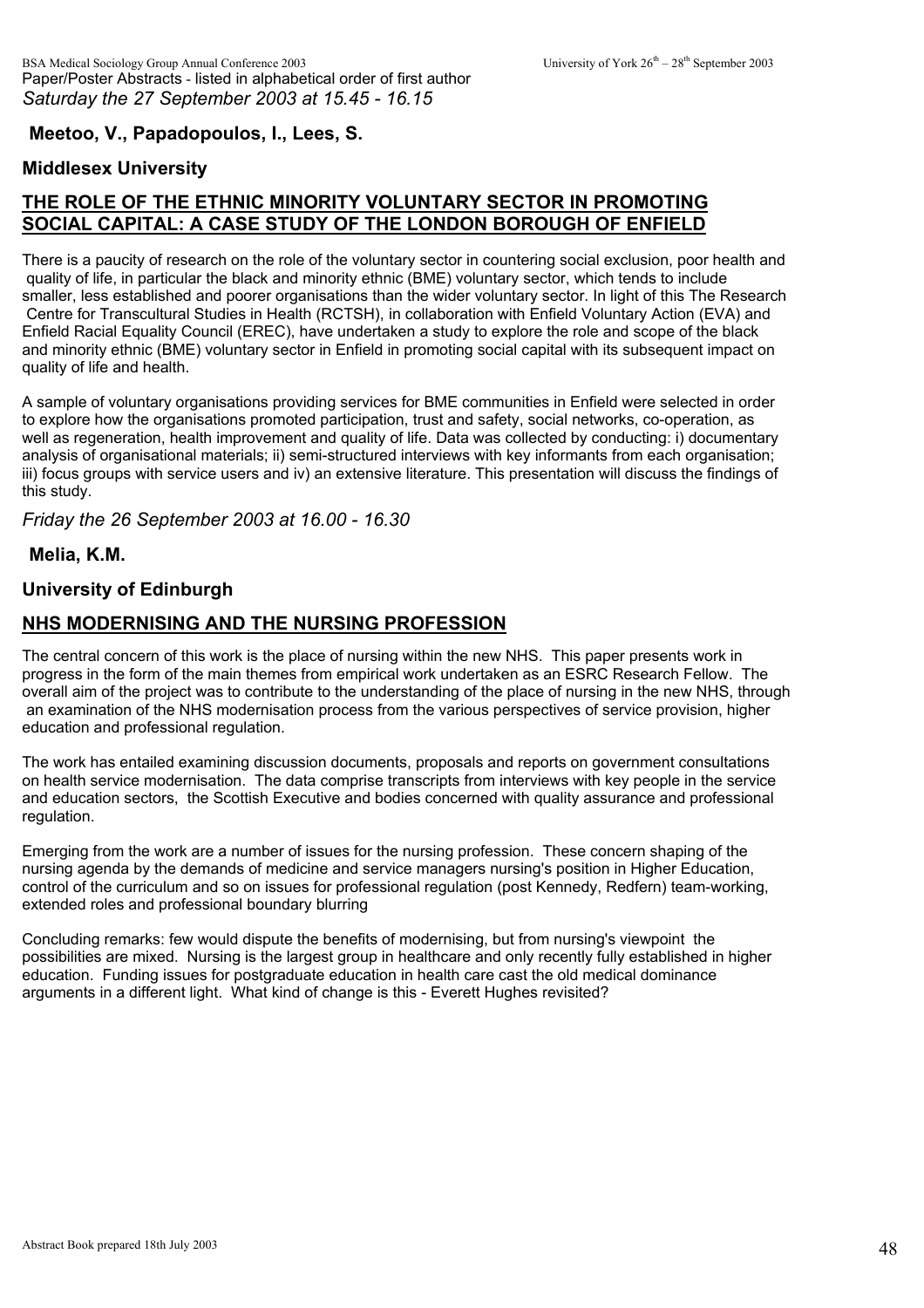Paper/Poster Abstracts - listed in alphabetical order of first author

*Saturday the 27 September 2003 at 15.45 - 16.15*

**Meetoo, V., Papadopoulos, I., Lees, S.**

**Middlesex University**

## THE ROLE OF THE ETHNIC MINORITY VOLUNTARY SECTOR IN PROMOTING SOCIAL CAPITAL: A CASE STUDY OF THE LONDON BOROUGH OF ENFIELD

There is a paucity of research on the role of the voluntary sector in countering social exclusion, poor health and quality of life, in particular the black and minority ethnic (BME) voluntary sector, which tends to include smaller, less established and poorer organisations than the wider voluntary sector. In light of this The Research Centre for Transcultural Studies in Health (RCTSH), in collaboration with Enfield Voluntary Action (EVA) and Enfield Racial Equality Council (EREC), have undertaken a study to explore the role and scope of the black and minority ethnic (BME) voluntary sector in Enfield in promoting social capital with its subsequent impact on quality of life and health.

A sample of voluntary organisations providing services for BME communities in Enfield were selected in order to explore how the organisations promoted participation, trust and safety, social networks, co-operation, as well as regeneration, health improvement and quality of life. Data was collected by conducting: i) documentary analysis of organisational materials; ii) semi-structured interviews with key informants from each organisation; iii) focus groups with service users and iv) an extensive literature. This presentation will discuss the findings of this study.

*Friday the 26 September 2003 at 16.00 - 16.30*

**Melia, K.M.**

**University of Edinburgh**

## NHS MODERNISING AND THE NURSING PROFESSION

The central concern of this work is the place of nursing within the new NHS. This paper presents work in progress in the form of the main themes from empirical work undertaken as an ESRC Research Fellow. The overall aim of the project was to contribute to the understanding of the place of nursing in the new NHS, through an examination of the NHS modernisation process from the various perspectives of service provision, higher education and professional regulation.

The work has entailed examining discussion documents, proposals and reports on government consultations on health service modernisation. The data comprise transcripts from interviews with key people in the service and education sectors, the Scottish Executive and bodies concerned with quality assurance and professional regulation.

Emerging from the work are a number of issues for the nursing profession. These concern shaping of the nursing agenda by the demands of medicine and service managers nursing's position in Higher Education, control of the curriculum and so on issues for professional regulation (post Kennedy, Redfern) team-working, extended roles and professional boundary blurring

Concluding remarks: few would dispute the benefits of modernising, but from nursing's viewpoint the possibilities are mixed. Nursing is the largest group in healthcare and only recently fully established in higher education. Funding issues for postgraduate education in health care cast the old medical dominance arguments in a different light. What kind of change is this - Everett Hughes revisited?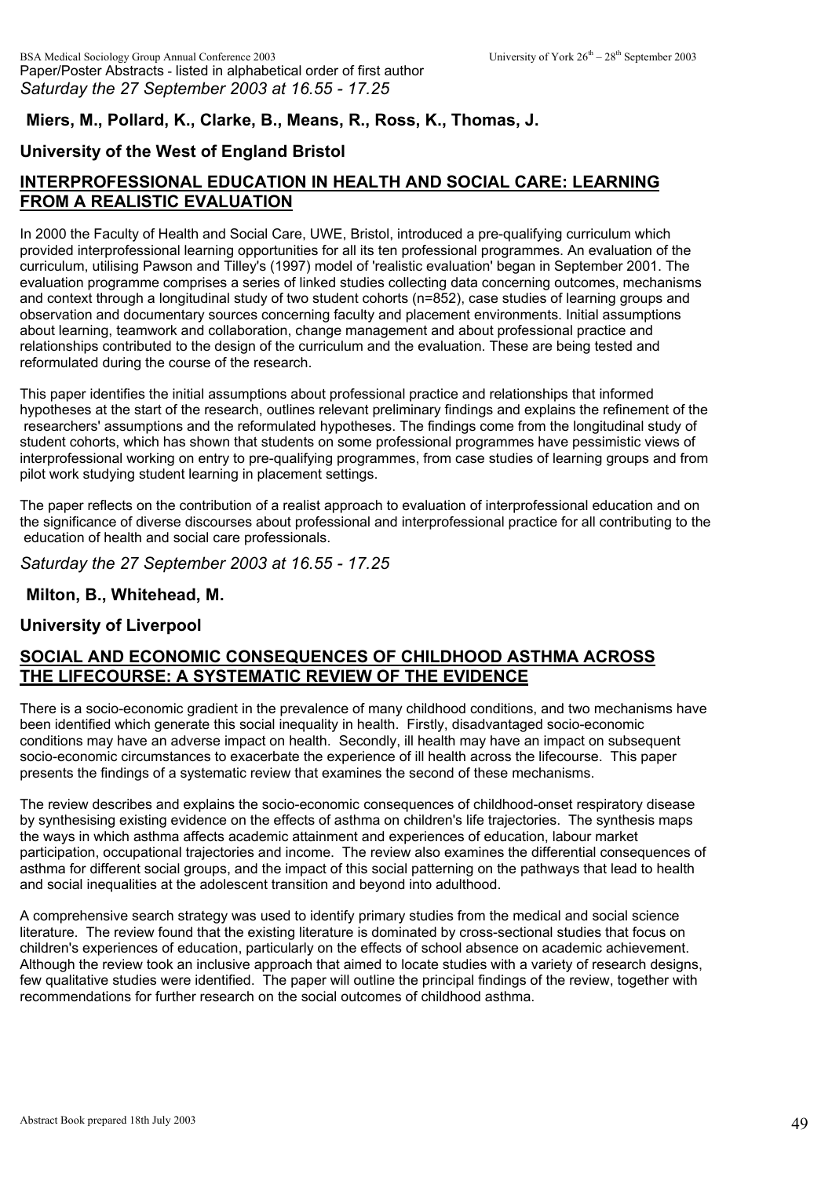*Saturday the 27 September 2003 at 16.55 - 17.25*

**Miers, M., Pollard, K., Clarke, B., Means, R., Ross, K., Thomas, J.**

**University of the West of England Bristol**

## INTERPROFESSIONAL EDUCATION IN HEALTH AND SOCIAL CARE: LEARNING FROM A REALISTIC EVALUATION

In 2000 the Faculty of Health and Social Care, UWE, Bristol, introduced a pre-qualifying curriculum which provided interprofessional learning opportunities for all its ten professional programmes. An evaluation of the curriculum, utilising Pawson and Tilley's (1997) model of 'realistic evaluation' began in September 2001. The evaluation programme comprises a series of linked studies collecting data concerning outcomes, mechanisms and context through a longitudinal study of two student cohorts (n=852), case studies of learning groups and observation and documentary sources concerning faculty and placement environments. Initial assumptions about learning, teamwork and collaboration, change management and about professional practice and relationships contributed to the design of the curriculum and the evaluation. These are being tested and reformulated during the course of the research.

This paper identifies the initial assumptions about professional practice and relationships that informed hypotheses at the start of the research, outlines relevant preliminary findings and explains the refinement of the researchers' assumptions and the reformulated hypotheses. The findings come from the longitudinal study of student cohorts, which has shown that students on some professional programmes have pessimistic views of interprofessional working on entry to pre-qualifying programmes, from case studies of learning groups and from pilot work studying student learning in placement settings.

The paper reflects on the contribution of a realist approach to evaluation of interprofessional education and on the significance of diverse discourses about professional and interprofessional practice for all contributing to the education of health and social care professionals.

*Saturday the 27 September 2003 at 16.55 - 17.25*

**Milton, B., Whitehead, M.**

**University of Liverpool**

## SOCIAL AND ECONOMIC CONSEQUENCES OF CHILDHOOD ASTHMA ACROSS THE LIFECOURSE: A SYSTEMATIC REVIEW OF THE EVIDENCE

There is a socio-economic gradient in the prevalence of many childhood conditions, and two mechanisms have been identified which generate this social inequality in health. Firstly, disadvantaged socio-economic conditions may have an adverse impact on health. Secondly, ill health may have an impact on subsequent socio-economic circumstances to exacerbate the experience of ill health across the lifecourse. This paper presents the findings of a systematic review that examines the second of these mechanisms.

The review describes and explains the socio-economic consequences of childhood-onset respiratory disease by synthesising existing evidence on the effects of asthma on children's life trajectories. The synthesis maps the ways in which asthma affects academic attainment and experiences of education, labour market participation, occupational trajectories and income. The review also examines the differential consequences of asthma for different social groups, and the impact of this social patterning on the pathways that lead to health and social inequalities at the adolescent transition and beyond into adulthood.

A comprehensive search strategy was used to identify primary studies from the medical and social science literature. The review found that the existing literature is dominated by cross-sectional studies that focus on children's experiences of education, particularly on the effects of school absence on academic achievement. Although the review took an inclusive approach that aimed to locate studies with a variety of research designs, few qualitative studies were identified. The paper will outline the principal findings of the review, together with recommendations for further research on the social outcomes of childhood asthma.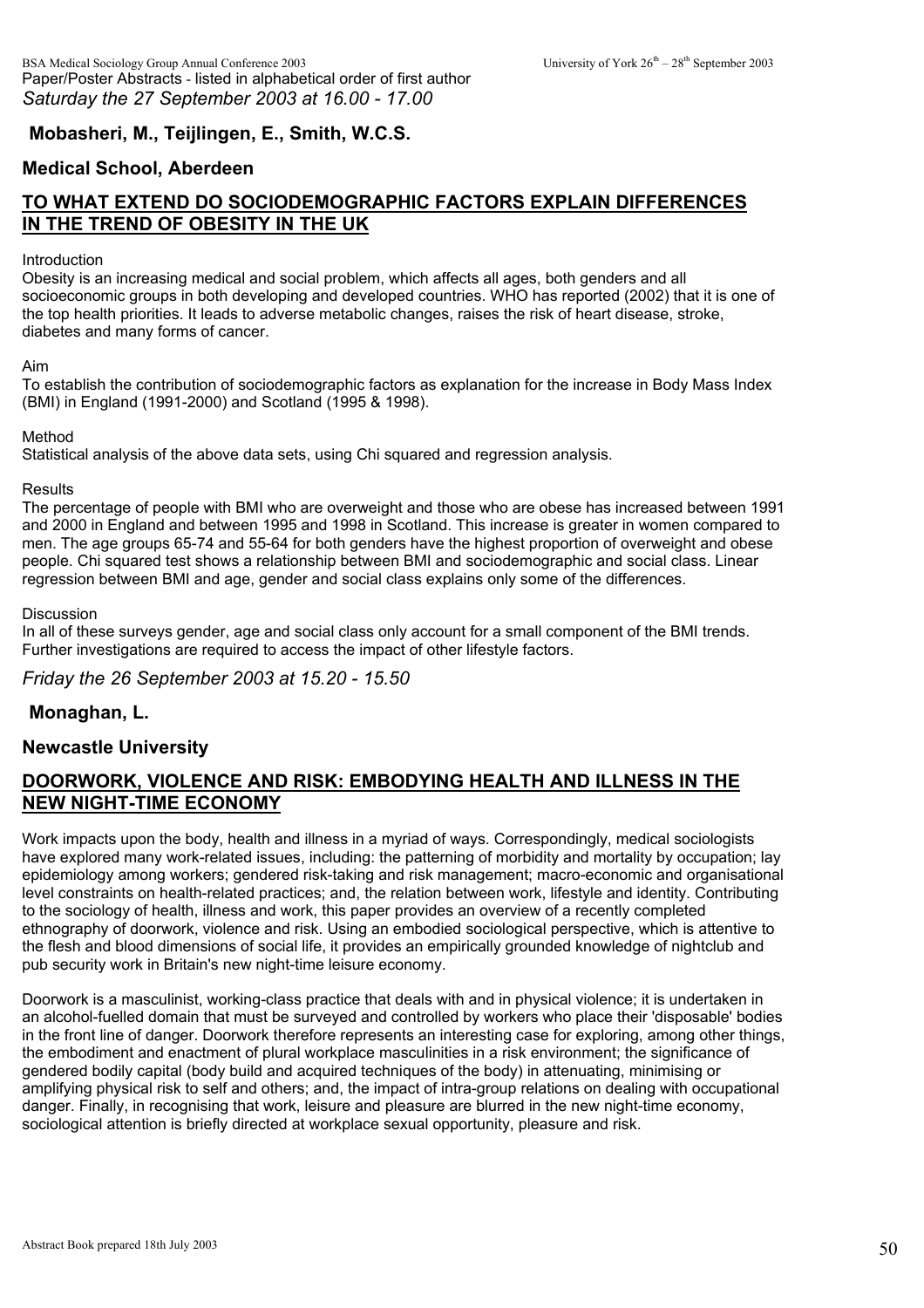*Saturday the 27 September 2003 at 16.00 - 17.00*

**Mobasheri, M., Teijlingen, E., Smith, W.C.S.**

**Medical School, Aberdeen**

## TO WHAT EXTEND DO SOCIODEMOGRAPHIC FACTORS EXPLAIN DIFFERENCES IN THE TREND OF OBESITY IN THE UK

Introduction

Obesity is an increasing medical and social problem, which affects all ages, both genders and all socioeconomic groups in both developing and developed countries. WHO has reported (2002) that it is one of the top health priorities. It leads to adverse metabolic changes, raises the risk of heart disease, stroke, diabetes and many forms of cancer.

Aim

To establish the contribution of sociodemographic factors as explanation for the increase in Body Mass Index (BMI) in England (1991-2000) and Scotland (1995 & 1998).

Method

Statistical analysis of the above data sets, using Chi squared and regression analysis.

Results

The percentage of people with BMI who are overweight and those who are obese has increased between 1991 and 2000 in England and between 1995 and 1998 in Scotland. This increase is greater in women compared to men. The age groups 65-74 and 55-64 for both genders have the highest proportion of overweight and obese people. Chi squared test shows a relationship between BMI and sociodemographic and social class. Linear regression between BMI and age, gender and social class explains only some of the differences.

Discussion

In all of these surveys gender, age and social class only account for a small component of the BMI trends. Further investigations are required to access the impact of other lifestyle factors.

*Friday the 26 September 2003 at 15.20 - 15.50*

**Monaghan, L.**

**Newcastle University**

## DOORWORK, VIOLENCE AND RISK: EMBODYING HEALTH AND ILLNESS IN THE NEW NIGHT-TIME ECONOMY

Work impacts upon the body, health and illness in a myriad of ways. Correspondingly, medical sociologists have explored many work-related issues, including: the patterning of morbidity and mortality by occupation; lay epidemiology among workers; gendered risk-taking and risk management; macro-economic and organisational level constraints on health-related practices; and, the relation between work, lifestyle and identity. Contributing to the sociology of health, illness and work, this paper provides an overview of a recently completed ethnography of doorwork, violence and risk. Using an embodied sociological perspective, which is attentive to the flesh and blood dimensions of social life, it provides an empirically grounded knowledge of nightclub and pub security work in Britain's new night-time leisure economy.

Doorwork is a masculinist, working-class practice that deals with and in physical violence; it is undertaken in an alcohol-fuelled domain that must be surveyed and controlled by workers who place their 'disposable' bodies in the front line of danger. Doorwork therefore represents an interesting case for exploring, among other things, the embodiment and enactment of plural workplace masculinities in a risk environment; the significance of gendered bodily capital (body build and acquired techniques of the body) in attenuating, minimising or amplifying physical risk to self and others; and, the impact of intra-group relations on dealing with occupational danger. Finally, in recognising that work, leisure and pleasure are blurred in the new night-time economy, sociological attention is briefly directed at workplace sexual opportunity, pleasure and risk.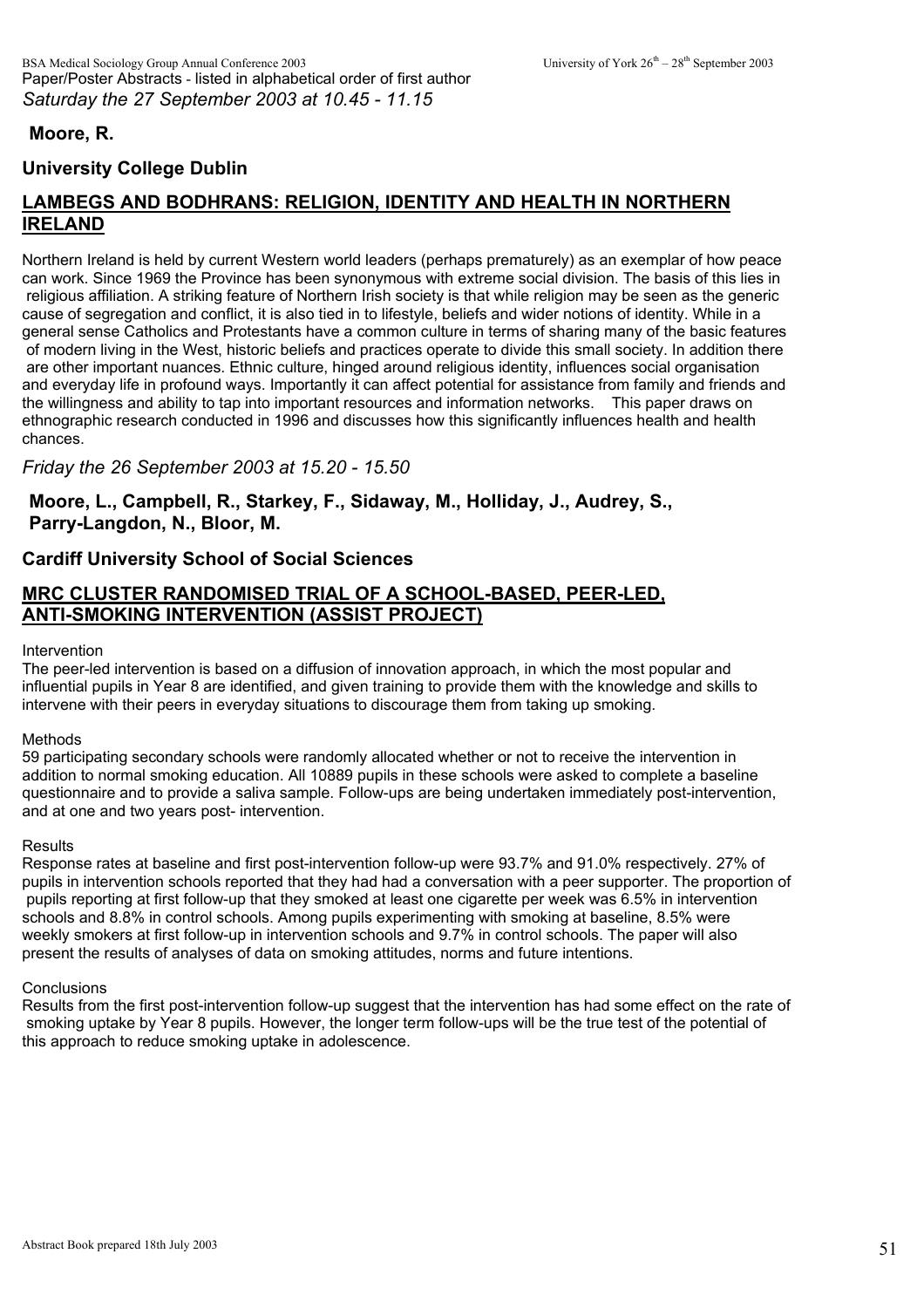*Saturday the 27 September 2003 at 10.45 - 11.15*

**Moore, R.**

**University College Dublin**

## LAMBEGS AND BODHRANS: RELIGION, IDENTITY AND HEALTH IN NORTHERN IRELAND

Northern Ireland is held by current Western world leaders (perhaps prematurely) as an exemplar of how peace can work. Since 1969 the Province has been synonymous with extreme social division. The basis of this lies in religious affiliation. A striking feature of Northern Irish society is that while religion may be seen as the generic cause of segregation and conflict, it is also tied in to lifestyle, beliefs and wider notions of identity. While in a general sense Catholics and Protestants have a common culture in terms of sharing many of the basic features of modern living in the West, historic beliefs and practices operate to divide this small society. In addition there are other important nuances. Ethnic culture, hinged around religious identity, influences social organisation and everyday life in profound ways. Importantly it can affect potential for assistance from family and friends and the willingness and ability to tap into important resources and information networks. This paper draws on ethnographic research conducted in 1996 and discusses how this significantly influences health and health chances.

*Friday the 26 September 2003 at 15.20 - 15.50*

**Moore, L., Campbell, R., Starkey, F., Sidaway, M., Holliday, J., Audrey, S., Parry-Langdon, N., Bloor, M.**

**Cardiff University School of Social Sciences**

## MRC CLUSTER RANDOMISED TRIAL OF A SCHOOL-BASED, PEER-LED, ANTI-SMOKING INTERVENTION (ASSIST PROJECT)

Intervention

The peer-led intervention is based on a diffusion of innovation approach, in which the most popular and influential pupils in Year 8 are identified, and given training to provide them with the knowledge and skills to intervene with their peers in everyday situations to discourage them from taking up smoking.

Methods

59 participating secondary schools were randomly allocated whether or not to receive the intervention in addition to normal smoking education. All 10889 pupils in these schools were asked to complete a baseline questionnaire and to provide a saliva sample. Follow-ups are being undertaken immediately post-intervention, and at one and two years post- intervention.

Results

Response rates at baseline and first post-intervention follow-up were 93.7% and 91.0% respectively. 27% of pupils in intervention schools reported that they had had a conversation with a peer supporter. The proportion of pupils reporting at first follow-up that they smoked at least one cigarette per week was 6.5% in intervention schools and 8.8% in control schools. Among pupils experimenting with smoking at baseline, 8.5% were weekly smokers at first follow-up in intervention schools and 9.7% in control schools. The paper will also present the results of analyses of data on smoking attitudes, norms and future intentions.

Conclusions

Results from the first post-intervention follow-up suggest that the intervention has had some effect on the rate of smoking uptake by Year 8 pupils. However, the longer term follow-ups will be the true test of the potential of this approach to reduce smoking uptake in adolescence.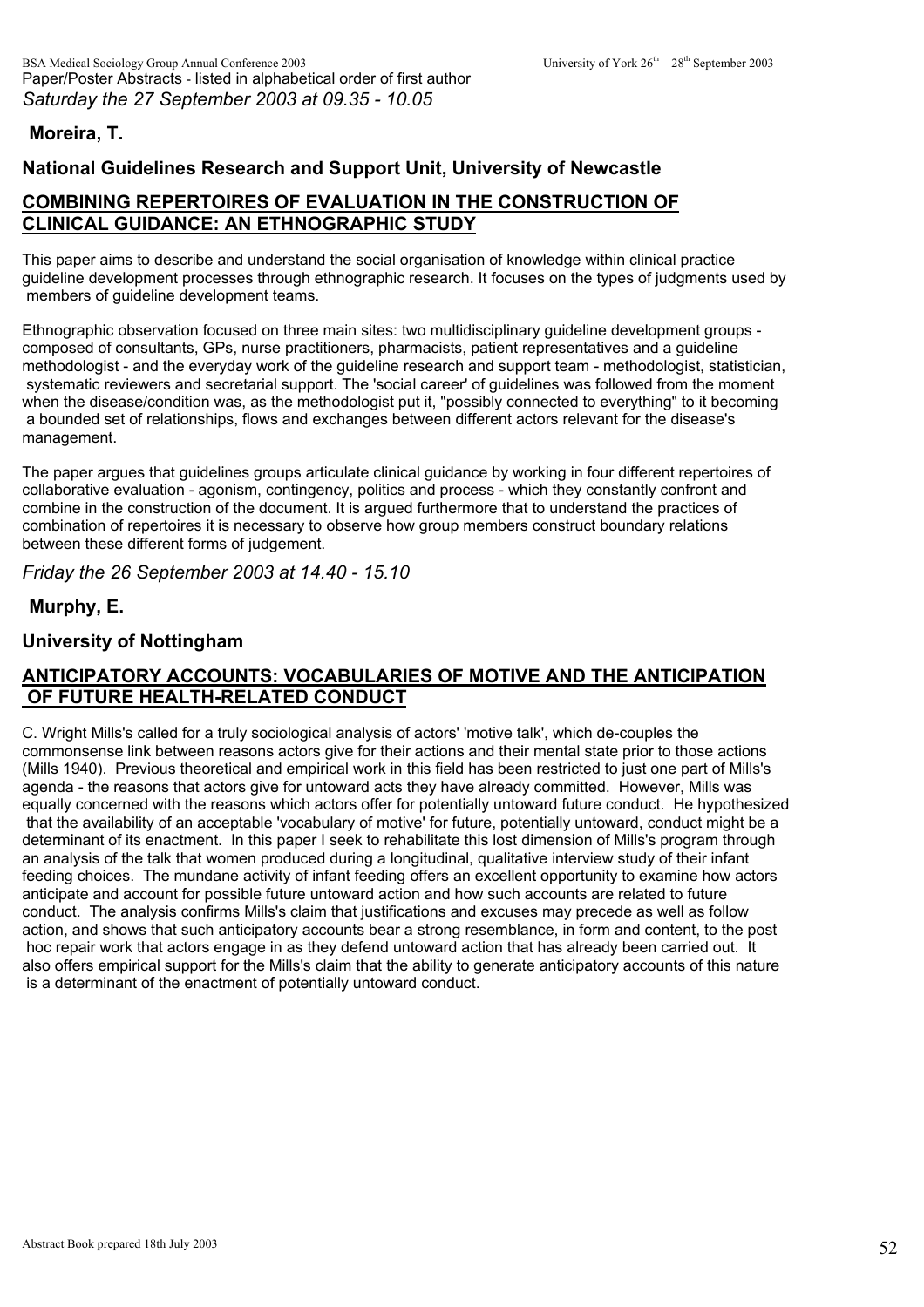*Saturday the 27 September 2003 at 09.35 - 10.05*

**Moreira, T.**

**National Guidelines Research and Support Unit, University of Newcastle**

## COMBINING REPERTOIRES OF EVALUATION IN THE CONSTRUCTION OF CLINICAL GUIDANCE: AN ETHNOGRAPHIC STUDY

This paper aims to describe and understand the social organisation of knowledge within clinical practice guideline development processes through ethnographic research. It focuses on the types of judgments used by members of guideline development teams.

Ethnographic observation focused on three main sites: two multidisciplinary guideline development groups - composed of consultants, GPs, nurse practitioners, pharmacists, patient representatives and a guideline methodologist - and the everyday work of the guideline research and support team - methodologist, statistician, systematic reviewers and secretarial support. The 'social career' of guidelines was followed from the moment when the disease/condition was, as the methodologist put it, "possibly connected to everything" to it becoming a bounded set of relationships, flows and exchanges between different actors relevant for the disease's management.

The paper argues that guidelines groups articulate clinical guidance by working in four different repertoires of collaborative evaluation - agonism, contingency, politics and process - which they constantly confront and combine in the construction of the document. It is argued furthermore that to understand the practices of combination of repertoires it is necessary to observe how group members construct boundary relations between these different forms of judgement.

*Friday the 26 September 2003 at 14.40 - 15.10*

**Murphy, E.**

**University of Nottingham**

## ANTICIPATORY ACCOUNTS: VOCABULARIES OF MOTIVE AND THE ANTICIPATION OF FUTURE HEALTH-RELATED CONDUCT

C. Wright Mills's called for a truly sociological analysis of actors' 'motive talk', which de-couples the commonsense link between reasons actors give for their actions and their mental state prior to those actions (Mills 1940). Previous theoretical and empirical work in this field has been restricted to just one part of Mills's agenda - the reasons that actors give for untoward acts they have already committed. However, Mills was equally concerned with the reasons which actors offer for potentially untoward future conduct. He hypothesized that the availability of an acceptable 'vocabulary of motive' for future, potentially untoward, conduct might be a determinant of its enactment. In this paper I seek to rehabilitate this lost dimension of Mills's program through an analysis of the talk that women produced during a longitudinal, qualitative interview study of their infant feeding choices. The mundane activity of infant feeding offers an excellent opportunity to examine how actors anticipate and account for possible future untoward action and how such accounts are related to future conduct. The analysis confirms Mills's claim that justifications and excuses may precede as well as follow action, and shows that such anticipatory accounts bear a strong resemblance, in form and content, to the post hoc repair work that actors engage in as they defend untoward action that has already been carried out. It also offers empirical support for the Mills's claim that the ability to generate anticipatory accounts of this nature is a determinant of the enactment of potentially untoward conduct.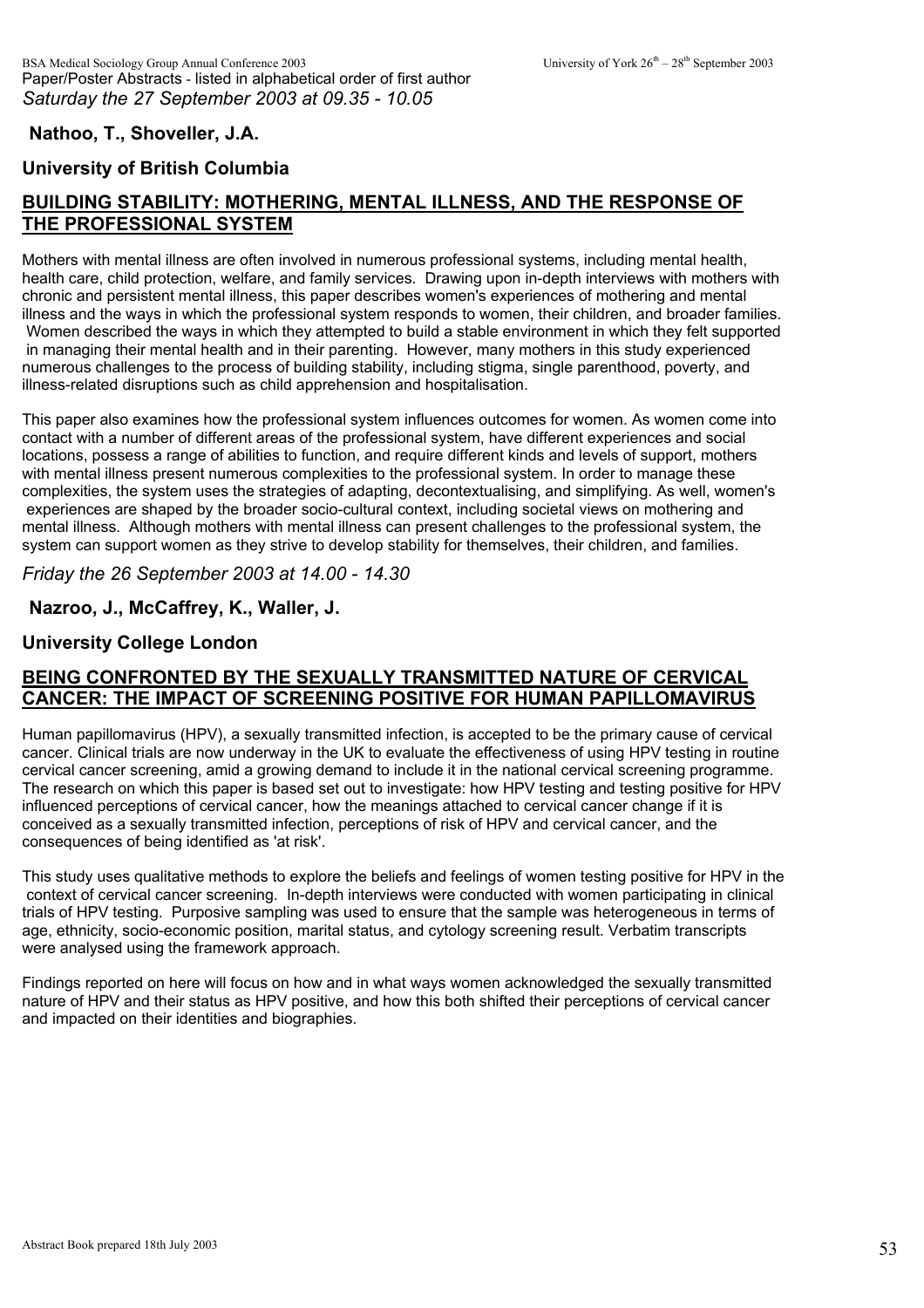*Saturday the 27 September 2003 at 09.35 - 10.05*

**Nathoo, T., Shoveller, J.A.**

**University of British Columbia**

## BUILDING STABILITY: MOTHERING, MENTAL ILLNESS, AND THE RESPONSE OF THE PROFESSIONAL SYSTEM

Mothers with mental illness are often involved in numerous professional systems, including mental health, health care, child protection, welfare, and family services. Drawing upon in-depth interviews with mothers with chronic and persistent mental illness, this paper describes women's experiences of mothering and mental illness and the ways in which the professional system responds to women, their children, and broader families. Women described the ways in which they attempted to build a stable environment in which they felt supported in managing their mental health and in their parenting. However, many mothers in this study experienced numerous challenges to the process of building stability, including stigma, single parenthood, poverty, and illness-related disruptions such as child apprehension and hospitalisation.

This paper also examines how the professional system influences outcomes for women. As women come into contact with a number of different areas of the professional system, have different experiences and social locations, possess a range of abilities to function, and require different kinds and levels of support, mothers with mental illness present numerous complexities to the professional system. In order to manage these complexities, the system uses the strategies of adapting, decontextualising, and simplifying. As well, women's experiences are shaped by the broader socio-cultural context, including societal views on mothering and mental illness. Although mothers with mental illness can present challenges to the professional system, the system can support women as they strive to develop stability for themselves, their children, and families.

*Friday the 26 September 2003 at 14.00 - 14.30*

**Nazroo, J., McCaffrey, K., Waller, J.**

**University College London**

## BEING CONFRONTED BY THE SEXUALLY TRANSMITTED NATURE OF CERVICAL CANCER: THE IMPACT OF SCREENING POSITIVE FOR HUMAN PAPILLOMAVIRUS

Human papillomavirus (HPV), a sexually transmitted infection, is accepted to be the primary cause of cervical cancer. Clinical trials are now underway in the UK to evaluate the effectiveness of using HPV testing in routine cervical cancer screening, amid a growing demand to include it in the national cervical screening programme. The research on which this paper is based set out to investigate: how HPV testing and testing positive for HPV influenced perceptions of cervical cancer, how the meanings attached to cervical cancer change if it is conceived as a sexually transmitted infection, perceptions of risk of HPV and cervical cancer, and the consequences of being identified as 'at risk'.

This study uses qualitative methods to explore the beliefs and feelings of women testing positive for HPV in the context of cervical cancer screening. In-depth interviews were conducted with women participating in clinical trials of HPV testing. Purposive sampling was used to ensure that the sample was heterogeneous in terms of age, ethnicity, socio-economic position, marital status, and cytology screening result. Verbatim transcripts were analysed using the framework approach.

Findings reported on here will focus on how and in what ways women acknowledged the sexually transmitted nature of HPV and their status as HPV positive, and how this both shifted their perceptions of cervical cancer and impacted on their identities and biographies.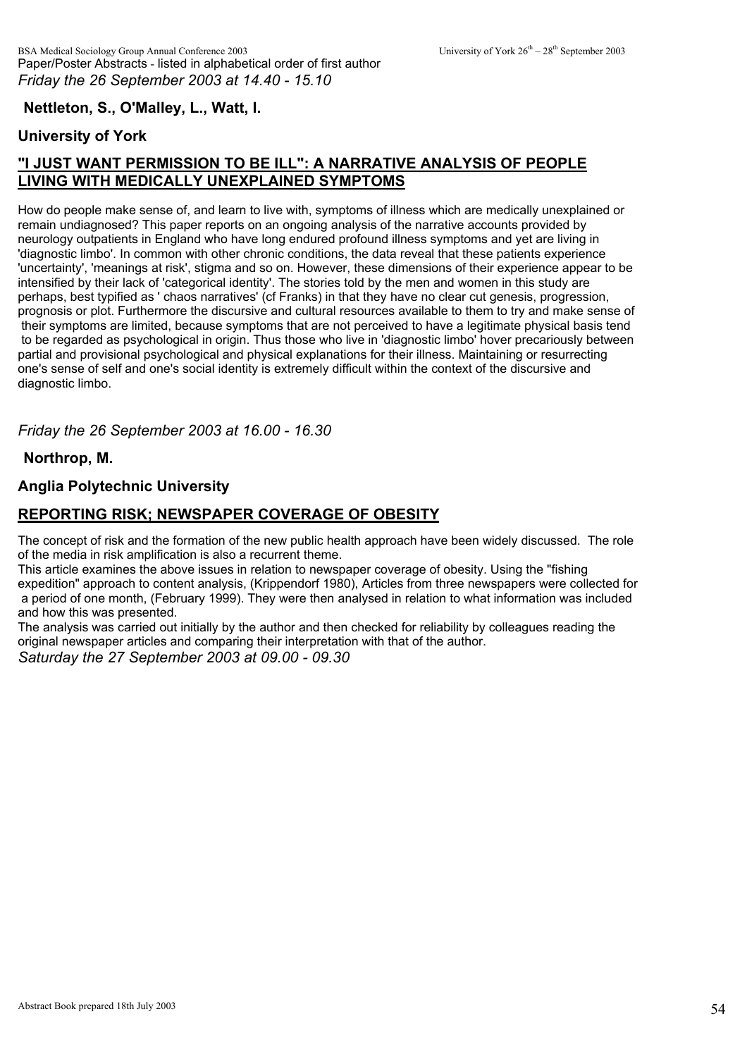*Friday the 26 September 2003 at 14.40 - 15.10*

**Nettleton, S., O'Malley, L., Watt, I.**

**University of York**

## "I JUST WANT PERMISSION TO BE ILL": A NARRATIVE ANALYSIS OF PEOPLE LIVING WITH MEDICALLY UNEXPLAINED SYMPTOMS

How do people make sense of, and learn to live with, symptoms of illness which are medically unexplained or remain undiagnosed? This paper reports on an ongoing analysis of the narrative accounts provided by neurology outpatients in England who have long endured profound illness symptoms and yet are living in 'diagnostic limbo'. In common with other chronic conditions, the data reveal that these patients experience 'uncertainty', 'meanings at risk', stigma and so on. However, these dimensions of their experience appear to be intensified by their lack of 'categorical identity'. The stories told by the men and women in this study are perhaps, best typified as ' chaos narratives' (cf Franks) in that they have no clear cut genesis, progression, prognosis or plot. Furthermore the discursive and cultural resources available to them to try and make sense of their symptoms are limited, because symptoms that are not perceived to have a legitimate physical basis tend to be regarded as psychological in origin. Thus those who live in 'diagnostic limbo' hover precariously between partial and provisional psychological and physical explanations for their illness. Maintaining or resurrecting one's sense of self and one's social identity is extremely difficult within the context of the discursive and diagnostic limbo.

*Friday the 26 September 2003 at 16.00 - 16.30*

**Northrop, M.**

**Anglia Polytechnic University**

## REPORTING RISK; NEWSPAPER COVERAGE OF OBESITY

The concept of risk and the formation of the new public health approach have been widely discussed. The role of the media in risk amplification is also a recurrent theme.

This article examines the above issues in relation to newspaper coverage of obesity. Using the "fishing expedition" approach to content analysis, (Krippendorf 1980), Articles from three newspapers were collected for a period of one month, (February 1999). They were then analysed in relation to what information was included and how this was presented.

The analysis was carried out initially by the author and then checked for reliability by colleagues reading the original newspaper articles and comparing their interpretation with that of the author.

*Saturday the 27 September 2003 at 09.00 - 09.30*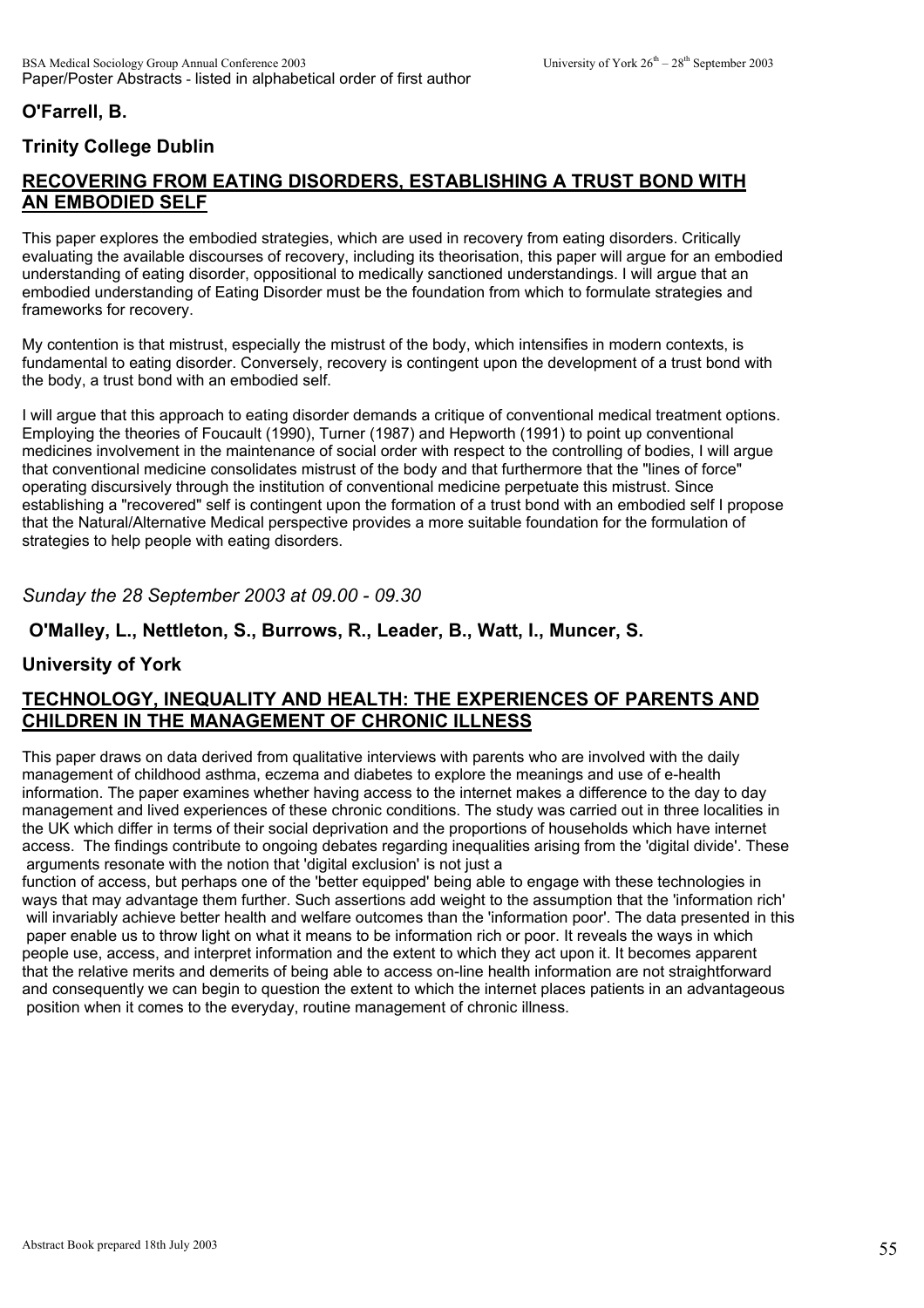**O'Farrell, B.**

**Trinity College Dublin**

## RECOVERING FROM EATING DISORDERS, ESTABLISHING A TRUST BOND WITH AN EMBODIED SELF

This paper explores the embodied strategies, which are used in recovery from eating disorders. Critically evaluating the available discourses of recovery, including its theorisation, this paper will argue for an embodied understanding of eating disorder, oppositional to medically sanctioned understandings. I will argue that an embodied understanding of Eating Disorder must be the foundation from which to formulate strategies and frameworks for recovery.

My contention is that mistrust, especially the mistrust of the body, which intensifies in modern contexts, is fundamental to eating disorder. Conversely, recovery is contingent upon the development of a trust bond with the body, a trust bond with an embodied self.

I will argue that this approach to eating disorder demands a critique of conventional medical treatment options. Employing the theories of Foucault (1990), Turner (1987) and Hepworth (1991) to point up conventional medicines involvement in the maintenance of social order with respect to the controlling of bodies, I will argue that conventional medicine consolidates mistrust of the body and that furthermore that the "lines of force" operating discursively through the institution of conventional medicine perpetuate this mistrust. Since establishing a "recovered" self is contingent upon the formation of a trust bond with an embodied self I propose that the Natural/Alternative Medical perspective provides a more suitable foundation for the formulation of strategies to help people with eating disorders.

*Sunday the 28 September 2003 at 09.00 - 09.30*

**O'Malley, L., Nettleton, S., Burrows, R., Leader, B., Watt, I., Muncer, S.**

**University of York**

## TECHNOLOGY, INEQUALITY AND HEALTH: THE EXPERIENCES OF PARENTS AND CHILDREN IN THE MANAGEMENT OF CHRONIC ILLNESS

This paper draws on data derived from qualitative interviews with parents who are involved with the daily management of childhood asthma, eczema and diabetes to explore the meanings and use of e-health information. The paper examines whether having access to the internet makes a difference to the day to day management and lived experiences of these chronic conditions. The study was carried out in three localities in the UK which differ in terms of their social deprivation and the proportions of households which have internet access. The findings contribute to ongoing debates regarding inequalities arising from the 'digital divide'. These arguments resonate with the notion that 'digital exclusion' is not just a function of access, but perhaps one of the 'better equipped' being able to engage with these technologies in ways that may advantage them further. Such assertions add weight to the assumption that the 'information rich' will invariably achieve better health and welfare outcomes than the 'information poor'. The data presented in this paper enable us to throw light on what it means to be information rich or poor. It reveals the ways in which people use, access, and interpret information and the extent to which they act upon it. It becomes apparent that the relative merits and demerits of being able to access on-line health information are not straightforward and consequently we can begin to question the extent to which the internet places patients in an advantageous position when it comes to the everyday, routine management of chronic illness.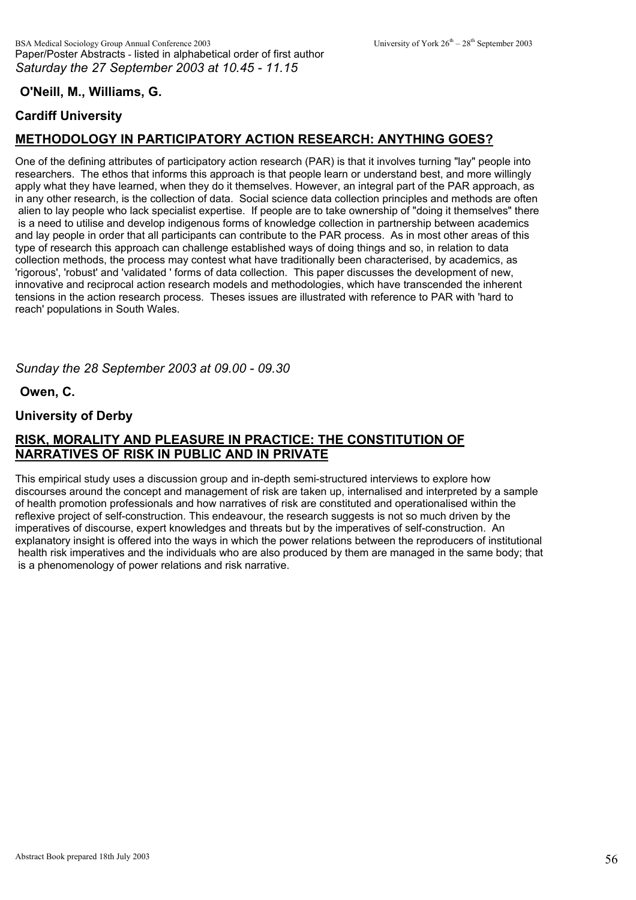*Saturday the 27 September 2003 at 10.45 - 11.15*

**O'Neill, M., Williams, G.**

**Cardiff University**

## METHODOLOGY IN PARTICIPATORY ACTION RESEARCH: ANYTHING GOES?

One of the defining attributes of participatory action research (PAR) is that it involves turning "lay" people into researchers. The ethos that informs this approach is that people learn or understand best, and more willingly apply what they have learned, when they do it themselves. However, an integral part of the PAR approach, as in any other research, is the collection of data. Social science data collection principles and methods are often alien to lay people who lack specialist expertise. If people are to take ownership of "doing it themselves" there is a need to utilise and develop indigenous forms of knowledge collection in partnership between academics and lay people in order that all participants can contribute to the PAR process. As in most other areas of this type of research this approach can challenge established ways of doing things and so, in relation to data collection methods, the process may contest what have traditionally been characterised, by academics, as 'rigorous', 'robust' and 'validated ' forms of data collection. This paper discusses the development of new, innovative and reciprocal action research models and methodologies, which have transcended the inherent tensions in the action research process. Theses issues are illustrated with reference to PAR with 'hard to reach' populations in South Wales.

*Sunday the 28 September 2003 at 09.00 - 09.30*

**Owen, C.**

**University of Derby**

## RISK, MORALITY AND PLEASURE IN PRACTICE: THE CONSTITUTION OF NARRATIVES OF RISK IN PUBLIC AND IN PRIVATE

This empirical study uses a discussion group and in-depth semi-structured interviews to explore how discourses around the concept and management of risk are taken up, internalised and interpreted by a sample of health promotion professionals and how narratives of risk are constituted and operationalised within the reflexive project of self-construction. This endeavour, the research suggests is not so much driven by the imperatives of discourse, expert knowledges and threats but by the imperatives of self-construction. An explanatory insight is offered into the ways in which the power relations between the reproducers of institutional health risk imperatives and the individuals who are also produced by them are managed in the same body; that is a phenomenology of power relations and risk narrative.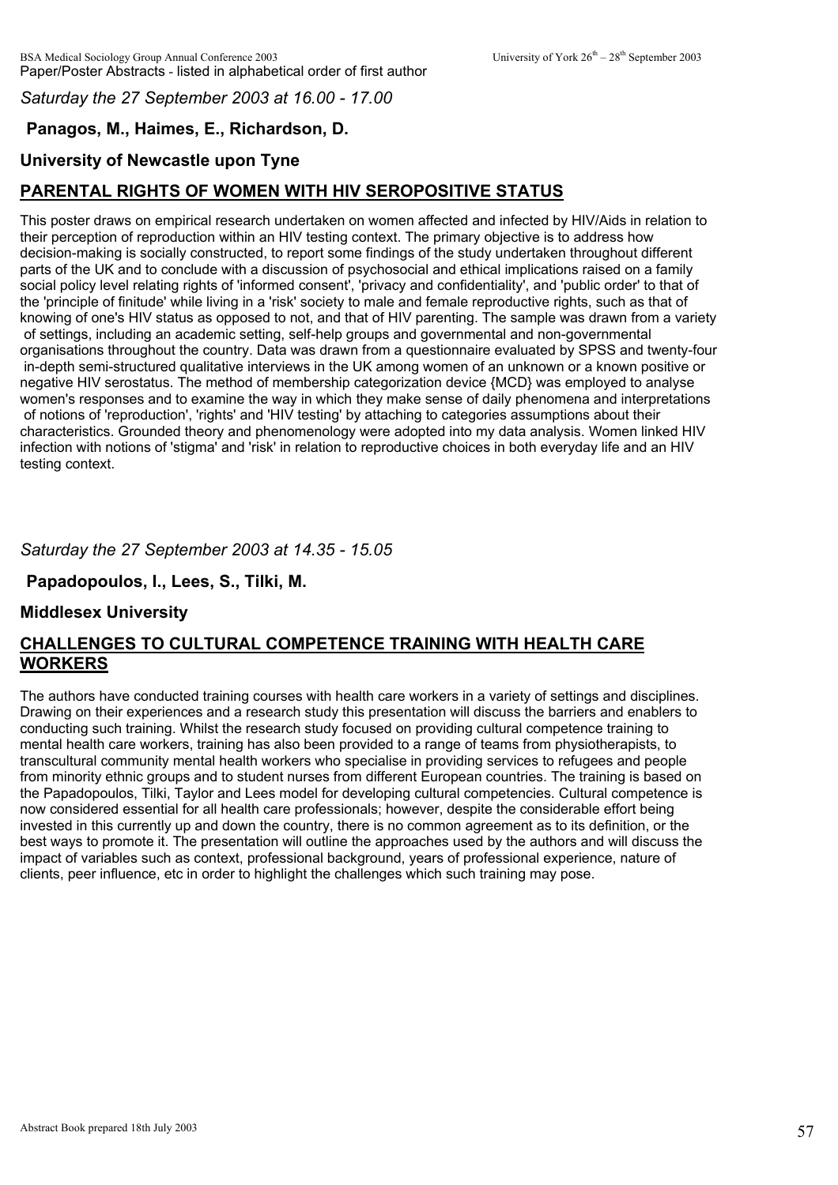*Saturday the 27 September 2003 at 16.00 - 17.00*

**Panagos, M., Haimes, E., Richardson, D.**

**University of Newcastle upon Tyne**

## PARENTAL RIGHTS OF WOMEN WITH HIV SEROPOSITIVE STATUS

This poster draws on empirical research undertaken on women affected and infected by HIV/Aids in relation to their perception of reproduction within an HIV testing context. The primary objective is to address how decision-making is socially constructed, to report some findings of the study undertaken throughout different parts of the UK and to conclude with a discussion of psychosocial and ethical implications raised on a family social policy level relating rights of 'informed consent', 'privacy and confidentiality', and 'public order' to that of the 'principle of finitude' while living in a 'risk' society to male and female reproductive rights, such as that of knowing of one's HIV status as opposed to not, and that of HIV parenting. The sample was drawn from a variety of settings, including an academic setting, self-help groups and governmental and non-governmental organisations throughout the country. Data was drawn from a questionnaire evaluated by SPSS and twenty-four in-depth semi-structured qualitative interviews in the UK among women of an unknown or a known positive or negative HIV serostatus. The method of membership categorization device {MCD} was employed to analyse women's responses and to examine the way in which they make sense of daily phenomena and interpretations of notions of 'reproduction', 'rights' and 'HIV testing' by attaching to categories assumptions about their characteristics. Grounded theory and phenomenology were adopted into my data analysis. Women linked HIV infection with notions of 'stigma' and 'risk' in relation to reproductive choices in both everyday life and an HIV testing context.

*Saturday the 27 September 2003 at 14.35 - 15.05*

**Papadopoulos, I., Lees, S., Tilki, M.**

**Middlesex University**

## CHALLENGES TO CULTURAL COMPETENCE TRAINING WITH HEALTH CARE WORKERS

The authors have conducted training courses with health care workers in a variety of settings and disciplines. Drawing on their experiences and a research study this presentation will discuss the barriers and enablers to conducting such training. Whilst the research study focused on providing cultural competence training to mental health care workers, training has also been provided to a range of teams from physiotherapists, to transcultural community mental health workers who specialise in providing services to refugees and people from minority ethnic groups and to student nurses from different European countries. The training is based on the Papadopoulos, Tilki, Taylor and Lees model for developing cultural competencies. Cultural competence is now considered essential for all health care professionals; however, despite the considerable effort being invested in this currently up and down the country, there is no common agreement as to its definition, or the best ways to promote it. The presentation will outline the approaches used by the authors and will discuss the impact of variables such as context, professional background, years of professional experience, nature of clients, peer influence, etc in order to highlight the challenges which such training may pose.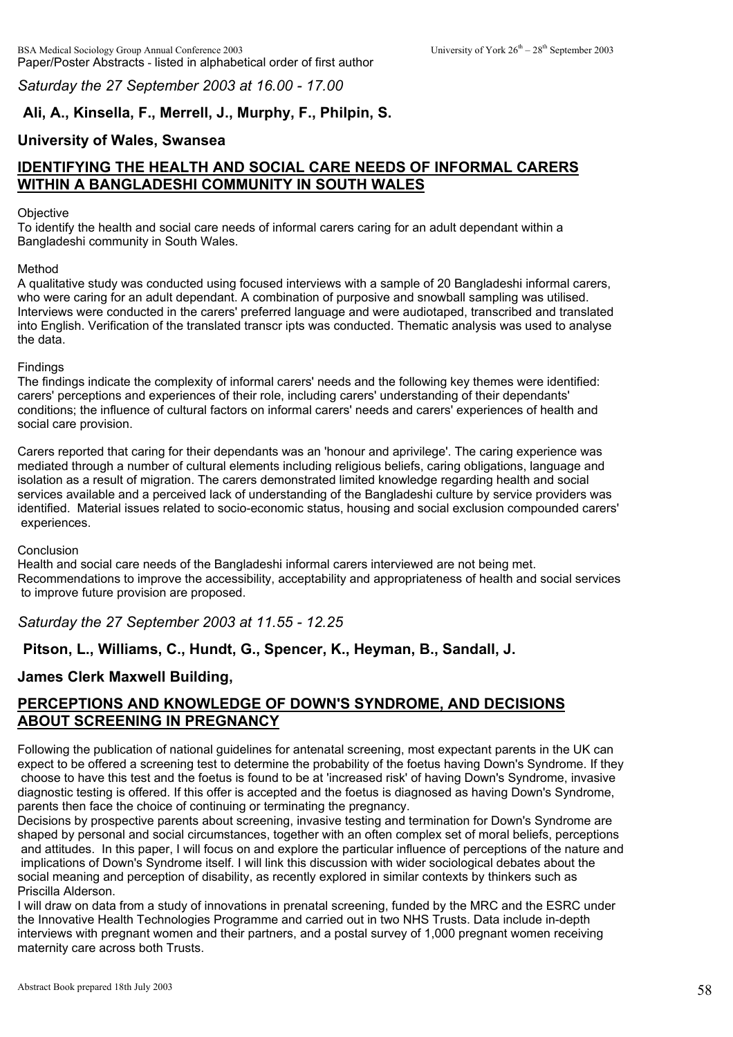*Saturday the 27 September 2003 at 16.00 - 17.00*

**Ali, A., Kinsella, F., Merrell, J., Murphy, F., Philpin, S.**

**University of Wales, Swansea**

## IDENTIFYING THE HEALTH AND SOCIAL CARE NEEDS OF INFORMAL CARERS WITHIN A BANGLADESHI COMMUNITY IN SOUTH WALES

Objective

To identify the health and social care needs of informal carers caring for an adult dependant within a Bangladeshi community in South Wales.

Method

A qualitative study was conducted using focused interviews with a sample of 20 Bangladeshi informal carers, who were caring for an adult dependant. A combination of purposive and snowball sampling was utilised. Interviews were conducted in the carers' preferred language and were audiotaped, transcribed and translated into English. Verification of the translated transcr ipts was conducted. Thematic analysis was used to analyse the data.

Findings

The findings indicate the complexity of informal carers' needs and the following key themes were identified: carers' perceptions and experiences of their role, including carers' understanding of their dependants' conditions; the influence of cultural factors on informal carers' needs and carers' experiences of health and social care provision.

Carers reported that caring for their dependants was an 'honour and aprivilege'. The caring experience was mediated through a number of cultural elements including religious beliefs, caring obligations, language and isolation as a result of migration. The carers demonstrated limited knowledge regarding health and social services available and a perceived lack of understanding of the Bangladeshi culture by service providers was identified. Material issues related to socio-economic status, housing and social exclusion compounded carers' experiences.

Conclusion

Health and social care needs of the Bangladeshi informal carers interviewed are not being met. Recommendations to improve the accessibility, acceptability and appropriateness of health and social services to improve future provision are proposed.

*Saturday the 27 September 2003 at 11.55 - 12.25*

**Pitson, L., Williams, C., Hundt, G., Spencer, K., Heyman, B., Sandall, J.**

**James Clerk Maxwell Building,**

## PERCEPTIONS AND KNOWLEDGE OF DOWN'S SYNDROME, AND DECISIONS ABOUT SCREENING IN PREGNANCY

Following the publication of national guidelines for antenatal screening, most expectant parents in the UK can expect to be offered a screening test to determine the probability of the foetus having Down's Syndrome. If they choose to have this test and the foetus is found to be at 'increased risk' of having Down's Syndrome, invasive diagnostic testing is offered. If this offer is accepted and the foetus is diagnosed as having Down's Syndrome, parents then face the choice of continuing or terminating the pregnancy.

Decisions by prospective parents about screening, invasive testing and termination for Down's Syndrome are shaped by personal and social circumstances, together with an often complex set of moral beliefs, perceptions and attitudes. In this paper, I will focus on and explore the particular influence of perceptions of the nature and implications of Down's Syndrome itself. I will link this discussion with wider sociological debates about the social meaning and perception of disability, as recently explored in similar contexts by thinkers such as Priscilla Alderson.

I will draw on data from a study of innovations in prenatal screening, funded by the MRC and the ESRC under the Innovative Health Technologies Programme and carried out in two NHS Trusts. Data include in-depth interviews with pregnant women and their partners, and a postal survey of 1,000 pregnant women receiving maternity care across both Trusts.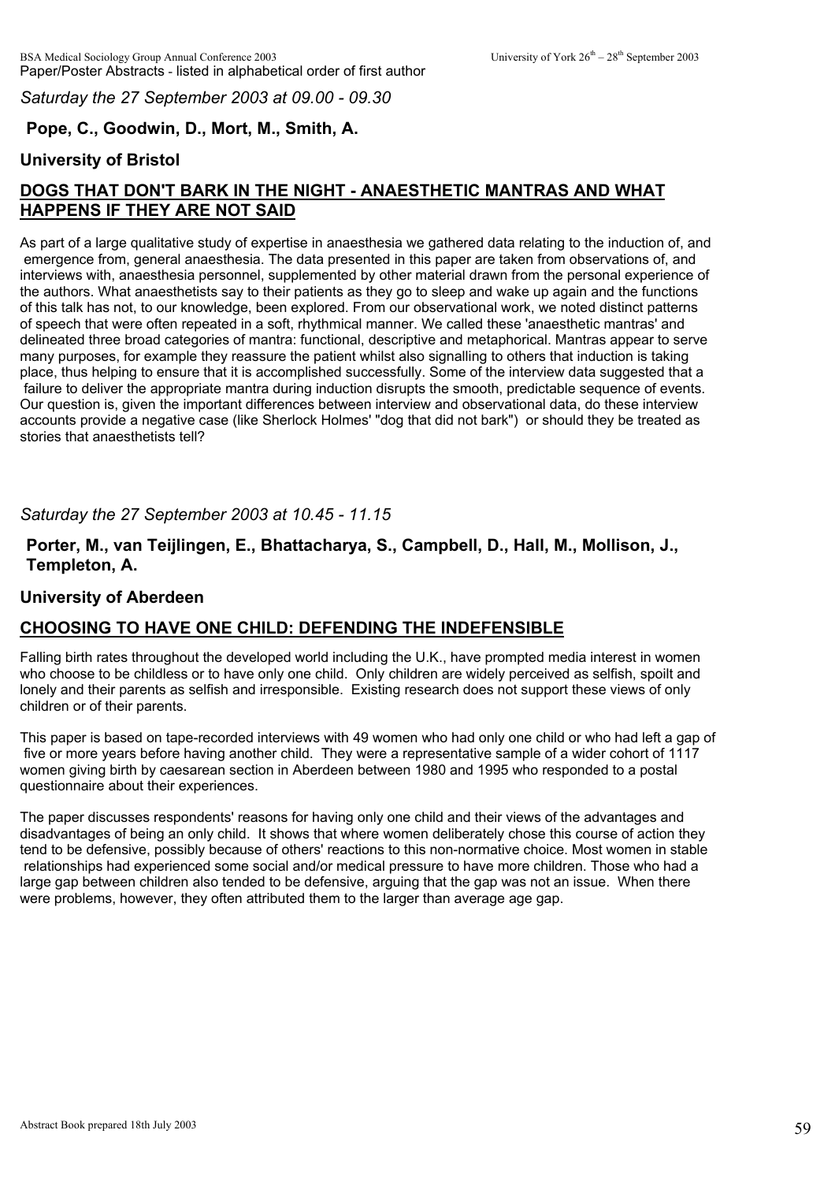*Saturday the 27 September 2003 at 09.00 - 09.30*

**Pope, C., Goodwin, D., Mort, M., Smith, A.**

**University of Bristol**

## DOGS THAT DON'T BARK IN THE NIGHT - ANAESTHETIC MANTRAS AND WHAT HAPPENS IF THEY ARE NOT SAID

As part of a large qualitative study of expertise in anaesthesia we gathered data relating to the induction of, and emergence from, general anaesthesia. The data presented in this paper are taken from observations of, and interviews with, anaesthesia personnel, supplemented by other material drawn from the personal experience of the authors. What anaesthetists say to their patients as they go to sleep and wake up again and the functions of this talk has not, to our knowledge, been explored. From our observational work, we noted distinct patterns of speech that were often repeated in a soft, rhythmical manner. We called these 'anaesthetic mantras' and delineated three broad categories of mantra: functional, descriptive and metaphorical. Mantras appear to serve many purposes, for example they reassure the patient whilst also signalling to others that induction is taking place, thus helping to ensure that it is accomplished successfully. Some of the interview data suggested that a failure to deliver the appropriate mantra during induction disrupts the smooth, predictable sequence of events. Our question is, given the important differences between interview and observational data, do these interview accounts provide a negative case (like Sherlock Holmes' "dog that did not bark") or should they be treated as stories that anaesthetists tell?

*Saturday the 27 September 2003 at 10.45 - 11.15*

**Porter, M., van Teijlingen, E., Bhattacharya, S., Campbell, D., Hall, M., Mollison, J., Templeton, A.**

**University of Aberdeen**

## CHOOSING TO HAVE ONE CHILD: DEFENDING THE INDEFENSIBLE

Falling birth rates throughout the developed world including the U.K., have prompted media interest in women who choose to be childless or to have only one child. Only children are widely perceived as selfish, spoilt and lonely and their parents as selfish and irresponsible. Existing research does not support these views of only children or of their parents.

This paper is based on tape-recorded interviews with 49 women who had only one child or who had left a gap of five or more years before having another child. They were a representative sample of a wider cohort of 1117 women giving birth by caesarean section in Aberdeen between 1980 and 1995 who responded to a postal questionnaire about their experiences.

The paper discusses respondents' reasons for having only one child and their views of the advantages and disadvantages of being an only child. It shows that where women deliberately chose this course of action they tend to be defensive, possibly because of others' reactions to this non-normative choice. Most women in stable relationships had experienced some social and/or medical pressure to have more children. Those who had a large gap between children also tended to be defensive, arguing that the gap was not an issue. When there were problems, however, they often attributed them to the larger than average age gap.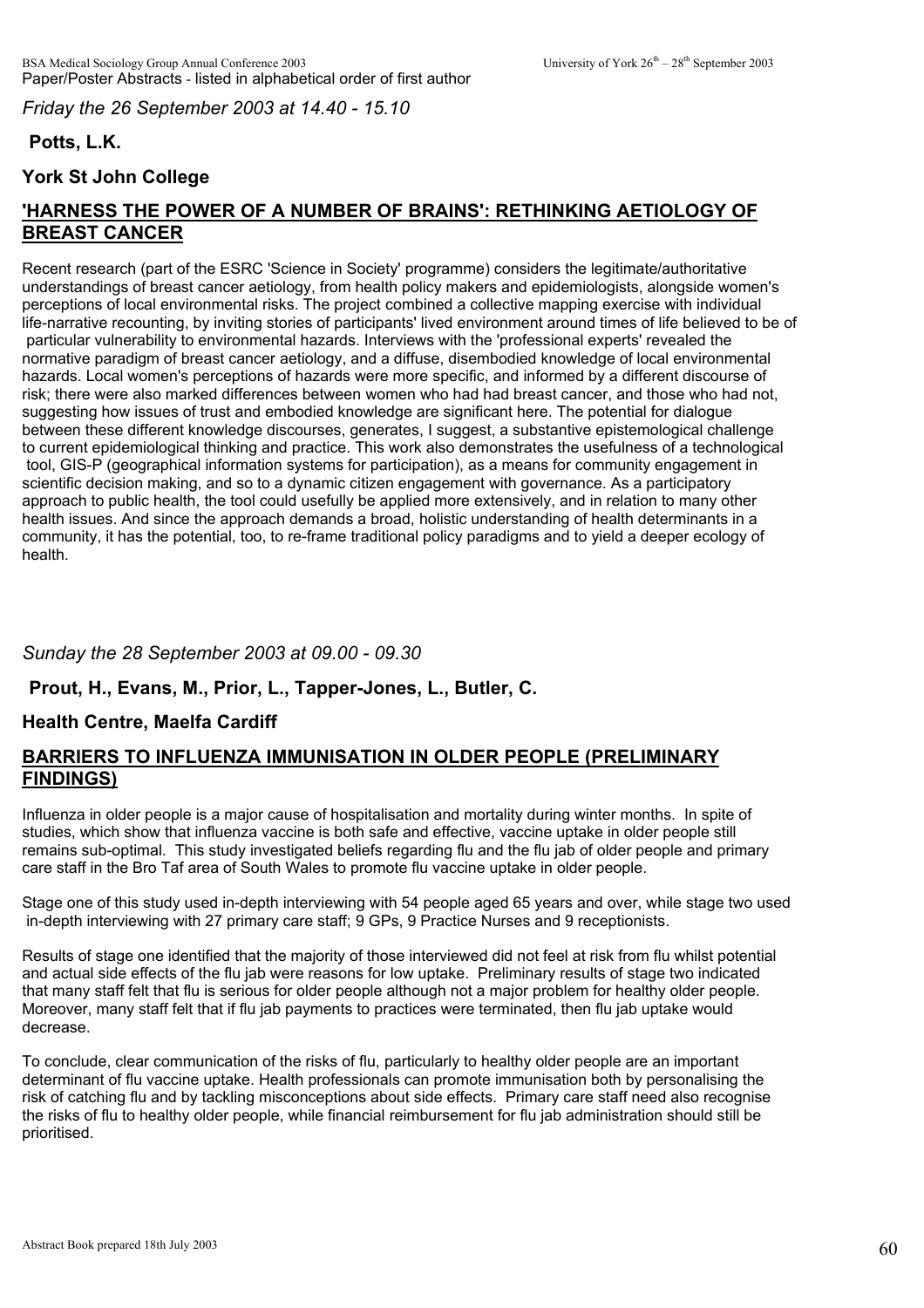*Friday the 26 September 2003 at 14.40 - 15.10*

**Potts, L.K.**

**York St John College**

## 'HARNESS THE POWER OF A NUMBER OF BRAINS': RETHINKING AETIOLOGY OF BREAST CANCER

Recent research (part of the ESRC 'Science in Society' programme) considers the legitimate/authoritative understandings of breast cancer aetiology, from health policy makers and epidemiologists, alongside women's perceptions of local environmental risks. The project combined a collective mapping exercise with individual life-narrative recounting, by inviting stories of participants' lived environment around times of life believed to be of particular vulnerability to environmental hazards. Interviews with the 'professional experts' revealed the normative paradigm of breast cancer aetiology, and a diffuse, disembodied knowledge of local environmental hazards. Local women's perceptions of hazards were more specific, and informed by a different discourse of risk; there were also marked differences between women who had had breast cancer, and those who had not, suggesting how issues of trust and embodied knowledge are significant here. The potential for dialogue between these different knowledge discourses, generates, I suggest, a substantive epistemological challenge to current epidemiological thinking and practice. This work also demonstrates the usefulness of a technological tool, GIS-P (geographical information systems for participation), as a means for community engagement in scientific decision making, and so to a dynamic citizen engagement with governance. As a participatory approach to public health, the tool could usefully be applied more extensively, and in relation to many other health issues. And since the approach demands a broad, holistic understanding of health determinants in a community, it has the potential, too, to re-frame traditional policy paradigms and to yield a deeper ecology of health.

*Sunday the 28 September 2003 at 09.00 - 09.30*

**Prout, H., Evans, M., Prior, L., Tapper-Jones, L., Butler, C.**

**Health Centre, Maelfa Cardiff**

## BARRIERS TO INFLUENZA IMMUNISATION IN OLDER PEOPLE (PRELIMINARY FINDINGS)

Influenza in older people is a major cause of hospitalisation and mortality during winter months. In spite of studies, which show that influenza vaccine is both safe and effective, vaccine uptake in older people still remains sub-optimal. This study investigated beliefs regarding flu and the flu jab of older people and primary care staff in the Bro Taf area of South Wales to promote flu vaccine uptake in older people.

Stage one of this study used in-depth interviewing with 54 people aged 65 years and over, while stage two used in-depth interviewing with 27 primary care staff; 9 GPs, 9 Practice Nurses and 9 receptionists.

Results of stage one identified that the majority of those interviewed did not feel at risk from flu whilst potential and actual side effects of the flu jab were reasons for low uptake. Preliminary results of stage two indicated that many staff felt that flu is serious for older people although not a major problem for healthy older people. Moreover, many staff felt that if flu jab payments to practices were terminated, then flu jab uptake would decrease.

To conclude, clear communication of the risks of flu, particularly to healthy older people are an important determinant of flu vaccine uptake. Health professionals can promote immunisation both by personalising the risk of catching flu and by tackling misconceptions about side effects. Primary care staff need also recognise the risks of flu to healthy older people, while financial reimbursement for flu jab administration should still be prioritised.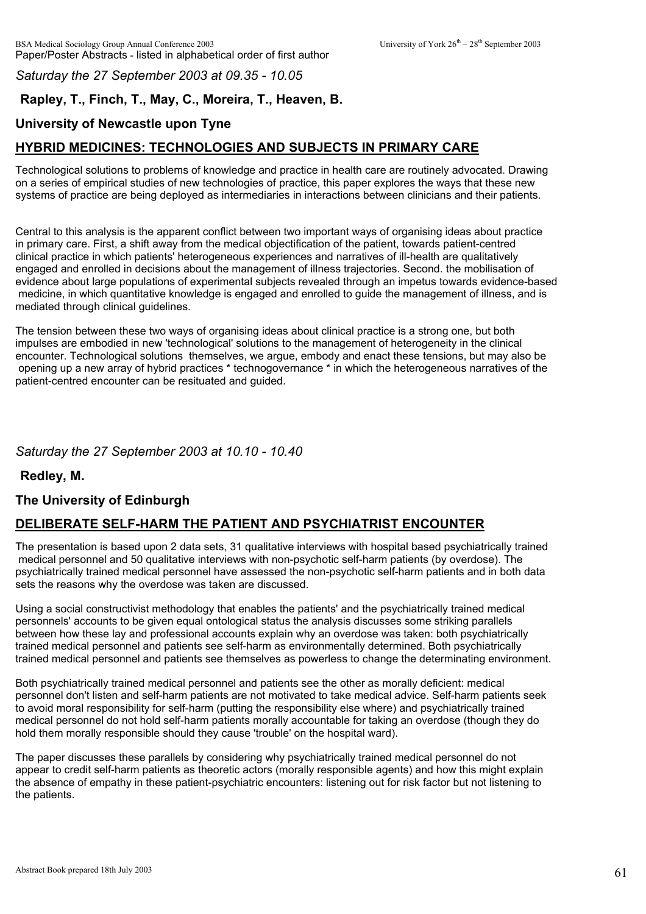*Saturday the 27 September 2003 at 09.35 - 10.05*

**Rapley, T., Finch, T., May, C., Moreira, T., Heaven, B.**

**University of Newcastle upon Tyne**

## HYBRID MEDICINES: TECHNOLOGIES AND SUBJECTS IN PRIMARY CARE

Technological solutions to problems of knowledge and practice in health care are routinely advocated. Drawing on a series of empirical studies of new technologies of practice, this paper explores the ways that these new systems of practice are being deployed as intermediaries in interactions between clinicians and their patients.

Central to this analysis is the apparent conflict between two important ways of organising ideas about practice in primary care. First, a shift away from the medical objectification of the patient, towards patient-centred clinical practice in which patients' heterogeneous experiences and narratives of ill-health are qualitatively engaged and enrolled in decisions about the management of illness trajectories. Second. the mobilisation of evidence about large populations of experimental subjects revealed through an impetus towards evidence-based medicine, in which quantitative knowledge is engaged and enrolled to guide the management of illness, and is mediated through clinical guidelines.

The tension between these two ways of organising ideas about clinical practice is a strong one, but both impulses are embodied in new 'technological' solutions to the management of heterogeneity in the clinical encounter. Technological solutions themselves, we argue, embody and enact these tensions, but may also be opening up a new array of hybrid practices * technogovernance * in which the heterogeneous narratives of the patient-centred encounter can be resituated and guided.

*Saturday the 27 September 2003 at 10.10 - 10.40*

**Redley, M.**

**The University of Edinburgh**

## DELIBERATE SELF-HARM THE PATIENT AND PSYCHIATRIST ENCOUNTER

The presentation is based upon 2 data sets, 31 qualitative interviews with hospital based psychiatrically trained medical personnel and 50 qualitative interviews with non-psychotic self-harm patients (by overdose). The psychiatrically trained medical personnel have assessed the non-psychotic self-harm patients and in both data sets the reasons why the overdose was taken are discussed.

Using a social constructivist methodology that enables the patients' and the psychiatrically trained medical personnels' accounts to be given equal ontological status the analysis discusses some striking parallels between how these lay and professional accounts explain why an overdose was taken: both psychiatrically trained medical personnel and patients see self-harm as environmentally determined. Both psychiatrically trained medical personnel and patients see themselves as powerless to change the determinating environment.

Both psychiatrically trained medical personnel and patients see the other as morally deficient: medical personnel don't listen and self-harm patients are not motivated to take medical advice. Self-harm patients seek to avoid moral responsibility for self-harm (putting the responsibility else where) and psychiatrically trained medical personnel do not hold self-harm patients morally accountable for taking an overdose (though they do hold them morally responsible should they cause 'trouble' on the hospital ward).

The paper discusses these parallels by considering why psychiatrically trained medical personnel do not appear to credit self-harm patients as theoretic actors (morally responsible agents) and how this might explain the absence of empathy in these patient-psychiatric encounters: listening out for risk factor but not listening to the patients.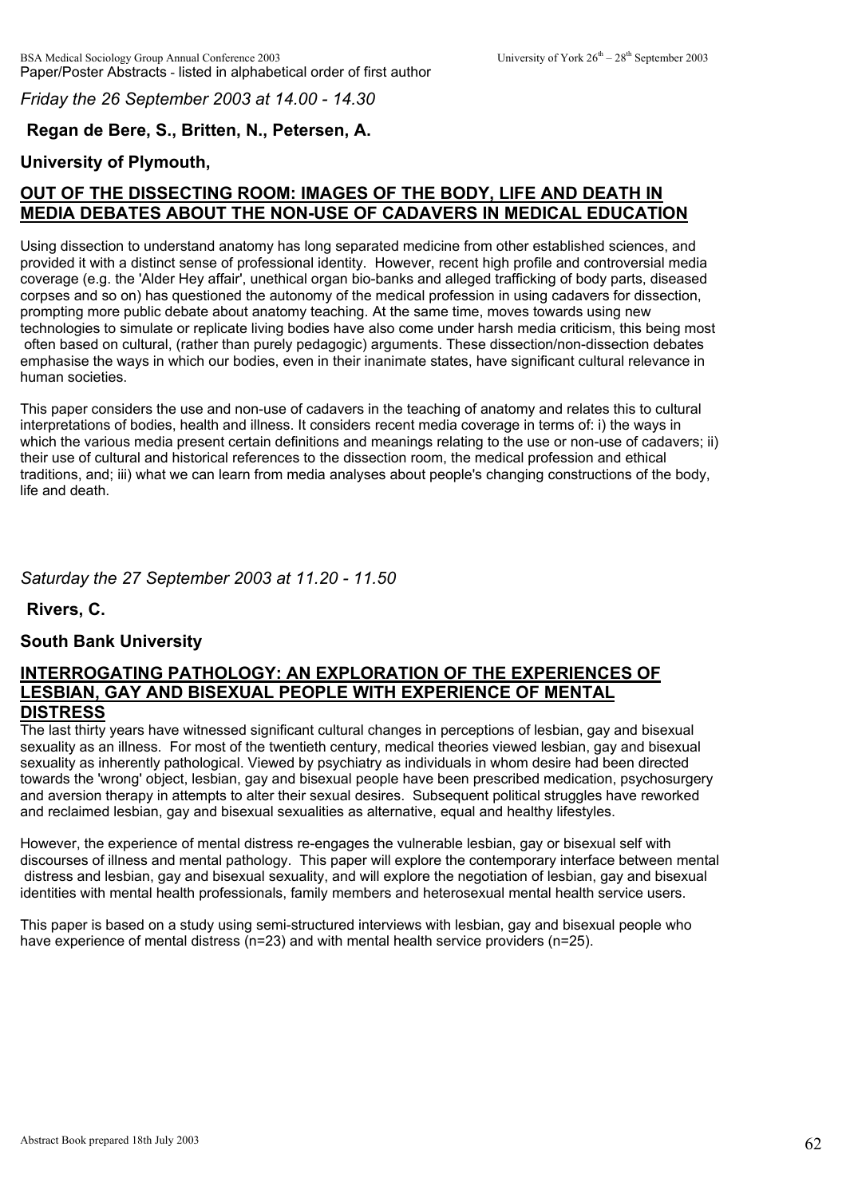*Friday the 26 September 2003 at 14.00 - 14.30*

**Regan de Bere, S., Britten, N., Petersen, A.**

**University of Plymouth,**

## OUT OF THE DISSECTING ROOM: IMAGES OF THE BODY, LIFE AND DEATH IN MEDIA DEBATES ABOUT THE NON-USE OF CADAVERS IN MEDICAL EDUCATION

Using dissection to understand anatomy has long separated medicine from other established sciences, and provided it with a distinct sense of professional identity. However, recent high profile and controversial media coverage (e.g. the 'Alder Hey affair', unethical organ bio-banks and alleged trafficking of body parts, diseased corpses and so on) has questioned the autonomy of the medical profession in using cadavers for dissection, prompting more public debate about anatomy teaching. At the same time, moves towards using new technologies to simulate or replicate living bodies have also come under harsh media criticism, this being most often based on cultural, (rather than purely pedagogic) arguments. These dissection/non-dissection debates emphasise the ways in which our bodies, even in their inanimate states, have significant cultural relevance in human societies.

This paper considers the use and non-use of cadavers in the teaching of anatomy and relates this to cultural interpretations of bodies, health and illness. It considers recent media coverage in terms of: i) the ways in which the various media present certain definitions and meanings relating to the use or non-use of cadavers; ii) their use of cultural and historical references to the dissection room, the medical profession and ethical traditions, and; iii) what we can learn from media analyses about people's changing constructions of the body, life and death.

*Saturday the 27 September 2003 at 11.20 - 11.50*

**Rivers, C.**

**South Bank University**

## INTERROGATING PATHOLOGY: AN EXPLORATION OF THE EXPERIENCES OF LESBIAN, GAY AND BISEXUAL PEOPLE WITH EXPERIENCE OF MENTAL DISTRESS

The last thirty years have witnessed significant cultural changes in perceptions of lesbian, gay and bisexual sexuality as an illness. For most of the twentieth century, medical theories viewed lesbian, gay and bisexual sexuality as inherently pathological. Viewed by psychiatry as individuals in whom desire had been directed towards the 'wrong' object, lesbian, gay and bisexual people have been prescribed medication, psychosurgery and aversion therapy in attempts to alter their sexual desires. Subsequent political struggles have reworked and reclaimed lesbian, gay and bisexual sexualities as alternative, equal and healthy lifestyles.

However, the experience of mental distress re-engages the vulnerable lesbian, gay or bisexual self with discourses of illness and mental pathology. This paper will explore the contemporary interface between mental distress and lesbian, gay and bisexual sexuality, and will explore the negotiation of lesbian, gay and bisexual identities with mental health professionals, family members and heterosexual mental health service users.

This paper is based on a study using semi-structured interviews with lesbian, gay and bisexual people who have experience of mental distress (n=23) and with mental health service providers (n=25).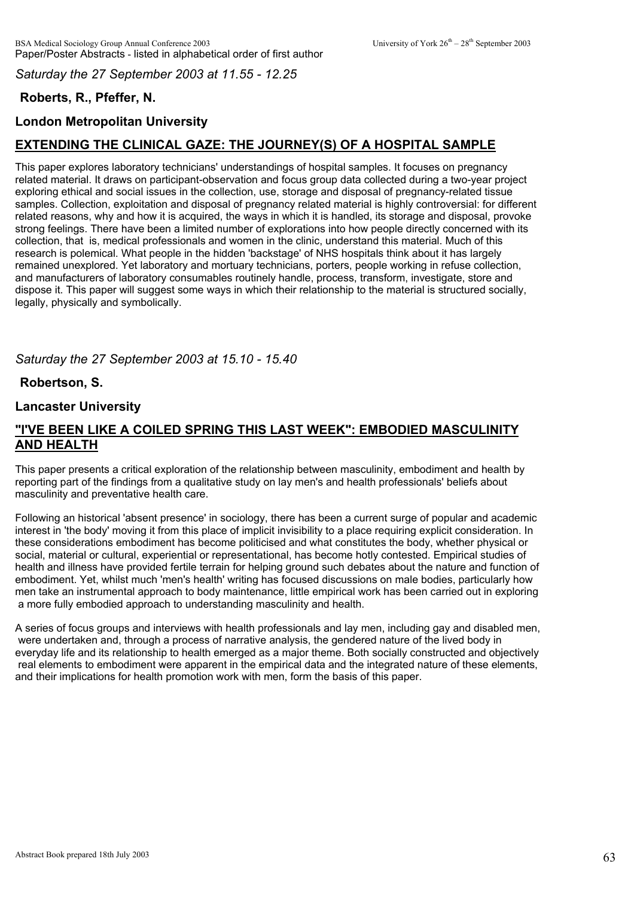*Saturday the 27 September 2003 at 11.55 - 12.25*

**Roberts, R., Pfeffer, N.**

**London Metropolitan University**

## EXTENDING THE CLINICAL GAZE: THE JOURNEY(S) OF A HOSPITAL SAMPLE

This paper explores laboratory technicians' understandings of hospital samples. It focuses on pregnancy related material. It draws on participant-observation and focus group data collected during a two-year project exploring ethical and social issues in the collection, use, storage and disposal of pregnancy-related tissue samples. Collection, exploitation and disposal of pregnancy related material is highly controversial: for different related reasons, why and how it is acquired, the ways in which it is handled, its storage and disposal, provoke strong feelings. There have been a limited number of explorations into how people directly concerned with its collection, that is, medical professionals and women in the clinic, understand this material. Much of this research is polemical. What people in the hidden 'backstage' of NHS hospitals think about it has largely remained unexplored. Yet laboratory and mortuary technicians, porters, people working in refuse collection, and manufacturers of laboratory consumables routinely handle, process, transform, investigate, store and dispose it. This paper will suggest some ways in which their relationship to the material is structured socially, legally, physically and symbolically.

*Saturday the 27 September 2003 at 15.10 - 15.40*

**Robertson, S.**

**Lancaster University**

## "I'VE BEEN LIKE A COILED SPRING THIS LAST WEEK": EMBODIED MASCULINITY AND HEALTH

This paper presents a critical exploration of the relationship between masculinity, embodiment and health by reporting part of the findings from a qualitative study on lay men's and health professionals' beliefs about masculinity and preventative health care.

Following an historical 'absent presence' in sociology, there has been a current surge of popular and academic interest in 'the body' moving it from this place of implicit invisibility to a place requiring explicit consideration. In these considerations embodiment has become politicised and what constitutes the body, whether physical or social, material or cultural, experiential or representational, has become hotly contested. Empirical studies of health and illness have provided fertile terrain for helping ground such debates about the nature and function of embodiment. Yet, whilst much 'men's health' writing has focused discussions on male bodies, particularly how men take an instrumental approach to body maintenance, little empirical work has been carried out in exploring a more fully embodied approach to understanding masculinity and health.

A series of focus groups and interviews with health professionals and lay men, including gay and disabled men, were undertaken and, through a process of narrative analysis, the gendered nature of the lived body in everyday life and its relationship to health emerged as a major theme. Both socially constructed and objectively real elements to embodiment were apparent in the empirical data and the integrated nature of these elements, and their implications for health promotion work with men, form the basis of this paper.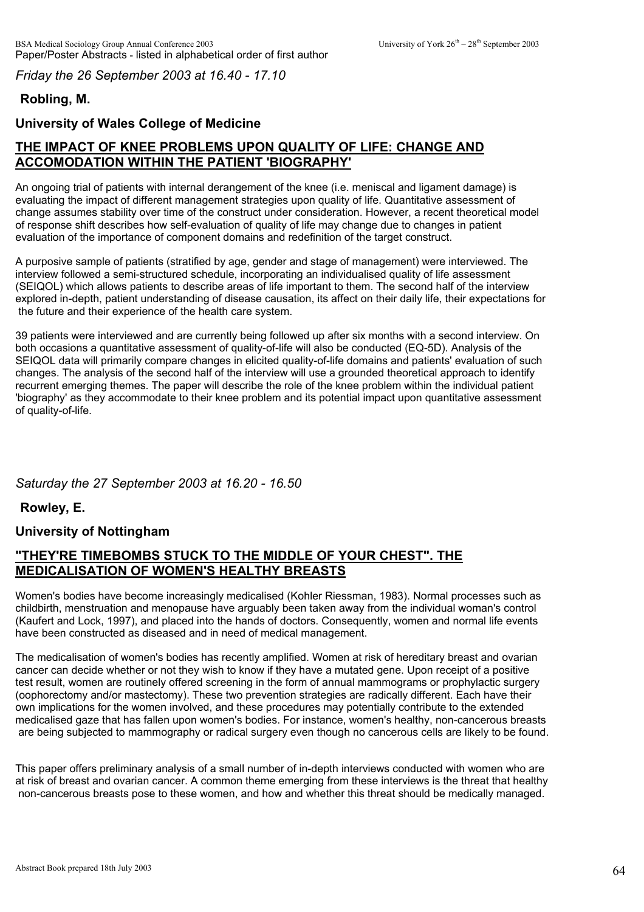*Friday the 26 September 2003 at 16.40 - 17.10*

**Robling, M.**

**University of Wales College of Medicine**

## THE IMPACT OF KNEE PROBLEMS UPON QUALITY OF LIFE: CHANGE AND ACCOMODATION WITHIN THE PATIENT 'BIOGRAPHY'

An ongoing trial of patients with internal derangement of the knee (i.e. meniscal and ligament damage) is evaluating the impact of different management strategies upon quality of life. Quantitative assessment of change assumes stability over time of the construct under consideration. However, a recent theoretical model of response shift describes how self-evaluation of quality of life may change due to changes in patient evaluation of the importance of component domains and redefinition of the target construct.

A purposive sample of patients (stratified by age, gender and stage of management) were interviewed. The interview followed a semi-structured schedule, incorporating an individualised quality of life assessment (SEIQOL) which allows patients to describe areas of life important to them. The second half of the interview explored in-depth, patient understanding of disease causation, its affect on their daily life, their expectations for the future and their experience of the health care system.

39 patients were interviewed and are currently being followed up after six months with a second interview. On both occasions a quantitative assessment of quality-of-life will also be conducted (EQ-5D). Analysis of the SEIQOL data will primarily compare changes in elicited quality-of-life domains and patients' evaluation of such changes. The analysis of the second half of the interview will use a grounded theoretical approach to identify recurrent emerging themes. The paper will describe the role of the knee problem within the individual patient 'biography' as they accommodate to their knee problem and its potential impact upon quantitative assessment of quality-of-life.

*Saturday the 27 September 2003 at 16.20 - 16.50*

**Rowley, E.**

**University of Nottingham**

## "THEY'RE TIMEBOMBS STUCK TO THE MIDDLE OF YOUR CHEST". THE MEDICALISATION OF WOMEN'S HEALTHY BREASTS

Women's bodies have become increasingly medicalised (Kohler Riessman, 1983). Normal processes such as childbirth, menstruation and menopause have arguably been taken away from the individual woman's control (Kaufert and Lock, 1997), and placed into the hands of doctors. Consequently, women and normal life events have been constructed as diseased and in need of medical management.

The medicalisation of women's bodies has recently amplified. Women at risk of hereditary breast and ovarian cancer can decide whether or not they wish to know if they have a mutated gene. Upon receipt of a positive test result, women are routinely offered screening in the form of annual mammograms or prophylactic surgery (oophorectomy and/or mastectomy). These two prevention strategies are radically different. Each have their own implications for the women involved, and these procedures may potentially contribute to the extended medicalised gaze that has fallen upon women's bodies. For instance, women's healthy, non-cancerous breasts are being subjected to mammography or radical surgery even though no cancerous cells are likely to be found.

This paper offers preliminary analysis of a small number of in-depth interviews conducted with women who are at risk of breast and ovarian cancer. A common theme emerging from these interviews is the threat that healthy non-cancerous breasts pose to these women, and how and whether this threat should be medically managed.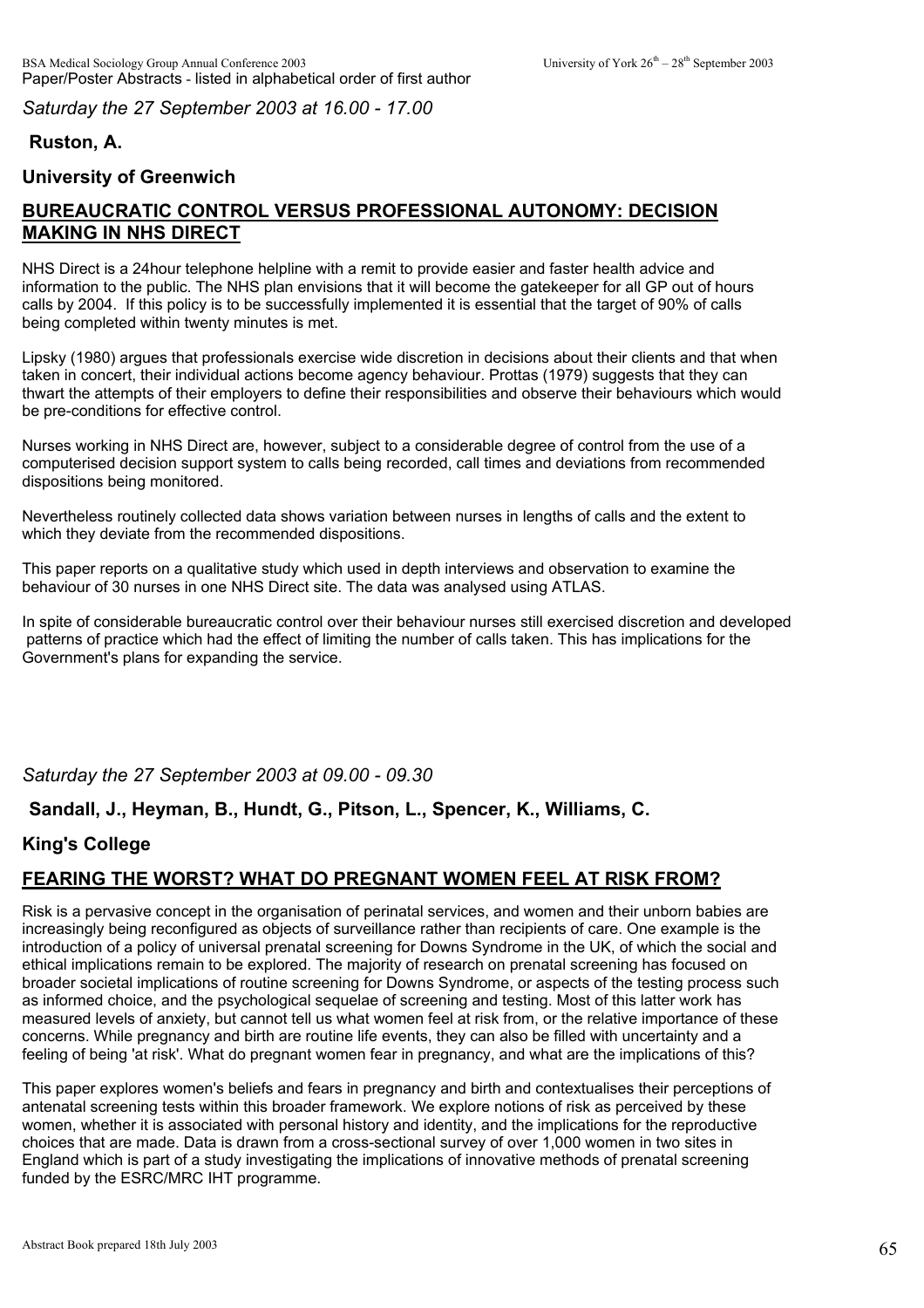*Saturday the 27 September 2003 at 16.00 - 17.00*

**Ruston, A.**

**University of Greenwich**

## BUREAUCRATIC CONTROL VERSUS PROFESSIONAL AUTONOMY: DECISION MAKING IN NHS DIRECT

NHS Direct is a 24hour telephone helpline with a remit to provide easier and faster health advice and information to the public. The NHS plan envisions that it will become the gatekeeper for all GP out of hours calls by 2004. If this policy is to be successfully implemented it is essential that the target of 90% of calls being completed within twenty minutes is met.

Lipsky (1980) argues that professionals exercise wide discretion in decisions about their clients and that when taken in concert, their individual actions become agency behaviour. Prottas (1979) suggests that they can thwart the attempts of their employers to define their responsibilities and observe their behaviours which would be pre-conditions for effective control.

Nurses working in NHS Direct are, however, subject to a considerable degree of control from the use of a computerised decision support system to calls being recorded, call times and deviations from recommended dispositions being monitored.

Nevertheless routinely collected data shows variation between nurses in lengths of calls and the extent to which they deviate from the recommended dispositions.

This paper reports on a qualitative study which used in depth interviews and observation to examine the behaviour of 30 nurses in one NHS Direct site. The data was analysed using ATLAS.

In spite of considerable bureaucratic control over their behaviour nurses still exercised discretion and developed patterns of practice which had the effect of limiting the number of calls taken. This has implications for the Government's plans for expanding the service.

*Saturday the 27 September 2003 at 09.00 - 09.30*

**Sandall, J., Heyman, B., Hundt, G., Pitson, L., Spencer, K., Williams, C.**

**King's College**

## FEARING THE WORST? WHAT DO PREGNANT WOMEN FEEL AT RISK FROM?

Risk is a pervasive concept in the organisation of perinatal services, and women and their unborn babies are increasingly being reconfigured as objects of surveillance rather than recipients of care. One example is the introduction of a policy of universal prenatal screening for Downs Syndrome in the UK, of which the social and ethical implications remain to be explored. The majority of research on prenatal screening has focused on broader societal implications of routine screening for Downs Syndrome, or aspects of the testing process such as informed choice, and the psychological sequelae of screening and testing. Most of this latter work has measured levels of anxiety, but cannot tell us what women feel at risk from, or the relative importance of these concerns. While pregnancy and birth are routine life events, they can also be filled with uncertainty and a feeling of being 'at risk'. What do pregnant women fear in pregnancy, and what are the implications of this?

This paper explores women's beliefs and fears in pregnancy and birth and contextualises their perceptions of antenatal screening tests within this broader framework. We explore notions of risk as perceived by these women, whether it is associated with personal history and identity, and the implications for the reproductive choices that are made. Data is drawn from a cross-sectional survey of over 1,000 women in two sites in England which is part of a study investigating the implications of innovative methods of prenatal screening funded by the ESRC/MRC IHT programme.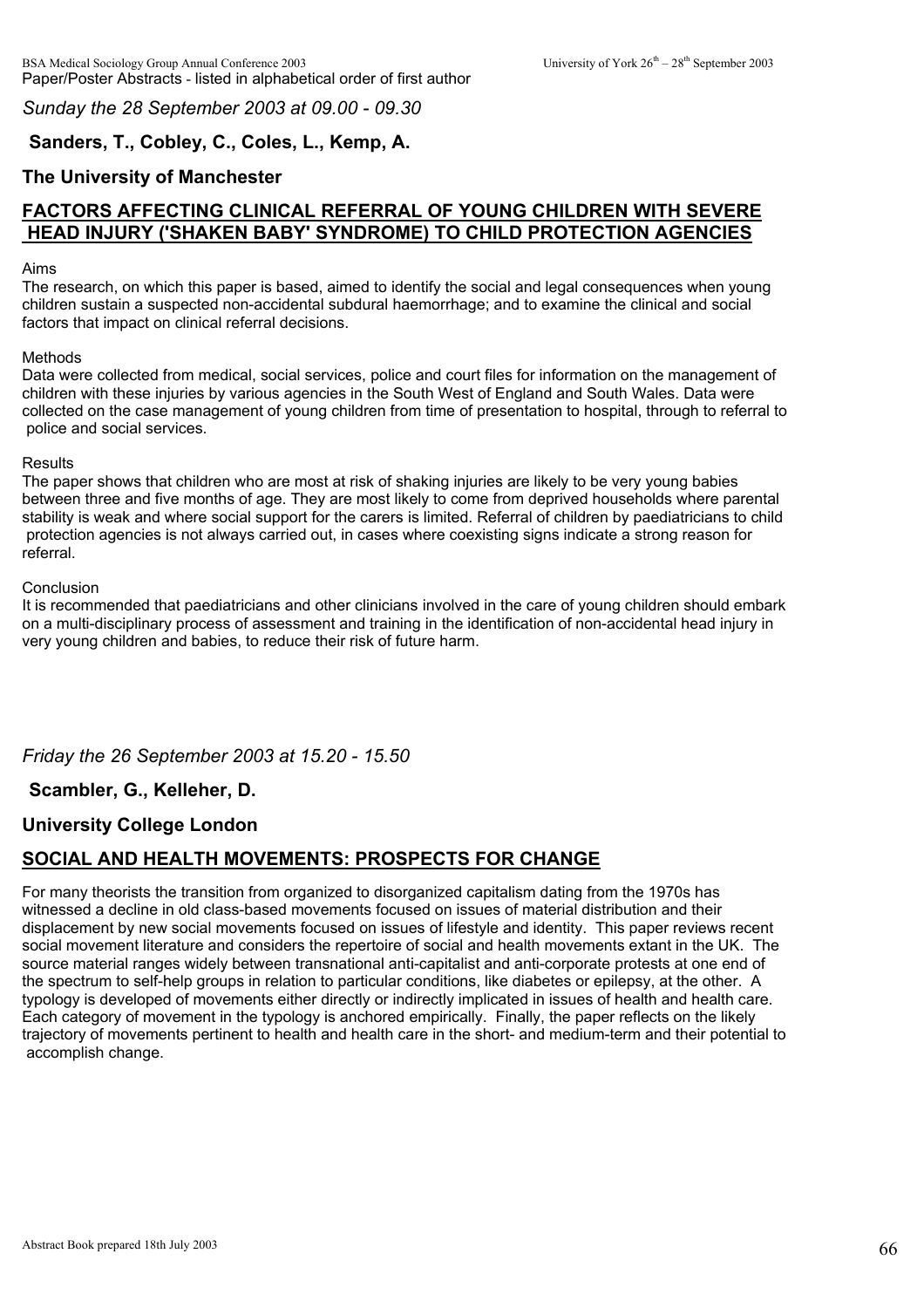*Sunday the 28 September 2003 at 09.00 - 09.30*

**Sanders, T., Cobley, C., Coles, L., Kemp, A.**

**The University of Manchester**

## FACTORS AFFECTING CLINICAL REFERRAL OF YOUNG CHILDREN WITH SEVERE HEAD INJURY ('SHAKEN BABY' SYNDROME) TO CHILD PROTECTION AGENCIES

Aims

The research, on which this paper is based, aimed to identify the social and legal consequences when young children sustain a suspected non-accidental subdural haemorrhage; and to examine the clinical and social factors that impact on clinical referral decisions.

Methods

Data were collected from medical, social services, police and court files for information on the management of children with these injuries by various agencies in the South West of England and South Wales. Data were collected on the case management of young children from time of presentation to hospital, through to referral to police and social services.

Results

The paper shows that children who are most at risk of shaking injuries are likely to be very young babies between three and five months of age. They are most likely to come from deprived households where parental stability is weak and where social support for the carers is limited. Referral of children by paediatricians to child protection agencies is not always carried out, in cases where coexisting signs indicate a strong reason for referral.

Conclusion

It is recommended that paediatricians and other clinicians involved in the care of young children should embark on a multi-disciplinary process of assessment and training in the identification of non-accidental head injury in very young children and babies, to reduce their risk of future harm.

*Friday the 26 September 2003 at 15.20 - 15.50*

**Scambler, G., Kelleher, D.**

**University College London**

## SOCIAL AND HEALTH MOVEMENTS: PROSPECTS FOR CHANGE

For many theorists the transition from organized to disorganized capitalism dating from the 1970s has witnessed a decline in old class-based movements focused on issues of material distribution and their displacement by new social movements focused on issues of lifestyle and identity. This paper reviews recent social movement literature and considers the repertoire of social and health movements extant in the UK. The source material ranges widely between transnational anti-capitalist and anti-corporate protests at one end of the spectrum to self-help groups in relation to particular conditions, like diabetes or epilepsy, at the other. A typology is developed of movements either directly or indirectly implicated in issues of health and health care. Each category of movement in the typology is anchored empirically. Finally, the paper reflects on the likely trajectory of movements pertinent to health and health care in the short- and medium-term and their potential to accomplish change.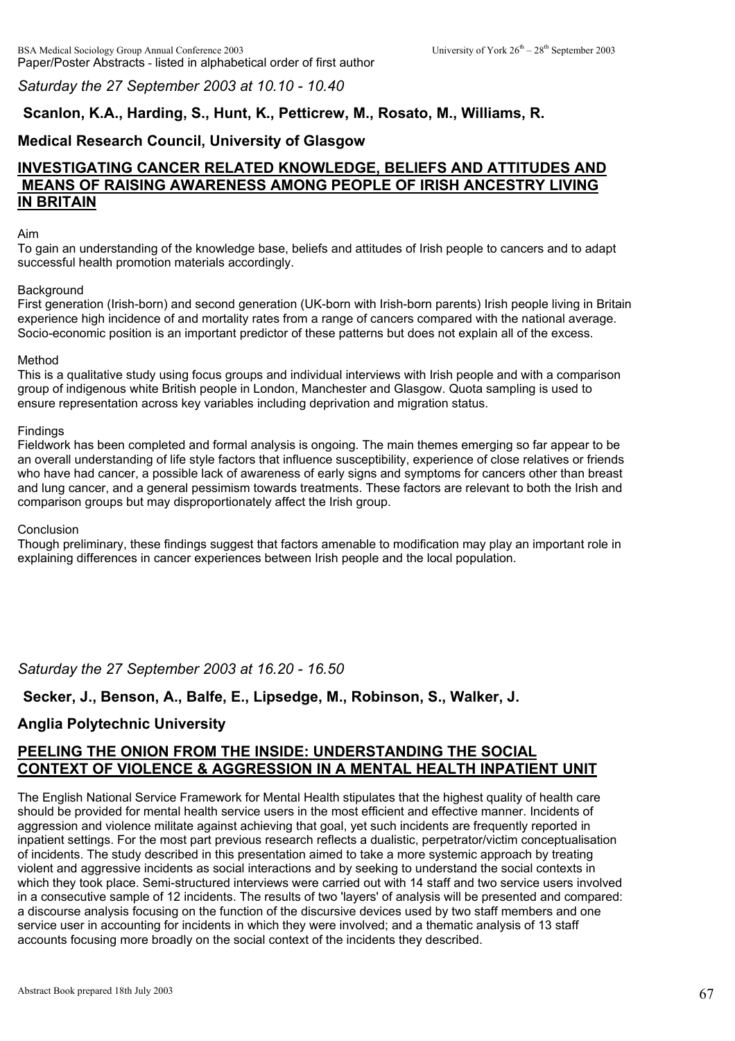*Saturday the 27 September 2003 at 10.10 - 10.40*

**Scanlon, K.A., Harding, S., Hunt, K., Petticrew, M., Rosato, M., Williams, R.**

**Medical Research Council, University of Glasgow**

## INVESTIGATING CANCER RELATED KNOWLEDGE, BELIEFS AND ATTITUDES AND MEANS OF RAISING AWARENESS AMONG PEOPLE OF IRISH ANCESTRY LIVING IN BRITAIN

Aim

To gain an understanding of the knowledge base, beliefs and attitudes of Irish people to cancers and to adapt successful health promotion materials accordingly.

Background

First generation (Irish-born) and second generation (UK-born with Irish-born parents) Irish people living in Britain experience high incidence of and mortality rates from a range of cancers compared with the national average. Socio-economic position is an important predictor of these patterns but does not explain all of the excess.

Method

This is a qualitative study using focus groups and individual interviews with Irish people and with a comparison group of indigenous white British people in London, Manchester and Glasgow. Quota sampling is used to ensure representation across key variables including deprivation and migration status.

Findings

Fieldwork has been completed and formal analysis is ongoing. The main themes emerging so far appear to be an overall understanding of life style factors that influence susceptibility, experience of close relatives or friends who have had cancer, a possible lack of awareness of early signs and symptoms for cancers other than breast and lung cancer, and a general pessimism towards treatments. These factors are relevant to both the Irish and comparison groups but may disproportionately affect the Irish group.

Conclusion

Though preliminary, these findings suggest that factors amenable to modification may play an important role in explaining differences in cancer experiences between Irish people and the local population.

*Saturday the 27 September 2003 at 16.20 - 16.50*

**Secker, J., Benson, A., Balfe, E., Lipsedge, M., Robinson, S., Walker, J.**

**Anglia Polytechnic University**

## PEELING THE ONION FROM THE INSIDE: UNDERSTANDING THE SOCIAL CONTEXT OF VIOLENCE & AGGRESSION IN A MENTAL HEALTH INPATIENT UNIT

The English National Service Framework for Mental Health stipulates that the highest quality of health care should be provided for mental health service users in the most efficient and effective manner. Incidents of aggression and violence militate against achieving that goal, yet such incidents are frequently reported in inpatient settings. For the most part previous research reflects a dualistic, perpetrator/victim conceptualisation of incidents. The study described in this presentation aimed to take a more systemic approach by treating violent and aggressive incidents as social interactions and by seeking to understand the social contexts in which they took place. Semi-structured interviews were carried out with 14 staff and two service users involved in a consecutive sample of 12 incidents. The results of two 'layers' of analysis will be presented and compared: a discourse analysis focusing on the function of the discursive devices used by two staff members and one service user in accounting for incidents in which they were involved; and a thematic analysis of 13 staff accounts focusing more broadly on the social context of the incidents they described.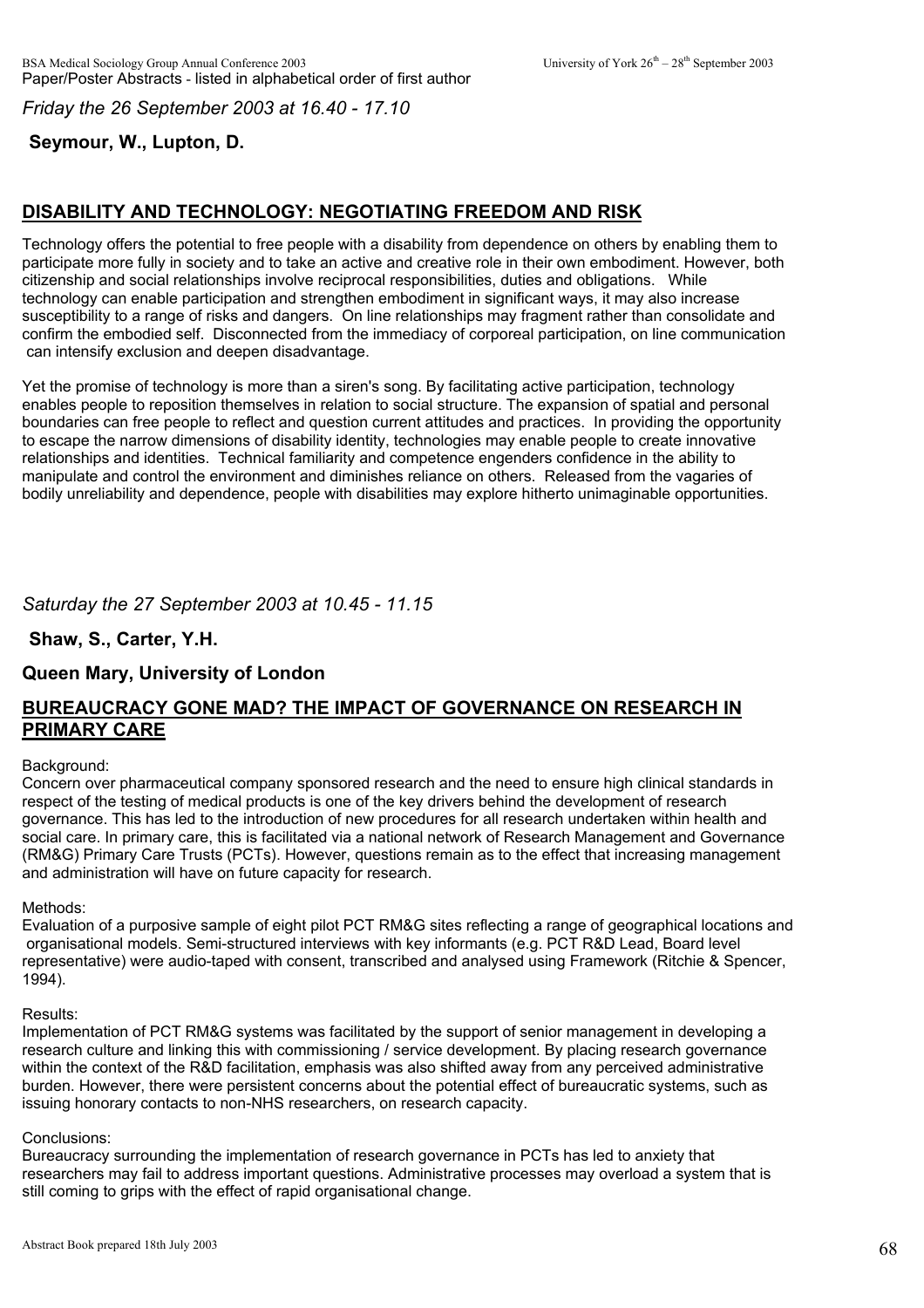*Friday the 26 September 2003 at 16.40 - 17.10*

**Seymour, W., Lupton, D.**

## DISABILITY AND TECHNOLOGY: NEGOTIATING FREEDOM AND RISK

Technology offers the potential to free people with a disability from dependence on others by enabling them to participate more fully in society and to take an active and creative role in their own embodiment. However, both citizenship and social relationships involve reciprocal responsibilities, duties and obligations. While technology can enable participation and strengthen embodiment in significant ways, it may also increase susceptibility to a range of risks and dangers. On line relationships may fragment rather than consolidate and confirm the embodied self. Disconnected from the immediacy of corporeal participation, on line communication can intensify exclusion and deepen disadvantage.

Yet the promise of technology is more than a siren's song. By facilitating active participation, technology enables people to reposition themselves in relation to social structure. The expansion of spatial and personal boundaries can free people to reflect and question current attitudes and practices. In providing the opportunity to escape the narrow dimensions of disability identity, technologies may enable people to create innovative relationships and identities. Technical familiarity and competence engenders confidence in the ability to manipulate and control the environment and diminishes reliance on others. Released from the vagaries of bodily unreliability and dependence, people with disabilities may explore hitherto unimaginable opportunities.

*Saturday the 27 September 2003 at 10.45 - 11.15*

**Shaw, S., Carter, Y.H.**

**Queen Mary, University of London**

## BUREAUCRACY GONE MAD? THE IMPACT OF GOVERNANCE ON RESEARCH IN PRIMARY CARE

Background:
Concern over pharmaceutical company sponsored research and the need to ensure high clinical standards in respect of the testing of medical products is one of the key drivers behind the development of research governance. This has led to the introduction of new procedures for all research undertaken within health and social care. In primary care, this is facilitated via a national network of Research Management and Governance (RM&G) Primary Care Trusts (PCTs). However, questions remain as to the effect that increasing management and administration will have on future capacity for research.

Methods:
Evaluation of a purposive sample of eight pilot PCT RM&G sites reflecting a range of geographical locations and organisational models. Semi-structured interviews with key informants (e.g. PCT R&D Lead, Board level representative) were audio-taped with consent, transcribed and analysed using Framework (Ritchie & Spencer, 1994).

Results:
Implementation of PCT RM&G systems was facilitated by the support of senior management in developing a research culture and linking this with commissioning / service development. By placing research governance within the context of the R&D facilitation, emphasis was also shifted away from any perceived administrative burden. However, there were persistent concerns about the potential effect of bureaucratic systems, such as issuing honorary contacts to non-NHS researchers, on research capacity.

Conclusions:
Bureaucracy surrounding the implementation of research governance in PCTs has led to anxiety that researchers may fail to address important questions. Administrative processes may overload a system that is still coming to grips with the effect of rapid organisational change.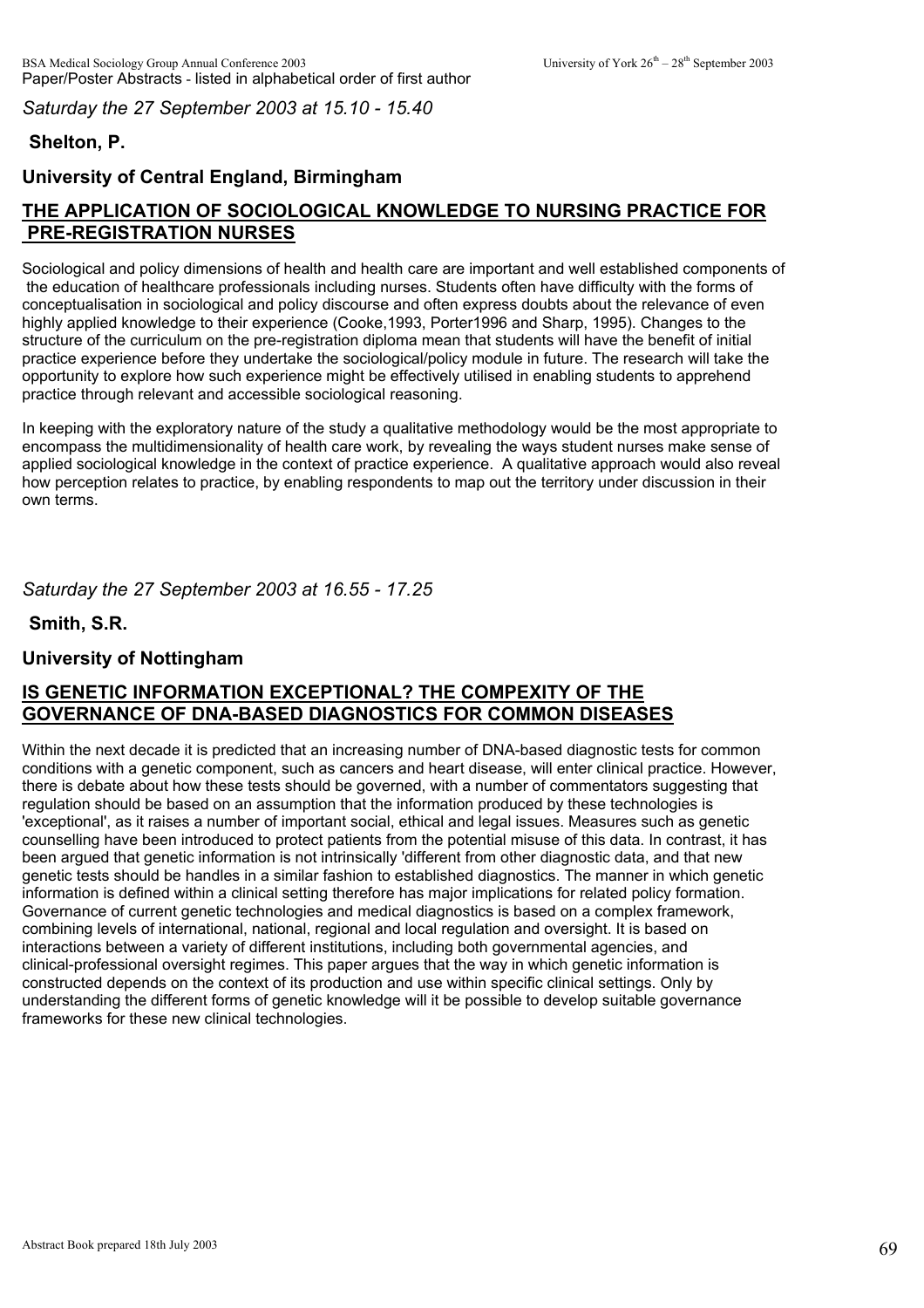*Saturday the 27 September 2003 at 15.10 - 15.40*

**Shelton, P.**

**University of Central England, Birmingham**

## THE APPLICATION OF SOCIOLOGICAL KNOWLEDGE TO NURSING PRACTICE FOR PRE-REGISTRATION NURSES

Sociological and policy dimensions of health and health care are important and well established components of the education of healthcare professionals including nurses. Students often have difficulty with the forms of conceptualisation in sociological and policy discourse and often express doubts about the relevance of even highly applied knowledge to their experience (Cooke,1993, Porter1996 and Sharp, 1995). Changes to the structure of the curriculum on the pre-registration diploma mean that students will have the benefit of initial practice experience before they undertake the sociological/policy module in future. The research will take the opportunity to explore how such experience might be effectively utilised in enabling students to apprehend practice through relevant and accessible sociological reasoning.

In keeping with the exploratory nature of the study a qualitative methodology would be the most appropriate to encompass the multidimensionality of health care work, by revealing the ways student nurses make sense of applied sociological knowledge in the context of practice experience. A qualitative approach would also reveal how perception relates to practice, by enabling respondents to map out the territory under discussion in their own terms.

*Saturday the 27 September 2003 at 16.55 - 17.25*

**Smith, S.R.**

**University of Nottingham**

## IS GENETIC INFORMATION EXCEPTIONAL? THE COMPEXITY OF THE GOVERNANCE OF DNA-BASED DIAGNOSTICS FOR COMMON DISEASES

Within the next decade it is predicted that an increasing number of DNA-based diagnostic tests for common conditions with a genetic component, such as cancers and heart disease, will enter clinical practice. However, there is debate about how these tests should be governed, with a number of commentators suggesting that regulation should be based on an assumption that the information produced by these technologies is 'exceptional', as it raises a number of important social, ethical and legal issues. Measures such as genetic counselling have been introduced to protect patients from the potential misuse of this data. In contrast, it has been argued that genetic information is not intrinsically 'different from other diagnostic data, and that new genetic tests should be handles in a similar fashion to established diagnostics. The manner in which genetic information is defined within a clinical setting therefore has major implications for related policy formation. Governance of current genetic technologies and medical diagnostics is based on a complex framework, combining levels of international, national, regional and local regulation and oversight. It is based on interactions between a variety of different institutions, including both governmental agencies, and clinical-professional oversight regimes. This paper argues that the way in which genetic information is constructed depends on the context of its production and use within specific clinical settings. Only by understanding the different forms of genetic knowledge will it be possible to develop suitable governance frameworks for these new clinical technologies.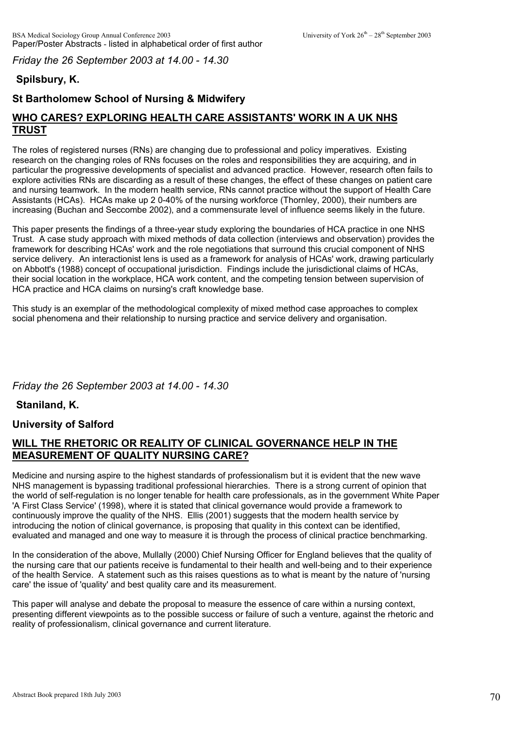*Friday the 26 September 2003 at 14.00 - 14.30*

**Spilsbury, K.**

**St Bartholomew School of Nursing & Midwifery**

## WHO CARES? EXPLORING HEALTH CARE ASSISTANTS' WORK IN A UK NHS TRUST

The roles of registered nurses (RNs) are changing due to professional and policy imperatives. Existing research on the changing roles of RNs focuses on the roles and responsibilities they are acquiring, and in particular the progressive developments of specialist and advanced practice. However, research often fails to explore activities RNs are discarding as a result of these changes, the effect of these changes on patient care and nursing teamwork. In the modern health service, RNs cannot practice without the support of Health Care Assistants (HCAs). HCAs make up 2 0-40% of the nursing workforce (Thornley, 2000), their numbers are increasing (Buchan and Seccombe 2002), and a commensurate level of influence seems likely in the future.

This paper presents the findings of a three-year study exploring the boundaries of HCA practice in one NHS Trust. A case study approach with mixed methods of data collection (interviews and observation) provides the framework for describing HCAs' work and the role negotiations that surround this crucial component of NHS service delivery. An interactionist lens is used as a framework for analysis of HCAs' work, drawing particularly on Abbott's (1988) concept of occupational jurisdiction. Findings include the jurisdictional claims of HCAs, their social location in the workplace, HCA work content, and the competing tension between supervision of HCA practice and HCA claims on nursing's craft knowledge base.

This study is an exemplar of the methodological complexity of mixed method case approaches to complex social phenomena and their relationship to nursing practice and service delivery and organisation.

*Friday the 26 September 2003 at 14.00 - 14.30*

**Staniland, K.**

**University of Salford**

## WILL THE RHETORIC OR REALITY OF CLINICAL GOVERNANCE HELP IN THE MEASUREMENT OF QUALITY NURSING CARE?

Medicine and nursing aspire to the highest standards of professionalism but it is evident that the new wave NHS management is bypassing traditional professional hierarchies. There is a strong current of opinion that the world of self-regulation is no longer tenable for health care professionals, as in the government White Paper 'A First Class Service' (1998), where it is stated that clinical governance would provide a framework to continuously improve the quality of the NHS. Ellis (2001) suggests that the modern health service by introducing the notion of clinical governance, is proposing that quality in this context can be identified, evaluated and managed and one way to measure it is through the process of clinical practice benchmarking.

In the consideration of the above, Mullally (2000) Chief Nursing Officer for England believes that the quality of the nursing care that our patients receive is fundamental to their health and well-being and to their experience of the health Service. A statement such as this raises questions as to what is meant by the nature of 'nursing care' the issue of 'quality' and best quality care and its measurement.

This paper will analyse and debate the proposal to measure the essence of care within a nursing context, presenting different viewpoints as to the possible success or failure of such a venture, against the rhetoric and reality of professionalism, clinical governance and current literature.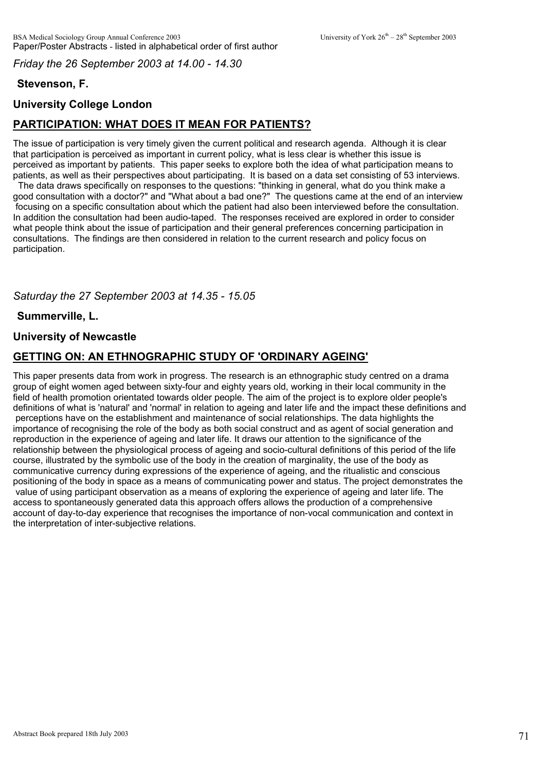*Friday the 26 September 2003 at 14.00 - 14.30*

**Stevenson, F.**

**University College London**

## PARTICIPATION: WHAT DOES IT MEAN FOR PATIENTS?

The issue of participation is very timely given the current political and research agenda. Although it is clear that participation is perceived as important in current policy, what is less clear is whether this issue is perceived as important by patients. This paper seeks to explore both the idea of what participation means to patients, as well as their perspectives about participating. It is based on a data set consisting of 53 interviews. The data draws specifically on responses to the questions: "thinking in general, what do you think make a good consultation with a doctor?" and "What about a bad one?" The questions came at the end of an interview focusing on a specific consultation about which the patient had also been interviewed before the consultation. In addition the consultation had been audio-taped. The responses received are explored in order to consider what people think about the issue of participation and their general preferences concerning participation in consultations. The findings are then considered in relation to the current research and policy focus on participation.

*Saturday the 27 September 2003 at 14.35 - 15.05*

**Summerville, L.**

**University of Newcastle**

## GETTING ON: AN ETHNOGRAPHIC STUDY OF 'ORDINARY AGEING'

This paper presents data from work in progress. The research is an ethnographic study centred on a drama group of eight women aged between sixty-four and eighty years old, working in their local community in the field of health promotion orientated towards older people. The aim of the project is to explore older people's definitions of what is 'natural' and 'normal' in relation to ageing and later life and the impact these definitions and perceptions have on the establishment and maintenance of social relationships. The data highlights the importance of recognising the role of the body as both social construct and as agent of social generation and reproduction in the experience of ageing and later life. It draws our attention to the significance of the relationship between the physiological process of ageing and socio-cultural definitions of this period of the life course, illustrated by the symbolic use of the body in the creation of marginality, the use of the body as communicative currency during expressions of the experience of ageing, and the ritualistic and conscious positioning of the body in space as a means of communicating power and status. The project demonstrates the value of using participant observation as a means of exploring the experience of ageing and later life. The access to spontaneously generated data this approach offers allows the production of a comprehensive account of day-to-day experience that recognises the importance of non-vocal communication and context in the interpretation of inter-subjective relations.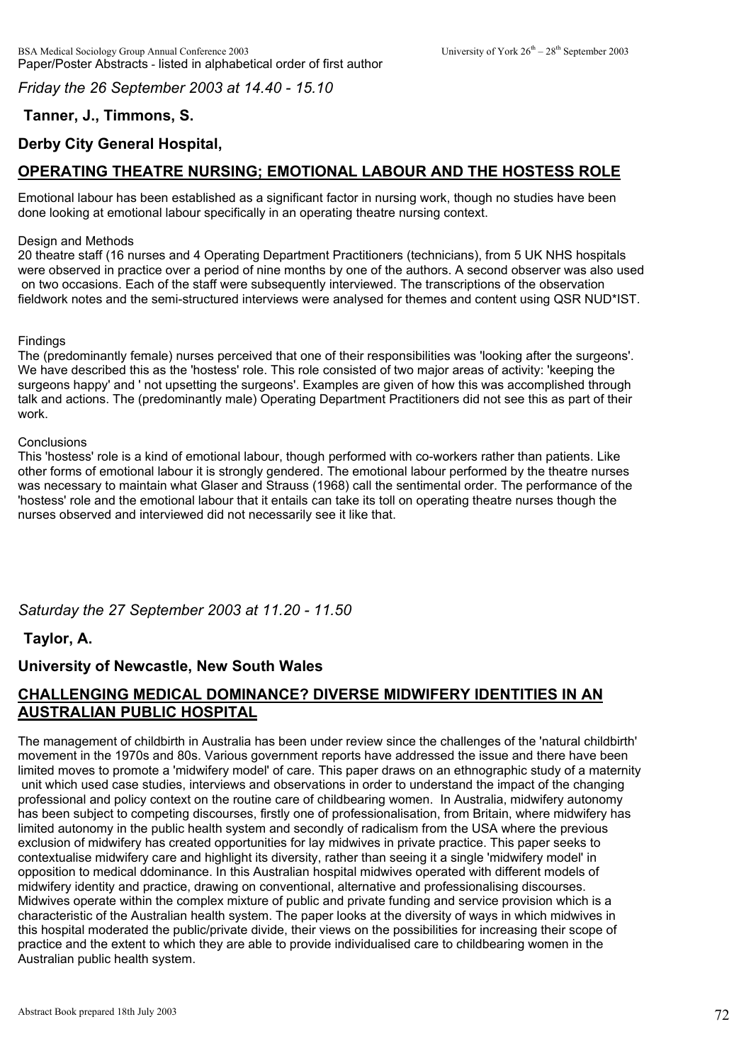*Friday the 26 September 2003 at 14.40 - 15.10*

**Tanner, J., Timmons, S.**

**Derby City General Hospital,**

## OPERATING THEATRE NURSING; EMOTIONAL LABOUR AND THE HOSTESS ROLE

Emotional labour has been established as a significant factor in nursing work, though no studies have been done looking at emotional labour specifically in an operating theatre nursing context.

Design and Methods
20 theatre staff (16 nurses and 4 Operating Department Practitioners (technicians), from 5 UK NHS hospitals were observed in practice over a period of nine months by one of the authors. A second observer was also used on two occasions. Each of the staff were subsequently interviewed. The transcriptions of the observation fieldwork notes and the semi-structured interviews were analysed for themes and content using QSR NUD*IST.

Findings
The (predominantly female) nurses perceived that one of their responsibilities was 'looking after the surgeons'. We have described this as the 'hostess' role. This role consisted of two major areas of activity: 'keeping the surgeons happy' and ' not upsetting the surgeons'. Examples are given of how this was accomplished through talk and actions. The (predominantly male) Operating Department Practitioners did not see this as part of their work.

Conclusions
This 'hostess' role is a kind of emotional labour, though performed with co-workers rather than patients. Like other forms of emotional labour it is strongly gendered. The emotional labour performed by the theatre nurses was necessary to maintain what Glaser and Strauss (1968) call the sentimental order. The performance of the 'hostess' role and the emotional labour that it entails can take its toll on operating theatre nurses though the nurses observed and interviewed did not necessarily see it like that.

*Saturday the 27 September 2003 at 11.20 - 11.50*

**Taylor, A.**

**University of Newcastle, New South Wales**

## CHALLENGING MEDICAL DOMINANCE? DIVERSE MIDWIFERY IDENTITIES IN AN AUSTRALIAN PUBLIC HOSPITAL

The management of childbirth in Australia has been under review since the challenges of the 'natural childbirth' movement in the 1970s and 80s. Various government reports have addressed the issue and there have been limited moves to promote a 'midwifery model' of care. This paper draws on an ethnographic study of a maternity unit which used case studies, interviews and observations in order to understand the impact of the changing professional and policy context on the routine care of childbearing women. In Australia, midwifery autonomy has been subject to competing discourses, firstly one of professionalisation, from Britain, where midwifery has limited autonomy in the public health system and secondly of radicalism from the USA where the previous exclusion of midwifery has created opportunities for lay midwives in private practice. This paper seeks to contextualise midwifery care and highlight its diversity, rather than seeing it a single 'midwifery model' in opposition to medical ddominance. In this Australian hospital midwives operated with different models of midwifery identity and practice, drawing on conventional, alternative and professionalising discourses. Midwives operate within the complex mixture of public and private funding and service provision which is a characteristic of the Australian health system. The paper looks at the diversity of ways in which midwives in this hospital moderated the public/private divide, their views on the possibilities for increasing their scope of practice and the extent to which they are able to provide individualised care to childbearing women in the Australian public health system.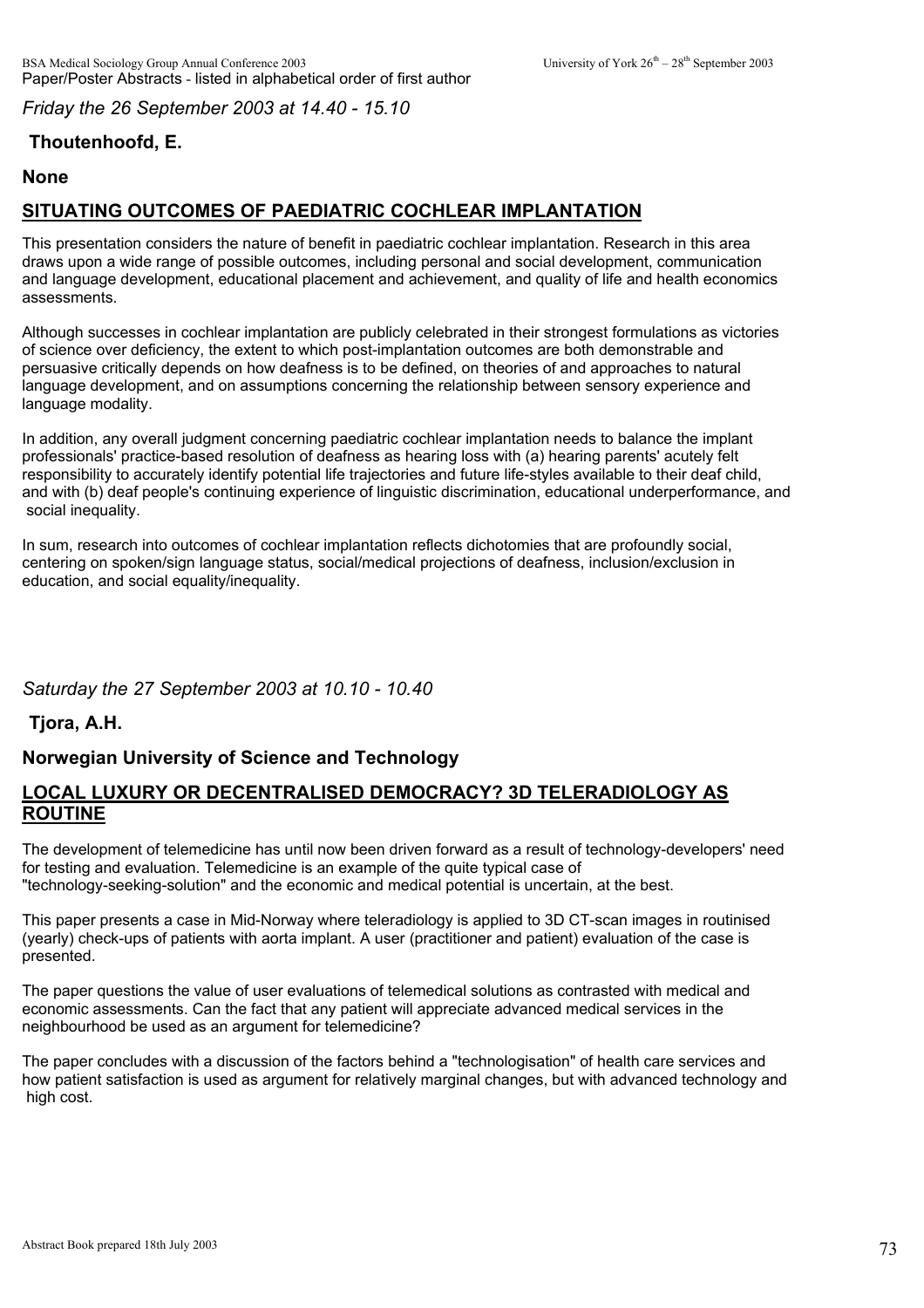*Friday the 26 September 2003 at 14.40 - 15.10*

**Thoutenhoofd, E.**

**None**

## SITUATING OUTCOMES OF PAEDIATRIC COCHLEAR IMPLANTATION

This presentation considers the nature of benefit in paediatric cochlear implantation. Research in this area draws upon a wide range of possible outcomes, including personal and social development, communication and language development, educational placement and achievement, and quality of life and health economics assessments.

Although successes in cochlear implantation are publicly celebrated in their strongest formulations as victories of science over deficiency, the extent to which post-implantation outcomes are both demonstrable and persuasive critically depends on how deafness is to be defined, on theories of and approaches to natural language development, and on assumptions concerning the relationship between sensory experience and language modality.

In addition, any overall judgment concerning paediatric cochlear implantation needs to balance the implant professionals' practice-based resolution of deafness as hearing loss with (a) hearing parents' acutely felt responsibility to accurately identify potential life trajectories and future life-styles available to their deaf child, and with (b) deaf people's continuing experience of linguistic discrimination, educational underperformance, and social inequality.

In sum, research into outcomes of cochlear implantation reflects dichotomies that are profoundly social, centering on spoken/sign language status, social/medical projections of deafness, inclusion/exclusion in education, and social equality/inequality.

*Saturday the 27 September 2003 at 10.10 - 10.40*

**Tjora, A.H.**

**Norwegian University of Science and Technology**

## LOCAL LUXURY OR DECENTRALISED DEMOCRACY? 3D TELERADIOLOGY AS ROUTINE

The development of telemedicine has until now been driven forward as a result of technology-developers' need for testing and evaluation. Telemedicine is an example of the quite typical case of "technology-seeking-solution" and the economic and medical potential is uncertain, at the best.

This paper presents a case in Mid-Norway where teleradiology is applied to 3D CT-scan images in routinised (yearly) check-ups of patients with aorta implant. A user (practitioner and patient) evaluation of the case is presented.

The paper questions the value of user evaluations of telemedical solutions as contrasted with medical and economic assessments. Can the fact that any patient will appreciate advanced medical services in the neighbourhood be used as an argument for telemedicine?

The paper concludes with a discussion of the factors behind a "technologisation" of health care services and how patient satisfaction is used as argument for relatively marginal changes, but with advanced technology and high cost.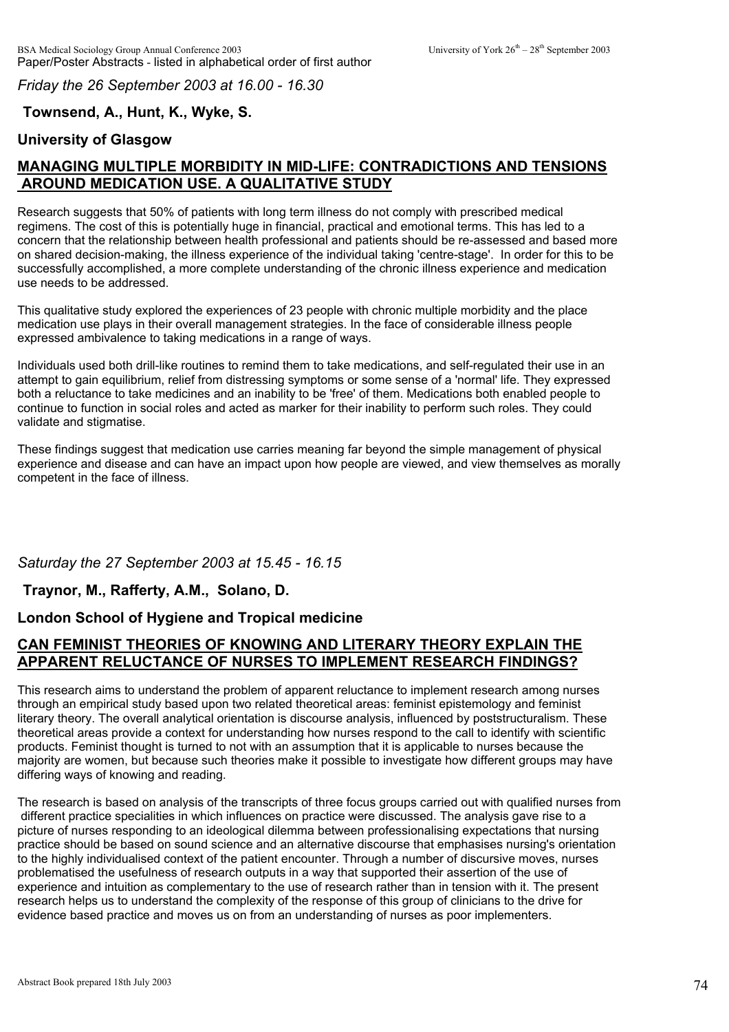*Friday the 26 September 2003 at 16.00 - 16.30*

**Townsend, A., Hunt, K., Wyke, S.**

**University of Glasgow**

## MANAGING MULTIPLE MORBIDITY IN MID-LIFE: CONTRADICTIONS AND TENSIONS AROUND MEDICATION USE. A QUALITATIVE STUDY

Research suggests that 50% of patients with long term illness do not comply with prescribed medical regimens. The cost of this is potentially huge in financial, practical and emotional terms. This has led to a concern that the relationship between health professional and patients should be re-assessed and based more on shared decision-making, the illness experience of the individual taking 'centre-stage'. In order for this to be successfully accomplished, a more complete understanding of the chronic illness experience and medication use needs to be addressed.

This qualitative study explored the experiences of 23 people with chronic multiple morbidity and the place medication use plays in their overall management strategies. In the face of considerable illness people expressed ambivalence to taking medications in a range of ways.

Individuals used both drill-like routines to remind them to take medications, and self-regulated their use in an attempt to gain equilibrium, relief from distressing symptoms or some sense of a 'normal' life. They expressed both a reluctance to take medicines and an inability to be 'free' of them. Medications both enabled people to continue to function in social roles and acted as marker for their inability to perform such roles. They could validate and stigmatise.

These findings suggest that medication use carries meaning far beyond the simple management of physical experience and disease and can have an impact upon how people are viewed, and view themselves as morally competent in the face of illness.

*Saturday the 27 September 2003 at 15.45 - 16.15*

**Traynor, M., Rafferty, A.M., Solano, D.**

**London School of Hygiene and Tropical medicine**

## CAN FEMINIST THEORIES OF KNOWING AND LITERARY THEORY EXPLAIN THE APPARENT RELUCTANCE OF NURSES TO IMPLEMENT RESEARCH FINDINGS?

This research aims to understand the problem of apparent reluctance to implement research among nurses through an empirical study based upon two related theoretical areas: feminist epistemology and feminist literary theory. The overall analytical orientation is discourse analysis, influenced by poststructuralism. These theoretical areas provide a context for understanding how nurses respond to the call to identify with scientific products. Feminist thought is turned to not with an assumption that it is applicable to nurses because the majority are women, but because such theories make it possible to investigate how different groups may have differing ways of knowing and reading.

The research is based on analysis of the transcripts of three focus groups carried out with qualified nurses from different practice specialities in which influences on practice were discussed. The analysis gave rise to a picture of nurses responding to an ideological dilemma between professionalising expectations that nursing practice should be based on sound science and an alternative discourse that emphasises nursing's orientation to the highly individualised context of the patient encounter. Through a number of discursive moves, nurses problematised the usefulness of research outputs in a way that supported their assertion of the use of experience and intuition as complementary to the use of research rather than in tension with it. The present research helps us to understand the complexity of the response of this group of clinicians to the drive for evidence based practice and moves us on from an understanding of nurses as poor implementers.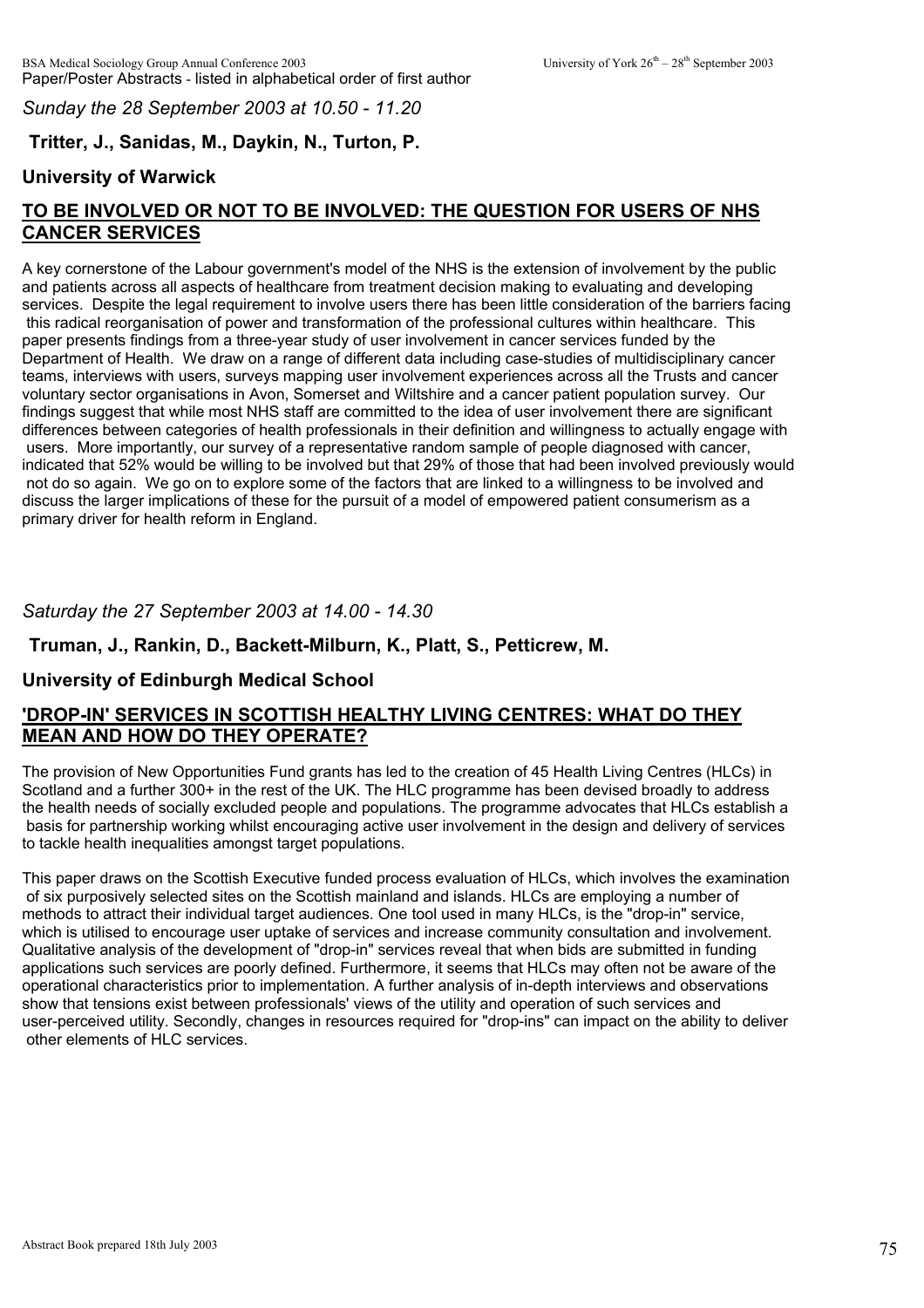*Sunday the 28 September 2003 at 10.50 - 11.20*

**Tritter, J., Sanidas, M., Daykin, N., Turton, P.**

**University of Warwick**

## TO BE INVOLVED OR NOT TO BE INVOLVED: THE QUESTION FOR USERS OF NHS CANCER SERVICES

A key cornerstone of the Labour government's model of the NHS is the extension of involvement by the public and patients across all aspects of healthcare from treatment decision making to evaluating and developing services. Despite the legal requirement to involve users there has been little consideration of the barriers facing this radical reorganisation of power and transformation of the professional cultures within healthcare. This paper presents findings from a three-year study of user involvement in cancer services funded by the Department of Health. We draw on a range of different data including case-studies of multidisciplinary cancer teams, interviews with users, surveys mapping user involvement experiences across all the Trusts and cancer voluntary sector organisations in Avon, Somerset and Wiltshire and a cancer patient population survey. Our findings suggest that while most NHS staff are committed to the idea of user involvement there are significant differences between categories of health professionals in their definition and willingness to actually engage with users. More importantly, our survey of a representative random sample of people diagnosed with cancer, indicated that 52% would be willing to be involved but that 29% of those that had been involved previously would not do so again. We go on to explore some of the factors that are linked to a willingness to be involved and discuss the larger implications of these for the pursuit of a model of empowered patient consumerism as a primary driver for health reform in England.

*Saturday the 27 September 2003 at 14.00 - 14.30*

**Truman, J., Rankin, D., Backett-Milburn, K., Platt, S., Petticrew, M.**

**University of Edinburgh Medical School**

## 'DROP-IN' SERVICES IN SCOTTISH HEALTHY LIVING CENTRES: WHAT DO THEY MEAN AND HOW DO THEY OPERATE?

The provision of New Opportunities Fund grants has led to the creation of 45 Health Living Centres (HLCs) in Scotland and a further 300+ in the rest of the UK. The HLC programme has been devised broadly to address the health needs of socially excluded people and populations. The programme advocates that HLCs establish a basis for partnership working whilst encouraging active user involvement in the design and delivery of services to tackle health inequalities amongst target populations.

This paper draws on the Scottish Executive funded process evaluation of HLCs, which involves the examination of six purposively selected sites on the Scottish mainland and islands. HLCs are employing a number of methods to attract their individual target audiences. One tool used in many HLCs, is the "drop-in" service, which is utilised to encourage user uptake of services and increase community consultation and involvement. Qualitative analysis of the development of "drop-in" services reveal that when bids are submitted in funding applications such services are poorly defined. Furthermore, it seems that HLCs may often not be aware of the operational characteristics prior to implementation. A further analysis of in-depth interviews and observations show that tensions exist between professionals' views of the utility and operation of such services and user-perceived utility. Secondly, changes in resources required for "drop-ins" can impact on the ability to deliver other elements of HLC services.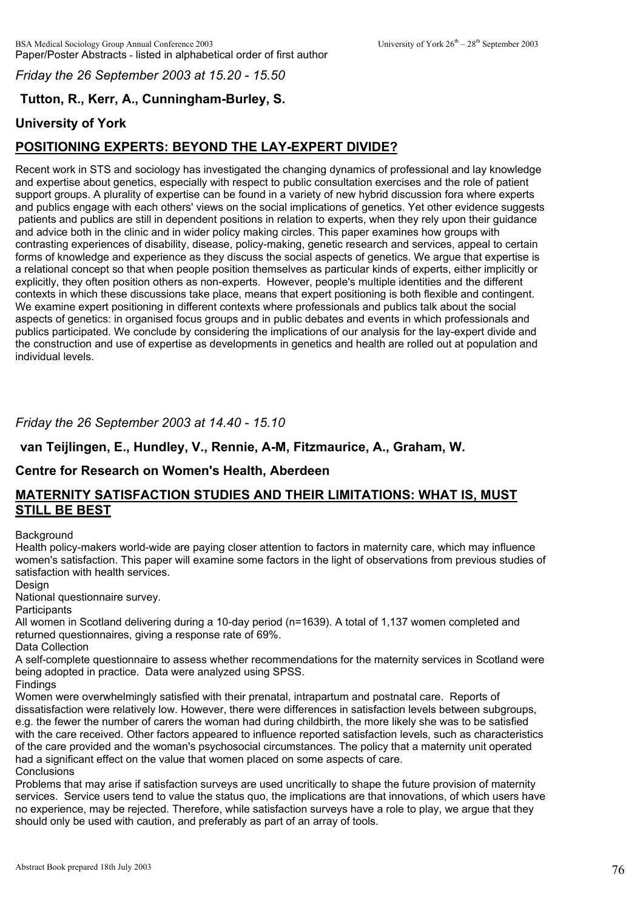*Friday the 26 September 2003 at 15.20 - 15.50*

**Tutton, R., Kerr, A., Cunningham-Burley, S.**

**University of York**

## POSITIONING EXPERTS: BEYOND THE LAY-EXPERT DIVIDE?

Recent work in STS and sociology has investigated the changing dynamics of professional and lay knowledge and expertise about genetics, especially with respect to public consultation exercises and the role of patient support groups. A plurality of expertise can be found in a variety of new hybrid discussion fora where experts and publics engage with each others' views on the social implications of genetics. Yet other evidence suggests patients and publics are still in dependent positions in relation to experts, when they rely upon their guidance and advice both in the clinic and in wider policy making circles. This paper examines how groups with contrasting experiences of disability, disease, policy-making, genetic research and services, appeal to certain forms of knowledge and experience as they discuss the social aspects of genetics. We argue that expertise is a relational concept so that when people position themselves as particular kinds of experts, either implicitly or explicitly, they often position others as non-experts. However, people's multiple identities and the different contexts in which these discussions take place, means that expert positioning is both flexible and contingent. We examine expert positioning in different contexts where professionals and publics talk about the social aspects of genetics: in organised focus groups and in public debates and events in which professionals and publics participated. We conclude by considering the implications of our analysis for the lay-expert divide and the construction and use of expertise as developments in genetics and health are rolled out at population and individual levels.

*Friday the 26 September 2003 at 14.40 - 15.10*

**van Teijlingen, E., Hundley, V., Rennie, A-M, Fitzmaurice, A., Graham, W.**

**Centre for Research on Women's Health, Aberdeen**

## MATERNITY SATISFACTION STUDIES AND THEIR LIMITATIONS: WHAT IS, MUST STILL BE BEST

Background

Health policy-makers world-wide are paying closer attention to factors in maternity care, which may influence women's satisfaction. This paper will examine some factors in the light of observations from previous studies of satisfaction with health services.

Design

National questionnaire survey.

Participants

All women in Scotland delivering during a 10-day period (n=1639). A total of 1,137 women completed and returned questionnaires, giving a response rate of 69%.

Data Collection

A self-complete questionnaire to assess whether recommendations for the maternity services in Scotland were being adopted in practice. Data were analyzed using SPSS.

Findings

Women were overwhelmingly satisfied with their prenatal, intrapartum and postnatal care. Reports of dissatisfaction were relatively low. However, there were differences in satisfaction levels between subgroups, e.g. the fewer the number of carers the woman had during childbirth, the more likely she was to be satisfied with the care received. Other factors appeared to influence reported satisfaction levels, such as characteristics of the care provided and the woman's psychosocial circumstances. The policy that a maternity unit operated had a significant effect on the value that women placed on some aspects of care.

Conclusions

Problems that may arise if satisfaction surveys are used uncritically to shape the future provision of maternity services. Service users tend to value the status quo, the implications are that innovations, of which users have no experience, may be rejected. Therefore, while satisfaction surveys have a role to play, we argue that they should only be used with caution, and preferably as part of an array of tools.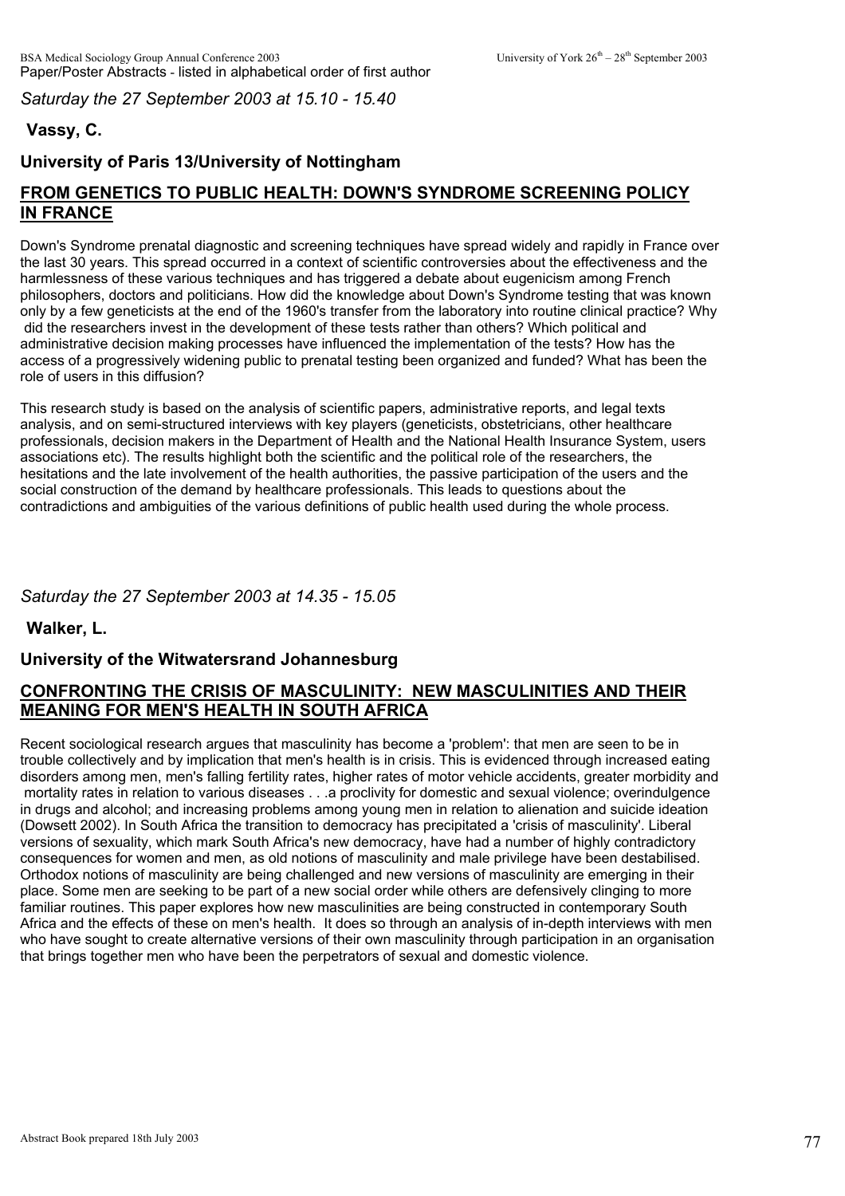*Saturday the 27 September 2003 at 15.10 - 15.40*

**Vassy, C.**

**University of Paris 13/University of Nottingham**

## FROM GENETICS TO PUBLIC HEALTH: DOWN'S SYNDROME SCREENING POLICY IN FRANCE

Down's Syndrome prenatal diagnostic and screening techniques have spread widely and rapidly in France over the last 30 years. This spread occurred in a context of scientific controversies about the effectiveness and the harmlessness of these various techniques and has triggered a debate about eugenicism among French philosophers, doctors and politicians. How did the knowledge about Down's Syndrome testing that was known only by a few geneticists at the end of the 1960's transfer from the laboratory into routine clinical practice? Why did the researchers invest in the development of these tests rather than others? Which political and administrative decision making processes have influenced the implementation of the tests? How has the access of a progressively widening public to prenatal testing been organized and funded? What has been the role of users in this diffusion?

This research study is based on the analysis of scientific papers, administrative reports, and legal texts analysis, and on semi-structured interviews with key players (geneticists, obstetricians, other healthcare professionals, decision makers in the Department of Health and the National Health Insurance System, users associations etc). The results highlight both the scientific and the political role of the researchers, the hesitations and the late involvement of the health authorities, the passive participation of the users and the social construction of the demand by healthcare professionals. This leads to questions about the contradictions and ambiguities of the various definitions of public health used during the whole process.

*Saturday the 27 September 2003 at 14.35 - 15.05*

**Walker, L.**

**University of the Witwatersrand Johannesburg**

## CONFRONTING THE CRISIS OF MASCULINITY: NEW MASCULINITIES AND THEIR MEANING FOR MEN'S HEALTH IN SOUTH AFRICA

Recent sociological research argues that masculinity has become a 'problem': that men are seen to be in trouble collectively and by implication that men's health is in crisis. This is evidenced through increased eating disorders among men, men's falling fertility rates, higher rates of motor vehicle accidents, greater morbidity and mortality rates in relation to various diseases . . .a proclivity for domestic and sexual violence; overindulgence in drugs and alcohol; and increasing problems among young men in relation to alienation and suicide ideation (Dowsett 2002). In South Africa the transition to democracy has precipitated a 'crisis of masculinity'. Liberal versions of sexuality, which mark South Africa's new democracy, have had a number of highly contradictory consequences for women and men, as old notions of masculinity and male privilege have been destabilised. Orthodox notions of masculinity are being challenged and new versions of masculinity are emerging in their place. Some men are seeking to be part of a new social order while others are defensively clinging to more familiar routines. This paper explores how new masculinities are being constructed in contemporary South Africa and the effects of these on men's health. It does so through an analysis of in-depth interviews with men who have sought to create alternative versions of their own masculinity through participation in an organisation that brings together men who have been the perpetrators of sexual and domestic violence.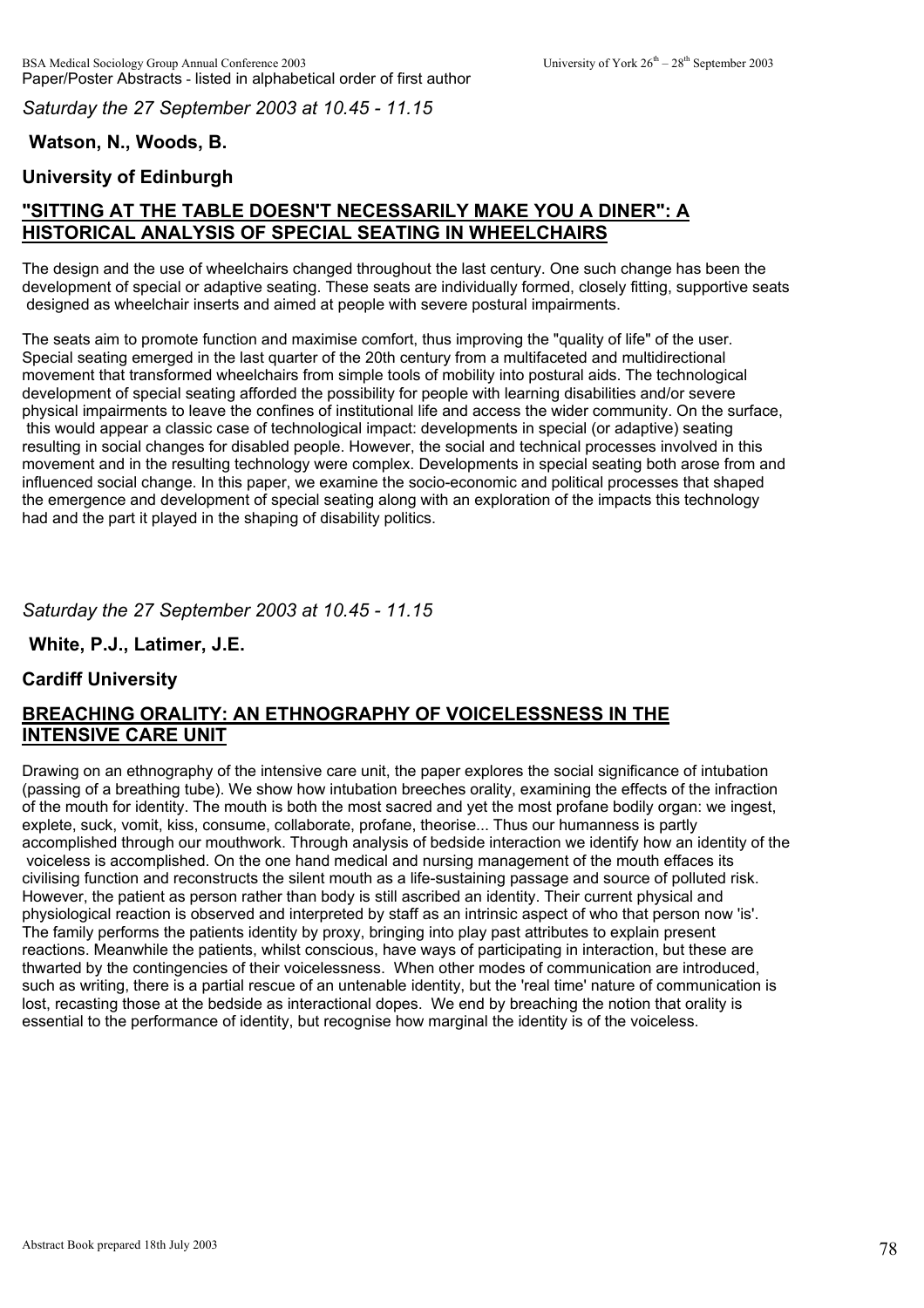*Saturday the 27 September 2003 at 10.45 - 11.15*

**Watson, N., Woods, B.**

**University of Edinburgh**

## "SITTING AT THE TABLE DOESN'T NECESSARILY MAKE YOU A DINER": A HISTORICAL ANALYSIS OF SPECIAL SEATING IN WHEELCHAIRS

The design and the use of wheelchairs changed throughout the last century. One such change has been the development of special or adaptive seating. These seats are individually formed, closely fitting, supportive seats designed as wheelchair inserts and aimed at people with severe postural impairments.

The seats aim to promote function and maximise comfort, thus improving the "quality of life" of the user. Special seating emerged in the last quarter of the 20th century from a multifaceted and multidirectional movement that transformed wheelchairs from simple tools of mobility into postural aids. The technological development of special seating afforded the possibility for people with learning disabilities and/or severe physical impairments to leave the confines of institutional life and access the wider community. On the surface, this would appear a classic case of technological impact: developments in special (or adaptive) seating resulting in social changes for disabled people. However, the social and technical processes involved in this movement and in the resulting technology were complex. Developments in special seating both arose from and influenced social change. In this paper, we examine the socio-economic and political processes that shaped the emergence and development of special seating along with an exploration of the impacts this technology had and the part it played in the shaping of disability politics.

*Saturday the 27 September 2003 at 10.45 - 11.15*

**White, P.J., Latimer, J.E.**

**Cardiff University**

## BREACHING ORALITY: AN ETHNOGRAPHY OF VOICELESSNESS IN THE INTENSIVE CARE UNIT

Drawing on an ethnography of the intensive care unit, the paper explores the social significance of intubation (passing of a breathing tube). We show how intubation breeches orality, examining the effects of the infraction of the mouth for identity. The mouth is both the most sacred and yet the most profane bodily organ: we ingest, explete, suck, vomit, kiss, consume, collaborate, profane, theorise... Thus our humanness is partly accomplished through our mouthwork. Through analysis of bedside interaction we identify how an identity of the voiceless is accomplished. On the one hand medical and nursing management of the mouth effaces its civilising function and reconstructs the silent mouth as a life-sustaining passage and source of polluted risk. However, the patient as person rather than body is still ascribed an identity. Their current physical and physiological reaction is observed and interpreted by staff as an intrinsic aspect of who that person now 'is'. The family performs the patients identity by proxy, bringing into play past attributes to explain present reactions. Meanwhile the patients, whilst conscious, have ways of participating in interaction, but these are thwarted by the contingencies of their voicelessness. When other modes of communication are introduced, such as writing, there is a partial rescue of an untenable identity, but the 'real time' nature of communication is lost, recasting those at the bedside as interactional dopes. We end by breaching the notion that orality is essential to the performance of identity, but recognise how marginal the identity is of the voiceless.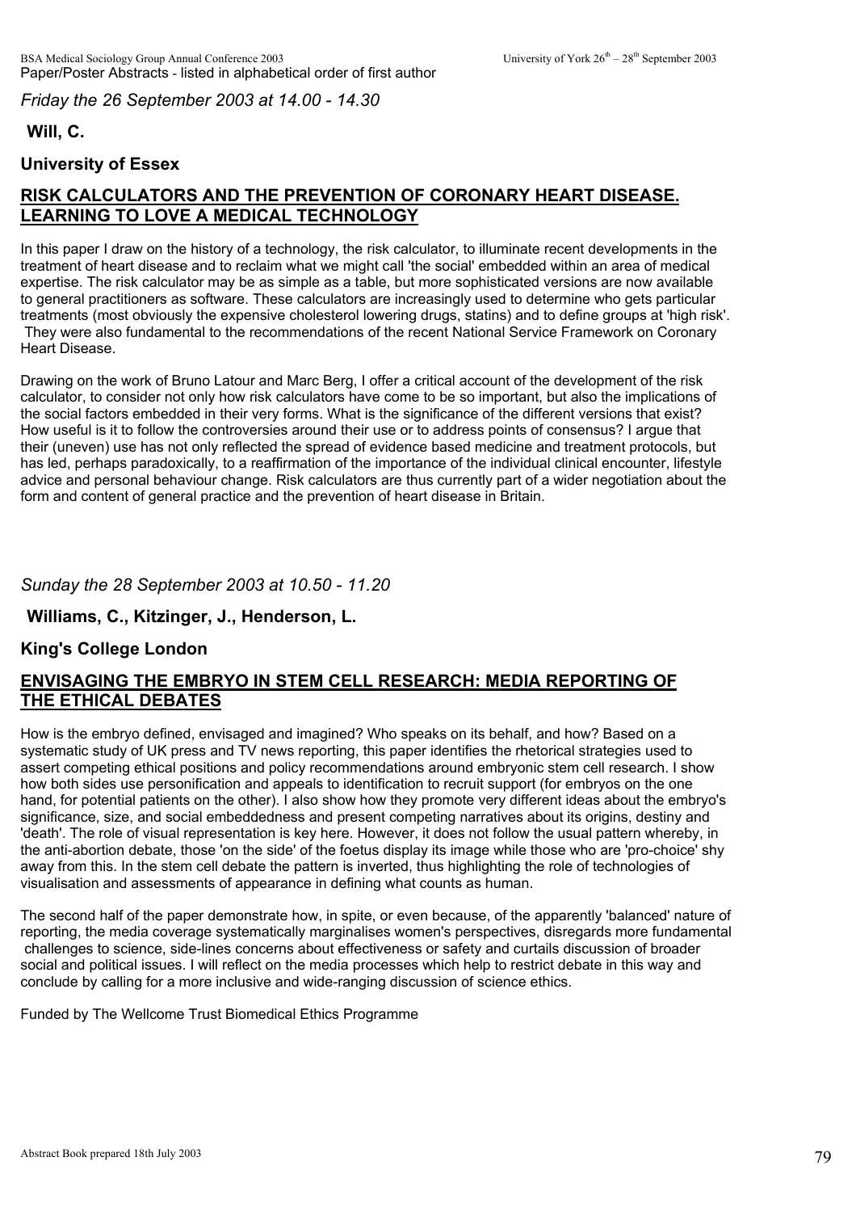*Friday the 26 September 2003 at 14.00 - 14.30*

**Will, C.**

**University of Essex**

## RISK CALCULATORS AND THE PREVENTION OF CORONARY HEART DISEASE. LEARNING TO LOVE A MEDICAL TECHNOLOGY

In this paper I draw on the history of a technology, the risk calculator, to illuminate recent developments in the treatment of heart disease and to reclaim what we might call 'the social' embedded within an area of medical expertise. The risk calculator may be as simple as a table, but more sophisticated versions are now available to general practitioners as software. These calculators are increasingly used to determine who gets particular treatments (most obviously the expensive cholesterol lowering drugs, statins) and to define groups at 'high risk'. They were also fundamental to the recommendations of the recent National Service Framework on Coronary Heart Disease.

Drawing on the work of Bruno Latour and Marc Berg, I offer a critical account of the development of the risk calculator, to consider not only how risk calculators have come to be so important, but also the implications of the social factors embedded in their very forms. What is the significance of the different versions that exist? How useful is it to follow the controversies around their use or to address points of consensus? I argue that their (uneven) use has not only reflected the spread of evidence based medicine and treatment protocols, but has led, perhaps paradoxically, to a reaffirmation of the importance of the individual clinical encounter, lifestyle advice and personal behaviour change. Risk calculators are thus currently part of a wider negotiation about the form and content of general practice and the prevention of heart disease in Britain.

*Sunday the 28 September 2003 at 10.50 - 11.20*

**Williams, C., Kitzinger, J., Henderson, L.**

**King's College London**

## ENVISAGING THE EMBRYO IN STEM CELL RESEARCH: MEDIA REPORTING OF THE ETHICAL DEBATES

How is the embryo defined, envisaged and imagined? Who speaks on its behalf, and how? Based on a systematic study of UK press and TV news reporting, this paper identifies the rhetorical strategies used to assert competing ethical positions and policy recommendations around embryonic stem cell research. I show how both sides use personification and appeals to identification to recruit support (for embryos on the one hand, for potential patients on the other). I also show how they promote very different ideas about the embryo's significance, size, and social embeddedness and present competing narratives about its origins, destiny and 'death'. The role of visual representation is key here. However, it does not follow the usual pattern whereby, in the anti-abortion debate, those 'on the side' of the foetus display its image while those who are 'pro-choice' shy away from this. In the stem cell debate the pattern is inverted, thus highlighting the role of technologies of visualisation and assessments of appearance in defining what counts as human.

The second half of the paper demonstrate how, in spite, or even because, of the apparently 'balanced' nature of reporting, the media coverage systematically marginalises women's perspectives, disregards more fundamental challenges to science, side-lines concerns about effectiveness or safety and curtails discussion of broader social and political issues. I will reflect on the media processes which help to restrict debate in this way and conclude by calling for a more inclusive and wide-ranging discussion of science ethics.

Funded by The Wellcome Trust Biomedical Ethics Programme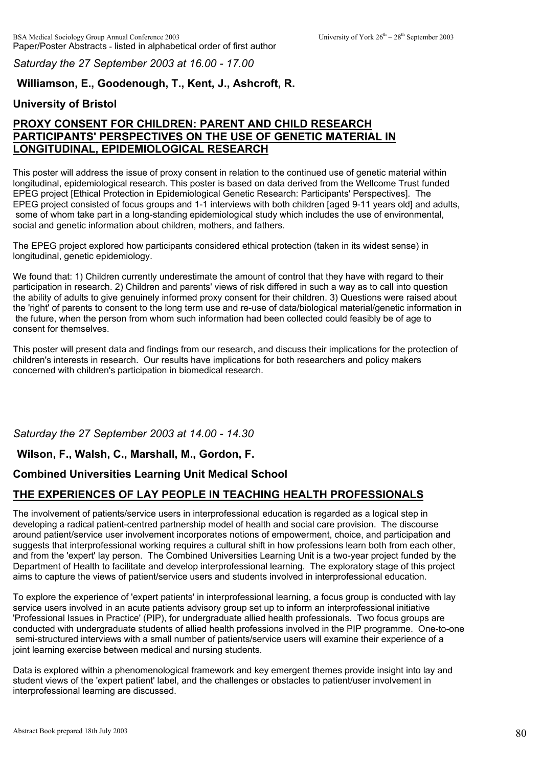*Saturday the 27 September 2003 at 16.00 - 17.00*

**Williamson, E., Goodenough, T., Kent, J., Ashcroft, R.**

**University of Bristol**

## PROXY CONSENT FOR CHILDREN: PARENT AND CHILD RESEARCH PARTICIPANTS' PERSPECTIVES ON THE USE OF GENETIC MATERIAL IN LONGITUDINAL, EPIDEMIOLOGICAL RESEARCH

This poster will address the issue of proxy consent in relation to the continued use of genetic material within longitudinal, epidemiological research. This poster is based on data derived from the Wellcome Trust funded EPEG project [Ethical Protection in Epidemiological Genetic Research: Participants' Perspectives]. The EPEG project consisted of focus groups and 1-1 interviews with both children [aged 9-11 years old] and adults, some of whom take part in a long-standing epidemiological study which includes the use of environmental, social and genetic information about children, mothers, and fathers.

The EPEG project explored how participants considered ethical protection (taken in its widest sense) in longitudinal, genetic epidemiology.

We found that: 1) Children currently underestimate the amount of control that they have with regard to their participation in research. 2) Children and parents' views of risk differed in such a way as to call into question the ability of adults to give genuinely informed proxy consent for their children. 3) Questions were raised about the 'right' of parents to consent to the long term use and re-use of data/biological material/genetic information in the future, when the person from whom such information had been collected could feasibly be of age to consent for themselves.

This poster will present data and findings from our research, and discuss their implications for the protection of children's interests in research. Our results have implications for both researchers and policy makers concerned with children's participation in biomedical research.

*Saturday the 27 September 2003 at 14.00 - 14.30*

**Wilson, F., Walsh, C., Marshall, M., Gordon, F.**

**Combined Universities Learning Unit Medical School**

## THE EXPERIENCES OF LAY PEOPLE IN TEACHING HEALTH PROFESSIONALS

The involvement of patients/service users in interprofessional education is regarded as a logical step in developing a radical patient-centred partnership model of health and social care provision. The discourse around patient/service user involvement incorporates notions of empowerment, choice, and participation and suggests that interprofessional working requires a cultural shift in how professions learn both from each other, and from the 'expert' lay person. The Combined Universities Learning Unit is a two-year project funded by the Department of Health to facilitate and develop interprofessional learning. The exploratory stage of this project aims to capture the views of patient/service users and students involved in interprofessional education.

To explore the experience of 'expert patients' in interprofessional learning, a focus group is conducted with lay service users involved in an acute patients advisory group set up to inform an interprofessional initiative 'Professional Issues in Practice' (PIP), for undergraduate allied health professionals. Two focus groups are conducted with undergraduate students of allied health professions involved in the PIP programme. One-to-one semi-structured interviews with a small number of patients/service users will examine their experience of a joint learning exercise between medical and nursing students.

Data is explored within a phenomenological framework and key emergent themes provide insight into lay and student views of the 'expert patient' label, and the challenges or obstacles to patient/user involvement in interprofessional learning are discussed.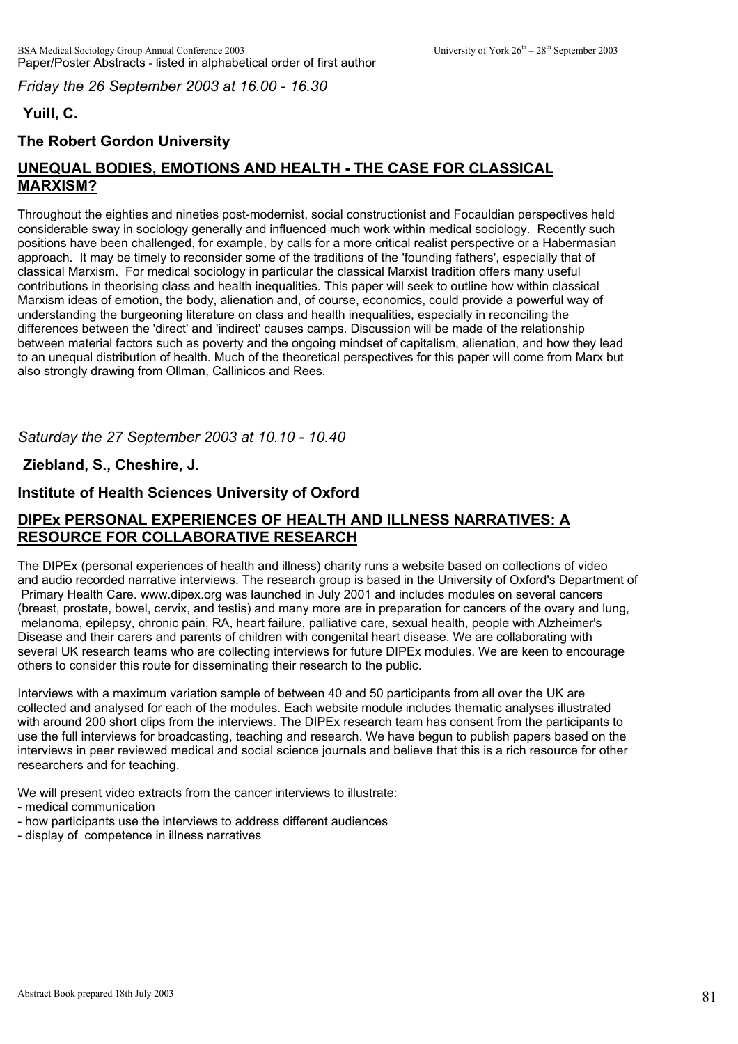*Friday the 26 September 2003 at 16.00 - 16.30*

**Yuill, C.**

**The Robert Gordon University**

## UNEQUAL BODIES, EMOTIONS AND HEALTH - THE CASE FOR CLASSICAL MARXISM?

Throughout the eighties and nineties post-modernist, social constructionist and Focauldian perspectives held considerable sway in sociology generally and influenced much work within medical sociology. Recently such positions have been challenged, for example, by calls for a more critical realist perspective or a Habermasian approach. It may be timely to reconsider some of the traditions of the 'founding fathers', especially that of classical Marxism. For medical sociology in particular the classical Marxist tradition offers many useful contributions in theorising class and health inequalities. This paper will seek to outline how within classical Marxism ideas of emotion, the body, alienation and, of course, economics, could provide a powerful way of understanding the burgeoning literature on class and health inequalities, especially in reconciling the differences between the 'direct' and 'indirect' causes camps. Discussion will be made of the relationship between material factors such as poverty and the ongoing mindset of capitalism, alienation, and how they lead to an unequal distribution of health. Much of the theoretical perspectives for this paper will come from Marx but also strongly drawing from Ollman, Callinicos and Rees.

*Saturday the 27 September 2003 at 10.10 - 10.40*

**Ziebland, S., Cheshire, J.**

**Institute of Health Sciences University of Oxford**

## DIPEx PERSONAL EXPERIENCES OF HEALTH AND ILLNESS NARRATIVES: A RESOURCE FOR COLLABORATIVE RESEARCH

The DIPEx (personal experiences of health and illness) charity runs a website based on collections of video and audio recorded narrative interviews. The research group is based in the University of Oxford's Department of Primary Health Care. www.dipex.org was launched in July 2001 and includes modules on several cancers (breast, prostate, bowel, cervix, and testis) and many more are in preparation for cancers of the ovary and lung, melanoma, epilepsy, chronic pain, RA, heart failure, palliative care, sexual health, people with Alzheimer's Disease and their carers and parents of children with congenital heart disease. We are collaborating with several UK research teams who are collecting interviews for future DIPEx modules. We are keen to encourage others to consider this route for disseminating their research to the public.

Interviews with a maximum variation sample of between 40 and 50 participants from all over the UK are collected and analysed for each of the modules. Each website module includes thematic analyses illustrated with around 200 short clips from the interviews. The DIPEx research team has consent from the participants to use the full interviews for broadcasting, teaching and research. We have begun to publish papers based on the interviews in peer reviewed medical and social science journals and believe that this is a rich resource for other researchers and for teaching.

We will present video extracts from the cancer interviews to illustrate:

- medical communication
- how participants use the interviews to address different audiences
- display of competence in illness narratives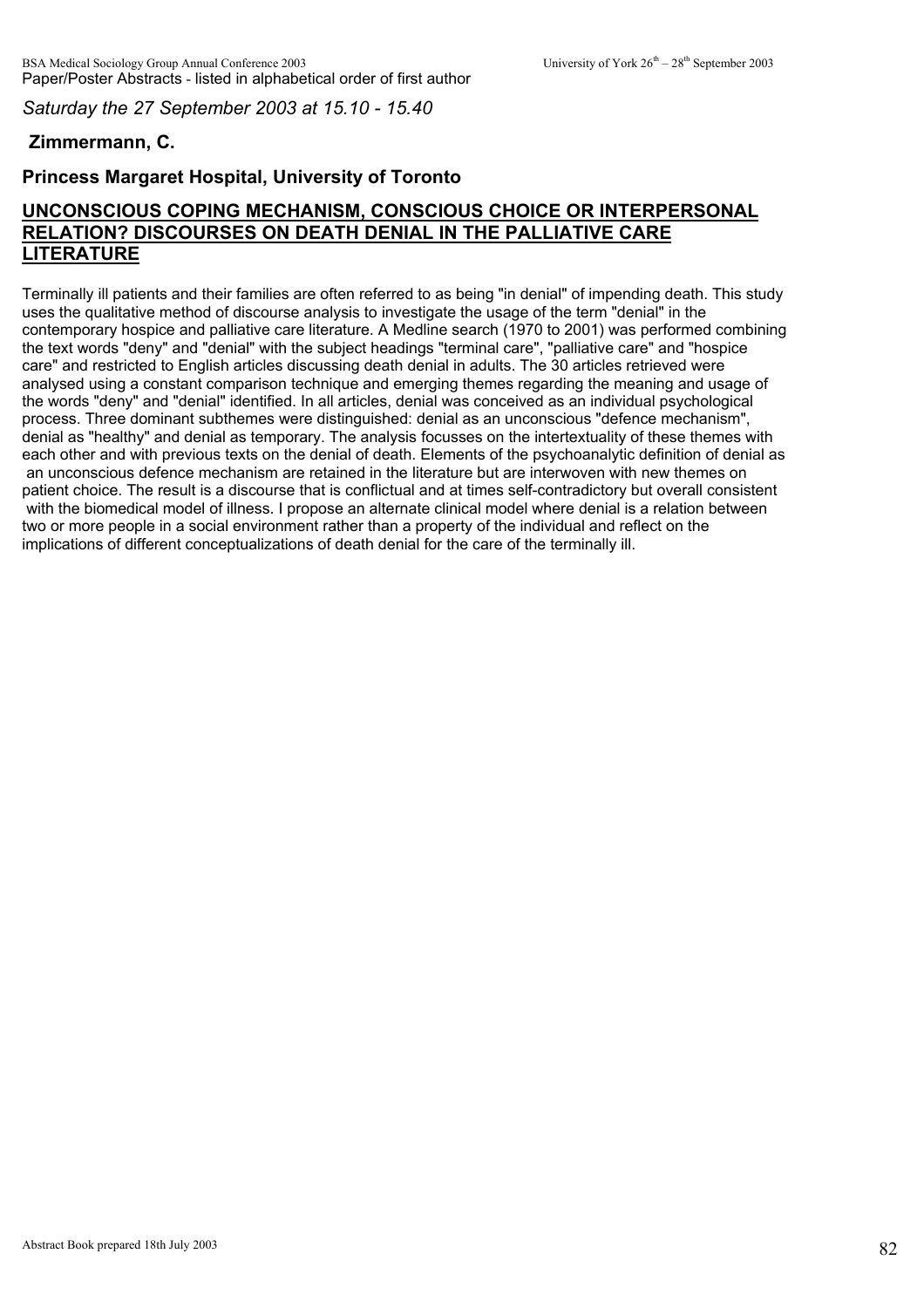*Saturday the 27 September 2003 at 15.10 - 15.40*

**Zimmermann, C.**

**Princess Margaret Hospital, University of Toronto**

## UNCONSCIOUS COPING MECHANISM, CONSCIOUS CHOICE OR INTERPERSONAL RELATION? DISCOURSES ON DEATH DENIAL IN THE PALLIATIVE CARE LITERATURE

Terminally ill patients and their families are often referred to as being "in denial" of impending death. This study uses the qualitative method of discourse analysis to investigate the usage of the term "denial" in the contemporary hospice and palliative care literature. A Medline search (1970 to 2001) was performed combining the text words "deny" and "denial" with the subject headings "terminal care", "palliative care" and "hospice care" and restricted to English articles discussing death denial in adults. The 30 articles retrieved were analysed using a constant comparison technique and emerging themes regarding the meaning and usage of the words "deny" and "denial" identified. In all articles, denial was conceived as an individual psychological process. Three dominant subthemes were distinguished: denial as an unconscious "defence mechanism", denial as "healthy" and denial as temporary. The analysis focusses on the intertextuality of these themes with each other and with previous texts on the denial of death. Elements of the psychoanalytic definition of denial as an unconscious defence mechanism are retained in the literature but are interwoven with new themes on patient choice. The result is a discourse that is conflictual and at times self-contradictory but overall consistent with the biomedical model of illness. I propose an alternate clinical model where denial is a relation between two or more people in a social environment rather than a property of the individual and reflect on the implications of different conceptualizations of death denial for the care of the terminally ill.